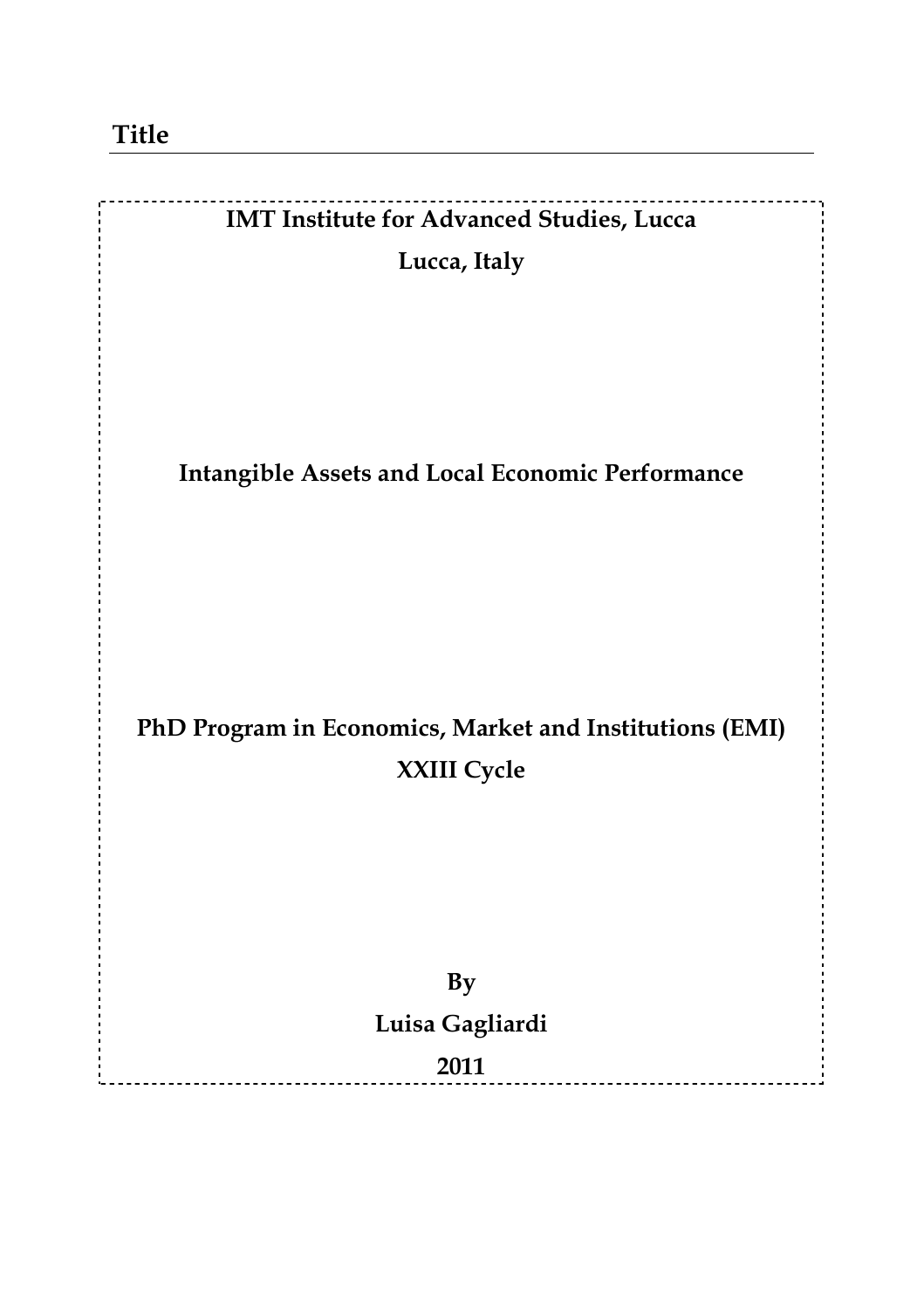# Title

**IMT Institute for Advanced Studies, Lucca**

**Lucca, Italy**

**Intangible Assets and Local Economic Performance**

**PhD Program in Economics, Market and Institutions (EMI)**

**XXIII Cycle**

**By**

**Luisa Gagliardi**

**2011**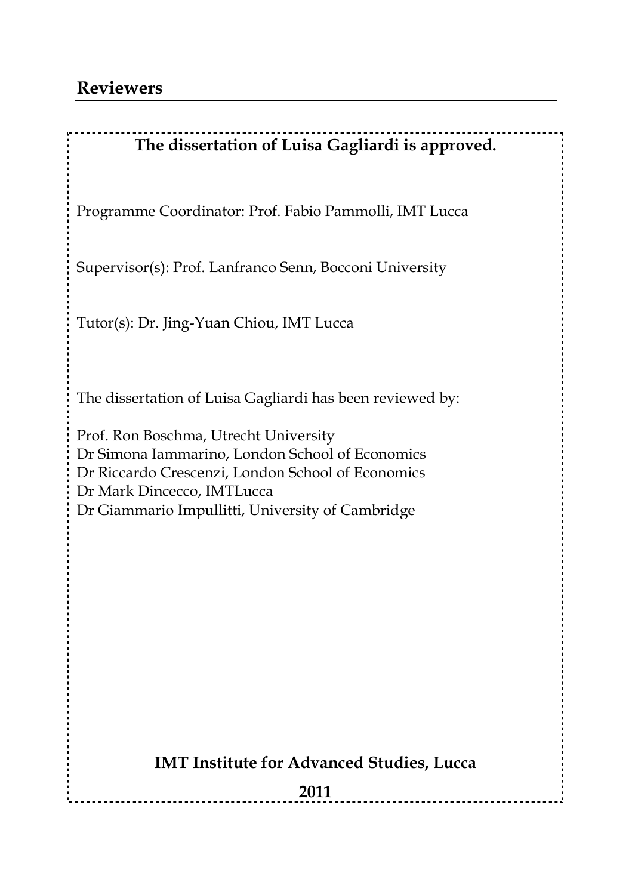## Reviewers

**The dissertation of Luisa Gagliardi is approved.**

Programme Coordinator: Prof. Fabio Pammolli, IMT Lucca

Supervisor(s): Prof. Lanfranco Senn, Bocconi University

Tutor(s): Dr. Jing-Yuan Chiou, IMT Lucca

The dissertation of Luisa Gagliardi has been reviewed by:

Prof. Ron Boschma, Utrecht University
Dr Simona Iammarino, London School of Economics
Dr Riccardo Crescenzi, London School of Economics
Dr Mark Dincecco, IMTLucca
Dr Giammario Impullitti, University of Cambridge

**IMT Institute for Advanced Studies, Lucca**

**2011**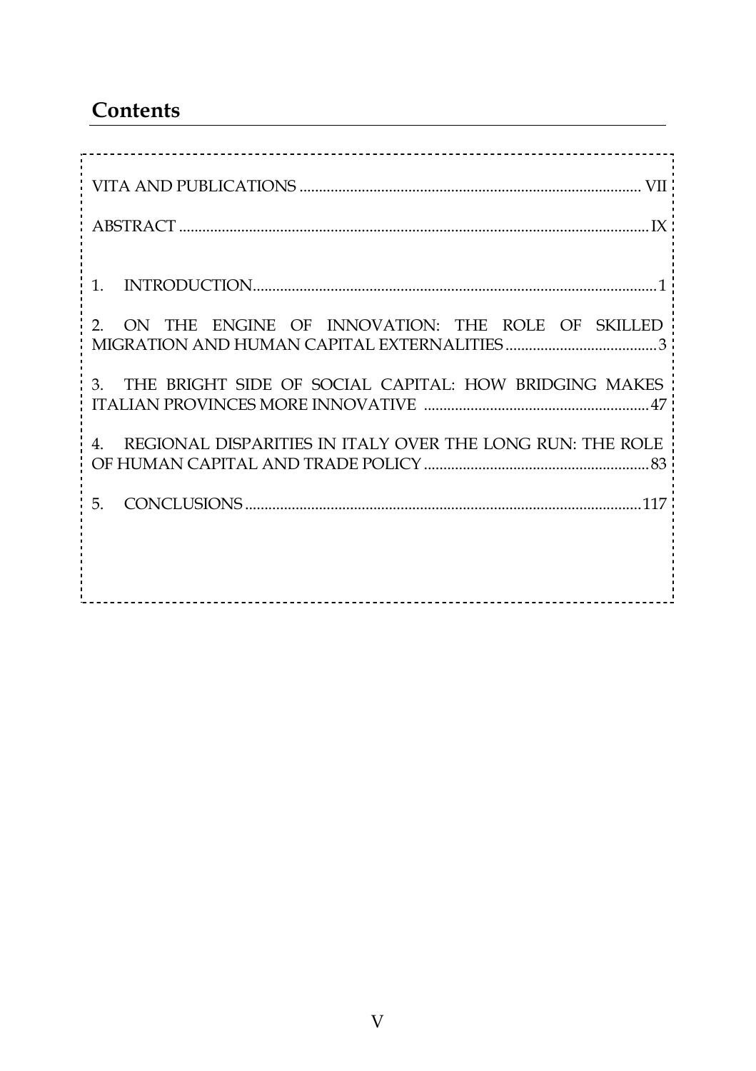## Contents

VITA AND PUBLICATIONS ........................................................................................ VII

ABSTRACT ........................................................................................................................ IX

1. INTRODUCTION........................................................................................................ 1

2. ON THE ENGINE OF INNOVATION: THE ROLE OF SKILLED MIGRATION AND HUMAN CAPITAL EXTERNALITIES ....................................... 3

3. THE BRIGHT SIDE OF SOCIAL CAPITAL: HOW BRIDGING MAKES ITALIAN PROVINCES MORE INNOVATIVE .......................................................... 47

4. REGIONAL DISPARITIES IN ITALY OVER THE LONG RUN: THE ROLE OF HUMAN CAPITAL AND TRADE POLICY .......................................................... 83

5. CONCLUSIONS ...................................................................................................... 117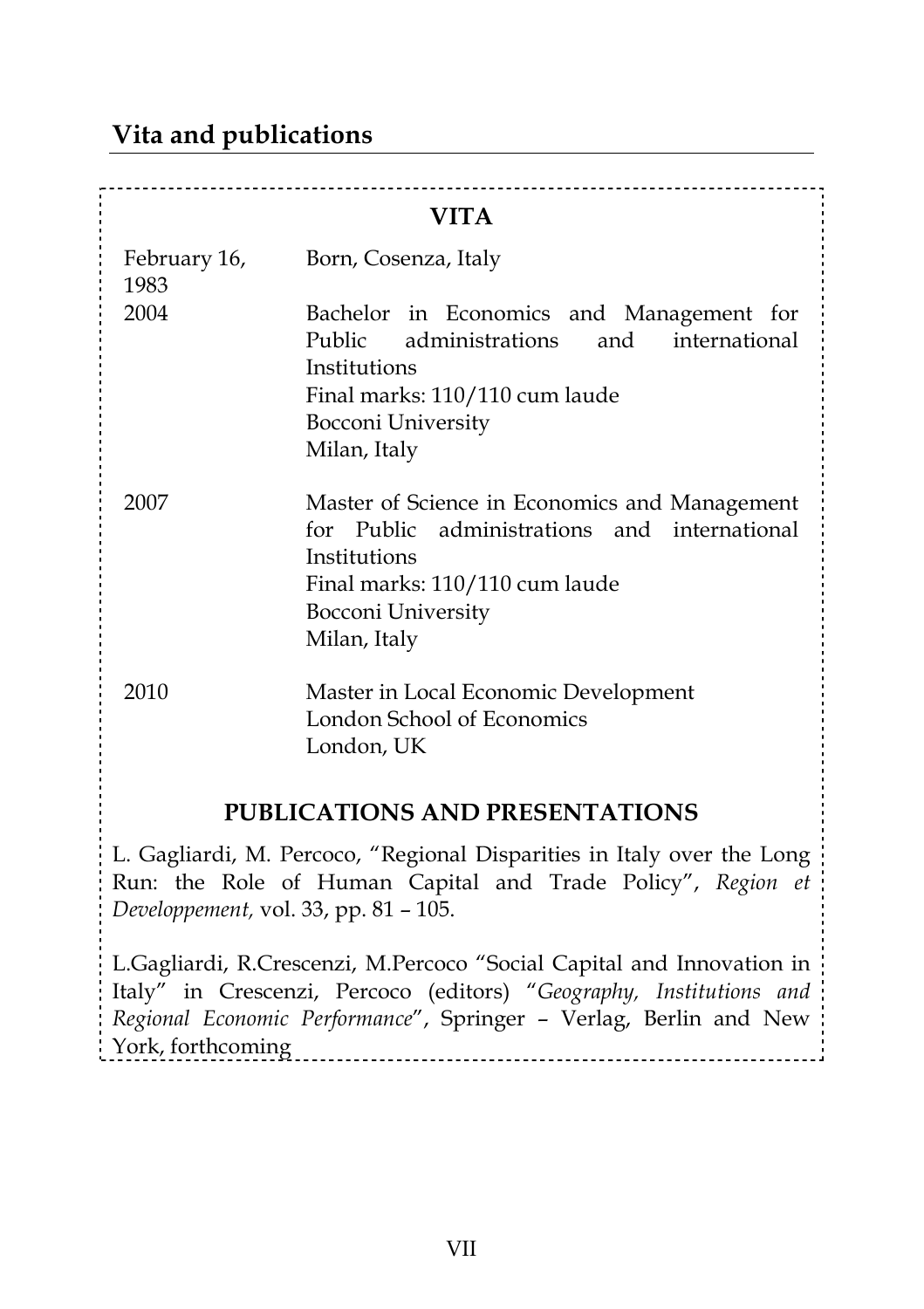# Vita and publications

## VITA

| | |
|---|---|
| February 16, 1983 | Born, Cosenza, Italy |
| 2004 | Bachelor in Economics and Management for Public administrations and international Institutions<br>Final marks: 110/110 cum laude<br>Bocconi University<br>Milan, Italy |
| 2007 | Master of Science in Economics and Management for Public administrations and international Institutions<br>Final marks: 110/110 cum laude<br>Bocconi University<br>Milan, Italy |
| 2010 | Master in Local Economic Development<br>London School of Economics<br>London, UK |

## PUBLICATIONS AND PRESENTATIONS

L. Gagliardi, M. Percoco, "Regional Disparities in Italy over the Long Run: the Role of Human Capital and Trade Policy", *Region et Developpement,* vol. 33, pp. 81 – 105.

L.Gagliardi, R.Crescenzi, M.Percoco "Social Capital and Innovation in Italy" in Crescenzi, Percoco (editors) "*Geography, Institutions and Regional Economic Performance*", Springer – Verlag, Berlin and New York, forthcoming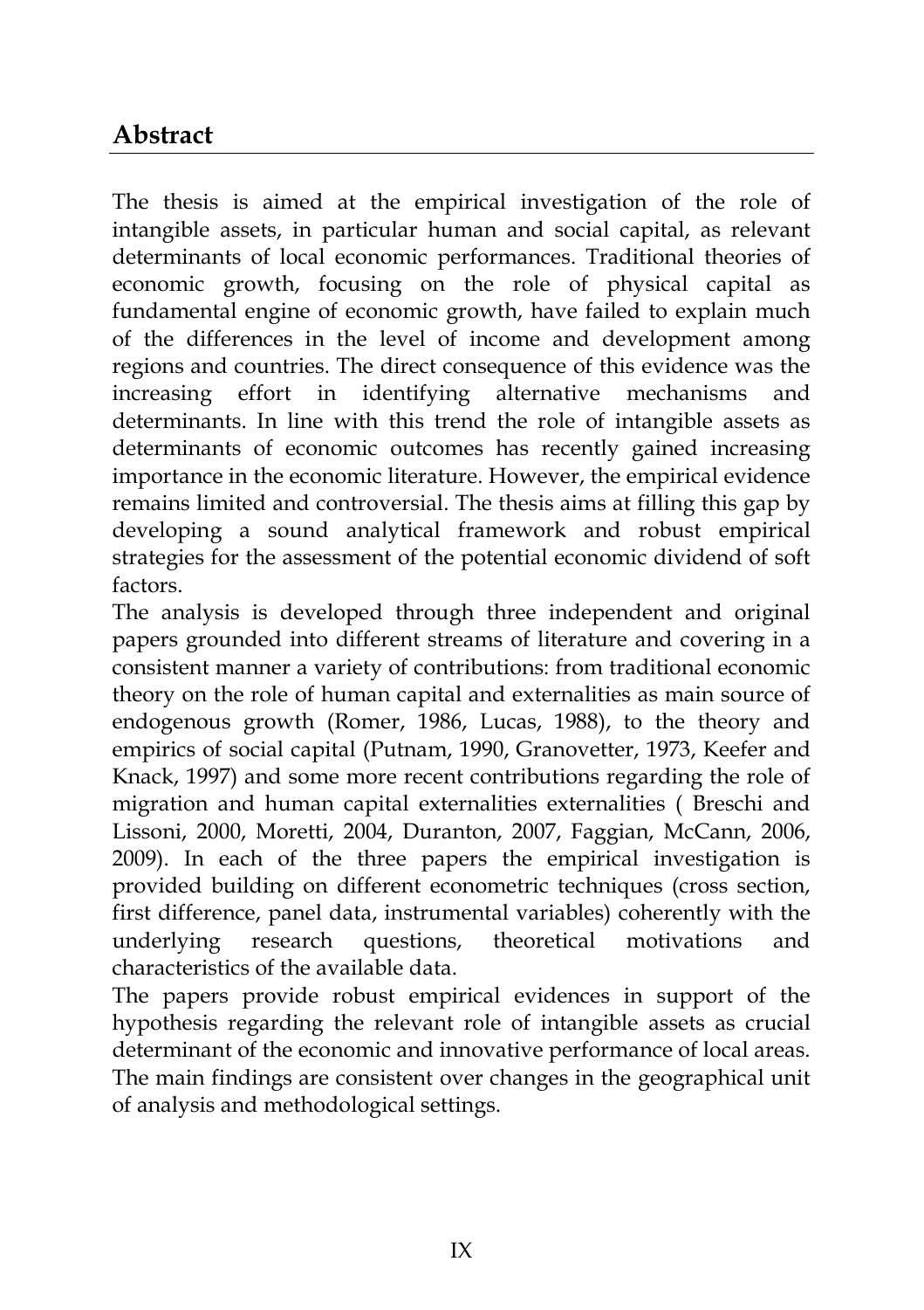## Abstract

The thesis is aimed at the empirical investigation of the role of intangible assets, in particular human and social capital, as relevant determinants of local economic performances. Traditional theories of economic growth, focusing on the role of physical capital as fundamental engine of economic growth, have failed to explain much of the differences in the level of income and development among regions and countries. The direct consequence of this evidence was the increasing effort in identifying alternative mechanisms and determinants. In line with this trend the role of intangible assets as determinants of economic outcomes has recently gained increasing importance in the economic literature. However, the empirical evidence remains limited and controversial. The thesis aims at filling this gap by developing a sound analytical framework and robust empirical strategies for the assessment of the potential economic dividend of soft factors.

The analysis is developed through three independent and original papers grounded into different streams of literature and covering in a consistent manner a variety of contributions: from traditional economic theory on the role of human capital and externalities as main source of endogenous growth (Romer, 1986, Lucas, 1988), to the theory and empirics of social capital (Putnam, 1990, Granovetter, 1973, Keefer and Knack, 1997) and some more recent contributions regarding the role of migration and human capital externalities externalities ( Breschi and Lissoni, 2000, Moretti, 2004, Duranton, 2007, Faggian, McCann, 2006, 2009). In each of the three papers the empirical investigation is provided building on different econometric techniques (cross section, first difference, panel data, instrumental variables) coherently with the underlying research questions, theoretical motivations and characteristics of the available data.

The papers provide robust empirical evidences in support of the hypothesis regarding the relevant role of intangible assets as crucial determinant of the economic and innovative performance of local areas. The main findings are consistent over changes in the geographical unit of analysis and methodological settings.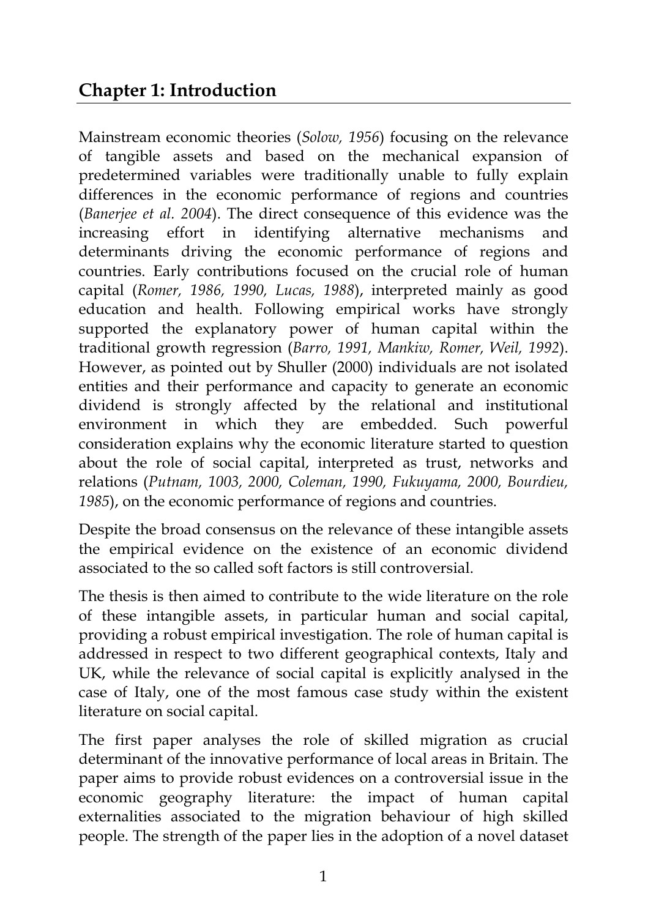## Chapter 1: Introduction

Mainstream economic theories (*Solow, 1956*) focusing on the relevance of tangible assets and based on the mechanical expansion of predetermined variables were traditionally unable to fully explain differences in the economic performance of regions and countries (*Banerjee et al. 2004*). The direct consequence of this evidence was the increasing effort in identifying alternative mechanisms and determinants driving the economic performance of regions and countries. Early contributions focused on the crucial role of human capital (*Romer, 1986, 1990, Lucas, 1988*), interpreted mainly as good education and health. Following empirical works have strongly supported the explanatory power of human capital within the traditional growth regression (*Barro, 1991, Mankiw, Romer, Weil, 1992*). However, as pointed out by Shuller (2000) individuals are not isolated entities and their performance and capacity to generate an economic dividend is strongly affected by the relational and institutional environment in which they are embedded. Such powerful consideration explains why the economic literature started to question about the role of social capital, interpreted as trust, networks and relations (*Putnam, 1003, 2000, Coleman, 1990, Fukuyama, 2000, Bourdieu, 1985*), on the economic performance of regions and countries.

Despite the broad consensus on the relevance of these intangible assets the empirical evidence on the existence of an economic dividend associated to the so called soft factors is still controversial.

The thesis is then aimed to contribute to the wide literature on the role of these intangible assets, in particular human and social capital, providing a robust empirical investigation. The role of human capital is addressed in respect to two different geographical contexts, Italy and UK, while the relevance of social capital is explicitly analysed in the case of Italy, one of the most famous case study within the existent literature on social capital.

The first paper analyses the role of skilled migration as crucial determinant of the innovative performance of local areas in Britain. The paper aims to provide robust evidences on a controversial issue in the economic geography literature: the impact of human capital externalities associated to the migration behaviour of high skilled people. The strength of the paper lies in the adoption of a novel dataset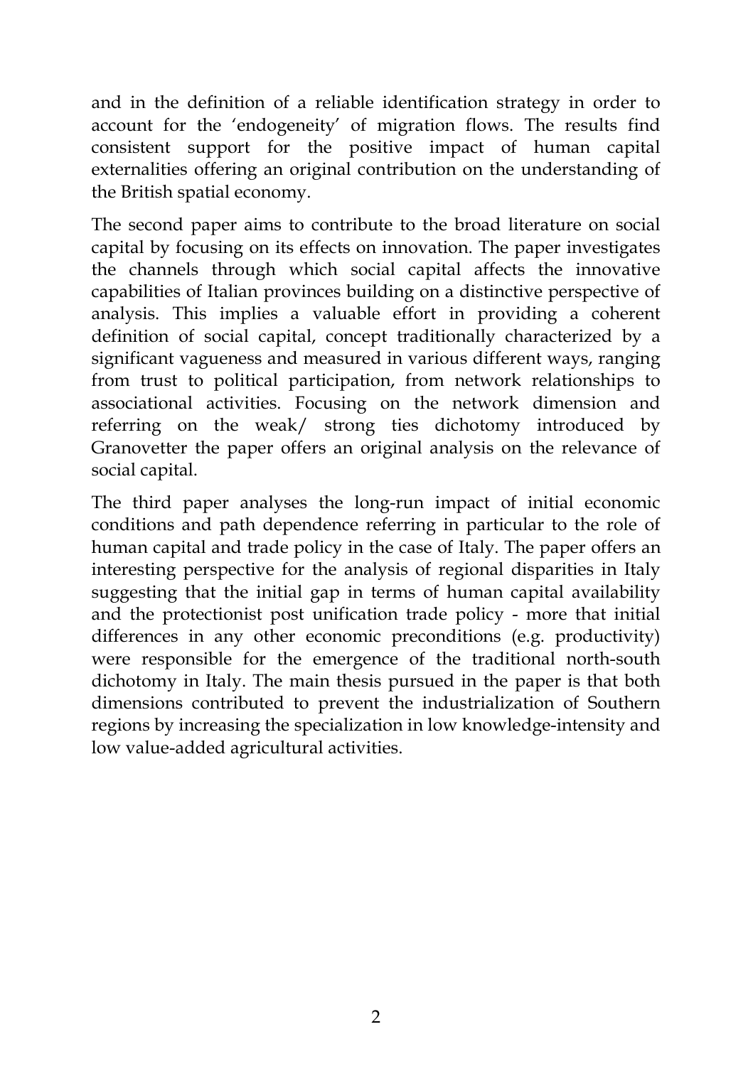and in the definition of a reliable identification strategy in order to account for the 'endogeneity' of migration flows. The results find consistent support for the positive impact of human capital externalities offering an original contribution on the understanding of the British spatial economy.

The second paper aims to contribute to the broad literature on social capital by focusing on its effects on innovation. The paper investigates the channels through which social capital affects the innovative capabilities of Italian provinces building on a distinctive perspective of analysis. This implies a valuable effort in providing a coherent definition of social capital, concept traditionally characterized by a significant vagueness and measured in various different ways, ranging from trust to political participation, from network relationships to associational activities. Focusing on the network dimension and referring on the weak/ strong ties dichotomy introduced by Granovetter the paper offers an original analysis on the relevance of social capital.

The third paper analyses the long-run impact of initial economic conditions and path dependence referring in particular to the role of human capital and trade policy in the case of Italy. The paper offers an interesting perspective for the analysis of regional disparities in Italy suggesting that the initial gap in terms of human capital availability and the protectionist post unification trade policy - more that initial differences in any other economic preconditions (e.g. productivity) were responsible for the emergence of the traditional north-south dichotomy in Italy. The main thesis pursued in the paper is that both dimensions contributed to prevent the industrialization of Southern regions by increasing the specialization in low knowledge-intensity and low value-added agricultural activities.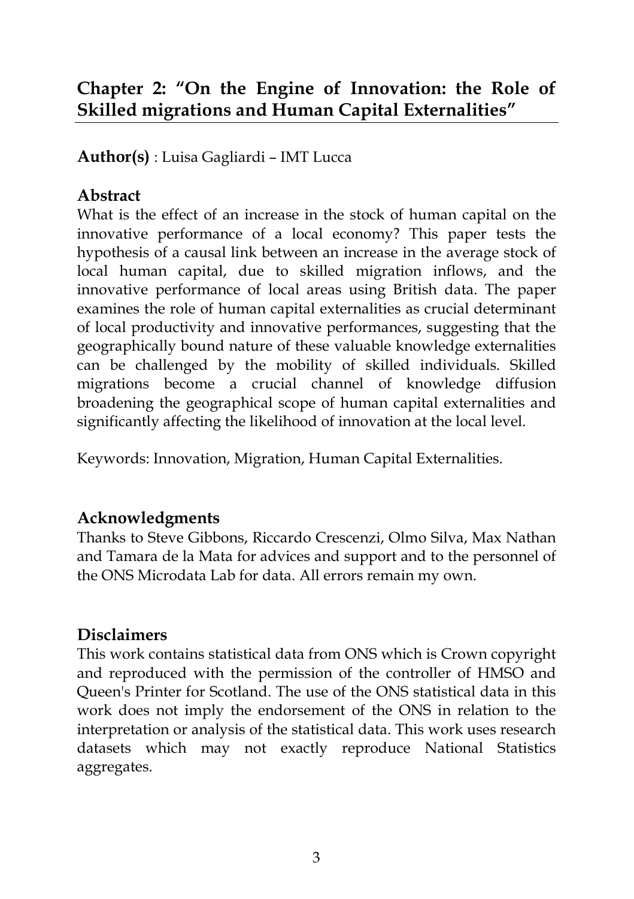## Chapter 2: "On the Engine of Innovation: the Role of Skilled migrations and Human Capital Externalities"

**Author(s)** : Luisa Gagliardi – IMT Lucca

### Abstract

What is the effect of an increase in the stock of human capital on the innovative performance of a local economy? This paper tests the hypothesis of a causal link between an increase in the average stock of local human capital, due to skilled migration inflows, and the innovative performance of local areas using British data. The paper examines the role of human capital externalities as crucial determinant of local productivity and innovative performances, suggesting that the geographically bound nature of these valuable knowledge externalities can be challenged by the mobility of skilled individuals. Skilled migrations become a crucial channel of knowledge diffusion broadening the geographical scope of human capital externalities and significantly affecting the likelihood of innovation at the local level.

Keywords: Innovation, Migration, Human Capital Externalities.

### Acknowledgments

Thanks to Steve Gibbons, Riccardo Crescenzi, Olmo Silva, Max Nathan and Tamara de la Mata for advices and support and to the personnel of the ONS Microdata Lab for data. All errors remain my own.

### Disclaimers

This work contains statistical data from ONS which is Crown copyright and reproduced with the permission of the controller of HMSO and Queen's Printer for Scotland. The use of the ONS statistical data in this work does not imply the endorsement of the ONS in relation to the interpretation or analysis of the statistical data. This work uses research datasets which may not exactly reproduce National Statistics aggregates.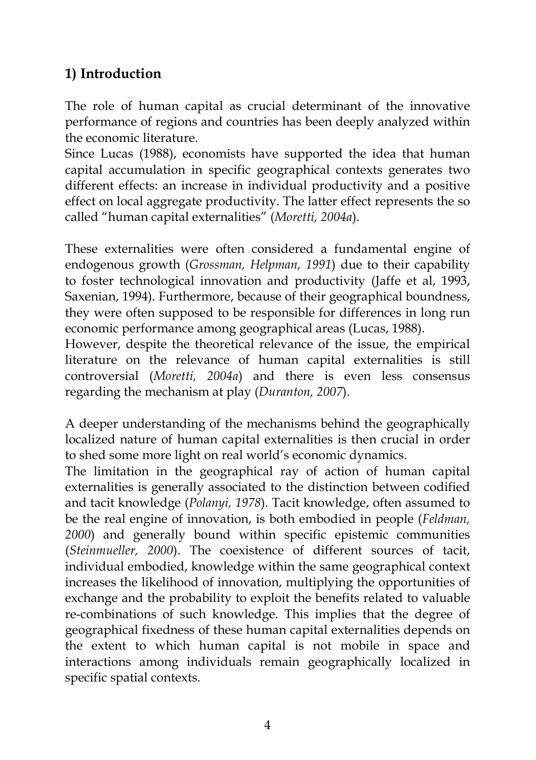## 1) Introduction

The role of human capital as crucial determinant of the innovative performance of regions and countries has been deeply analyzed within the economic literature.

Since Lucas (1988), economists have supported the idea that human capital accumulation in specific geographical contexts generates two different effects: an increase in individual productivity and a positive effect on local aggregate productivity. The latter effect represents the so called "human capital externalities" (*Moretti, 2004a*).

These externalities were often considered a fundamental engine of endogenous growth (*Grossman, Helpman, 1991*) due to their capability to foster technological innovation and productivity (Jaffe et al, 1993, Saxenian, 1994). Furthermore, because of their geographical boundness, they were often supposed to be responsible for differences in long run economic performance among geographical areas (Lucas, 1988).

However, despite the theoretical relevance of the issue, the empirical literature on the relevance of human capital externalities is still controversial (*Moretti, 2004a*) and there is even less consensus regarding the mechanism at play (*Duranton, 2007*).

A deeper understanding of the mechanisms behind the geographically localized nature of human capital externalities is then crucial in order to shed some more light on real world's economic dynamics.

The limitation in the geographical ray of action of human capital externalities is generally associated to the distinction between codified and tacit knowledge (*Polanyi, 1978*). Tacit knowledge, often assumed to be the real engine of innovation, is both embodied in people (*Feldman, 2000*) and generally bound within specific epistemic communities (*Steinmueller, 2000*). The coexistence of different sources of tacit, individual embodied, knowledge within the same geographical context increases the likelihood of innovation, multiplying the opportunities of exchange and the probability to exploit the benefits related to valuable re-combinations of such knowledge. This implies that the degree of geographical fixedness of these human capital externalities depends on the extent to which human capital is not mobile in space and interactions among individuals remain geographically localized in specific spatial contexts.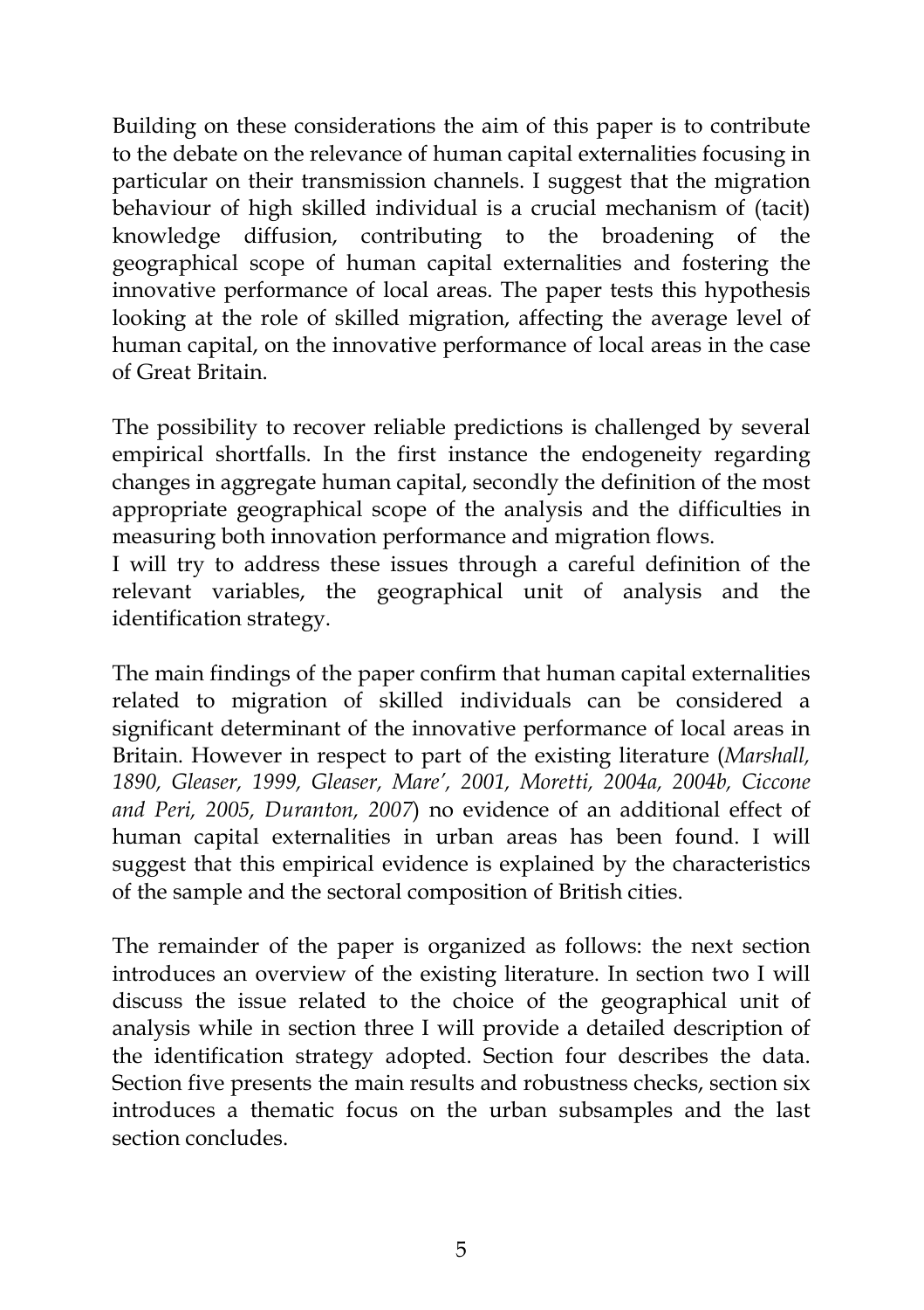Building on these considerations the aim of this paper is to contribute to the debate on the relevance of human capital externalities focusing in particular on their transmission channels. I suggest that the migration behaviour of high skilled individual is a crucial mechanism of (tacit) knowledge diffusion, contributing to the broadening of the geographical scope of human capital externalities and fostering the innovative performance of local areas. The paper tests this hypothesis looking at the role of skilled migration, affecting the average level of human capital, on the innovative performance of local areas in the case of Great Britain.

The possibility to recover reliable predictions is challenged by several empirical shortfalls. In the first instance the endogeneity regarding changes in aggregate human capital, secondly the definition of the most appropriate geographical scope of the analysis and the difficulties in measuring both innovation performance and migration flows.
I will try to address these issues through a careful definition of the relevant variables, the geographical unit of analysis and the identification strategy.

The main findings of the paper confirm that human capital externalities related to migration of skilled individuals can be considered a significant determinant of the innovative performance of local areas in Britain. However in respect to part of the existing literature (*Marshall, 1890, Gleaser, 1999, Gleaser, Mare', 2001, Moretti, 2004a, 2004b, Ciccone and Peri, 2005, Duranton, 2007*) no evidence of an additional effect of human capital externalities in urban areas has been found. I will suggest that this empirical evidence is explained by the characteristics of the sample and the sectoral composition of British cities.

The remainder of the paper is organized as follows: the next section introduces an overview of the existing literature. In section two I will discuss the issue related to the choice of the geographical unit of analysis while in section three I will provide a detailed description of the identification strategy adopted. Section four describes the data. Section five presents the main results and robustness checks, section six introduces a thematic focus on the urban subsamples and the last section concludes.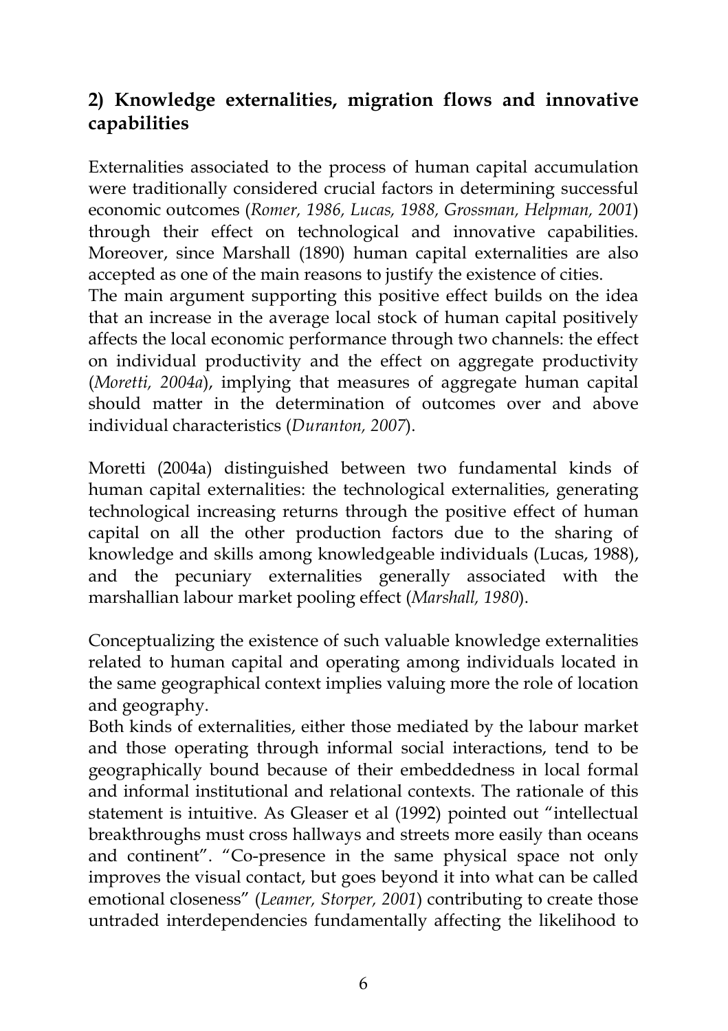## 2) Knowledge externalities, migration flows and innovative capabilities

Externalities associated to the process of human capital accumulation were traditionally considered crucial factors in determining successful economic outcomes (*Romer, 1986, Lucas, 1988, Grossman, Helpman, 2001*) through their effect on technological and innovative capabilities. Moreover, since Marshall (1890) human capital externalities are also accepted as one of the main reasons to justify the existence of cities.
The main argument supporting this positive effect builds on the idea that an increase in the average local stock of human capital positively affects the local economic performance through two channels: the effect on individual productivity and the effect on aggregate productivity (*Moretti, 2004a*), implying that measures of aggregate human capital should matter in the determination of outcomes over and above individual characteristics (*Duranton, 2007*).

Moretti (2004a) distinguished between two fundamental kinds of human capital externalities: the technological externalities, generating technological increasing returns through the positive effect of human capital on all the other production factors due to the sharing of knowledge and skills among knowledgeable individuals (Lucas, 1988), and the pecuniary externalities generally associated with the marshallian labour market pooling effect (*Marshall, 1980*).

Conceptualizing the existence of such valuable knowledge externalities related to human capital and operating among individuals located in the same geographical context implies valuing more the role of location and geography.
Both kinds of externalities, either those mediated by the labour market and those operating through informal social interactions, tend to be geographically bound because of their embeddedness in local formal and informal institutional and relational contexts. The rationale of this statement is intuitive. As Gleaser et al (1992) pointed out "intellectual breakthroughs must cross hallways and streets more easily than oceans and continent". "Co-presence in the same physical space not only improves the visual contact, but goes beyond it into what can be called emotional closeness" (*Leamer, Storper, 2001*) contributing to create those untraded interdependencies fundamentally affecting the likelihood to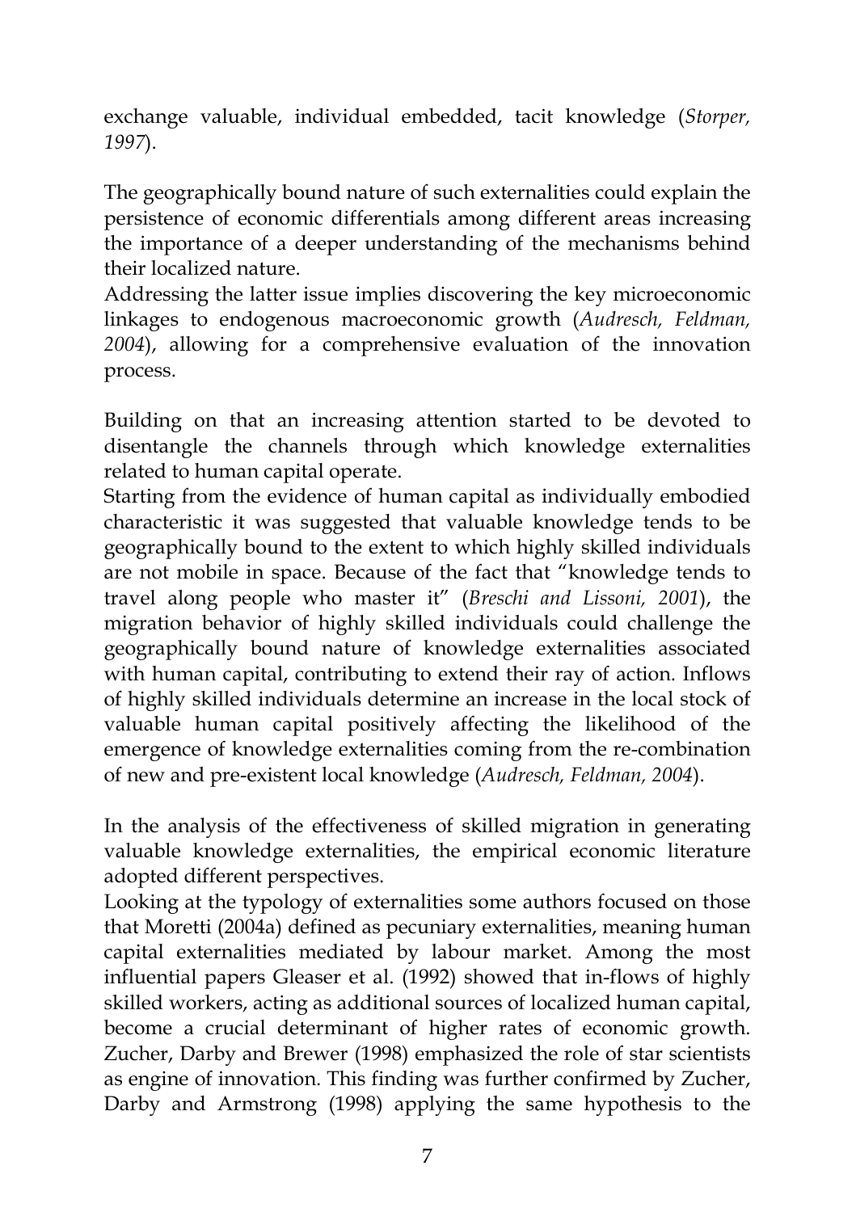exchange valuable, individual embedded, tacit knowledge (*Storper, 1997*).

The geographically bound nature of such externalities could explain the persistence of economic differentials among different areas increasing the importance of a deeper understanding of the mechanisms behind their localized nature.
Addressing the latter issue implies discovering the key microeconomic linkages to endogenous macroeconomic growth (*Audresch, Feldman, 2004*), allowing for a comprehensive evaluation of the innovation process.

Building on that an increasing attention started to be devoted to disentangle the channels through which knowledge externalities related to human capital operate.
Starting from the evidence of human capital as individually embodied characteristic it was suggested that valuable knowledge tends to be geographically bound to the extent to which highly skilled individuals are not mobile in space. Because of the fact that "knowledge tends to travel along people who master it" (*Breschi and Lissoni, 2001*), the migration behavior of highly skilled individuals could challenge the geographically bound nature of knowledge externalities associated with human capital, contributing to extend their ray of action. Inflows of highly skilled individuals determine an increase in the local stock of valuable human capital positively affecting the likelihood of the emergence of knowledge externalities coming from the re-combination of new and pre-existent local knowledge (*Audresch, Feldman, 2004*).

In the analysis of the effectiveness of skilled migration in generating valuable knowledge externalities, the empirical economic literature adopted different perspectives.
Looking at the typology of externalities some authors focused on those that Moretti (2004a) defined as pecuniary externalities, meaning human capital externalities mediated by labour market. Among the most influential papers Gleaser et al. (1992) showed that in-flows of highly skilled workers, acting as additional sources of localized human capital, become a crucial determinant of higher rates of economic growth. Zucher, Darby and Brewer (1998) emphasized the role of star scientists as engine of innovation. This finding was further confirmed by Zucher, Darby and Armstrong (1998) applying the same hypothesis to the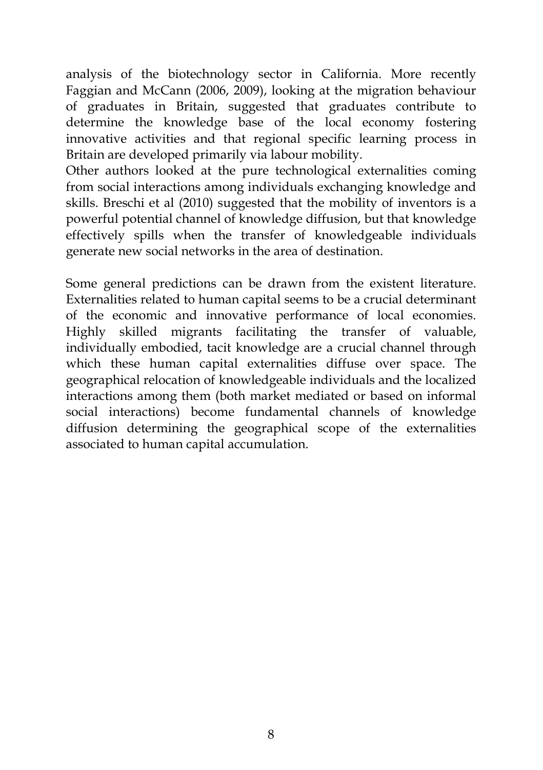analysis of the biotechnology sector in California. More recently Faggian and McCann (2006, 2009), looking at the migration behaviour of graduates in Britain, suggested that graduates contribute to determine the knowledge base of the local economy fostering innovative activities and that regional specific learning process in Britain are developed primarily via labour mobility.

Other authors looked at the pure technological externalities coming from social interactions among individuals exchanging knowledge and skills. Breschi et al (2010) suggested that the mobility of inventors is a powerful potential channel of knowledge diffusion, but that knowledge effectively spills when the transfer of knowledgeable individuals generate new social networks in the area of destination.

Some general predictions can be drawn from the existent literature. Externalities related to human capital seems to be a crucial determinant of the economic and innovative performance of local economies. Highly skilled migrants facilitating the transfer of valuable, individually embodied, tacit knowledge are a crucial channel through which these human capital externalities diffuse over space. The geographical relocation of knowledgeable individuals and the localized interactions among them (both market mediated or based on informal social interactions) become fundamental channels of knowledge diffusion determining the geographical scope of the externalities associated to human capital accumulation.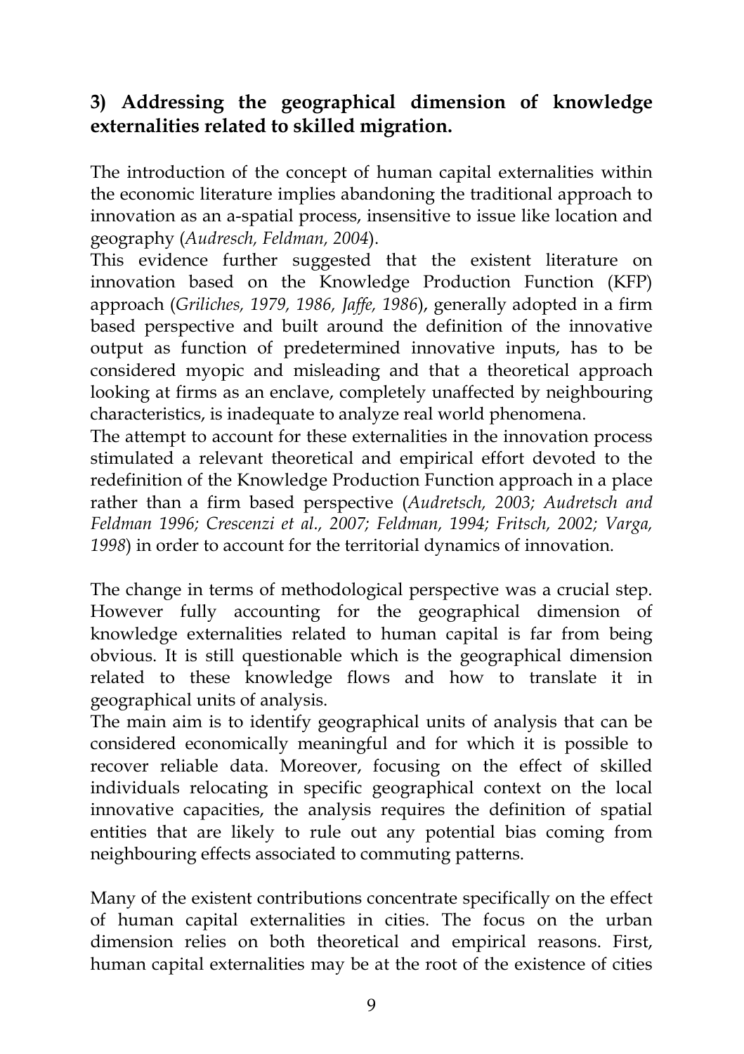## 3) Addressing the geographical dimension of knowledge externalities related to skilled migration.

The introduction of the concept of human capital externalities within the economic literature implies abandoning the traditional approach to innovation as an a-spatial process, insensitive to issue like location and geography (*Audresch, Feldman, 2004*).
This evidence further suggested that the existent literature on innovation based on the Knowledge Production Function (KFP) approach (*Griliches, 1979, 1986, Jaffe, 1986*), generally adopted in a firm based perspective and built around the definition of the innovative output as function of predetermined innovative inputs, has to be considered myopic and misleading and that a theoretical approach looking at firms as an enclave, completely unaffected by neighbouring characteristics, is inadequate to analyze real world phenomena.
The attempt to account for these externalities in the innovation process stimulated a relevant theoretical and empirical effort devoted to the redefinition of the Knowledge Production Function approach in a place rather than a firm based perspective (*Audretsch, 2003; Audretsch and Feldman 1996; Crescenzi et al., 2007; Feldman, 1994; Fritsch, 2002; Varga, 1998*) in order to account for the territorial dynamics of innovation.

The change in terms of methodological perspective was a crucial step. However fully accounting for the geographical dimension of knowledge externalities related to human capital is far from being obvious. It is still questionable which is the geographical dimension related to these knowledge flows and how to translate it in geographical units of analysis.
The main aim is to identify geographical units of analysis that can be considered economically meaningful and for which it is possible to recover reliable data. Moreover, focusing on the effect of skilled individuals relocating in specific geographical context on the local innovative capacities, the analysis requires the definition of spatial entities that are likely to rule out any potential bias coming from neighbouring effects associated to commuting patterns.

Many of the existent contributions concentrate specifically on the effect of human capital externalities in cities. The focus on the urban dimension relies on both theoretical and empirical reasons. First, human capital externalities may be at the root of the existence of cities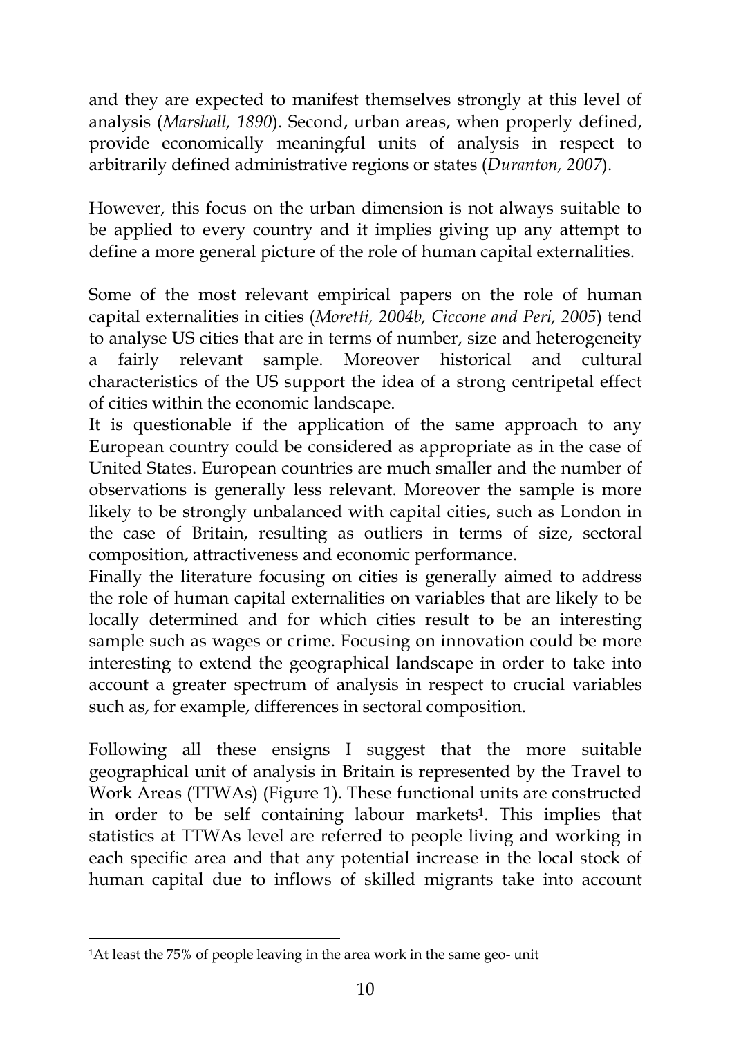and they are expected to manifest themselves strongly at this level of analysis (*Marshall, 1890*). Second, urban areas, when properly defined, provide economically meaningful units of analysis in respect to arbitrarily defined administrative regions or states (*Duranton, 2007*).

However, this focus on the urban dimension is not always suitable to be applied to every country and it implies giving up any attempt to define a more general picture of the role of human capital externalities.

Some of the most relevant empirical papers on the role of human capital externalities in cities (*Moretti, 2004b, Ciccone and Peri, 2005*) tend to analyse US cities that are in terms of number, size and heterogeneity a fairly relevant sample. Moreover historical and cultural characteristics of the US support the idea of a strong centripetal effect of cities within the economic landscape.
It is questionable if the application of the same approach to any European country could be considered as appropriate as in the case of United States. European countries are much smaller and the number of observations is generally less relevant. Moreover the sample is more likely to be strongly unbalanced with capital cities, such as London in the case of Britain, resulting as outliers in terms of size, sectoral composition, attractiveness and economic performance.
Finally the literature focusing on cities is generally aimed to address the role of human capital externalities on variables that are likely to be locally determined and for which cities result to be an interesting sample such as wages or crime. Focusing on innovation could be more interesting to extend the geographical landscape in order to take into account a greater spectrum of analysis in respect to crucial variables such as, for example, differences in sectoral composition.

Following all these ensigns I suggest that the more suitable geographical unit of analysis in Britain is represented by the Travel to Work Areas (TTWAs) (Figure 1). These functional units are constructed in order to be self containing labour markets[1]. This implies that statistics at TTWAs level are referred to people living and working in each specific area and that any potential increase in the local stock of human capital due to inflows of skilled migrants take into account

[1]At least the 75% of people leaving in the area work in the same geo- unit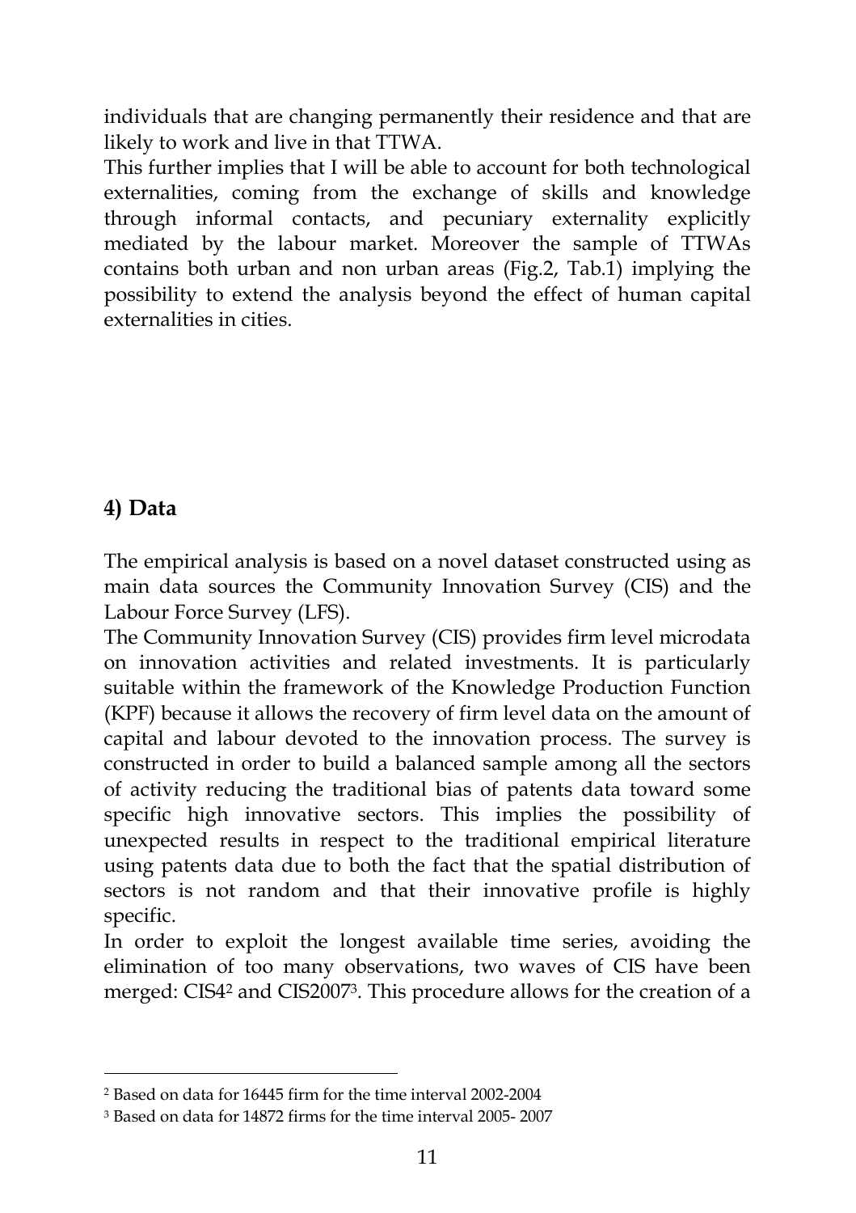individuals that are changing permanently their residence and that are likely to work and live in that TTWA.

This further implies that I will be able to account for both technological externalities, coming from the exchange of skills and knowledge through informal contacts, and pecuniary externality explicitly mediated by the labour market. Moreover the sample of TTWAs contains both urban and non urban areas (Fig.2, Tab.1) implying the possibility to extend the analysis beyond the effect of human capital externalities in cities.

## 4) Data

The empirical analysis is based on a novel dataset constructed using as main data sources the Community Innovation Survey (CIS) and the Labour Force Survey (LFS).

The Community Innovation Survey (CIS) provides firm level microdata on innovation activities and related investments. It is particularly suitable within the framework of the Knowledge Production Function (KPF) because it allows the recovery of firm level data on the amount of capital and labour devoted to the innovation process. The survey is constructed in order to build a balanced sample among all the sectors of activity reducing the traditional bias of patents data toward some specific high innovative sectors. This implies the possibility of unexpected results in respect to the traditional empirical literature using patents data due to both the fact that the spatial distribution of sectors is not random and that their innovative profile is highly specific.

In order to exploit the longest available time series, avoiding the elimination of too many observations, two waves of CIS have been merged: CIS4[2] and CIS2007[3]. This procedure allows for the creation of a

---

[2] Based on data for 16445 firm for the time interval 2002-2004

[3] Based on data for 14872 firms for the time interval 2005- 2007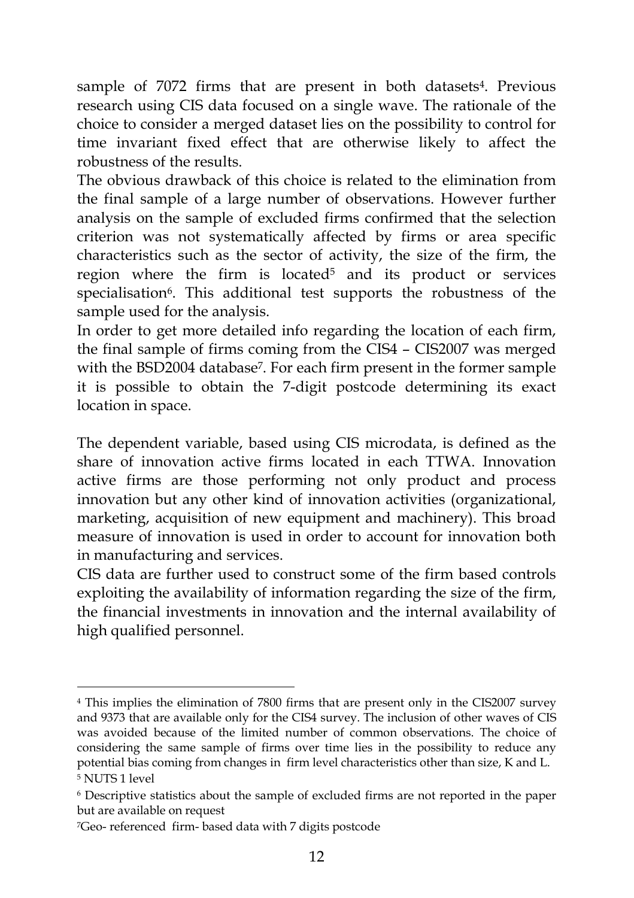sample of 7072 firms that are present in both datasets[4]. Previous research using CIS data focused on a single wave. The rationale of the choice to consider a merged dataset lies on the possibility to control for time invariant fixed effect that are otherwise likely to affect the robustness of the results.

The obvious drawback of this choice is related to the elimination from the final sample of a large number of observations. However further analysis on the sample of excluded firms confirmed that the selection criterion was not systematically affected by firms or area specific characteristics such as the sector of activity, the size of the firm, the region where the firm is located[5] and its product or services specialisation[6]. This additional test supports the robustness of the sample used for the analysis.

In order to get more detailed info regarding the location of each firm, the final sample of firms coming from the CIS4 – CIS2007 was merged with the BSD2004 database[7]. For each firm present in the former sample it is possible to obtain the 7-digit postcode determining its exact location in space.

The dependent variable, based using CIS microdata, is defined as the share of innovation active firms located in each TTWA. Innovation active firms are those performing not only product and process innovation but any other kind of innovation activities (organizational, marketing, acquisition of new equipment and machinery). This broad measure of innovation is used in order to account for innovation both in manufacturing and services.

CIS data are further used to construct some of the firm based controls exploiting the availability of information regarding the size of the firm, the financial investments in innovation and the internal availability of high qualified personnel.

---

[4] This implies the elimination of 7800 firms that are present only in the CIS2007 survey and 9373 that are available only for the CIS4 survey. The inclusion of other waves of CIS was avoided because of the limited number of common observations. The choice of considering the same sample of firms over time lies in the possibility to reduce any potential bias coming from changes in firm level characteristics other than size, K and L.

[5] NUTS 1 level

[6] Descriptive statistics about the sample of excluded firms are not reported in the paper but are available on request

[7] Geo- referenced firm- based data with 7 digits postcode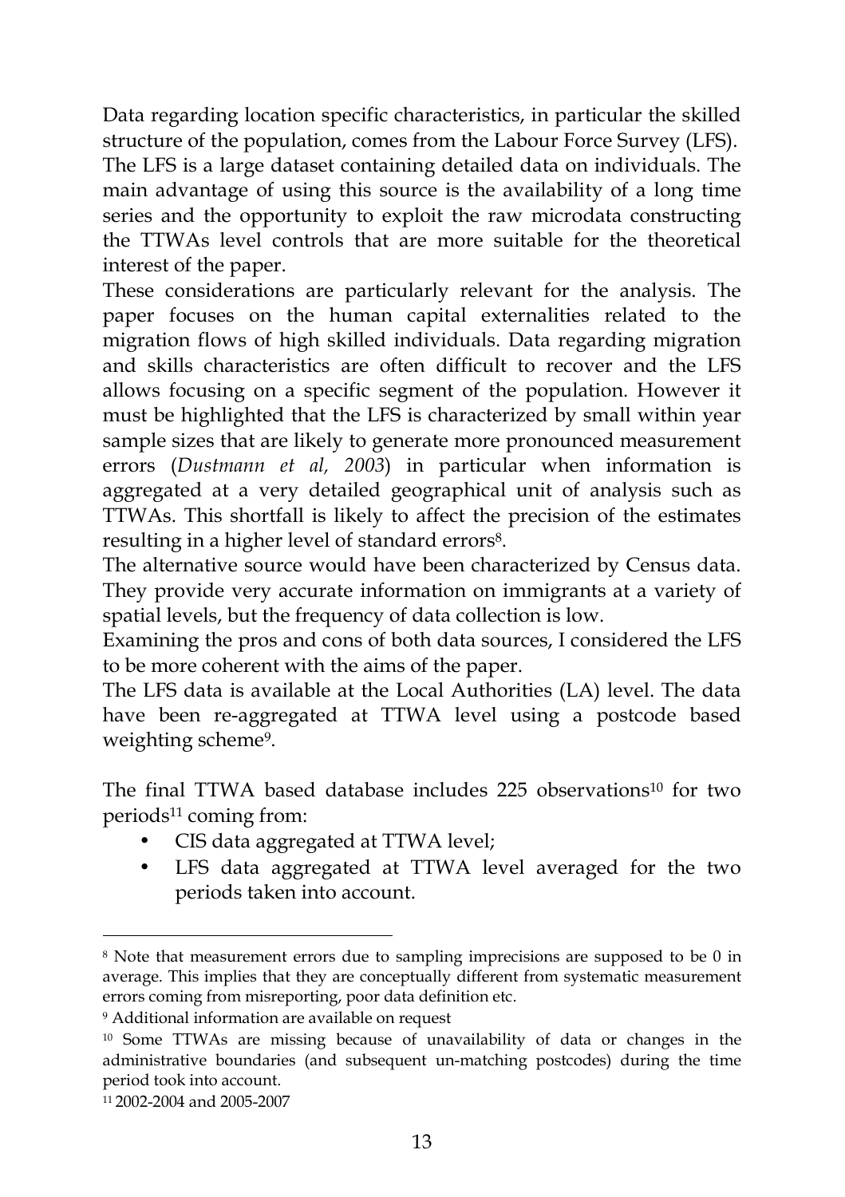Data regarding location specific characteristics, in particular the skilled structure of the population, comes from the Labour Force Survey (LFS). The LFS is a large dataset containing detailed data on individuals. The main advantage of using this source is the availability of a long time series and the opportunity to exploit the raw microdata constructing the TTWAs level controls that are more suitable for the theoretical interest of the paper.

These considerations are particularly relevant for the analysis. The paper focuses on the human capital externalities related to the migration flows of high skilled individuals. Data regarding migration and skills characteristics are often difficult to recover and the LFS allows focusing on a specific segment of the population. However it must be highlighted that the LFS is characterized by small within year sample sizes that are likely to generate more pronounced measurement errors (*Dustmann et al, 2003*) in particular when information is aggregated at a very detailed geographical unit of analysis such as TTWAs. This shortfall is likely to affect the precision of the estimates resulting in a higher level of standard errors[8].

The alternative source would have been characterized by Census data. They provide very accurate information on immigrants at a variety of spatial levels, but the frequency of data collection is low.

Examining the pros and cons of both data sources, I considered the LFS to be more coherent with the aims of the paper.

The LFS data is available at the Local Authorities (LA) level. The data have been re-aggregated at TTWA level using a postcode based weighting scheme[9].

The final TTWA based database includes 225 observations[10] for two periods[11] coming from:

- CIS data aggregated at TTWA level;
- LFS data aggregated at TTWA level averaged for the two periods taken into account.

---

[8] Note that measurement errors due to sampling imprecisions are supposed to be 0 in average. This implies that they are conceptually different from systematic measurement errors coming from misreporting, poor data definition etc.

[9] Additional information are available on request

[10] Some TTWAs are missing because of unavailability of data or changes in the administrative boundaries (and subsequent un-matching postcodes) during the time period took into account.

[11] 2002-2004 and 2005-2007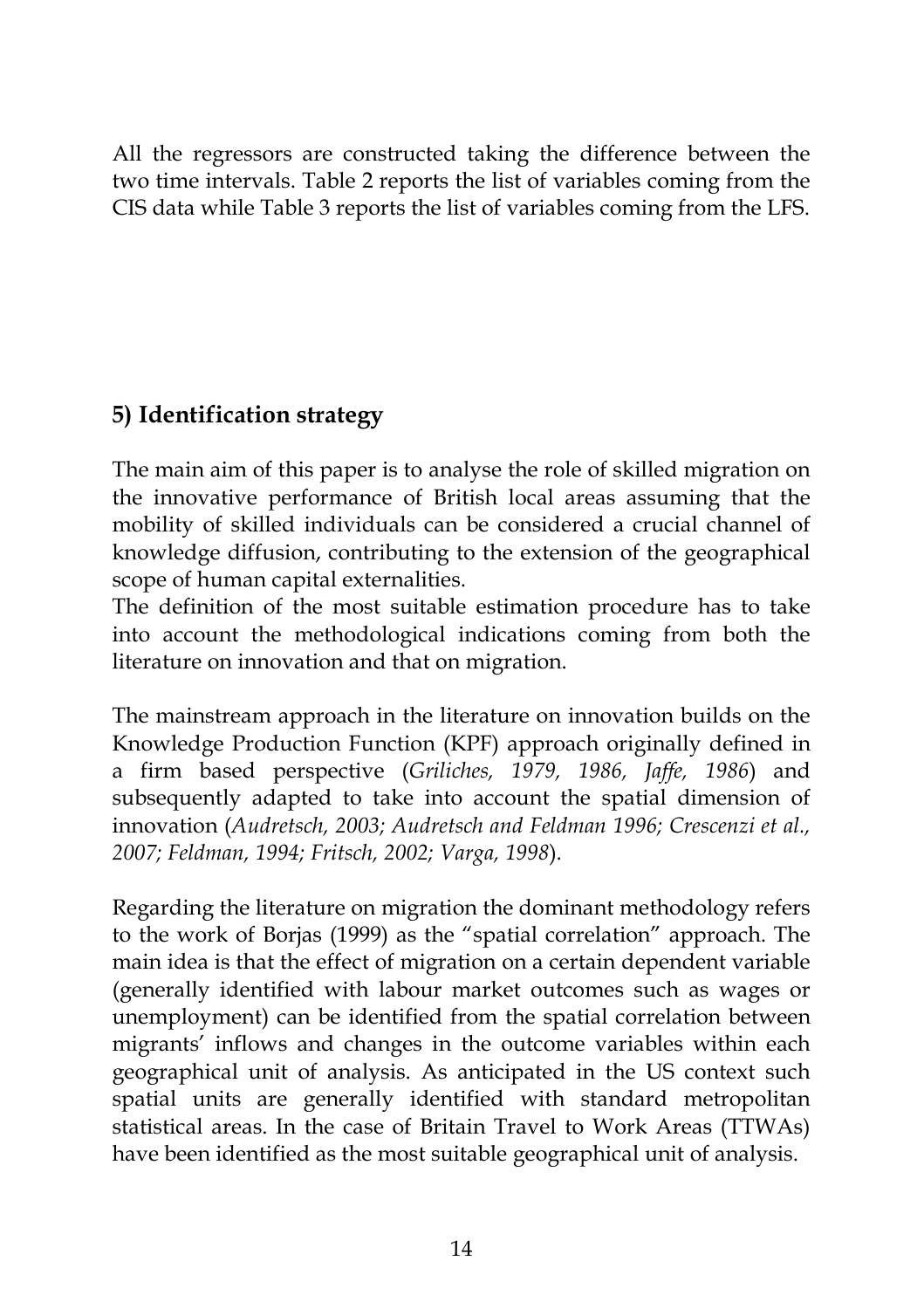All the regressors are constructed taking the difference between the two time intervals. Table 2 reports the list of variables coming from the CIS data while Table 3 reports the list of variables coming from the LFS.

## 5) Identification strategy

The main aim of this paper is to analyse the role of skilled migration on the innovative performance of British local areas assuming that the mobility of skilled individuals can be considered a crucial channel of knowledge diffusion, contributing to the extension of the geographical scope of human capital externalities.
The definition of the most suitable estimation procedure has to take into account the methodological indications coming from both the literature on innovation and that on migration.

The mainstream approach in the literature on innovation builds on the Knowledge Production Function (KPF) approach originally defined in a firm based perspective (*Griliches, 1979, 1986, Jaffe, 1986*) and subsequently adapted to take into account the spatial dimension of innovation (*Audretsch, 2003; Audretsch and Feldman 1996; Crescenzi et al., 2007; Feldman, 1994; Fritsch, 2002; Varga, 1998*).

Regarding the literature on migration the dominant methodology refers to the work of Borjas (1999) as the "spatial correlation" approach. The main idea is that the effect of migration on a certain dependent variable (generally identified with labour market outcomes such as wages or unemployment) can be identified from the spatial correlation between migrants' inflows and changes in the outcome variables within each geographical unit of analysis. As anticipated in the US context such spatial units are generally identified with standard metropolitan statistical areas. In the case of Britain Travel to Work Areas (TTWAs) have been identified as the most suitable geographical unit of analysis.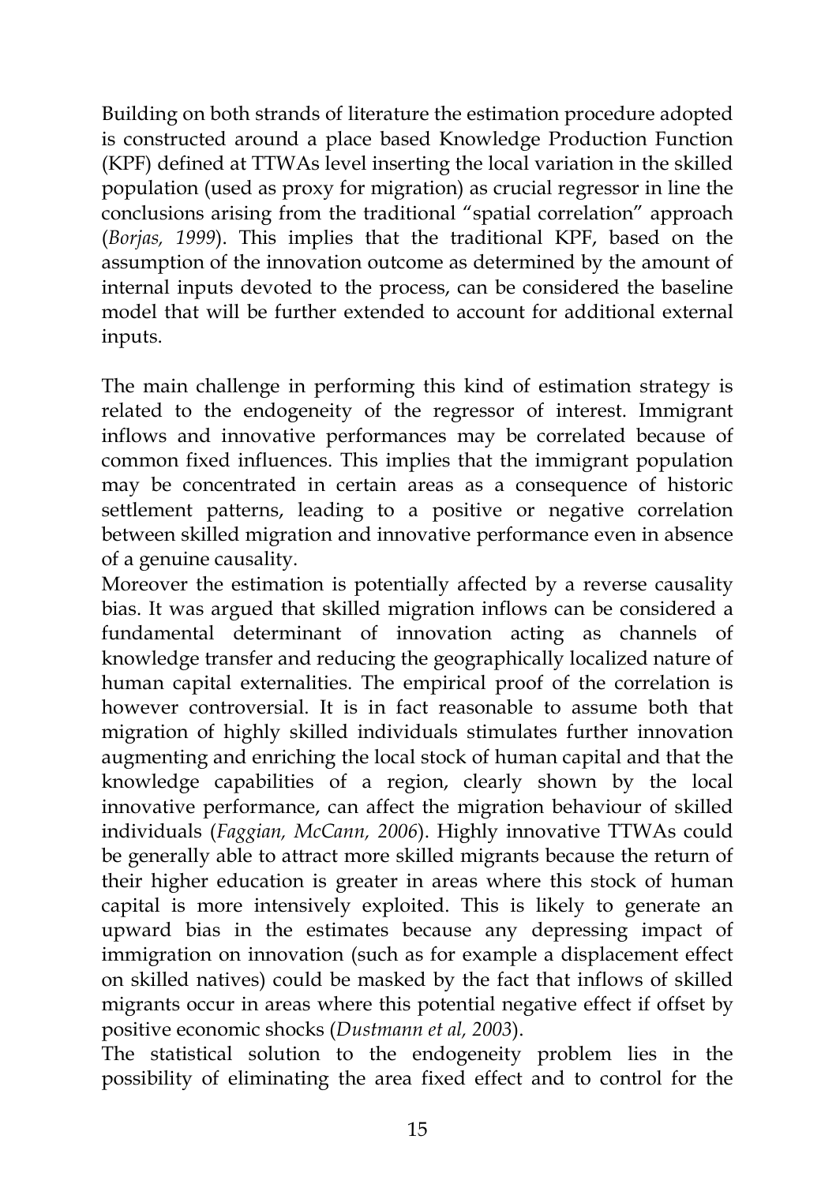Building on both strands of literature the estimation procedure adopted is constructed around a place based Knowledge Production Function (KPF) defined at TTWAs level inserting the local variation in the skilled population (used as proxy for migration) as crucial regressor in line the conclusions arising from the traditional "spatial correlation" approach (*Borjas, 1999*). This implies that the traditional KPF, based on the assumption of the innovation outcome as determined by the amount of internal inputs devoted to the process, can be considered the baseline model that will be further extended to account for additional external inputs.

The main challenge in performing this kind of estimation strategy is related to the endogeneity of the regressor of interest. Immigrant inflows and innovative performances may be correlated because of common fixed influences. This implies that the immigrant population may be concentrated in certain areas as a consequence of historic settlement patterns, leading to a positive or negative correlation between skilled migration and innovative performance even in absence of a genuine causality.

Moreover the estimation is potentially affected by a reverse causality bias. It was argued that skilled migration inflows can be considered a fundamental determinant of innovation acting as channels of knowledge transfer and reducing the geographically localized nature of human capital externalities. The empirical proof of the correlation is however controversial. It is in fact reasonable to assume both that migration of highly skilled individuals stimulates further innovation augmenting and enriching the local stock of human capital and that the knowledge capabilities of a region, clearly shown by the local innovative performance, can affect the migration behaviour of skilled individuals (*Faggian, McCann, 2006*). Highly innovative TTWAs could be generally able to attract more skilled migrants because the return of their higher education is greater in areas where this stock of human capital is more intensively exploited. This is likely to generate an upward bias in the estimates because any depressing impact of immigration on innovation (such as for example a displacement effect on skilled natives) could be masked by the fact that inflows of skilled migrants occur in areas where this potential negative effect if offset by positive economic shocks (*Dustmann et al, 2003*).

The statistical solution to the endogeneity problem lies in the possibility of eliminating the area fixed effect and to control for the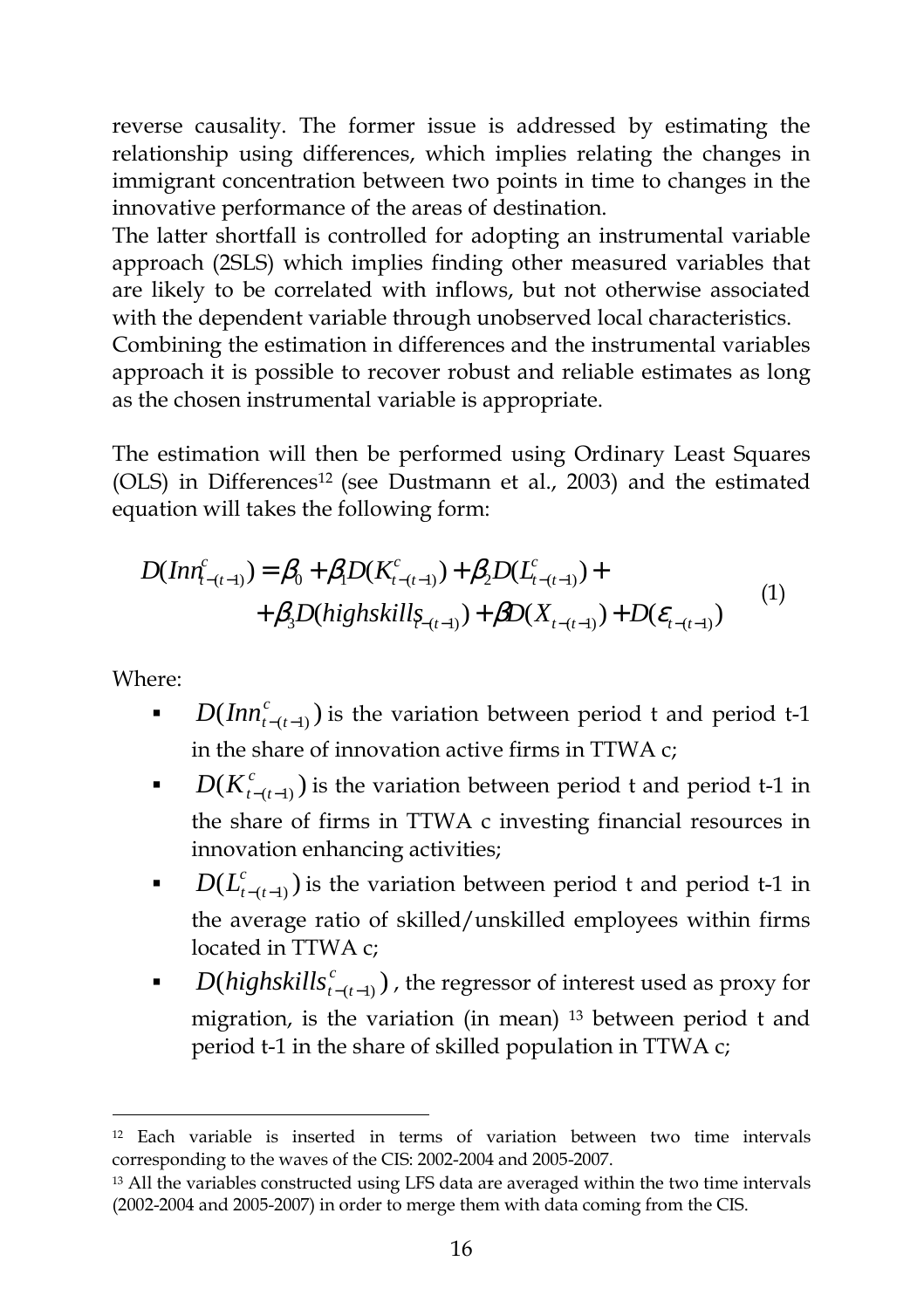reverse causality. The former issue is addressed by estimating the relationship using differences, which implies relating the changes in immigrant concentration between two points in time to changes in the innovative performance of the areas of destination.
The latter shortfall is controlled for adopting an instrumental variable approach (2SLS) which implies finding other measured variables that are likely to be correlated with inflows, but not otherwise associated with the dependent variable through unobserved local characteristics.
Combining the estimation in differences and the instrumental variables approach it is possible to recover robust and reliable estimates as long as the chosen instrumental variable is appropriate.

The estimation will then be performed using Ordinary Least Squares (OLS) in Differences[12] (see Dustmann et al., 2003) and the estimated equation will takes the following form:

$$
\begin{aligned}
D(Inn^{c}_{t-(t-1)}) = \beta_0 + \beta_1 D(K^{c}_{t-(t-1)}) + \beta_2 D(L^{c}_{t-(t-1)}) + \\
+ \beta_3 D(highskills_{t-(t-1)}) + \beta D(X_{t-(t-1)}) + D(\varepsilon_{t-(t-1)})
\end{aligned} \quad (1)
$$

Where:

- $D(Inn^{c}_{t-(t-1)})$ is the variation between period t and period t-1 in the share of innovation active firms in TTWA c;
- $D(K^{c}_{t-(t-1)})$ is the variation between period t and period t-1 in the share of firms in TTWA c investing financial resources in innovation enhancing activities;
- $D(L^{c}_{t-(t-1)})$ is the variation between period t and period t-1 in the average ratio of skilled/unskilled employees within firms located in TTWA c;
- $D(highskills^{c}_{t-(t-1)})$, the regressor of interest used as proxy for migration, is the variation (in mean) [13] between period t and period t-1 in the share of skilled population in TTWA c;

[12] Each variable is inserted in terms of variation between two time intervals corresponding to the waves of the CIS: 2002-2004 and 2005-2007.

[13] All the variables constructed using LFS data are averaged within the two time intervals (2002-2004 and 2005-2007) in order to merge them with data coming from the CIS.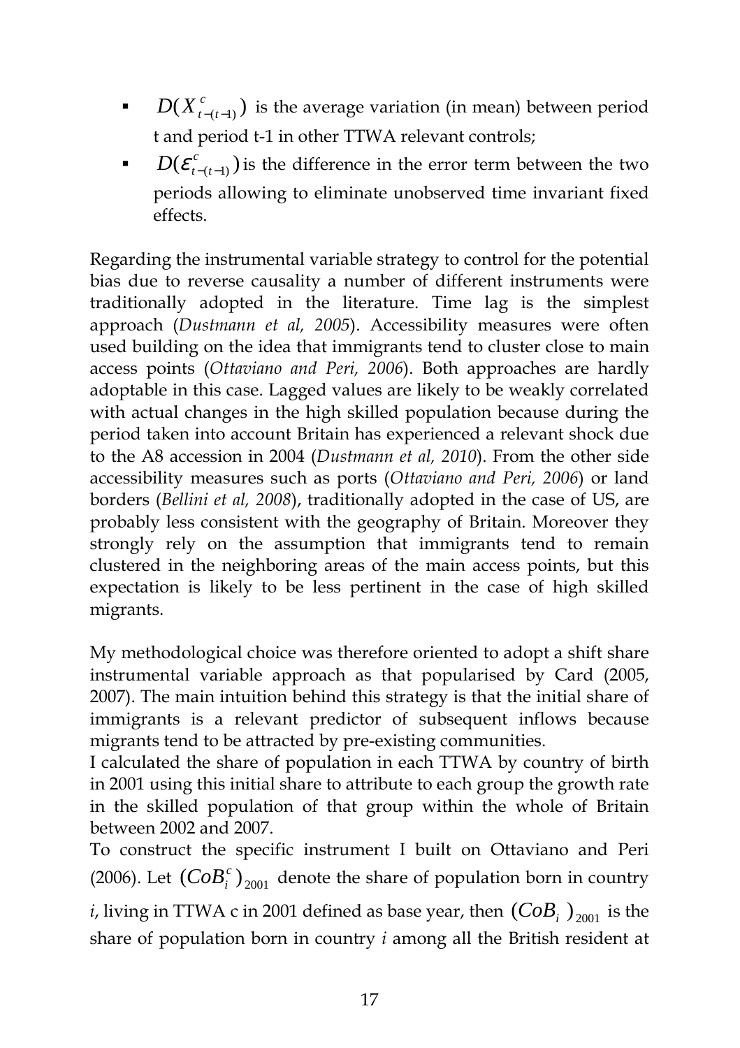- $D(X^{c}_{t-(t-1)})$ is the average variation (in mean) between period t and period t-1 in other TTWA relevant controls;
- $D(\varepsilon^{c}_{t-(t-1)})$ is the difference in the error term between the two periods allowing to eliminate unobserved time invariant fixed effects.

Regarding the instrumental variable strategy to control for the potential bias due to reverse causality a number of different instruments were traditionally adopted in the literature. Time lag is the simplest approach (*Dustmann et al, 2005*). Accessibility measures were often used building on the idea that immigrants tend to cluster close to main access points (*Ottaviano and Peri, 2006*). Both approaches are hardly adoptable in this case. Lagged values are likely to be weakly correlated with actual changes in the high skilled population because during the period taken into account Britain has experienced a relevant shock due to the A8 accession in 2004 (*Dustmann et al, 2010*). From the other side accessibility measures such as ports (*Ottaviano and Peri, 2006*) or land borders (*Bellini et al, 2008*), traditionally adopted in the case of US, are probably less consistent with the geography of Britain. Moreover they strongly rely on the assumption that immigrants tend to remain clustered in the neighboring areas of the main access points, but this expectation is likely to be less pertinent in the case of high skilled migrants.

My methodological choice was therefore oriented to adopt a shift share instrumental variable approach as that popularised by Card (2005, 2007). The main intuition behind this strategy is that the initial share of immigrants is a relevant predictor of subsequent inflows because migrants tend to be attracted by pre-existing communities.
I calculated the share of population in each TTWA by country of birth in 2001 using this initial share to attribute to each group the growth rate in the skilled population of that group within the whole of Britain between 2002 and 2007.
To construct the specific instrument I built on Ottaviano and Peri (2006). Let $(CoB_i^c)_{2001}$ denote the share of population born in country *i*, living in TTWA c in 2001 defined as base year, then $(CoB_i)_{2001}$ is the share of population born in country *i* among all the British resident at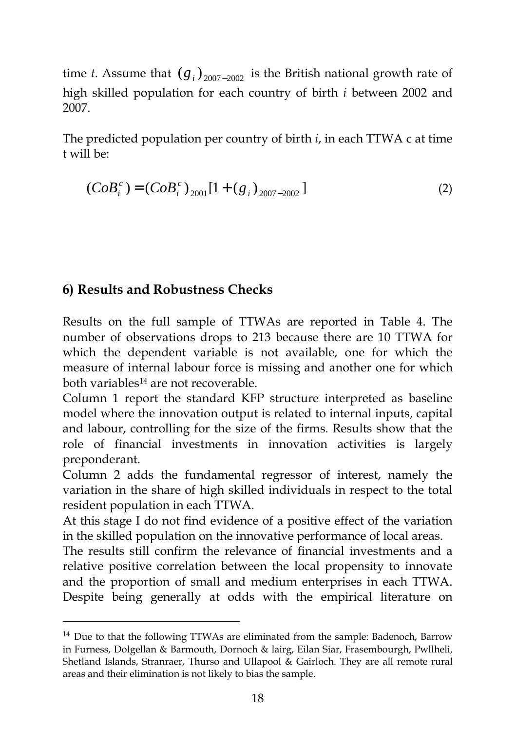time *t*. Assume that $(g_i)_{2007-2002}$ is the British national growth rate of high skilled population for each country of birth *i* between 2002 and 2007.

The predicted population per country of birth *i*, in each TTWA c at time t will be:

$$(CoB_i^c) = (CoB_i^c)_{2001}[1 + (g_i)_{2007-2002}] \tag{2}$$

## 6) Results and Robustness Checks

Results on the full sample of TTWAs are reported in Table 4. The number of observations drops to 213 because there are 10 TTWA for which the dependent variable is not available, one for which the measure of internal labour force is missing and another one for which both variables[14] are not recoverable.

Column 1 report the standard KFP structure interpreted as baseline model where the innovation output is related to internal inputs, capital and labour, controlling for the size of the firms. Results show that the role of financial investments in innovation activities is largely preponderant.

Column 2 adds the fundamental regressor of interest, namely the variation in the share of high skilled individuals in respect to the total resident population in each TTWA.

At this stage I do not find evidence of a positive effect of the variation in the skilled population on the innovative performance of local areas.

The results still confirm the relevance of financial investments and a relative positive correlation between the local propensity to innovate and the proportion of small and medium enterprises in each TTWA. Despite being generally at odds with the empirical literature on

[14] Due to that the following TTWAs are eliminated from the sample: Badenoch, Barrow in Furness, Dolgellan & Barmouth, Dornoch & lairg, Eilan Siar, Frasembourgh, Pwllheli, Shetland Islands, Stranraer, Thurso and Ullapool & Gairloch. They are all remote rural areas and their elimination is not likely to bias the sample.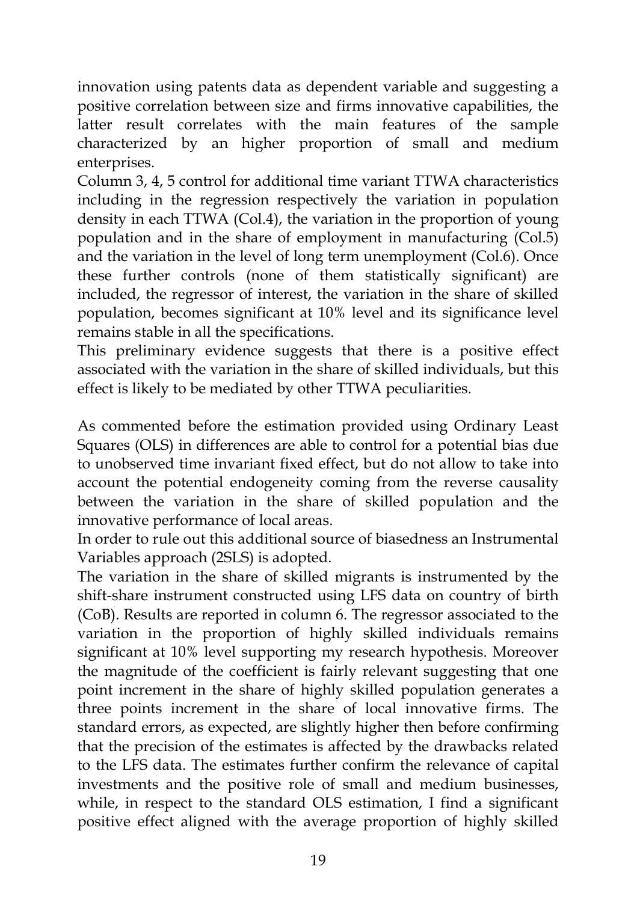innovation using patents data as dependent variable and suggesting a positive correlation between size and firms innovative capabilities, the latter result correlates with the main features of the sample characterized by an higher proportion of small and medium enterprises.
Column 3, 4, 5 control for additional time variant TTWA characteristics including in the regression respectively the variation in population density in each TTWA (Col.4), the variation in the proportion of young population and in the share of employment in manufacturing (Col.5) and the variation in the level of long term unemployment (Col.6). Once these further controls (none of them statistically significant) are included, the regressor of interest, the variation in the share of skilled population, becomes significant at 10% level and its significance level remains stable in all the specifications.
This preliminary evidence suggests that there is a positive effect associated with the variation in the share of skilled individuals, but this effect is likely to be mediated by other TTWA peculiarities.

As commented before the estimation provided using Ordinary Least Squares (OLS) in differences are able to control for a potential bias due to unobserved time invariant fixed effect, but do not allow to take into account the potential endogeneity coming from the reverse causality between the variation in the share of skilled population and the innovative performance of local areas.
In order to rule out this additional source of biasedness an Instrumental Variables approach (2SLS) is adopted.
The variation in the share of skilled migrants is instrumented by the shift-share instrument constructed using LFS data on country of birth (CoB). Results are reported in column 6. The regressor associated to the variation in the proportion of highly skilled individuals remains significant at 10% level supporting my research hypothesis. Moreover the magnitude of the coefficient is fairly relevant suggesting that one point increment in the share of highly skilled population generates a three points increment in the share of local innovative firms. The standard errors, as expected, are slightly higher then before confirming that the precision of the estimates is affected by the drawbacks related to the LFS data. The estimates further confirm the relevance of capital investments and the positive role of small and medium businesses, while, in respect to the standard OLS estimation, I find a significant positive effect aligned with the average proportion of highly skilled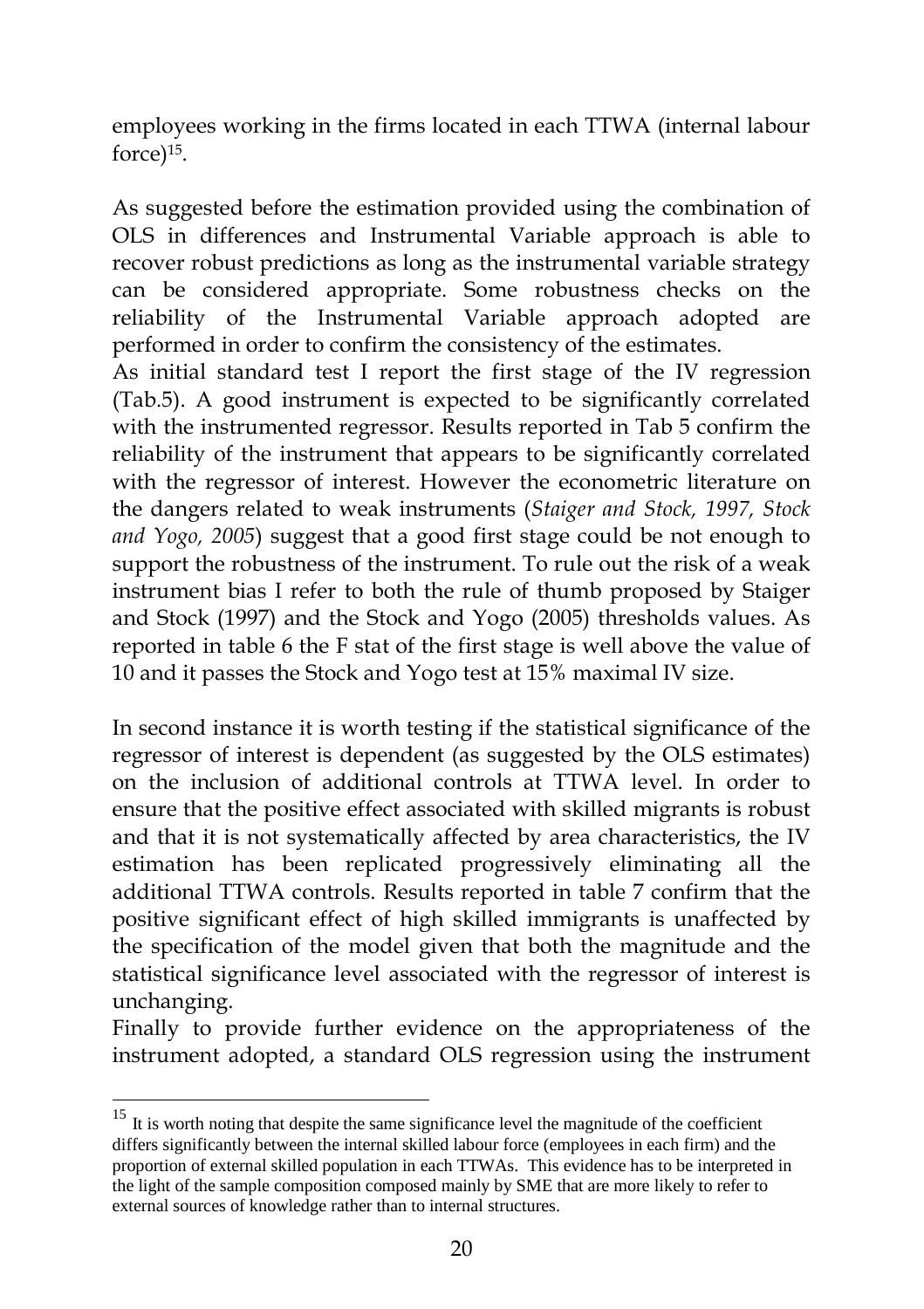employees working in the firms located in each TTWA (internal labour force)[15].

As suggested before the estimation provided using the combination of OLS in differences and Instrumental Variable approach is able to recover robust predictions as long as the instrumental variable strategy can be considered appropriate. Some robustness checks on the reliability of the Instrumental Variable approach adopted are performed in order to confirm the consistency of the estimates.

As initial standard test I report the first stage of the IV regression (Tab.5). A good instrument is expected to be significantly correlated with the instrumented regressor. Results reported in Tab 5 confirm the reliability of the instrument that appears to be significantly correlated with the regressor of interest. However the econometric literature on the dangers related to weak instruments (*Staiger and Stock, 1997, Stock and Yogo, 2005*) suggest that a good first stage could be not enough to support the robustness of the instrument. To rule out the risk of a weak instrument bias I refer to both the rule of thumb proposed by Staiger and Stock (1997) and the Stock and Yogo (2005) thresholds values. As reported in table 6 the F stat of the first stage is well above the value of 10 and it passes the Stock and Yogo test at 15% maximal IV size.

In second instance it is worth testing if the statistical significance of the regressor of interest is dependent (as suggested by the OLS estimates) on the inclusion of additional controls at TTWA level. In order to ensure that the positive effect associated with skilled migrants is robust and that it is not systematically affected by area characteristics, the IV estimation has been replicated progressively eliminating all the additional TTWA controls. Results reported in table 7 confirm that the positive significant effect of high skilled immigrants is unaffected by the specification of the model given that both the magnitude and the statistical significance level associated with the regressor of interest is unchanging.

Finally to provide further evidence on the appropriateness of the instrument adopted, a standard OLS regression using the instrument

[15] It is worth noting that despite the same significance level the magnitude of the coefficient differs significantly between the internal skilled labour force (employees in each firm) and the proportion of external skilled population in each TTWAs. This evidence has to be interpreted in the light of the sample composition composed mainly by SME that are more likely to refer to external sources of knowledge rather than to internal structures.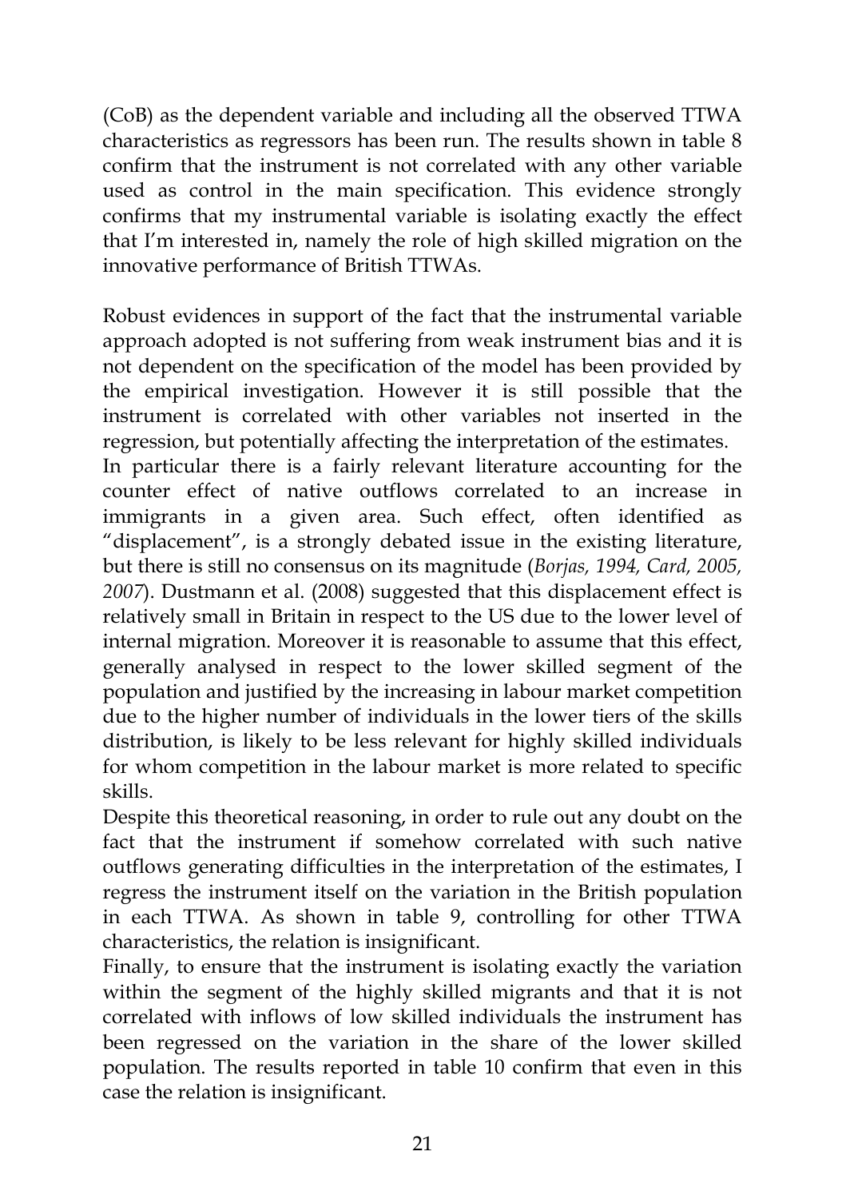(CoB) as the dependent variable and including all the observed TTWA characteristics as regressors has been run. The results shown in table 8 confirm that the instrument is not correlated with any other variable used as control in the main specification. This evidence strongly confirms that my instrumental variable is isolating exactly the effect that I'm interested in, namely the role of high skilled migration on the innovative performance of British TTWAs.

Robust evidences in support of the fact that the instrumental variable approach adopted is not suffering from weak instrument bias and it is not dependent on the specification of the model has been provided by the empirical investigation. However it is still possible that the instrument is correlated with other variables not inserted in the regression, but potentially affecting the interpretation of the estimates.

In particular there is a fairly relevant literature accounting for the counter effect of native outflows correlated to an increase in immigrants in a given area. Such effect, often identified as "displacement", is a strongly debated issue in the existing literature, but there is still no consensus on its magnitude (*Borjas, 1994, Card, 2005, 2007*). Dustmann et al. (2008) suggested that this displacement effect is relatively small in Britain in respect to the US due to the lower level of internal migration. Moreover it is reasonable to assume that this effect, generally analysed in respect to the lower skilled segment of the population and justified by the increasing in labour market competition due to the higher number of individuals in the lower tiers of the skills distribution, is likely to be less relevant for highly skilled individuals for whom competition in the labour market is more related to specific skills.

Despite this theoretical reasoning, in order to rule out any doubt on the fact that the instrument if somehow correlated with such native outflows generating difficulties in the interpretation of the estimates, I regress the instrument itself on the variation in the British population in each TTWA. As shown in table 9, controlling for other TTWA characteristics, the relation is insignificant.

Finally, to ensure that the instrument is isolating exactly the variation within the segment of the highly skilled migrants and that it is not correlated with inflows of low skilled individuals the instrument has been regressed on the variation in the share of the lower skilled population. The results reported in table 10 confirm that even in this case the relation is insignificant.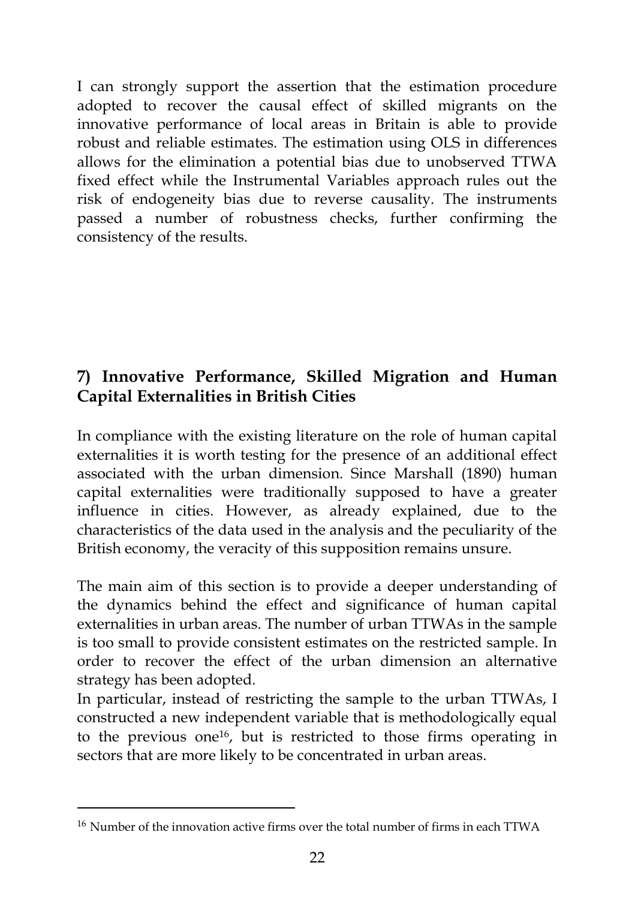I can strongly support the assertion that the estimation procedure adopted to recover the causal effect of skilled migrants on the innovative performance of local areas in Britain is able to provide robust and reliable estimates. The estimation using OLS in differences allows for the elimination a potential bias due to unobserved TTWA fixed effect while the Instrumental Variables approach rules out the risk of endogeneity bias due to reverse causality. The instruments passed a number of robustness checks, further confirming the consistency of the results.

## 7) Innovative Performance, Skilled Migration and Human Capital Externalities in British Cities

In compliance with the existing literature on the role of human capital externalities it is worth testing for the presence of an additional effect associated with the urban dimension. Since Marshall (1890) human capital externalities were traditionally supposed to have a greater influence in cities. However, as already explained, due to the characteristics of the data used in the analysis and the peculiarity of the British economy, the veracity of this supposition remains unsure.

The main aim of this section is to provide a deeper understanding of the dynamics behind the effect and significance of human capital externalities in urban areas. The number of urban TTWAs in the sample is too small to provide consistent estimates on the restricted sample. In order to recover the effect of the urban dimension an alternative strategy has been adopted.

In particular, instead of restricting the sample to the urban TTWAs, I constructed a new independent variable that is methodologically equal to the previous one[16], but is restricted to those firms operating in sectors that are more likely to be concentrated in urban areas.

[16] Number of the innovation active firms over the total number of firms in each TTWA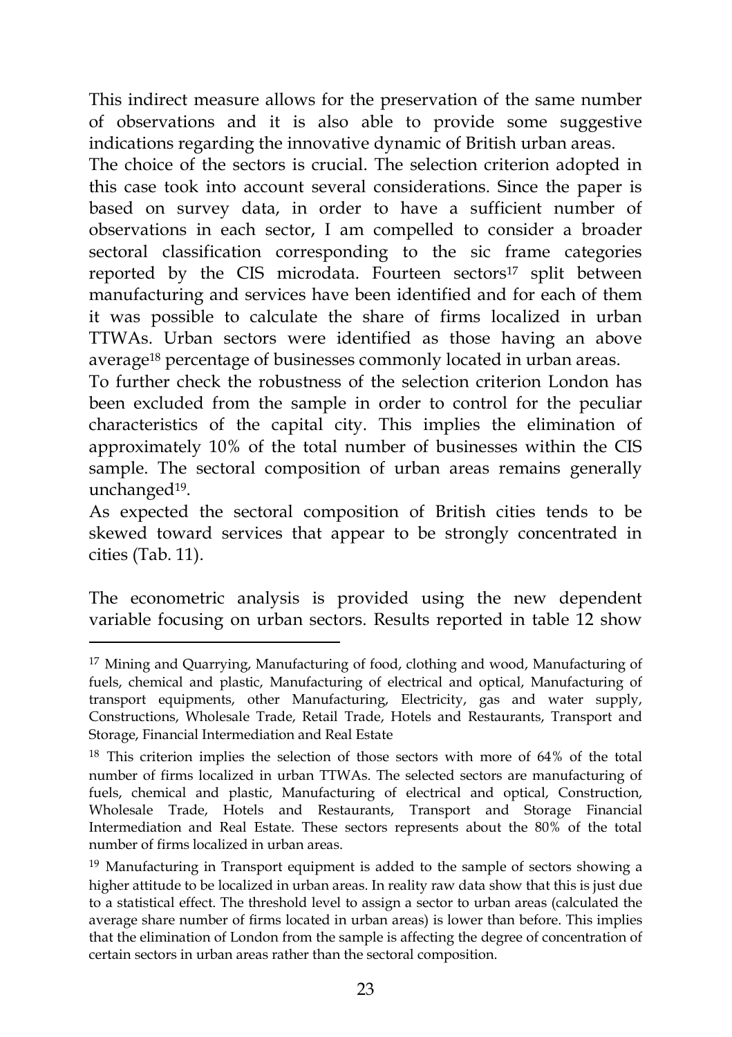This indirect measure allows for the preservation of the same number of observations and it is also able to provide some suggestive indications regarding the innovative dynamic of British urban areas.

The choice of the sectors is crucial. The selection criterion adopted in this case took into account several considerations. Since the paper is based on survey data, in order to have a sufficient number of observations in each sector, I am compelled to consider a broader sectoral classification corresponding to the sic frame categories reported by the CIS microdata. Fourteen sectors[17] split between manufacturing and services have been identified and for each of them it was possible to calculate the share of firms localized in urban TTWAs. Urban sectors were identified as those having an above average[18] percentage of businesses commonly located in urban areas.

To further check the robustness of the selection criterion London has been excluded from the sample in order to control for the peculiar characteristics of the capital city. This implies the elimination of approximately 10% of the total number of businesses within the CIS sample. The sectoral composition of urban areas remains generally unchanged[19].

As expected the sectoral composition of British cities tends to be skewed toward services that appear to be strongly concentrated in cities (Tab. 11).

The econometric analysis is provided using the new dependent variable focusing on urban sectors. Results reported in table 12 show

---

[17] Mining and Quarrying, Manufacturing of food, clothing and wood, Manufacturing of fuels, chemical and plastic, Manufacturing of electrical and optical, Manufacturing of transport equipments, other Manufacturing, Electricity, gas and water supply, Constructions, Wholesale Trade, Retail Trade, Hotels and Restaurants, Transport and Storage, Financial Intermediation and Real Estate

[18] This criterion implies the selection of those sectors with more of 64% of the total number of firms localized in urban TTWAs. The selected sectors are manufacturing of fuels, chemical and plastic, Manufacturing of electrical and optical, Construction, Wholesale Trade, Hotels and Restaurants, Transport and Storage Financial Intermediation and Real Estate. These sectors represents about the 80% of the total number of firms localized in urban areas.

[19] Manufacturing in Transport equipment is added to the sample of sectors showing a higher attitude to be localized in urban areas. In reality raw data show that this is just due to a statistical effect. The threshold level to assign a sector to urban areas (calculated the average share number of firms located in urban areas) is lower than before. This implies that the elimination of London from the sample is affecting the degree of concentration of certain sectors in urban areas rather than the sectoral composition.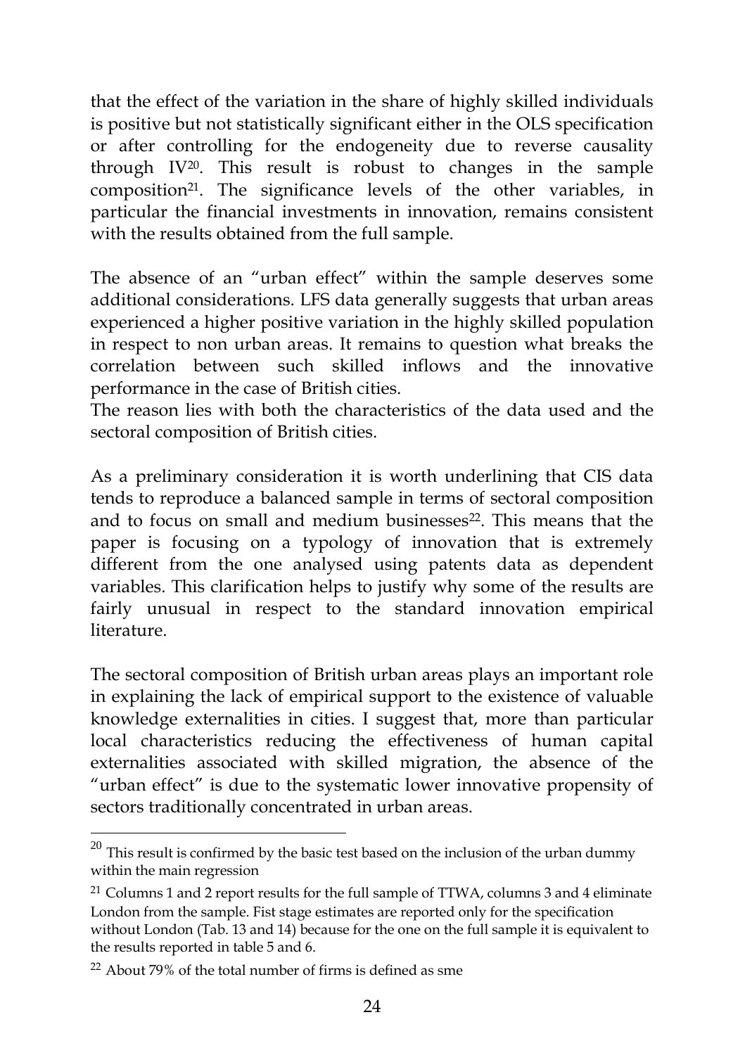that the effect of the variation in the share of highly skilled individuals is positive but not statistically significant either in the OLS specification or after controlling for the endogeneity due to reverse causality through IV[20]. This result is robust to changes in the sample composition[21]. The significance levels of the other variables, in particular the financial investments in innovation, remains consistent with the results obtained from the full sample.

The absence of an "urban effect" within the sample deserves some additional considerations. LFS data generally suggests that urban areas experienced a higher positive variation in the highly skilled population in respect to non urban areas. It remains to question what breaks the correlation between such skilled inflows and the innovative performance in the case of British cities.
The reason lies with both the characteristics of the data used and the sectoral composition of British cities.

As a preliminary consideration it is worth underlining that CIS data tends to reproduce a balanced sample in terms of sectoral composition and to focus on small and medium businesses[22]. This means that the paper is focusing on a typology of innovation that is extremely different from the one analysed using patents data as dependent variables. This clarification helps to justify why some of the results are fairly unusual in respect to the standard innovation empirical literature.

The sectoral composition of British urban areas plays an important role in explaining the lack of empirical support to the existence of valuable knowledge externalities in cities. I suggest that, more than particular local characteristics reducing the effectiveness of human capital externalities associated with skilled migration, the absence of the "urban effect" is due to the systematic lower innovative propensity of sectors traditionally concentrated in urban areas.

---

[20] This result is confirmed by the basic test based on the inclusion of the urban dummy within the main regression

[21] Columns 1 and 2 report results for the full sample of TTWA, columns 3 and 4 eliminate London from the sample. Fist stage estimates are reported only for the specification without London (Tab. 13 and 14) because for the one on the full sample it is equivalent to the results reported in table 5 and 6.

[22] About 79% of the total number of firms is defined as sme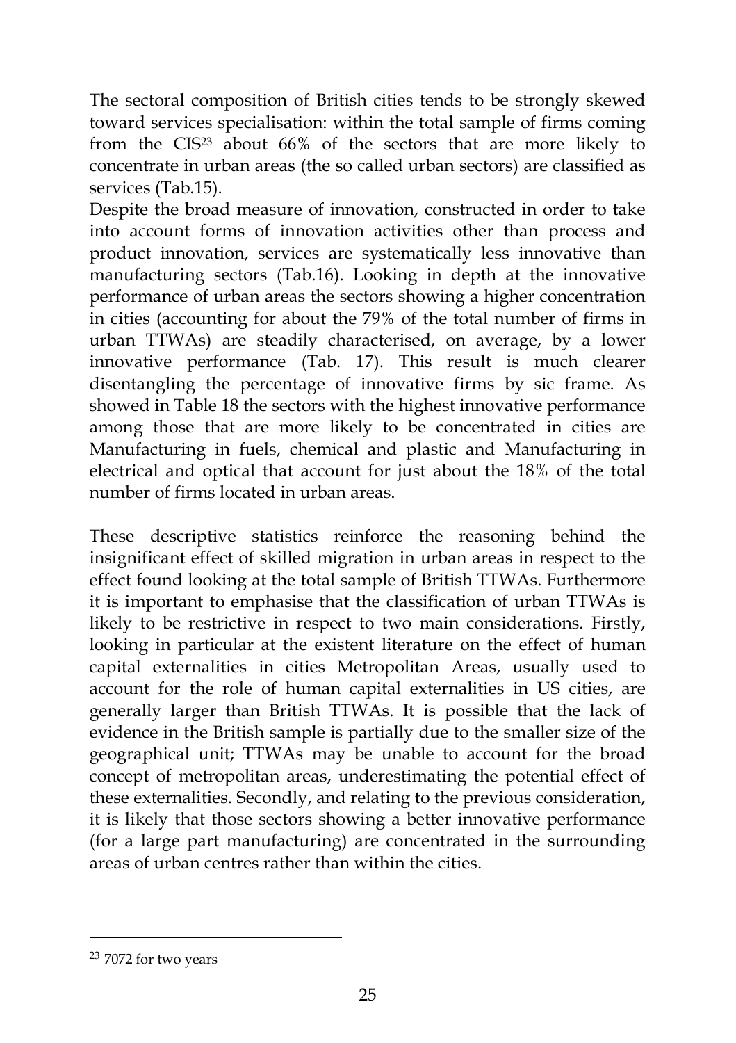The sectoral composition of British cities tends to be strongly skewed toward services specialisation: within the total sample of firms coming from the CIS[23] about 66% of the sectors that are more likely to concentrate in urban areas (the so called urban sectors) are classified as services (Tab.15).

Despite the broad measure of innovation, constructed in order to take into account forms of innovation activities other than process and product innovation, services are systematically less innovative than manufacturing sectors (Tab.16). Looking in depth at the innovative performance of urban areas the sectors showing a higher concentration in cities (accounting for about the 79% of the total number of firms in urban TTWAs) are steadily characterised, on average, by a lower innovative performance (Tab. 17). This result is much clearer disentangling the percentage of innovative firms by sic frame. As showed in Table 18 the sectors with the highest innovative performance among those that are more likely to be concentrated in cities are Manufacturing in fuels, chemical and plastic and Manufacturing in electrical and optical that account for just about the 18% of the total number of firms located in urban areas.

These descriptive statistics reinforce the reasoning behind the insignificant effect of skilled migration in urban areas in respect to the effect found looking at the total sample of British TTWAs. Furthermore it is important to emphasise that the classification of urban TTWAs is likely to be restrictive in respect to two main considerations. Firstly, looking in particular at the existent literature on the effect of human capital externalities in cities Metropolitan Areas, usually used to account for the role of human capital externalities in US cities, are generally larger than British TTWAs. It is possible that the lack of evidence in the British sample is partially due to the smaller size of the geographical unit; TTWAs may be unable to account for the broad concept of metropolitan areas, underestimating the potential effect of these externalities. Secondly, and relating to the previous consideration, it is likely that those sectors showing a better innovative performance (for a large part manufacturing) are concentrated in the surrounding areas of urban centres rather than within the cities.

[23] 7072 for two years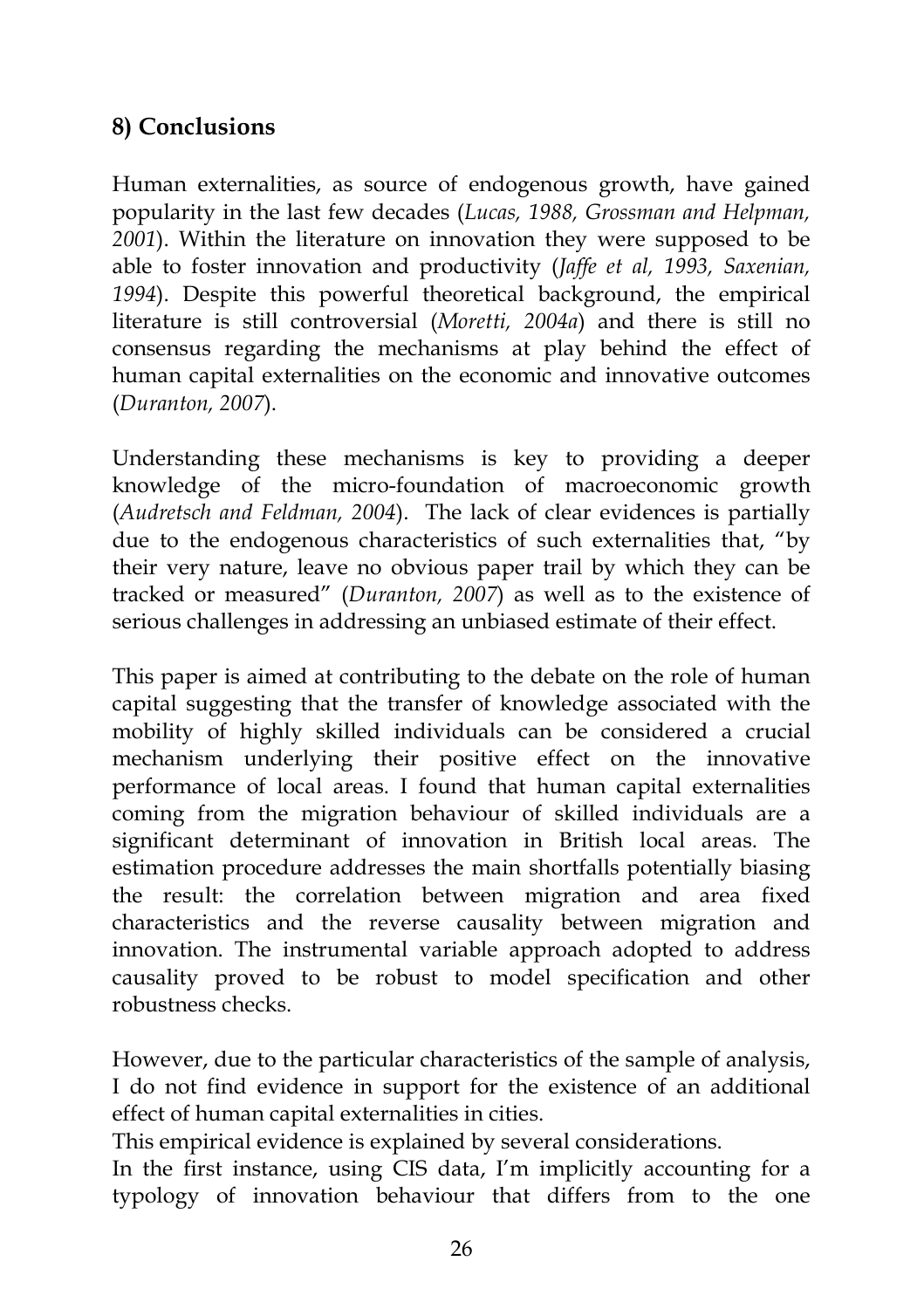## 8) Conclusions

Human externalities, as source of endogenous growth, have gained popularity in the last few decades (*Lucas, 1988, Grossman and Helpman, 2001*). Within the literature on innovation they were supposed to be able to foster innovation and productivity (*Jaffe et al, 1993, Saxenian, 1994*). Despite this powerful theoretical background, the empirical literature is still controversial (*Moretti, 2004a*) and there is still no consensus regarding the mechanisms at play behind the effect of human capital externalities on the economic and innovative outcomes (*Duranton, 2007*).

Understanding these mechanisms is key to providing a deeper knowledge of the micro-foundation of macroeconomic growth (*Audretsch and Feldman, 2004*). The lack of clear evidences is partially due to the endogenous characteristics of such externalities that, "by their very nature, leave no obvious paper trail by which they can be tracked or measured" (*Duranton, 2007*) as well as to the existence of serious challenges in addressing an unbiased estimate of their effect.

This paper is aimed at contributing to the debate on the role of human capital suggesting that the transfer of knowledge associated with the mobility of highly skilled individuals can be considered a crucial mechanism underlying their positive effect on the innovative performance of local areas. I found that human capital externalities coming from the migration behaviour of skilled individuals are a significant determinant of innovation in British local areas. The estimation procedure addresses the main shortfalls potentially biasing the result: the correlation between migration and area fixed characteristics and the reverse causality between migration and innovation. The instrumental variable approach adopted to address causality proved to be robust to model specification and other robustness checks.

However, due to the particular characteristics of the sample of analysis, I do not find evidence in support for the existence of an additional effect of human capital externalities in cities.

This empirical evidence is explained by several considerations.

In the first instance, using CIS data, I'm implicitly accounting for a typology of innovation behaviour that differs from to the one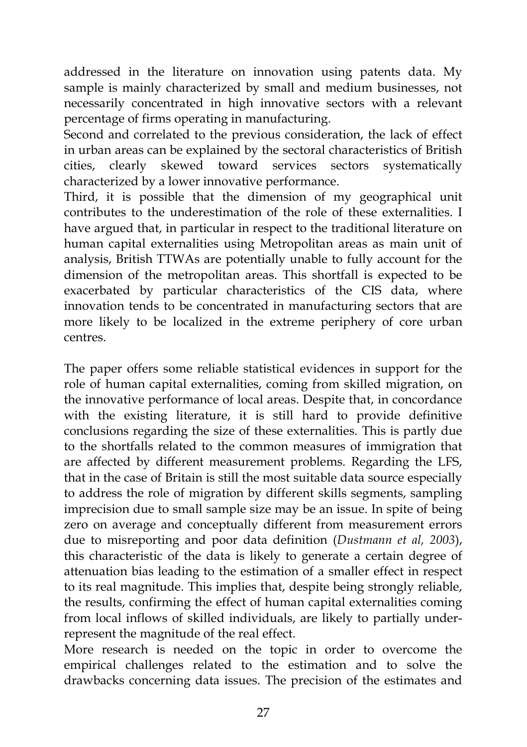addressed in the literature on innovation using patents data. My sample is mainly characterized by small and medium businesses, not necessarily concentrated in high innovative sectors with a relevant percentage of firms operating in manufacturing.

Second and correlated to the previous consideration, the lack of effect in urban areas can be explained by the sectoral characteristics of British cities, clearly skewed toward services sectors systematically characterized by a lower innovative performance.

Third, it is possible that the dimension of my geographical unit contributes to the underestimation of the role of these externalities. I have argued that, in particular in respect to the traditional literature on human capital externalities using Metropolitan areas as main unit of analysis, British TTWAs are potentially unable to fully account for the dimension of the metropolitan areas. This shortfall is expected to be exacerbated by particular characteristics of the CIS data, where innovation tends to be concentrated in manufacturing sectors that are more likely to be localized in the extreme periphery of core urban centres.

The paper offers some reliable statistical evidences in support for the role of human capital externalities, coming from skilled migration, on the innovative performance of local areas. Despite that, in concordance with the existing literature, it is still hard to provide definitive conclusions regarding the size of these externalities. This is partly due to the shortfalls related to the common measures of immigration that are affected by different measurement problems. Regarding the LFS, that in the case of Britain is still the most suitable data source especially to address the role of migration by different skills segments, sampling imprecision due to small sample size may be an issue. In spite of being zero on average and conceptually different from measurement errors due to misreporting and poor data definition (*Dustmann et al, 2003*), this characteristic of the data is likely to generate a certain degree of attenuation bias leading to the estimation of a smaller effect in respect to its real magnitude. This implies that, despite being strongly reliable, the results, confirming the effect of human capital externalities coming from local inflows of skilled individuals, are likely to partially under-represent the magnitude of the real effect.

More research is needed on the topic in order to overcome the empirical challenges related to the estimation and to solve the drawbacks concerning data issues. The precision of the estimates and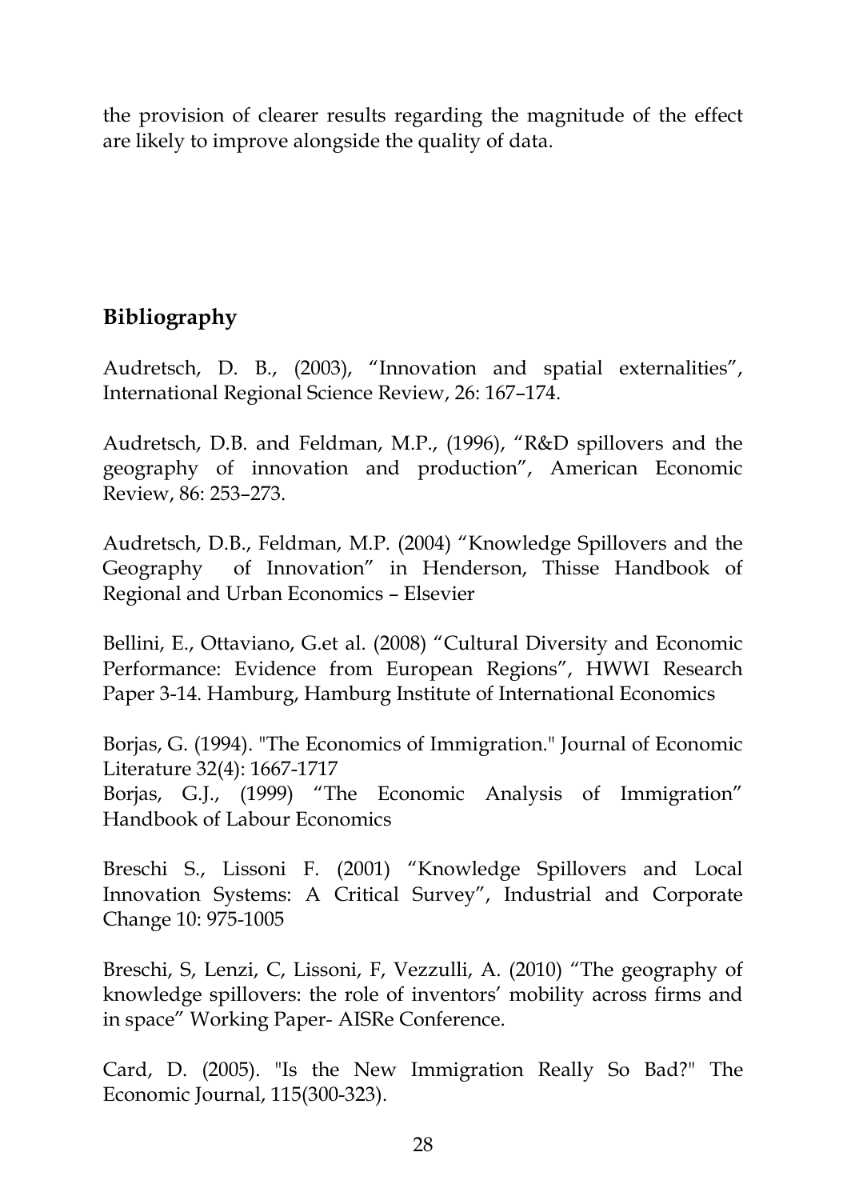the provision of clearer results regarding the magnitude of the effect are likely to improve alongside the quality of data.

## Bibliography

Audretsch, D. B., (2003), "Innovation and spatial externalities", International Regional Science Review, 26: 167–174.

Audretsch, D.B. and Feldman, M.P., (1996), "R&D spillovers and the geography of innovation and production", American Economic Review, 86: 253–273.

Audretsch, D.B., Feldman, M.P. (2004) "Knowledge Spillovers and the Geography of Innovation" in Henderson, Thisse Handbook of Regional and Urban Economics – Elsevier

Bellini, E., Ottaviano, G.et al. (2008) "Cultural Diversity and Economic Performance: Evidence from European Regions", HWWI Research Paper 3-14. Hamburg, Hamburg Institute of International Economics

Borjas, G. (1994). "The Economics of Immigration." Journal of Economic Literature 32(4): 1667-1717

Borjas, G.J., (1999) "The Economic Analysis of Immigration" Handbook of Labour Economics

Breschi S., Lissoni F. (2001) "Knowledge Spillovers and Local Innovation Systems: A Critical Survey", Industrial and Corporate Change 10: 975-1005

Breschi, S, Lenzi, C, Lissoni, F, Vezzulli, A. (2010) "The geography of knowledge spillovers: the role of inventors' mobility across firms and in space" Working Paper- AISRe Conference.

Card, D. (2005). "Is the New Immigration Really So Bad?" The Economic Journal, 115(300-323).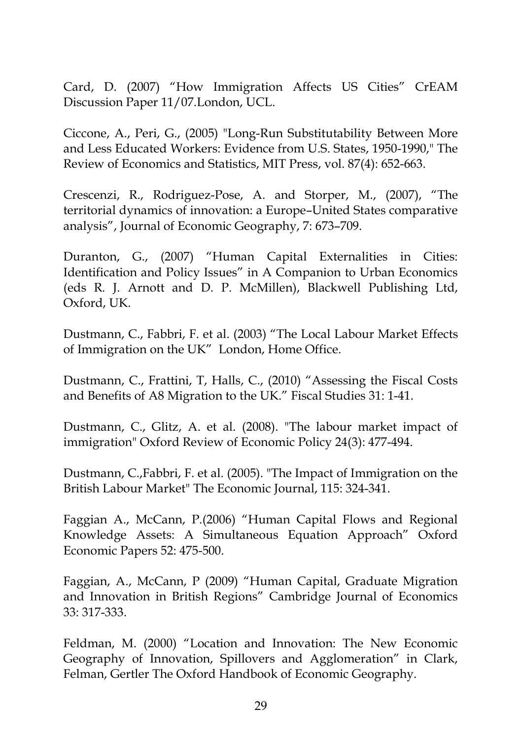Card, D. (2007) “How Immigration Affects US Cities” CrEAM Discussion Paper 11/07.London, UCL.

Ciccone, A., Peri, G., (2005) "Long-Run Substitutability Between More and Less Educated Workers: Evidence from U.S. States, 1950-1990," The Review of Economics and Statistics, MIT Press, vol. 87(4): 652-663.

Crescenzi, R., Rodriguez-Pose, A. and Storper, M., (2007), “The territorial dynamics of innovation: a Europe–United States comparative analysis”, Journal of Economic Geography, 7: 673–709.

Duranton, G., (2007) “Human Capital Externalities in Cities: Identification and Policy Issues” in A Companion to Urban Economics (eds R. J. Arnott and D. P. McMillen), Blackwell Publishing Ltd, Oxford, UK.

Dustmann, C., Fabbri, F. et al. (2003) “The Local Labour Market Effects of Immigration on the UK” London, Home Office.

Dustmann, C., Frattini, T, Halls, C., (2010) “Assessing the Fiscal Costs and Benefits of A8 Migration to the UK.” Fiscal Studies 31: 1-41.

Dustmann, C., Glitz, A. et al. (2008). "The labour market impact of immigration" Oxford Review of Economic Policy 24(3): 477-494.

Dustmann, C.,Fabbri, F. et al. (2005). "The Impact of Immigration on the British Labour Market" The Economic Journal, 115: 324-341.

Faggian A., McCann, P.(2006) “Human Capital Flows and Regional Knowledge Assets: A Simultaneous Equation Approach” Oxford Economic Papers 52: 475-500.

Faggian, A., McCann, P (2009) “Human Capital, Graduate Migration and Innovation in British Regions” Cambridge Journal of Economics 33: 317-333.

Feldman, M. (2000) “Location and Innovation: The New Economic Geography of Innovation, Spillovers and Agglomeration” in Clark, Felman, Gertler The Oxford Handbook of Economic Geography.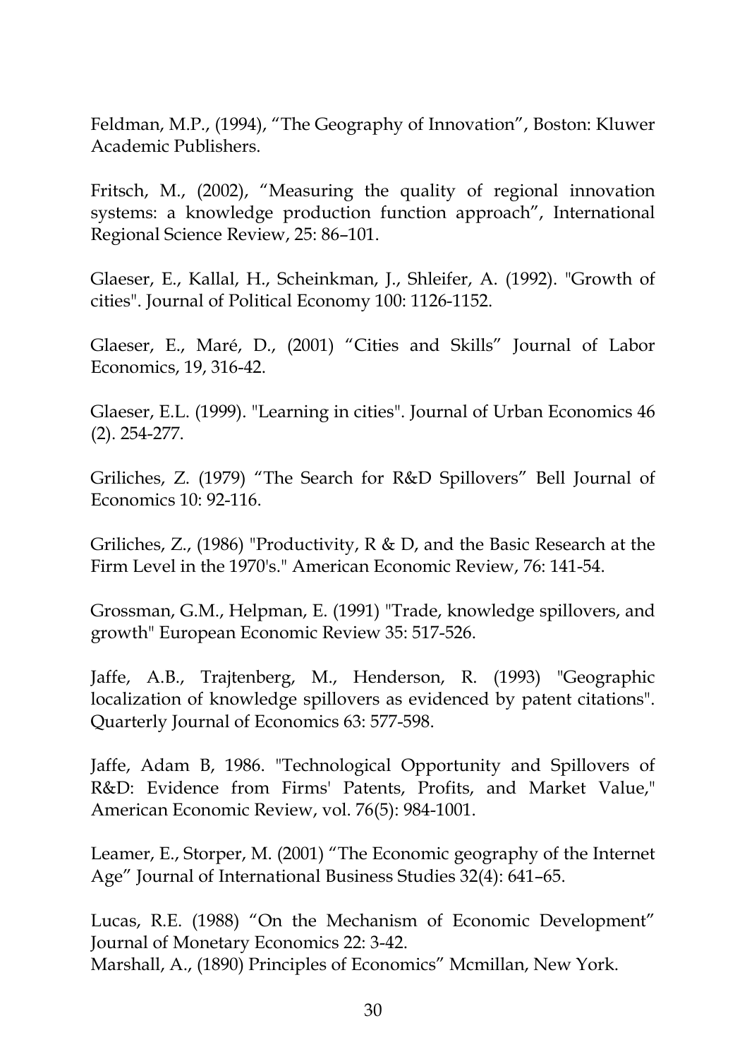Feldman, M.P., (1994), "The Geography of Innovation", Boston: Kluwer Academic Publishers.

Fritsch, M., (2002), "Measuring the quality of regional innovation systems: a knowledge production function approach", International Regional Science Review, 25: 86–101.

Glaeser, E., Kallal, H., Scheinkman, J., Shleifer, A. (1992). "Growth of cities". Journal of Political Economy 100: 1126-1152.

Glaeser, E., Maré, D., (2001) "Cities and Skills" Journal of Labor Economics, 19, 316-42.

Glaeser, E.L. (1999). "Learning in cities". Journal of Urban Economics 46 (2). 254-277.

Griliches, Z. (1979) "The Search for R&D Spillovers" Bell Journal of Economics 10: 92-116.

Griliches, Z., (1986) "Productivity, R & D, and the Basic Research at the Firm Level in the 1970's." American Economic Review, 76: 141-54.

Grossman, G.M., Helpman, E. (1991) "Trade, knowledge spillovers, and growth" European Economic Review 35: 517-526.

Jaffe, A.B., Trajtenberg, M., Henderson, R. (1993) "Geographic localization of knowledge spillovers as evidenced by patent citations". Quarterly Journal of Economics 63: 577-598.

Jaffe, Adam B, 1986. "Technological Opportunity and Spillovers of R&D: Evidence from Firms' Patents, Profits, and Market Value," American Economic Review, vol. 76(5): 984-1001.

Leamer, E., Storper, M. (2001) "The Economic geography of the Internet Age" Journal of International Business Studies 32(4): 641–65.

Lucas, R.E. (1988) "On the Mechanism of Economic Development" Journal of Monetary Economics 22: 3-42.
Marshall, A., (1890) Principles of Economics" Mcmillan, New York.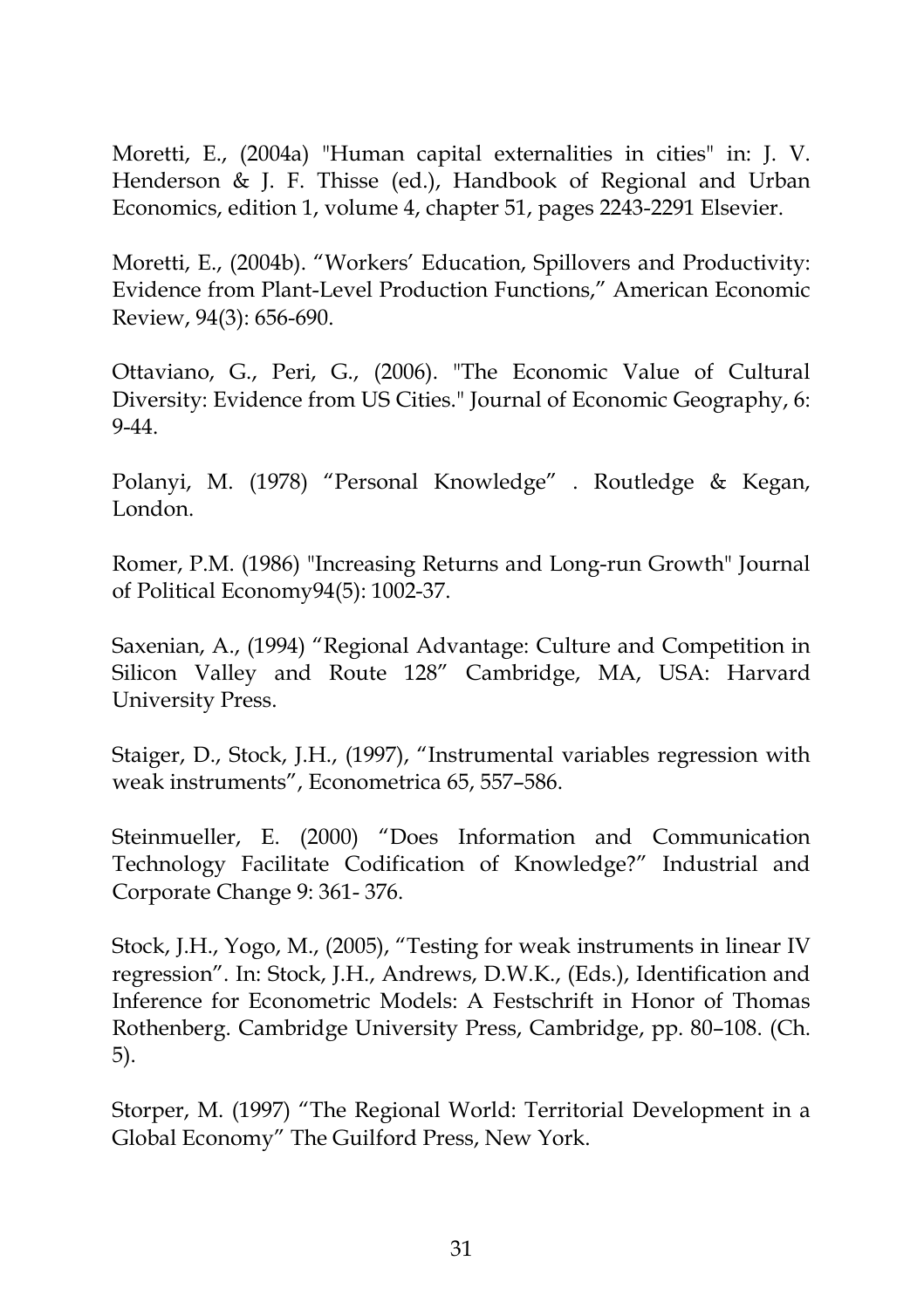Moretti, E., (2004a) "Human capital externalities in cities" in: J. V. Henderson & J. F. Thisse (ed.), Handbook of Regional and Urban Economics, edition 1, volume 4, chapter 51, pages 2243-2291 Elsevier.

Moretti, E., (2004b). "Workers' Education, Spillovers and Productivity: Evidence from Plant-Level Production Functions," American Economic Review, 94(3): 656-690.

Ottaviano, G., Peri, G., (2006). "The Economic Value of Cultural Diversity: Evidence from US Cities." Journal of Economic Geography, 6: 9-44.

Polanyi, M. (1978) "Personal Knowledge" . Routledge & Kegan, London.

Romer, P.M. (1986) "Increasing Returns and Long-run Growth" Journal of Political Economy94(5): 1002-37.

Saxenian, A., (1994) "Regional Advantage: Culture and Competition in Silicon Valley and Route 128" Cambridge, MA, USA: Harvard University Press.

Staiger, D., Stock, J.H., (1997), "Instrumental variables regression with weak instruments", Econometrica 65, 557–586.

Steinmueller, E. (2000) "Does Information and Communication Technology Facilitate Codification of Knowledge?" Industrial and Corporate Change 9: 361- 376.

Stock, J.H., Yogo, M., (2005), "Testing for weak instruments in linear IV regression". In: Stock, J.H., Andrews, D.W.K., (Eds.), Identification and Inference for Econometric Models: A Festschrift in Honor of Thomas Rothenberg. Cambridge University Press, Cambridge, pp. 80–108. (Ch. 5).

Storper, M. (1997) "The Regional World: Territorial Development in a Global Economy" The Guilford Press, New York.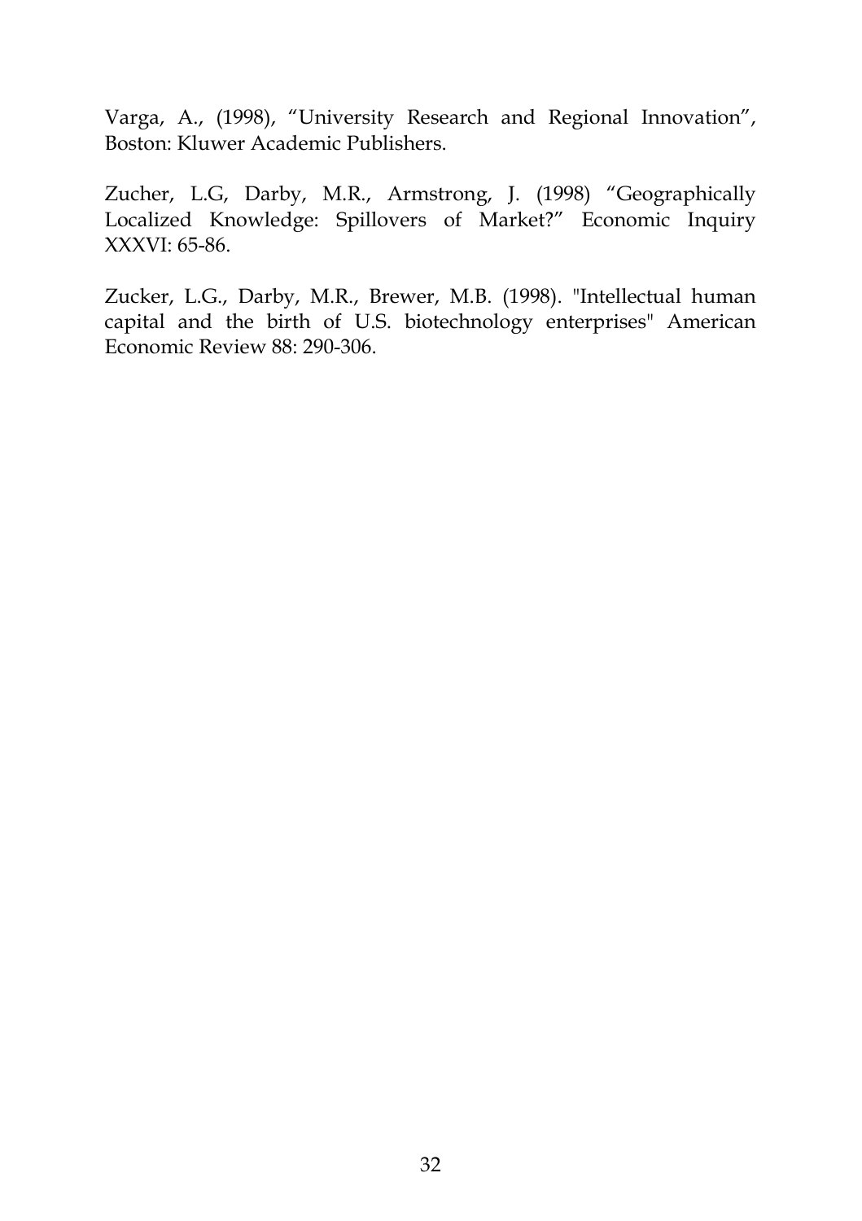Varga, A., (1998), “University Research and Regional Innovation”, Boston: Kluwer Academic Publishers.

Zucher, L.G, Darby, M.R., Armstrong, J. (1998) “Geographically Localized Knowledge: Spillovers of Market?” Economic Inquiry XXXVI: 65-86.

Zucker, L.G., Darby, M.R., Brewer, M.B. (1998). "Intellectual human capital and the birth of U.S. biotechnology enterprises" American Economic Review 88: 290-306.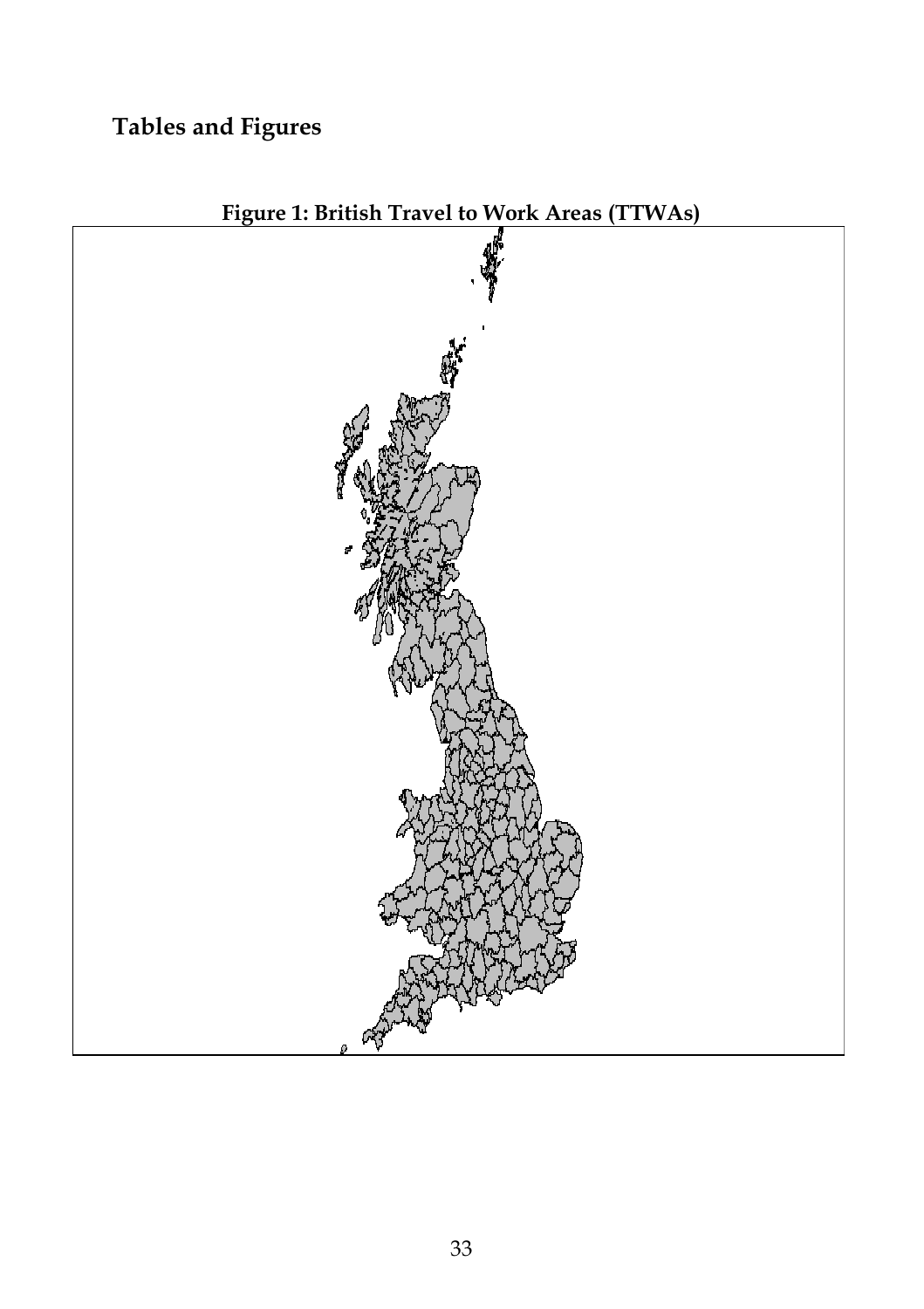# Tables and Figures

**Figure 1: British Travel to Work Areas (TTWAs)**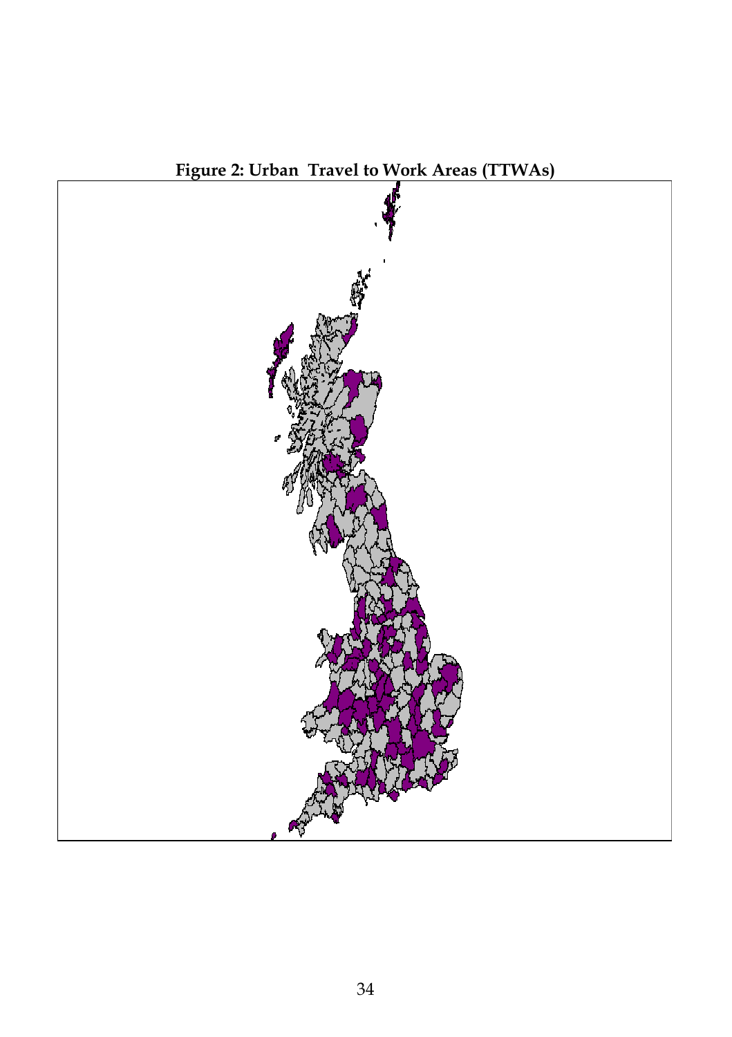**Figure 2: Urban Travel to Work Areas (TTWAs)**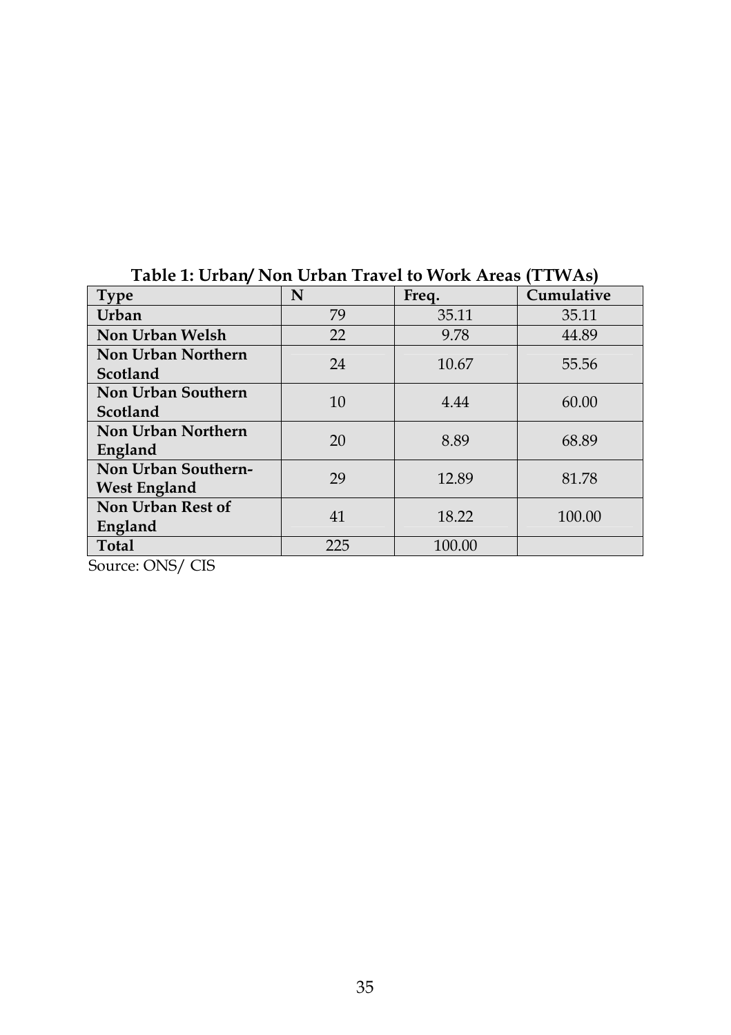**Table 1: Urban/ Non Urban Travel to Work Areas (TTWAs)**

| Type | N | Freq. | Cumulative |
|---|---|---|---|
| **Urban** | 79 | 35.11 | 35.11 |
| **Non Urban Welsh** | 22 | 9.78 | 44.89 |
| **Non Urban Northern Scotland** | 24 | 10.67 | 55.56 |
| **Non Urban Southern Scotland** | 10 | 4.44 | 60.00 |
| **Non Urban Northern England** | 20 | 8.89 | 68.89 |
| **Non Urban Southern-West England** | 29 | 12.89 | 81.78 |
| **Non Urban Rest of England** | 41 | 18.22 | 100.00 |
| **Total** | 225 | 100.00 | |

Source: ONS/ CIS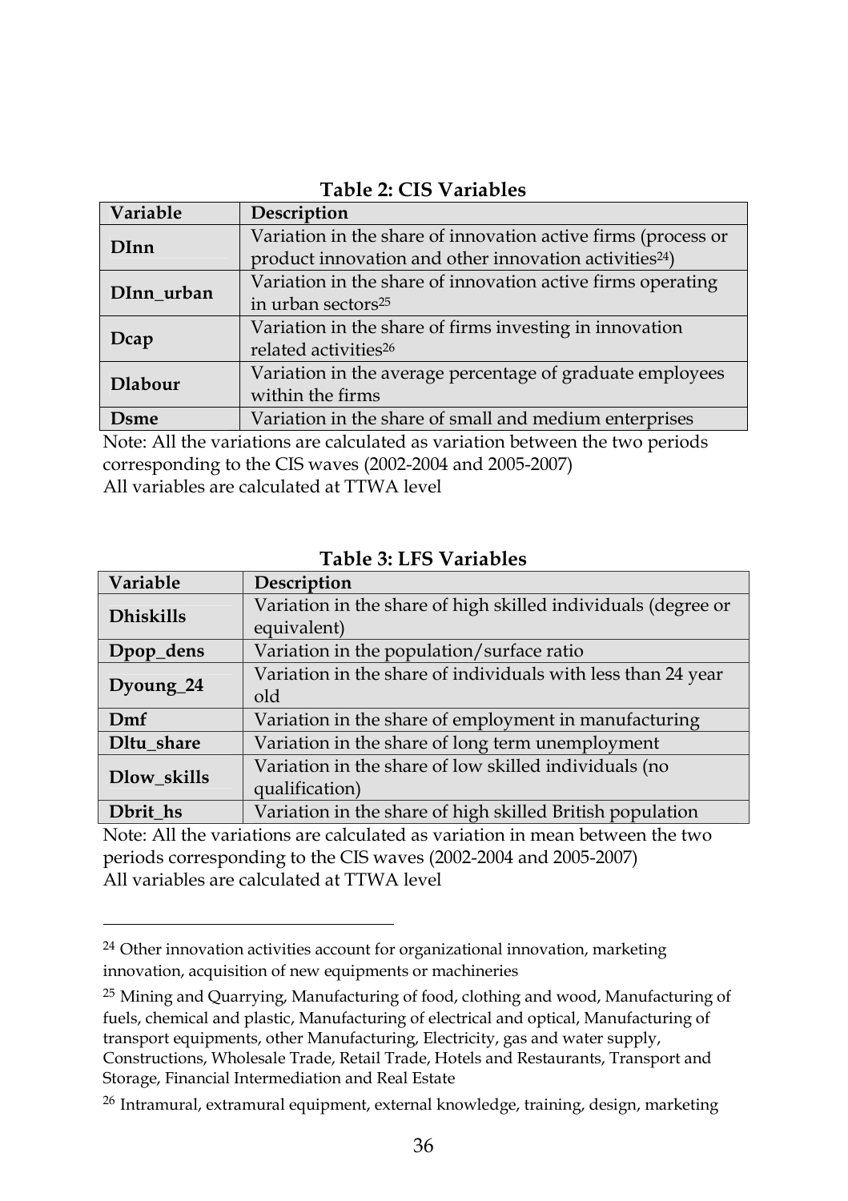**Table 2: CIS Variables**

| Variable | Description |
|---|---|
| **DInn** | Variation in the share of innovation active firms (process or product innovation and other innovation activities[24]) |
| **DInn_urban** | Variation in the share of innovation active firms operating in urban sectors[25] |
| **Dcap** | Variation in the share of firms investing in innovation related activities[26] |
| **Dlabour** | Variation in the average percentage of graduate employees within the firms |
| **Dsme** | Variation in the share of small and medium enterprises |

Note: All the variations are calculated as variation between the two periods corresponding to the CIS waves (2002-2004 and 2005-2007)
All variables are calculated at TTWA level

**Table 3: LFS Variables**

| Variable | Description |
|---|---|
| **Dhiskills** | Variation in the share of high skilled individuals (degree or equivalent) |
| **Dpop_dens** | Variation in the population/surface ratio |
| **Dyoung_24** | Variation in the share of individuals with less than 24 year old |
| **Dmf** | Variation in the share of employment in manufacturing |
| **Dltu_share** | Variation in the share of long term unemployment |
| **Dlow_skills** | Variation in the share of low skilled individuals (no qualification) |
| **Dbrit_hs** | Variation in the share of high skilled British population |

Note: All the variations are calculated as variation in mean between the two periods corresponding to the CIS waves (2002-2004 and 2005-2007)
All variables are calculated at TTWA level

---

[24] Other innovation activities account for organizational innovation, marketing innovation, acquisition of new equipments or machineries

[25] Mining and Quarrying, Manufacturing of food, clothing and wood, Manufacturing of fuels, chemical and plastic, Manufacturing of electrical and optical, Manufacturing of transport equipments, other Manufacturing, Electricity, gas and water supply, Constructions, Wholesale Trade, Retail Trade, Hotels and Restaurants, Transport and Storage, Financial Intermediation and Real Estate

[26] Intramural, extramural equipment, external knowledge, training, design, marketing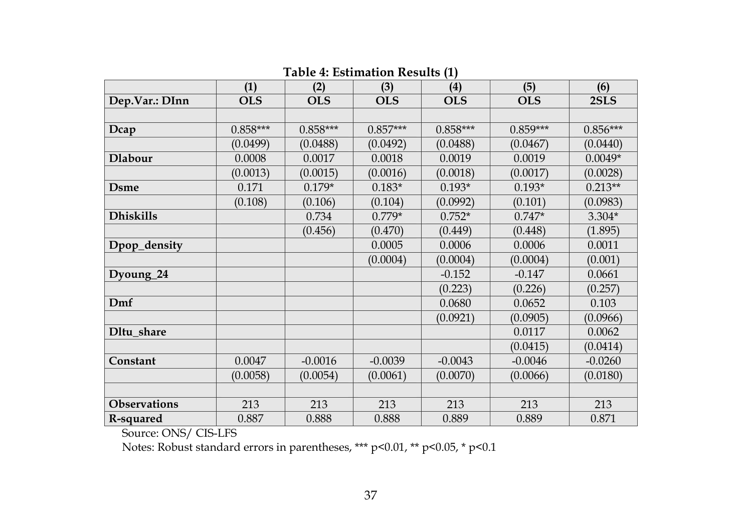**Table 4: Estimation Results (1)**

| | (1) | (2) | (3) | (4) | (5) | (6) |
|---|---|---|---|---|---|---|
| **Dep.Var.: DInn** | **OLS** | **OLS** | **OLS** | **OLS** | **OLS** | **2SLS** |
| | | | | | | |
| **Dcap** | 0.858*** | 0.858*** | 0.857*** | 0.858*** | 0.859*** | 0.856*** |
| | (0.0499) | (0.0488) | (0.0492) | (0.0488) | (0.0467) | (0.0440) |
| **Dlabour** | 0.0008 | 0.0017 | 0.0018 | 0.0019 | 0.0019 | 0.0049* |
| | (0.0013) | (0.0015) | (0.0016) | (0.0018) | (0.0017) | (0.0028) |
| **Dsme** | 0.171 | 0.179* | 0.183* | 0.193* | 0.193* | 0.213** |
| | (0.108) | (0.106) | (0.104) | (0.0992) | (0.101) | (0.0983) |
| **Dhiskills** | | 0.734 | 0.779* | 0.752* | 0.747* | 3.304* |
| | | (0.456) | (0.470) | (0.449) | (0.448) | (1.895) |
| **Dpop_density** | | | 0.0005 | 0.0006 | 0.0006 | 0.0011 |
| | | | (0.0004) | (0.0004) | (0.0004) | (0.001) |
| **Dyoung_24** | | | | -0.152 | -0.147 | 0.0661 |
| | | | | (0.223) | (0.226) | (0.257) |
| **Dmf** | | | | 0.0680 | 0.0652 | 0.103 |
| | | | | (0.0921) | (0.0905) | (0.0966) |
| **Dltu_share** | | | | | 0.0117 | 0.0062 |
| | | | | | (0.0415) | (0.0414) |
| **Constant** | 0.0047 | -0.0016 | -0.0039 | -0.0043 | -0.0046 | -0.0260 |
| | (0.0058) | (0.0054) | (0.0061) | (0.0070) | (0.0066) | (0.0180) |
| | | | | | | |
| **Observations** | 213 | 213 | 213 | 213 | 213 | 213 |
| **R-squared** | 0.887 | 0.888 | 0.888 | 0.889 | 0.889 | 0.871 |

Source: ONS/ CIS-LFS

Notes: Robust standard errors in parentheses, *** $p<0.01$, ** $p<0.05$, * $p<0.1$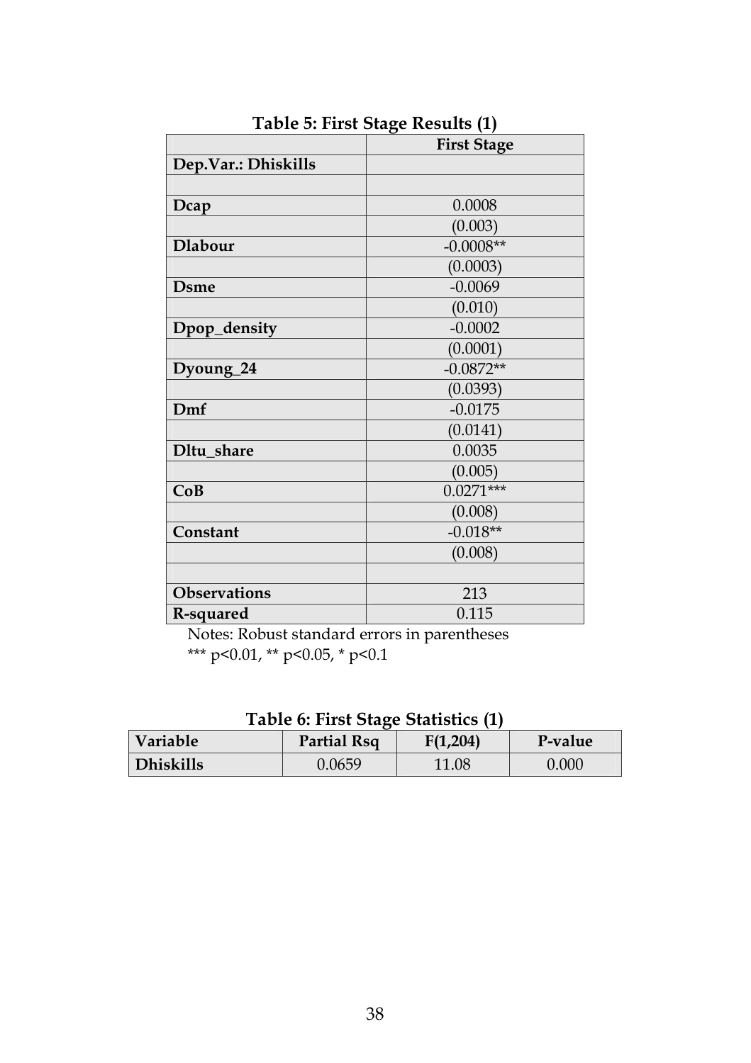**Table 5: First Stage Results (1)**

| | First Stage |
|---|---|
| **Dep.Var.: Dhiskills** | |
| | |
| **Dcap** | 0.0008 |
| | (0.003) |
| **Dlabour** | -0.0008** |
| | (0.0003) |
| **Dsme** | -0.0069 |
| | (0.010) |
| **Dpop_density** | -0.0002 |
| | (0.0001) |
| **Dyoung_24** | -0.0872** |
| | (0.0393) |
| **Dmf** | -0.0175 |
| | (0.0141) |
| **Dltu_share** | 0.0035 |
| | (0.005) |
| **CoB** | 0.0271*** |
| | (0.008) |
| **Constant** | -0.018** |
| | (0.008) |
| | |
| **Observations** | 213 |
| **R-squared** | 0.115 |

Notes: Robust standard errors in parentheses
*** p<0.01, ** p<0.05, * p<0.1

**Table 6: First Stage Statistics (1)**

| Variable | Partial Rsq | F(1,204) | P-value |
|---|---|---|---|
| **Dhiskills** | 0.0659 | 11.08 | 0.000 |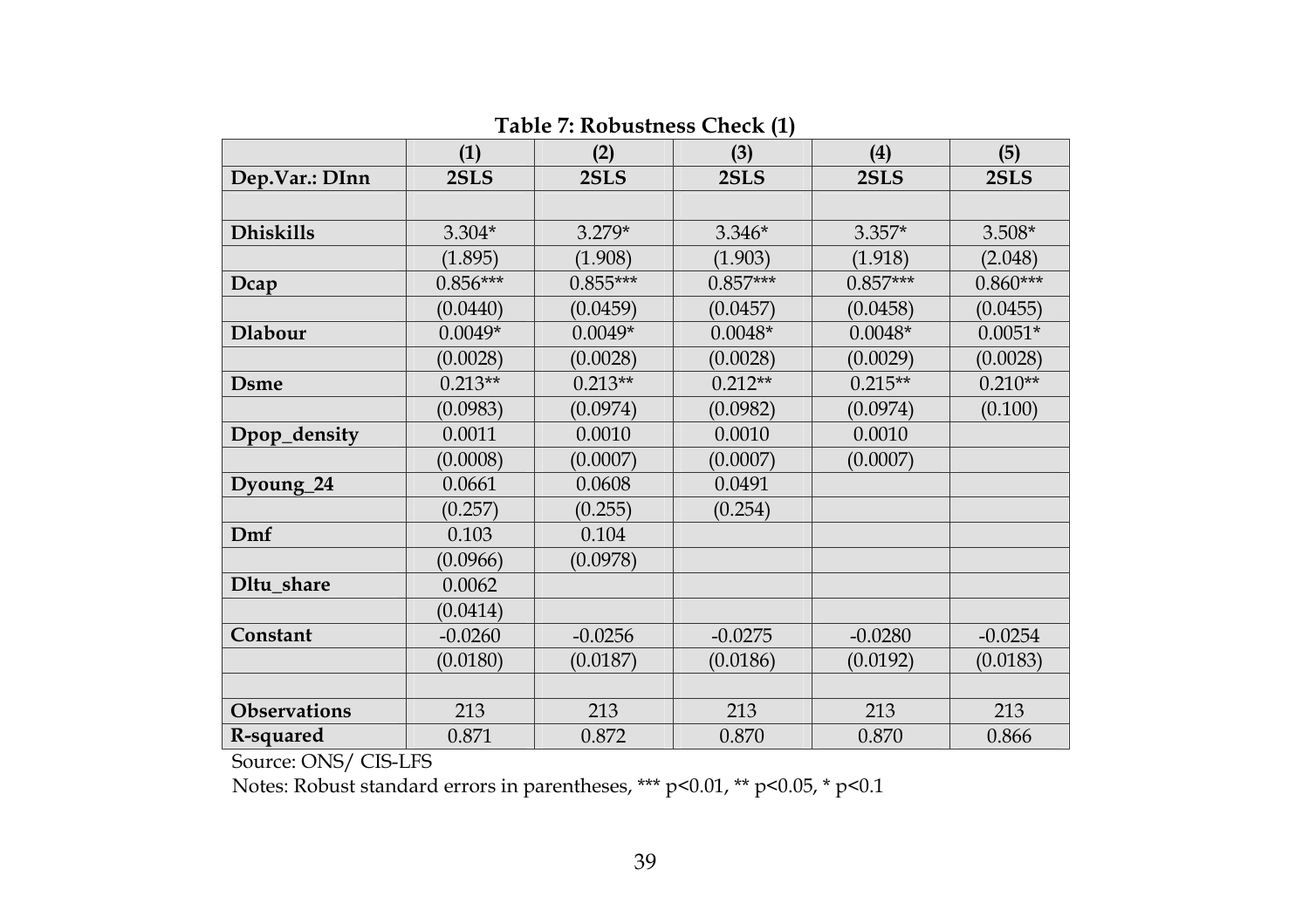**Table 7: Robustness Check (1)**

| | (1) | (2) | (3) | (4) | (5) |
|---|---|---|---|---|---|
| **Dep.Var.: DInn** | **2SLS** | **2SLS** | **2SLS** | **2SLS** | **2SLS** |
| | | | | | |
| **Dhiskills** | 3.304* | 3.279* | 3.346* | 3.357* | 3.508* |
| | (1.895) | (1.908) | (1.903) | (1.918) | (2.048) |
| **Dcap** | 0.856*** | 0.855*** | 0.857*** | 0.857*** | 0.860*** |
| | (0.0440) | (0.0459) | (0.0457) | (0.0458) | (0.0455) |
| **Dlabour** | 0.0049* | 0.0049* | 0.0048* | 0.0048* | 0.0051* |
| | (0.0028) | (0.0028) | (0.0028) | (0.0029) | (0.0028) |
| **Dsme** | 0.213** | 0.213** | 0.212** | 0.215** | 0.210** |
| | (0.0983) | (0.0974) | (0.0982) | (0.0974) | (0.100) |
| **Dpop_density** | 0.0011 | 0.0010 | 0.0010 | 0.0010 | |
| | (0.0008) | (0.0007) | (0.0007) | (0.0007) | |
| **Dyoung_24** | 0.0661 | 0.0608 | 0.0491 | | |
| | (0.257) | (0.255) | (0.254) | | |
| **Dmf** | 0.103 | 0.104 | | | |
| | (0.0966) | (0.0978) | | | |
| **Dltu_share** | 0.0062 | | | | |
| | (0.0414) | | | | |
| **Constant** | -0.0260 | -0.0256 | -0.0275 | -0.0280 | -0.0254 |
| | (0.0180) | (0.0187) | (0.0186) | (0.0192) | (0.0183) |
| | | | | | |
| **Observations** | 213 | 213 | 213 | 213 | 213 |
| **R-squared** | 0.871 | 0.872 | 0.870 | 0.870 | 0.866 |

Source: ONS/ CIS-LFS

Notes: Robust standard errors in parentheses, *** p<0.01, ** p<0.05, * p<0.1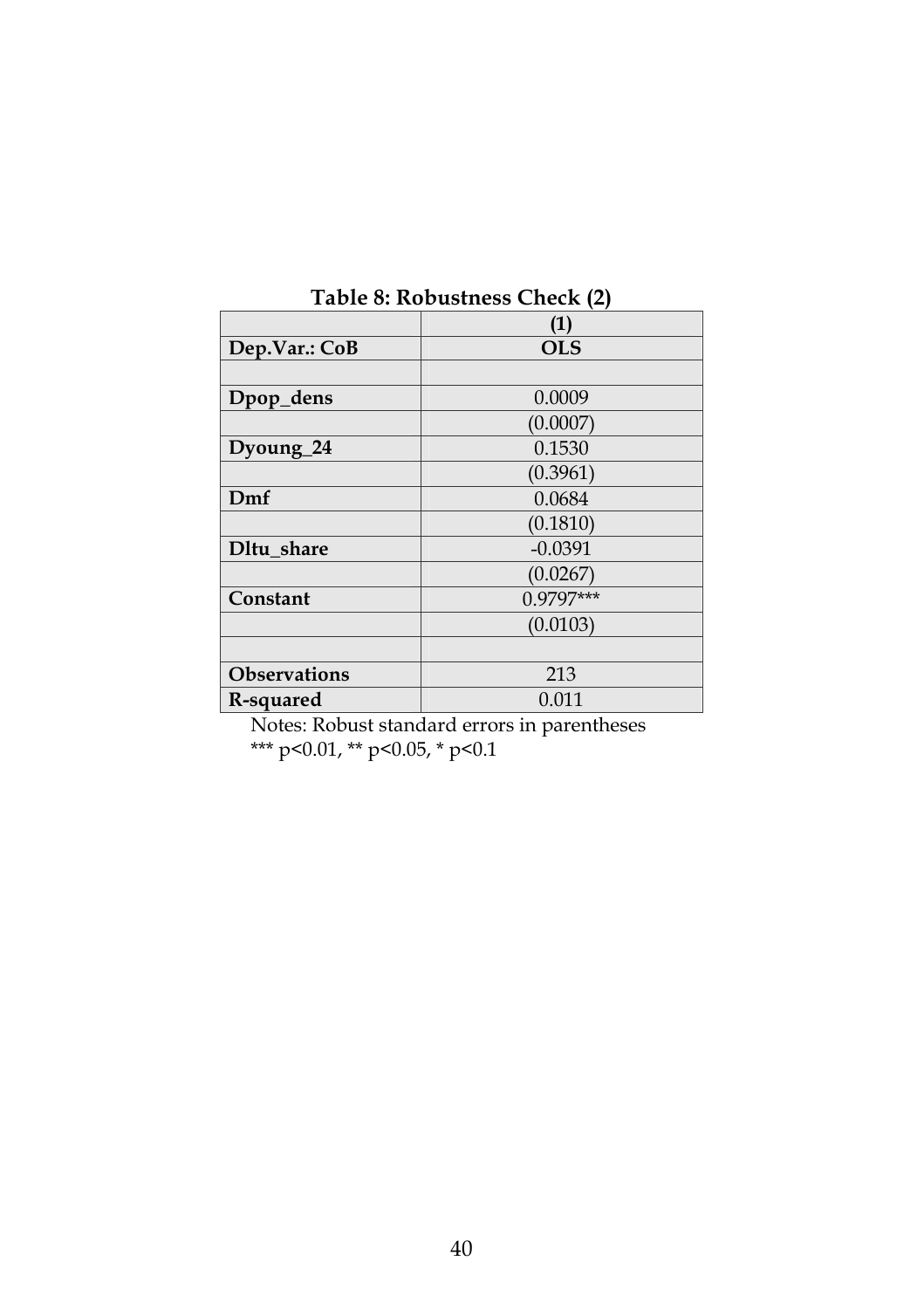**Table 8: Robustness Check (2)**

| | (1) |
|---|---|
| **Dep.Var.: CoB** | **OLS** |
| | |
| **Dpop_dens** | 0.0009 |
| | (0.0007) |
| **Dyoung_24** | 0.1530 |
| | (0.3961) |
| **Dmf** | 0.0684 |
| | (0.1810) |
| **Dltu_share** | -0.0391 |
| | (0.0267) |
| **Constant** | 0.9797*** |
| | (0.0103) |
| | |
| **Observations** | 213 |
| **R-squared** | 0.011 |

Notes: Robust standard errors in parentheses
*** p<0.01, ** p<0.05, * p<0.1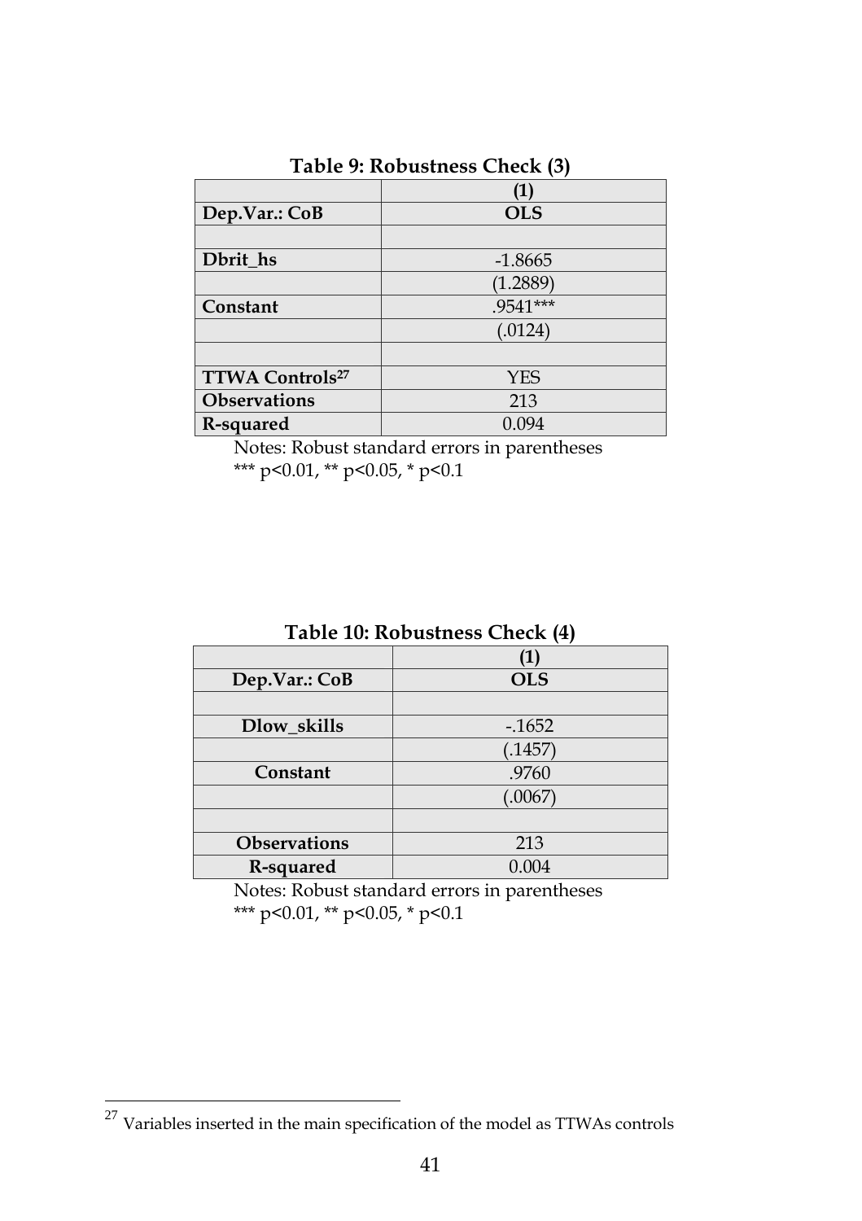**Table 9: Robustness Check (3)**

| | (1) |
|---|---|
| **Dep.Var.: CoB** | **OLS** |
| | |
| **Dbrit_hs** | -1.8665 |
| | (1.2889) |
| **Constant** | .9541*** |
| | (.0124) |
| | |
| **TTWA Controls**[27] | YES |
| **Observations** | 213 |
| **R-squared** | 0.094 |

Notes: Robust standard errors in parentheses
*** p<0.01, ** p<0.05, * p<0.1

**Table 10: Robustness Check (4)**

| | (1) |
|---|---|
| **Dep.Var.: CoB** | **OLS** |
| | |
| **Dlow_skills** | -.1652 |
| | (.1457) |
| **Constant** | .9760 |
| | (.0067) |
| | |
| **Observations** | 213 |
| **R-squared** | 0.004 |

Notes: Robust standard errors in parentheses
*** p<0.01, ** p<0.05, * p<0.1

[27] Variables inserted in the main specification of the model as TTWAs controls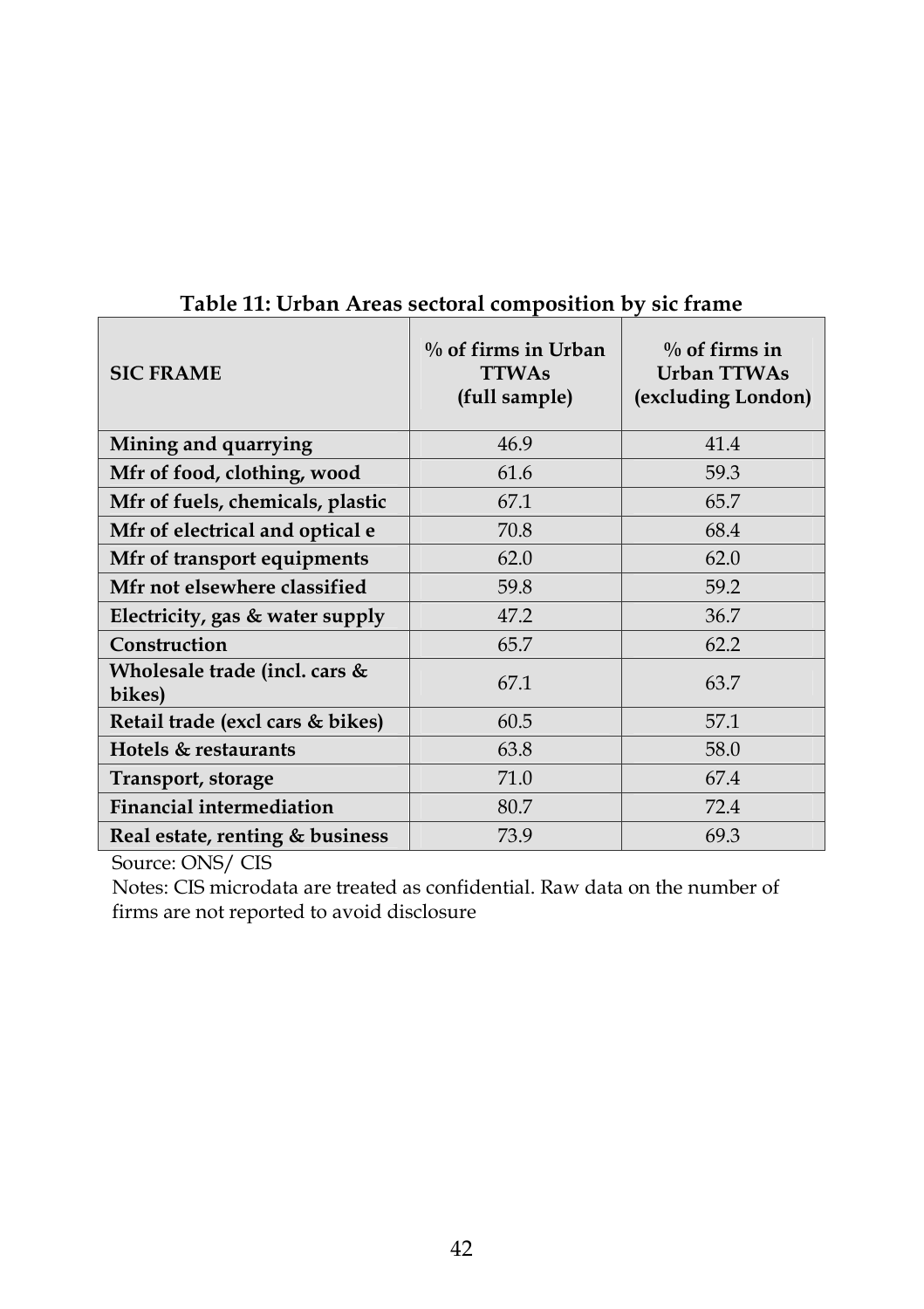**Table 11: Urban Areas sectoral composition by sic frame**

| SIC FRAME | % of firms in Urban TTWAs (full sample) | % of firms in Urban TTWAs (excluding London) |
|---|---|---|
| **Mining and quarrying** | 46.9 | 41.4 |
| **Mfr of food, clothing, wood** | 61.6 | 59.3 |
| **Mfr of fuels, chemicals, plastic** | 67.1 | 65.7 |
| **Mfr of electrical and optical e** | 70.8 | 68.4 |
| **Mfr of transport equipments** | 62.0 | 62.0 |
| **Mfr not elsewhere classified** | 59.8 | 59.2 |
| **Electricity, gas & water supply** | 47.2 | 36.7 |
| **Construction** | 65.7 | 62.2 |
| **Wholesale trade (incl. cars & bikes)** | 67.1 | 63.7 |
| **Retail trade (excl cars & bikes)** | 60.5 | 57.1 |
| **Hotels & restaurants** | 63.8 | 58.0 |
| **Transport, storage** | 71.0 | 67.4 |
| **Financial intermediation** | 80.7 | 72.4 |
| **Real estate, renting & business** | 73.9 | 69.3 |

Source: ONS/ CIS

Notes: CIS microdata are treated as confidential. Raw data on the number of firms are not reported to avoid disclosure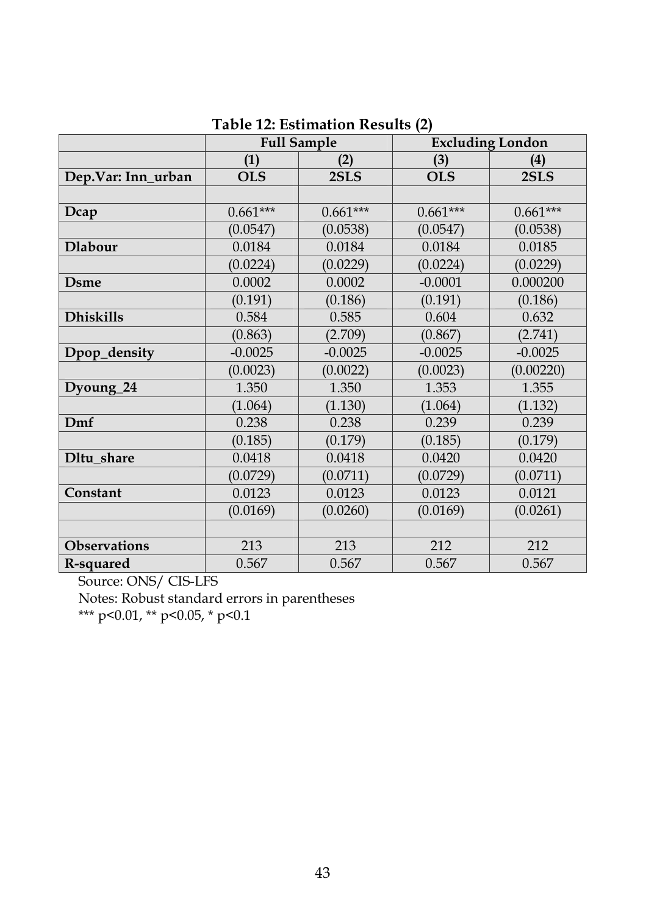**Table 12: Estimation Results (2)**

| | Full Sample | | Excluding London | |
|---|---|---|---|---|
| | (1) | (2) | (3) | (4) |
| **Dep.Var: Inn_urban** | **OLS** | **2SLS** | **OLS** | **2SLS** |
| | | | | |
| **Dcap** | 0.661*** | 0.661*** | 0.661*** | 0.661*** |
| | (0.0547) | (0.0538) | (0.0547) | (0.0538) |
| **Dlabour** | 0.0184 | 0.0184 | 0.0184 | 0.0185 |
| | (0.0224) | (0.0229) | (0.0224) | (0.0229) |
| **Dsme** | 0.0002 | 0.0002 | -0.0001 | 0.000200 |
| | (0.191) | (0.186) | (0.191) | (0.186) |
| **Dhiskills** | 0.584 | 0.585 | 0.604 | 0.632 |
| | (0.863) | (2.709) | (0.867) | (2.741) |
| **Dpop_density** | -0.0025 | -0.0025 | -0.0025 | -0.0025 |
| | (0.0023) | (0.0022) | (0.0023) | (0.00220) |
| **Dyoung_24** | 1.350 | 1.350 | 1.353 | 1.355 |
| | (1.064) | (1.130) | (1.064) | (1.132) |
| **Dmf** | 0.238 | 0.238 | 0.239 | 0.239 |
| | (0.185) | (0.179) | (0.185) | (0.179) |
| **Dltu_share** | 0.0418 | 0.0418 | 0.0420 | 0.0420 |
| | (0.0729) | (0.0711) | (0.0729) | (0.0711) |
| **Constant** | 0.0123 | 0.0123 | 0.0123 | 0.0121 |
| | (0.0169) | (0.0260) | (0.0169) | (0.0261) |
| | | | | |
| **Observations** | 213 | 213 | 212 | 212 |
| **R-squared** | 0.567 | 0.567 | 0.567 | 0.567 |

Source: ONS/ CIS-LFS

Notes: Robust standard errors in parentheses

*** $p<0.01$, ** $p<0.05$, * $p<0.1$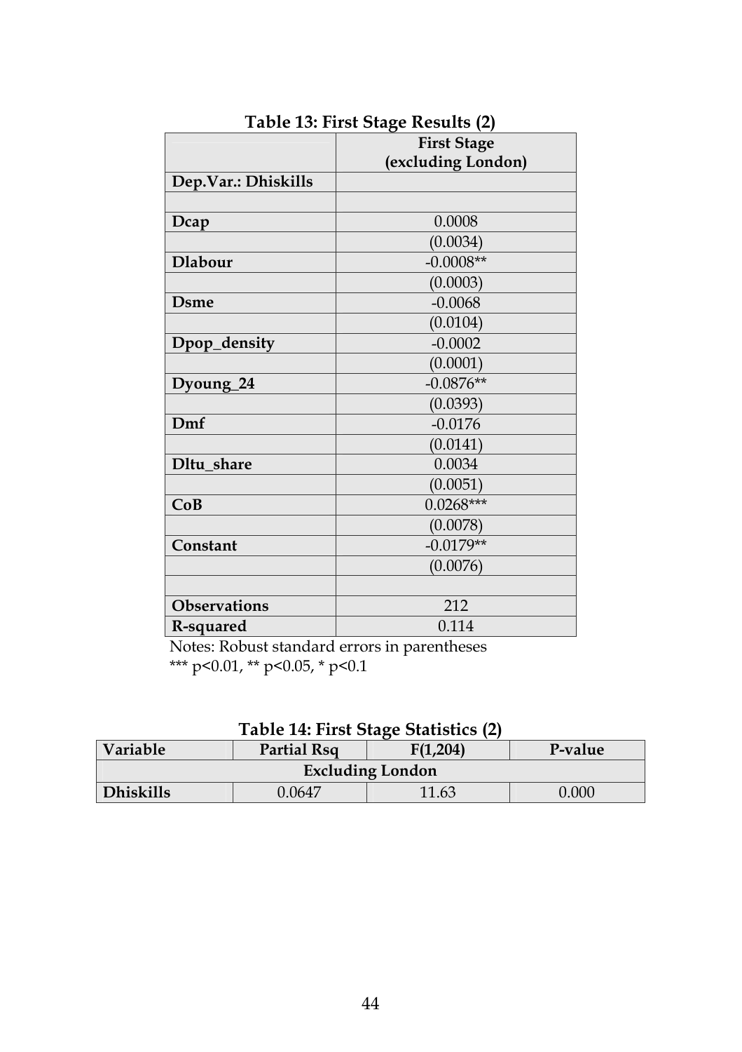**Table 13: First Stage Results (2)**

| | First Stage (excluding London) |
|---|---|
| **Dep.Var.: Dhiskills** | |
| | |
| **Dcap** | 0.0008 |
| | (0.0034) |
| **Dlabour** | -0.0008** |
| | (0.0003) |
| **Dsme** | -0.0068 |
| | (0.0104) |
| **Dpop_density** | -0.0002 |
| | (0.0001) |
| **Dyoung_24** | -0.0876** |
| | (0.0393) |
| **Dmf** | -0.0176 |
| | (0.0141) |
| **Dltu_share** | 0.0034 |
| | (0.0051) |
| **CoB** | 0.0268*** |
| | (0.0078) |
| **Constant** | -0.0179** |
| | (0.0076) |
| | |
| **Observations** | 212 |
| **R-squared** | 0.114 |

Notes: Robust standard errors in parentheses
*** p<0.01, ** p<0.05, * p<0.1

**Table 14: First Stage Statistics (2)**

| Variable | Partial Rsq | F(1,204) | P-value |
|---|---|---|---|
| **Excluding London** | | | |
| **Dhiskills** | 0.0647 | 11.63 | 0.000 |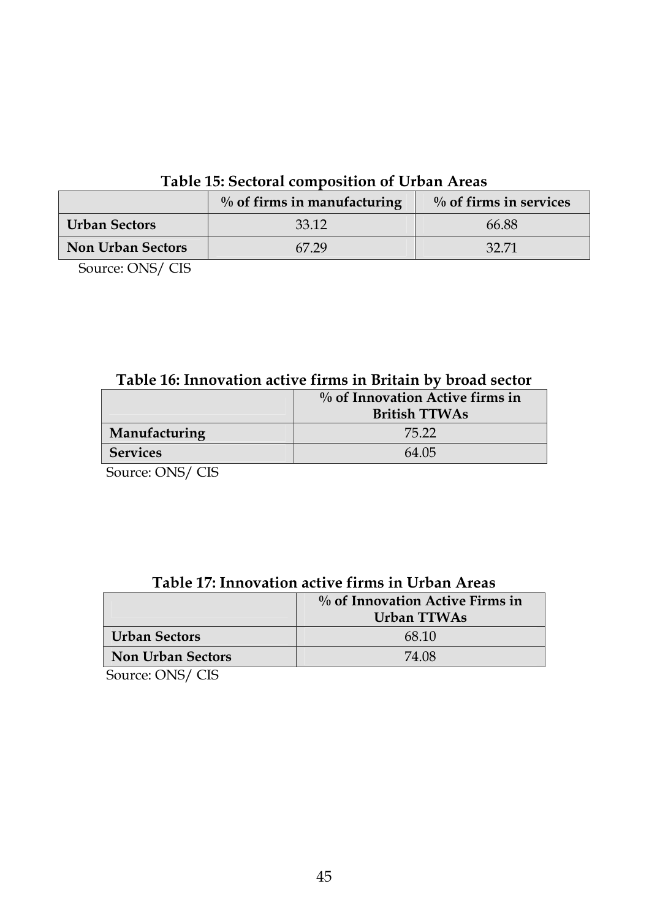**Table 15: Sectoral composition of Urban Areas**

| | % of firms in manufacturing | % of firms in services |
|---|---|---|
| **Urban Sectors** | 33.12 | 66.88 |
| **Non Urban Sectors** | 67.29 | 32.71 |

Source: ONS/ CIS

**Table 16: Innovation active firms in Britain by broad sector**

| | % of Innovation Active firms in British TTWAs |
|---|---|
| **Manufacturing** | 75.22 |
| **Services** | 64.05 |

Source: ONS/ CIS

**Table 17: Innovation active firms in Urban Areas**

| | % of Innovation Active Firms in Urban TTWAs |
|---|---|
| **Urban Sectors** | 68.10 |
| **Non Urban Sectors** | 74.08 |

Source: ONS/ CIS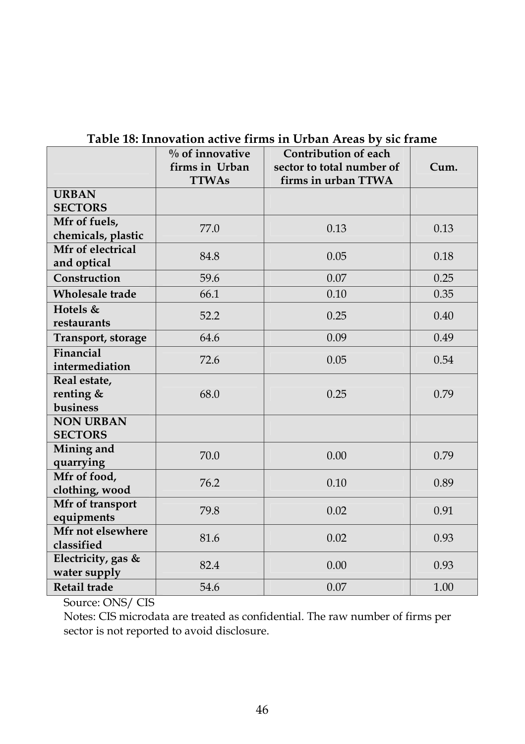**Table 18: Innovation active firms in Urban Areas by sic frame**

| | % of innovative firms in Urban TTWAs | Contribution of each sector to total number of firms in urban TTWA | Cum. |
|---|---|---|---|
| **URBAN SECTORS** | | | |
| **Mfr of fuels, chemicals, plastic** | 77.0 | 0.13 | 0.13 |
| **Mfr of electrical and optical** | 84.8 | 0.05 | 0.18 |
| **Construction** | 59.6 | 0.07 | 0.25 |
| **Wholesale trade** | 66.1 | 0.10 | 0.35 |
| **Hotels & restaurants** | 52.2 | 0.25 | 0.40 |
| **Transport, storage** | 64.6 | 0.09 | 0.49 |
| **Financial intermediation** | 72.6 | 0.05 | 0.54 |
| **Real estate, renting & business** | 68.0 | 0.25 | 0.79 |
| **NON URBAN SECTORS** | | | |
| **Mining and quarrying** | 70.0 | 0.00 | 0.79 |
| **Mfr of food, clothing, wood** | 76.2 | 0.10 | 0.89 |
| **Mfr of transport equipments** | 79.8 | 0.02 | 0.91 |
| **Mfr not elsewhere classified** | 81.6 | 0.02 | 0.93 |
| **Electricity, gas & water supply** | 82.4 | 0.00 | 0.93 |
| **Retail trade** | 54.6 | 0.07 | 1.00 |

Source: ONS/ CIS

Notes: CIS microdata are treated as confidential. The raw number of firms per sector is not reported to avoid disclosure.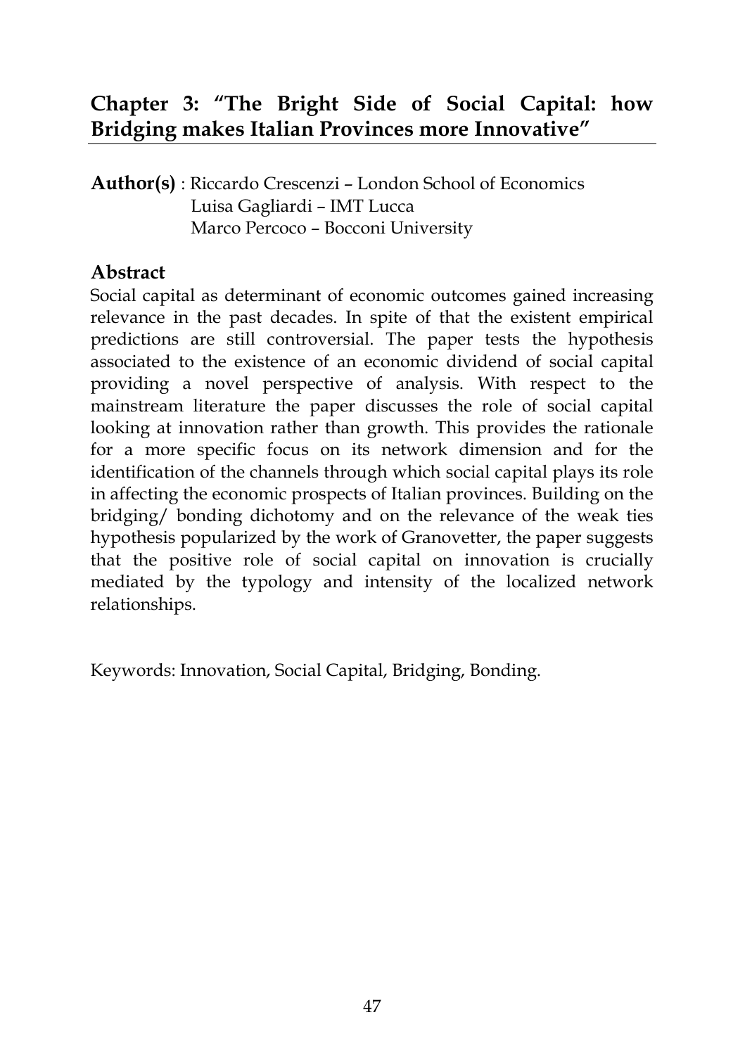## Chapter 3: "The Bright Side of Social Capital: how Bridging makes Italian Provinces more Innovative"

**Author(s)** : Riccardo Crescenzi – London School of Economics
Luisa Gagliardi – IMT Lucca
Marco Percoco – Bocconi University

### Abstract

Social capital as determinant of economic outcomes gained increasing relevance in the past decades. In spite of that the existent empirical predictions are still controversial. The paper tests the hypothesis associated to the existence of an economic dividend of social capital providing a novel perspective of analysis. With respect to the mainstream literature the paper discusses the role of social capital looking at innovation rather than growth. This provides the rationale for a more specific focus on its network dimension and for the identification of the channels through which social capital plays its role in affecting the economic prospects of Italian provinces. Building on the bridging/ bonding dichotomy and on the relevance of the weak ties hypothesis popularized by the work of Granovetter, the paper suggests that the positive role of social capital on innovation is crucially mediated by the typology and intensity of the localized network relationships.

Keywords: Innovation, Social Capital, Bridging, Bonding.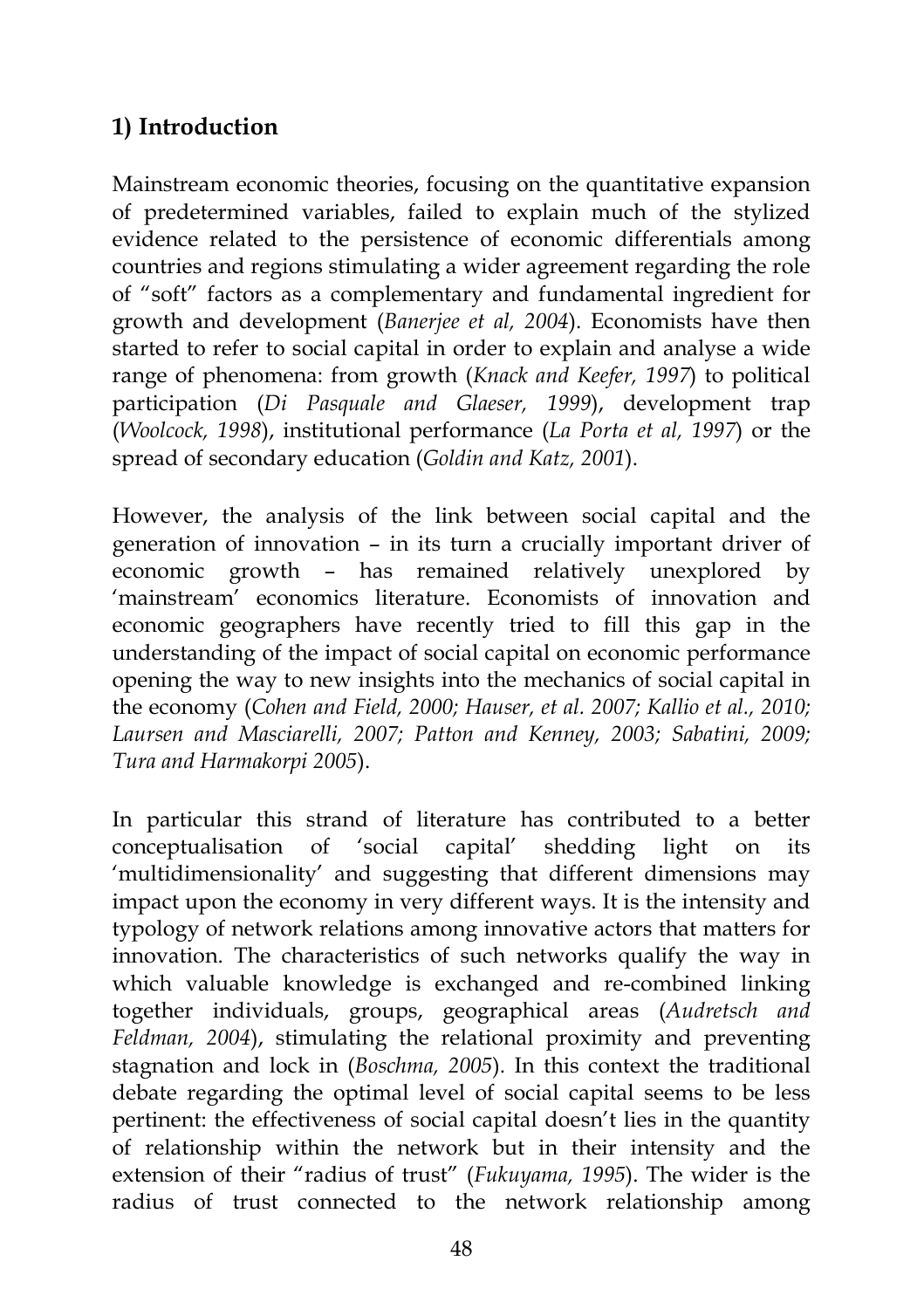## 1) Introduction

Mainstream economic theories, focusing on the quantitative expansion of predetermined variables, failed to explain much of the stylized evidence related to the persistence of economic differentials among countries and regions stimulating a wider agreement regarding the role of "soft" factors as a complementary and fundamental ingredient for growth and development (*Banerjee et al, 2004*). Economists have then started to refer to social capital in order to explain and analyse a wide range of phenomena: from growth (*Knack and Keefer, 1997*) to political participation (*Di Pasquale and Glaeser, 1999*), development trap (*Woolcock, 1998*), institutional performance (*La Porta et al, 1997*) or the spread of secondary education (*Goldin and Katz, 2001*).

However, the analysis of the link between social capital and the generation of innovation – in its turn a crucially important driver of economic growth – has remained relatively unexplored by 'mainstream' economics literature. Economists of innovation and economic geographers have recently tried to fill this gap in the understanding of the impact of social capital on economic performance opening the way to new insights into the mechanics of social capital in the economy (*Cohen and Field, 2000; Hauser, et al. 2007; Kallio et al., 2010; Laursen and Masciarelli, 2007; Patton and Kenney, 2003; Sabatini, 2009; Tura and Harmakorpi 2005*).

In particular this strand of literature has contributed to a better conceptualisation of 'social capital' shedding light on its 'multidimensionality' and suggesting that different dimensions may impact upon the economy in very different ways. It is the intensity and typology of network relations among innovative actors that matters for innovation. The characteristics of such networks qualify the way in which valuable knowledge is exchanged and re-combined linking together individuals, groups, geographical areas (*Audretsch and Feldman, 2004*), stimulating the relational proximity and preventing stagnation and lock in (*Boschma, 2005*). In this context the traditional debate regarding the optimal level of social capital seems to be less pertinent: the effectiveness of social capital doesn't lies in the quantity of relationship within the network but in their intensity and the extension of their "radius of trust" (*Fukuyama, 1995*). The wider is the radius of trust connected to the network relationship among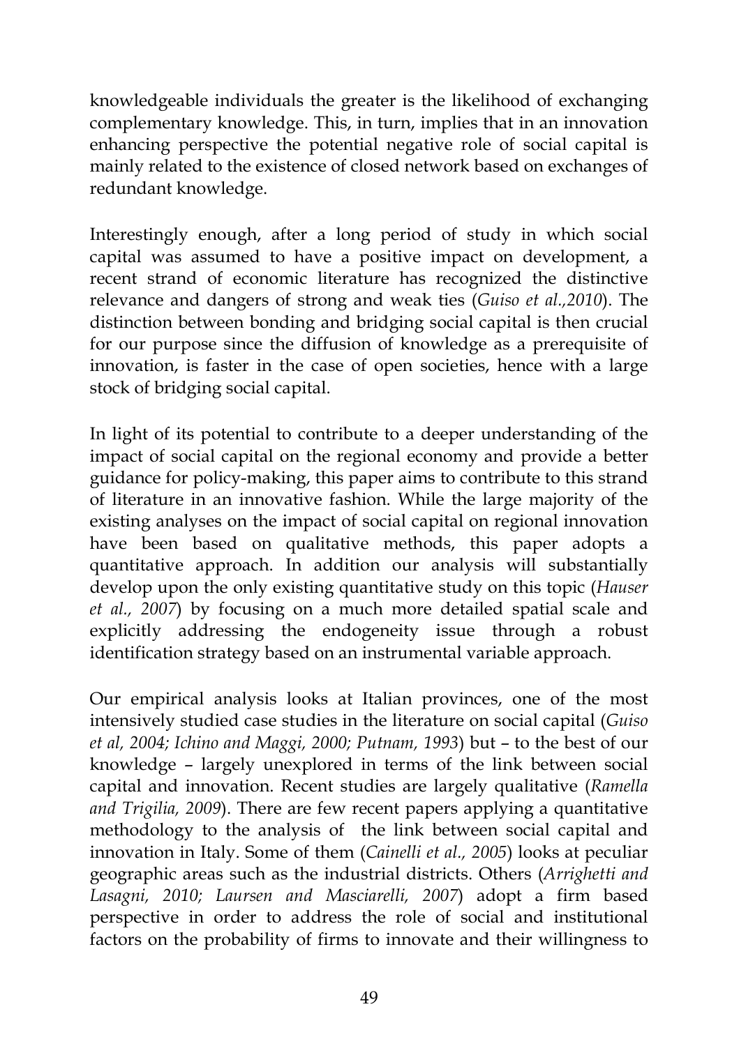knowledgeable individuals the greater is the likelihood of exchanging complementary knowledge. This, in turn, implies that in an innovation enhancing perspective the potential negative role of social capital is mainly related to the existence of closed network based on exchanges of redundant knowledge.

Interestingly enough, after a long period of study in which social capital was assumed to have a positive impact on development, a recent strand of economic literature has recognized the distinctive relevance and dangers of strong and weak ties (*Guiso et al.,2010*). The distinction between bonding and bridging social capital is then crucial for our purpose since the diffusion of knowledge as a prerequisite of innovation, is faster in the case of open societies, hence with a large stock of bridging social capital.

In light of its potential to contribute to a deeper understanding of the impact of social capital on the regional economy and provide a better guidance for policy-making, this paper aims to contribute to this strand of literature in an innovative fashion. While the large majority of the existing analyses on the impact of social capital on regional innovation have been based on qualitative methods, this paper adopts a quantitative approach. In addition our analysis will substantially develop upon the only existing quantitative study on this topic (*Hauser et al., 2007*) by focusing on a much more detailed spatial scale and explicitly addressing the endogeneity issue through a robust identification strategy based on an instrumental variable approach.

Our empirical analysis looks at Italian provinces, one of the most intensively studied case studies in the literature on social capital (*Guiso et al, 2004; Ichino and Maggi, 2000; Putnam, 1993*) but – to the best of our knowledge – largely unexplored in terms of the link between social capital and innovation. Recent studies are largely qualitative (*Ramella and Trigilia, 2009*). There are few recent papers applying a quantitative methodology to the analysis of the link between social capital and innovation in Italy. Some of them (*Cainelli et al., 2005*) looks at peculiar geographic areas such as the industrial districts. Others (*Arrighetti and Lasagni, 2010; Laursen and Masciarelli, 2007*) adopt a firm based perspective in order to address the role of social and institutional factors on the probability of firms to innovate and their willingness to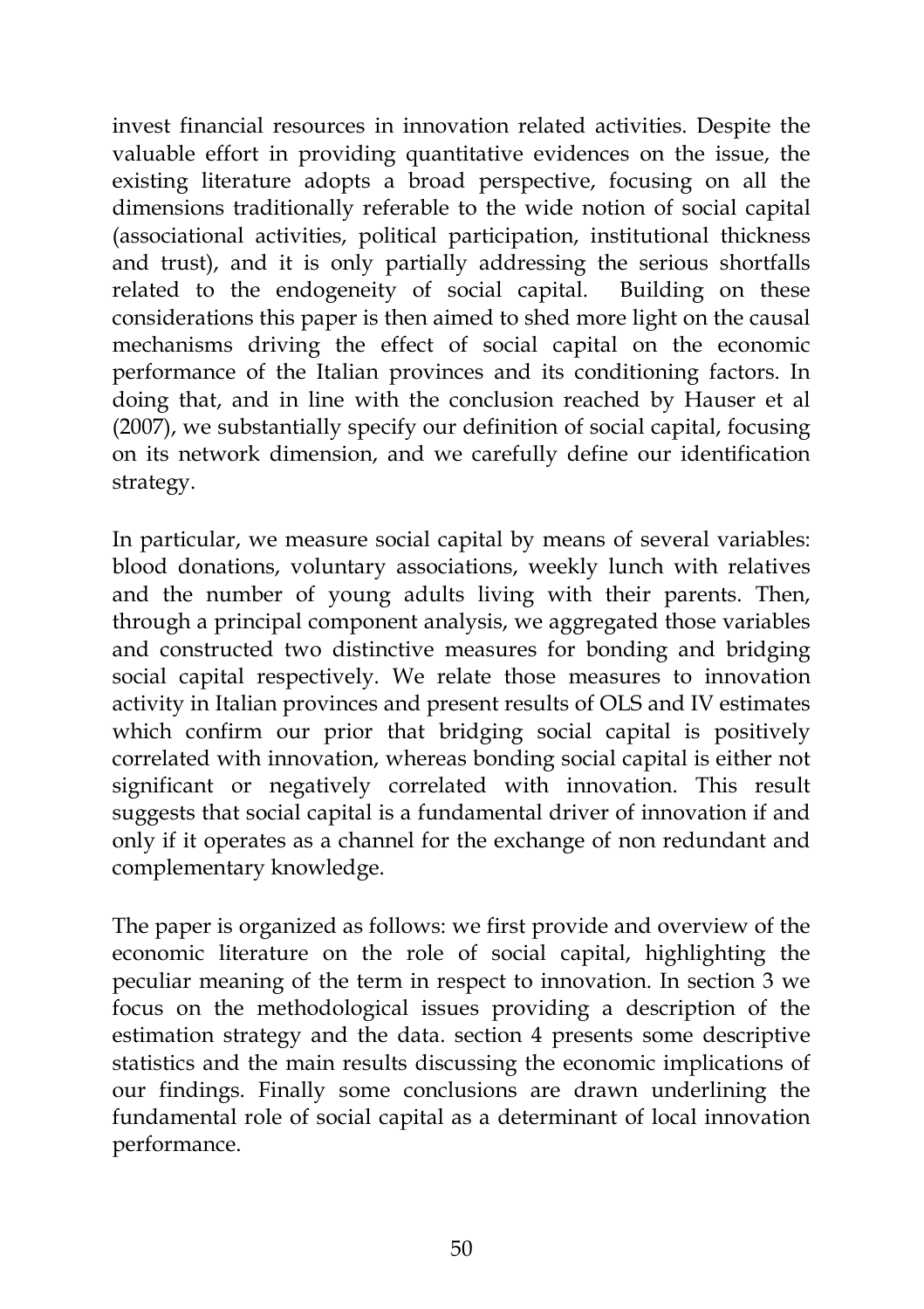invest financial resources in innovation related activities. Despite the valuable effort in providing quantitative evidences on the issue, the existing literature adopts a broad perspective, focusing on all the dimensions traditionally referable to the wide notion of social capital (associational activities, political participation, institutional thickness and trust), and it is only partially addressing the serious shortfalls related to the endogeneity of social capital. Building on these considerations this paper is then aimed to shed more light on the causal mechanisms driving the effect of social capital on the economic performance of the Italian provinces and its conditioning factors. In doing that, and in line with the conclusion reached by Hauser et al (2007), we substantially specify our definition of social capital, focusing on its network dimension, and we carefully define our identification strategy.

In particular, we measure social capital by means of several variables: blood donations, voluntary associations, weekly lunch with relatives and the number of young adults living with their parents. Then, through a principal component analysis, we aggregated those variables and constructed two distinctive measures for bonding and bridging social capital respectively. We relate those measures to innovation activity in Italian provinces and present results of OLS and IV estimates which confirm our prior that bridging social capital is positively correlated with innovation, whereas bonding social capital is either not significant or negatively correlated with innovation. This result suggests that social capital is a fundamental driver of innovation if and only if it operates as a channel for the exchange of non redundant and complementary knowledge.

The paper is organized as follows: we first provide and overview of the economic literature on the role of social capital, highlighting the peculiar meaning of the term in respect to innovation. In section 3 we focus on the methodological issues providing a description of the estimation strategy and the data. section 4 presents some descriptive statistics and the main results discussing the economic implications of our findings. Finally some conclusions are drawn underlining the fundamental role of social capital as a determinant of local innovation performance.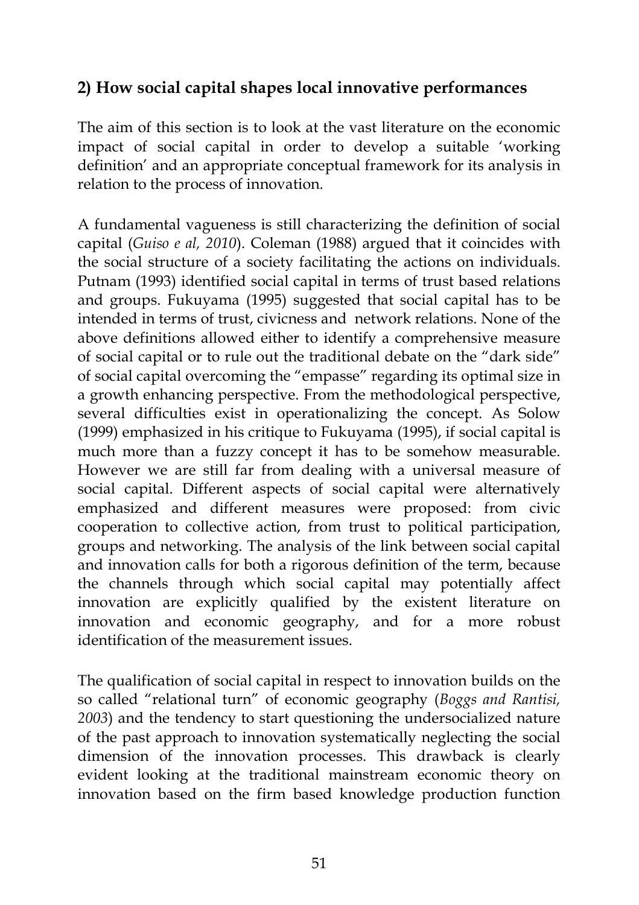## 2) How social capital shapes local innovative performances

The aim of this section is to look at the vast literature on the economic impact of social capital in order to develop a suitable 'working definition' and an appropriate conceptual framework for its analysis in relation to the process of innovation.

A fundamental vagueness is still characterizing the definition of social capital (*Guiso e al, 2010*). Coleman (1988) argued that it coincides with the social structure of a society facilitating the actions on individuals. Putnam (1993) identified social capital in terms of trust based relations and groups. Fukuyama (1995) suggested that social capital has to be intended in terms of trust, civicness and network relations. None of the above definitions allowed either to identify a comprehensive measure of social capital or to rule out the traditional debate on the "dark side" of social capital overcoming the "empasse" regarding its optimal size in a growth enhancing perspective. From the methodological perspective, several difficulties exist in operationalizing the concept. As Solow (1999) emphasized in his critique to Fukuyama (1995), if social capital is much more than a fuzzy concept it has to be somehow measurable. However we are still far from dealing with a universal measure of social capital. Different aspects of social capital were alternatively emphasized and different measures were proposed: from civic cooperation to collective action, from trust to political participation, groups and networking. The analysis of the link between social capital and innovation calls for both a rigorous definition of the term, because the channels through which social capital may potentially affect innovation are explicitly qualified by the existent literature on innovation and economic geography, and for a more robust identification of the measurement issues.

The qualification of social capital in respect to innovation builds on the so called "relational turn" of economic geography (*Boggs and Rantisi, 2003*) and the tendency to start questioning the undersocialized nature of the past approach to innovation systematically neglecting the social dimension of the innovation processes. This drawback is clearly evident looking at the traditional mainstream economic theory on innovation based on the firm based knowledge production function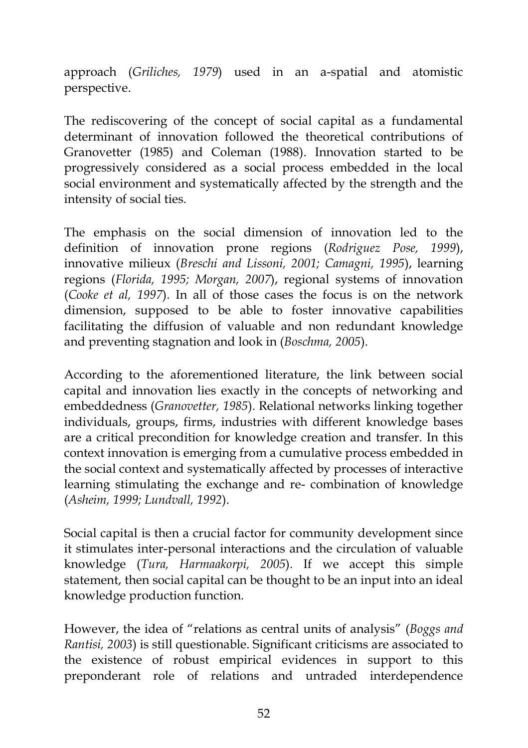approach (*Griliches, 1979*) used in an a-spatial and atomistic perspective.

The rediscovering of the concept of social capital as a fundamental determinant of innovation followed the theoretical contributions of Granovetter (1985) and Coleman (1988). Innovation started to be progressively considered as a social process embedded in the local social environment and systematically affected by the strength and the intensity of social ties.

The emphasis on the social dimension of innovation led to the definition of innovation prone regions (*Rodriguez Pose, 1999*), innovative milieux (*Breschi and Lissoni, 2001; Camagni, 1995*), learning regions (*Florida, 1995; Morgan, 2007*), regional systems of innovation (*Cooke et al, 1997*). In all of those cases the focus is on the network dimension, supposed to be able to foster innovative capabilities facilitating the diffusion of valuable and non redundant knowledge and preventing stagnation and look in (*Boschma, 2005*).

According to the aforementioned literature, the link between social capital and innovation lies exactly in the concepts of networking and embeddedness (*Granovetter, 1985*). Relational networks linking together individuals, groups, firms, industries with different knowledge bases are a critical precondition for knowledge creation and transfer. In this context innovation is emerging from a cumulative process embedded in the social context and systematically affected by processes of interactive learning stimulating the exchange and re- combination of knowledge (*Asheim, 1999; Lundvall, 1992*).

Social capital is then a crucial factor for community development since it stimulates inter-personal interactions and the circulation of valuable knowledge (*Tura, Harmaakorpi, 2005*). If we accept this simple statement, then social capital can be thought to be an input into an ideal knowledge production function.

However, the idea of "relations as central units of analysis" (*Boggs and Rantisi, 2003*) is still questionable. Significant criticisms are associated to the existence of robust empirical evidences in support to this preponderant role of relations and untraded interdependence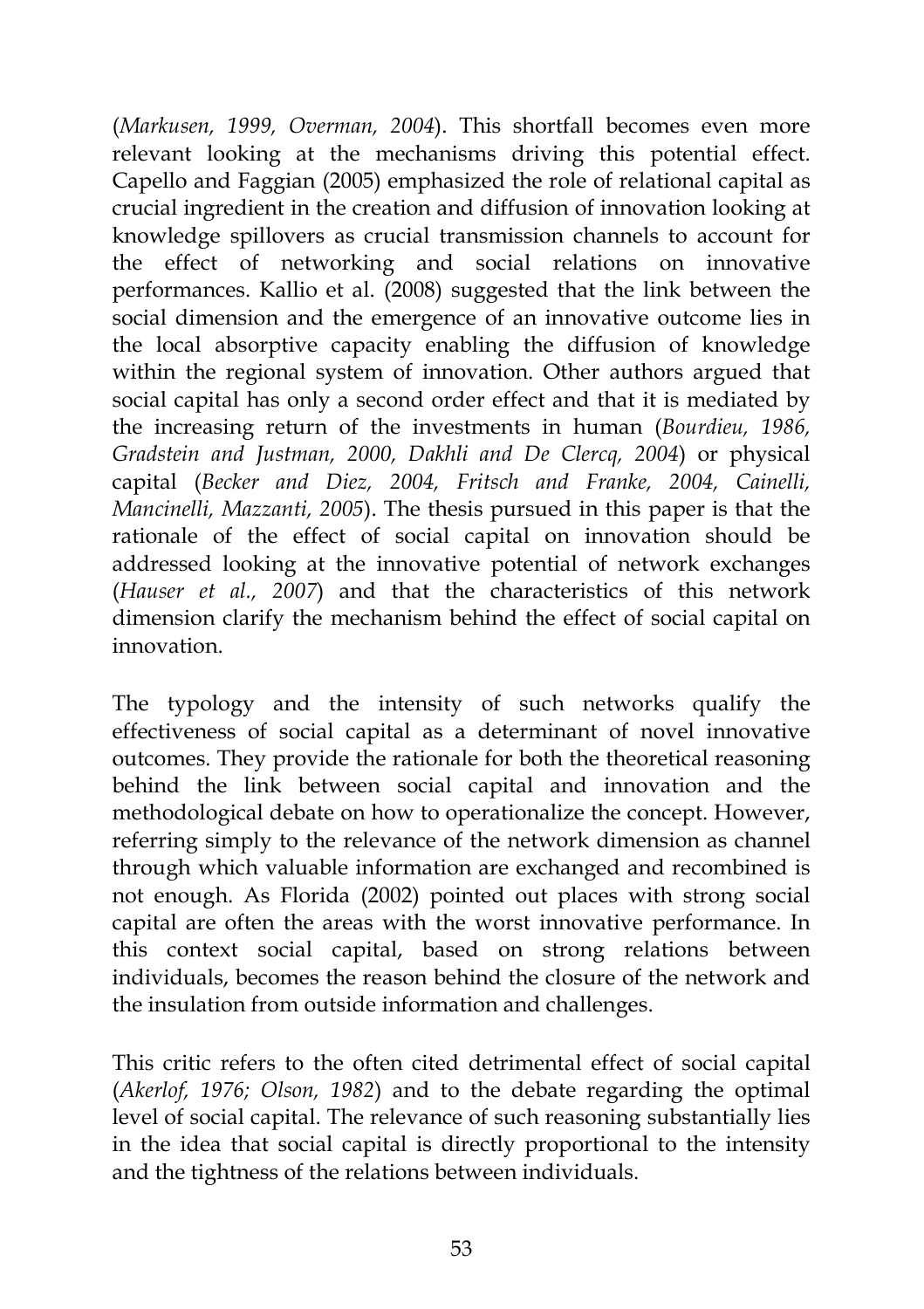(*Markusen, 1999, Overman, 2004*). This shortfall becomes even more relevant looking at the mechanisms driving this potential effect. Capello and Faggian (2005) emphasized the role of relational capital as crucial ingredient in the creation and diffusion of innovation looking at knowledge spillovers as crucial transmission channels to account for the effect of networking and social relations on innovative performances. Kallio et al. (2008) suggested that the link between the social dimension and the emergence of an innovative outcome lies in the local absorptive capacity enabling the diffusion of knowledge within the regional system of innovation. Other authors argued that social capital has only a second order effect and that it is mediated by the increasing return of the investments in human (*Bourdieu, 1986, Gradstein and Justman, 2000, Dakhli and De Clercq, 2004*) or physical capital (*Becker and Diez, 2004, Fritsch and Franke, 2004, Cainelli, Mancinelli, Mazzanti, 2005*). The thesis pursued in this paper is that the rationale of the effect of social capital on innovation should be addressed looking at the innovative potential of network exchanges (*Hauser et al., 2007*) and that the characteristics of this network dimension clarify the mechanism behind the effect of social capital on innovation.

The typology and the intensity of such networks qualify the effectiveness of social capital as a determinant of novel innovative outcomes. They provide the rationale for both the theoretical reasoning behind the link between social capital and innovation and the methodological debate on how to operationalize the concept. However, referring simply to the relevance of the network dimension as channel through which valuable information are exchanged and recombined is not enough. As Florida (2002) pointed out places with strong social capital are often the areas with the worst innovative performance. In this context social capital, based on strong relations between individuals, becomes the reason behind the closure of the network and the insulation from outside information and challenges.

This critic refers to the often cited detrimental effect of social capital (*Akerlof, 1976; Olson, 1982*) and to the debate regarding the optimal level of social capital. The relevance of such reasoning substantially lies in the idea that social capital is directly proportional to the intensity and the tightness of the relations between individuals.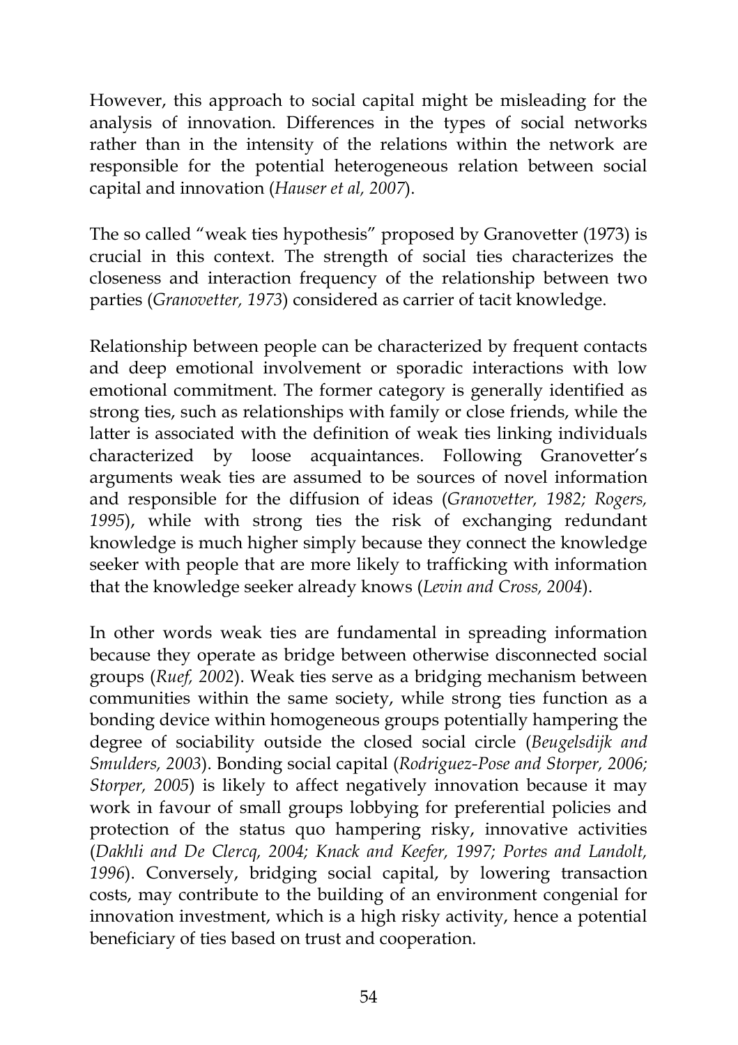However, this approach to social capital might be misleading for the analysis of innovation. Differences in the types of social networks rather than in the intensity of the relations within the network are responsible for the potential heterogeneous relation between social capital and innovation (*Hauser et al, 2007*).

The so called "weak ties hypothesis" proposed by Granovetter (1973) is crucial in this context. The strength of social ties characterizes the closeness and interaction frequency of the relationship between two parties (*Granovetter, 1973*) considered as carrier of tacit knowledge.

Relationship between people can be characterized by frequent contacts and deep emotional involvement or sporadic interactions with low emotional commitment. The former category is generally identified as strong ties, such as relationships with family or close friends, while the latter is associated with the definition of weak ties linking individuals characterized by loose acquaintances. Following Granovetter's arguments weak ties are assumed to be sources of novel information and responsible for the diffusion of ideas (*Granovetter, 1982; Rogers, 1995*), while with strong ties the risk of exchanging redundant knowledge is much higher simply because they connect the knowledge seeker with people that are more likely to trafficking with information that the knowledge seeker already knows (*Levin and Cross, 2004*).

In other words weak ties are fundamental in spreading information because they operate as bridge between otherwise disconnected social groups (*Ruef, 2002*). Weak ties serve as a bridging mechanism between communities within the same society, while strong ties function as a bonding device within homogeneous groups potentially hampering the degree of sociability outside the closed social circle (*Beugelsdijk and Smulders, 2003*). Bonding social capital (*Rodriguez-Pose and Storper, 2006; Storper, 2005*) is likely to affect negatively innovation because it may work in favour of small groups lobbying for preferential policies and protection of the status quo hampering risky, innovative activities (*Dakhli and De Clercq, 2004; Knack and Keefer, 1997; Portes and Landolt, 1996*). Conversely, bridging social capital, by lowering transaction costs, may contribute to the building of an environment congenial for innovation investment, which is a high risky activity, hence a potential beneficiary of ties based on trust and cooperation.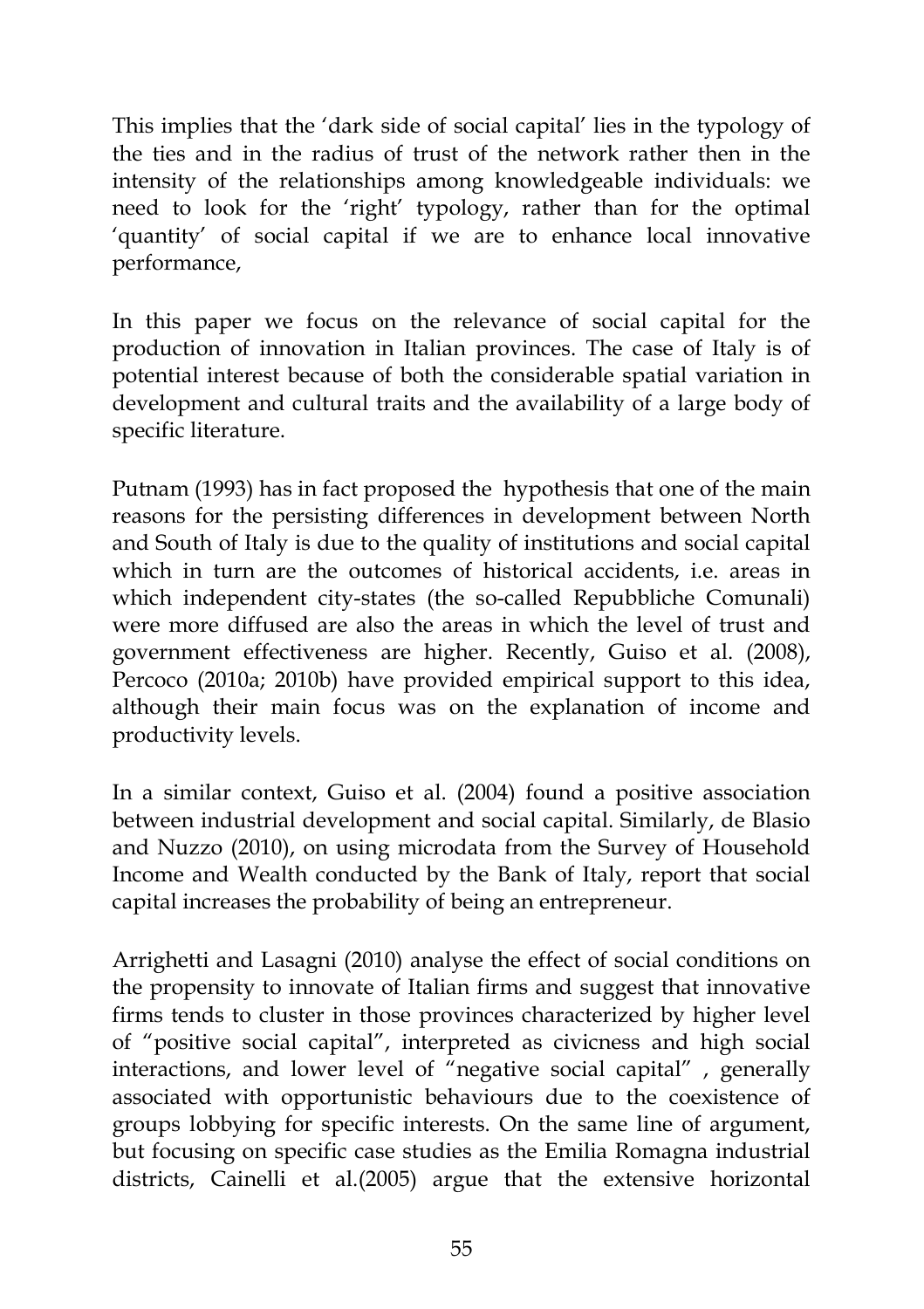This implies that the 'dark side of social capital' lies in the typology of the ties and in the radius of trust of the network rather then in the intensity of the relationships among knowledgeable individuals: we need to look for the 'right' typology, rather than for the optimal 'quantity' of social capital if we are to enhance local innovative performance,

In this paper we focus on the relevance of social capital for the production of innovation in Italian provinces. The case of Italy is of potential interest because of both the considerable spatial variation in development and cultural traits and the availability of a large body of specific literature.

Putnam (1993) has in fact proposed the hypothesis that one of the main reasons for the persisting differences in development between North and South of Italy is due to the quality of institutions and social capital which in turn are the outcomes of historical accidents, i.e. areas in which independent city-states (the so-called Repubbliche Comunali) were more diffused are also the areas in which the level of trust and government effectiveness are higher. Recently, Guiso et al. (2008), Percoco (2010a; 2010b) have provided empirical support to this idea, although their main focus was on the explanation of income and productivity levels.

In a similar context, Guiso et al. (2004) found a positive association between industrial development and social capital. Similarly, de Blasio and Nuzzo (2010), on using microdata from the Survey of Household Income and Wealth conducted by the Bank of Italy, report that social capital increases the probability of being an entrepreneur.

Arrighetti and Lasagni (2010) analyse the effect of social conditions on the propensity to innovate of Italian firms and suggest that innovative firms tends to cluster in those provinces characterized by higher level of "positive social capital", interpreted as civicness and high social interactions, and lower level of "negative social capital" , generally associated with opportunistic behaviours due to the coexistence of groups lobbying for specific interests. On the same line of argument, but focusing on specific case studies as the Emilia Romagna industrial districts, Cainelli et al.(2005) argue that the extensive horizontal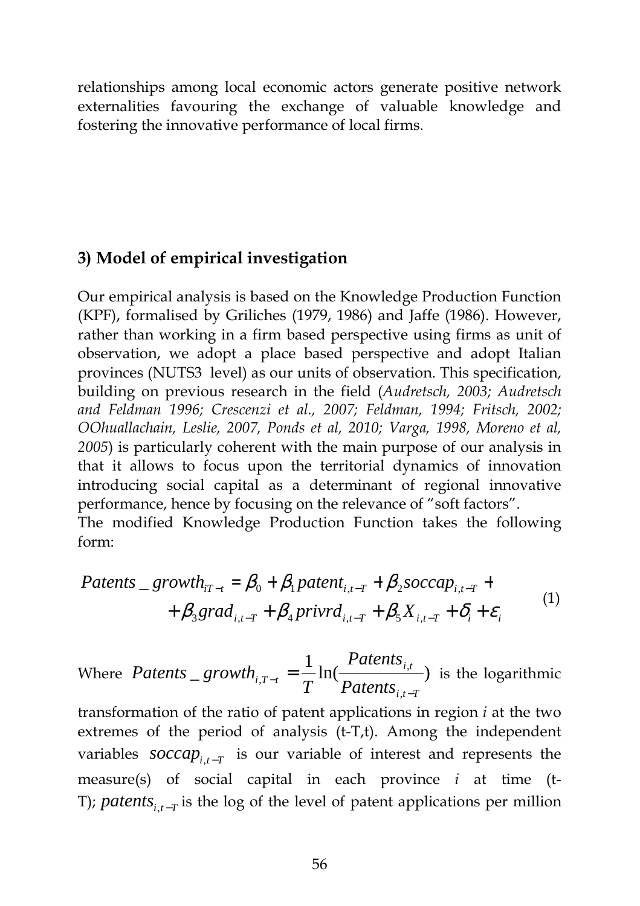relationships among local economic actors generate positive network externalities favouring the exchange of valuable knowledge and fostering the innovative performance of local firms.

## 3) Model of empirical investigation

Our empirical analysis is based on the Knowledge Production Function (KPF), formalised by Griliches (1979, 1986) and Jaffe (1986). However, rather than working in a firm based perspective using firms as unit of observation, we adopt a place based perspective and adopt Italian provinces (NUTS3 level) as our units of observation. This specification, building on previous research in the field (*Audretsch, 2003; Audretsch and Feldman 1996; Crescenzi et al., 2007; Feldman, 1994; Fritsch, 2002; OOhuallachain, Leslie, 2007, Ponds et al, 2010; Varga, 1998, Moreno et al, 2005*) is particularly coherent with the main purpose of our analysis in that it allows to focus upon the territorial dynamics of innovation introducing social capital as a determinant of regional innovative performance, hence by focusing on the relevance of "soft factors".
The modified Knowledge Production Function takes the following form:

$$
\begin{aligned}
Patents\_growth_{iT-t} = \beta_0 + \beta_1 patent_{i,t-T} + \beta_2 soccap_{i,t-T} + \\
+ \beta_3 grad_{i,t-T} + \beta_4 privrd_{i,t-T} + \beta_5 X_{i,t-T} + \delta_i + \varepsilon_i
\end{aligned}
\tag{1}
$$

Where $Patents\_growth_{i,T-t} = \frac{1}{T}\ln(\frac{Patents_{i,t}}{Patents_{i,t-T}})$ is the logarithmic transformation of the ratio of patent applications in region *i* at the two extremes of the period of analysis (t-T,t). Among the independent variables $soccap_{i,t-T}$ is our variable of interest and represents the measure(s) of social capital in each province *i* at time (t-T); $patents_{i,t-T}$ is the log of the level of patent applications per million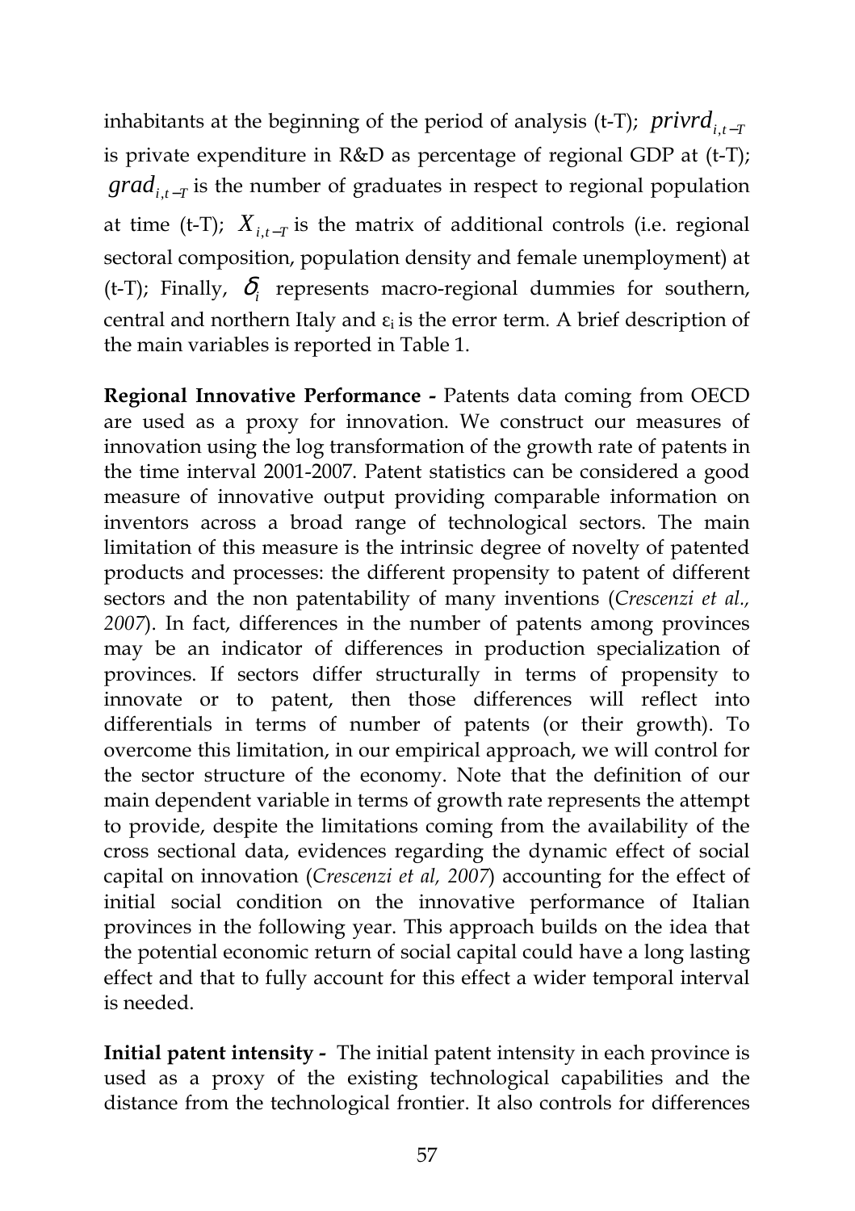inhabitants at the beginning of the period of analysis (t-T); $privrd_{i,t-T}$ is private expenditure in R&D as percentage of regional GDP at (t-T); $grad_{i,t-T}$ is the number of graduates in respect to regional population at time (t-T); $X_{i,t-T}$ is the matrix of additional controls (i.e. regional sectoral composition, population density and female unemployment) at (t-T); Finally, $\delta_i$ represents macro-regional dummies for southern, central and northern Italy and $\varepsilon_i$ is the error term. A brief description of the main variables is reported in Table 1.

**Regional Innovative Performance -** Patents data coming from OECD are used as a proxy for innovation. We construct our measures of innovation using the log transformation of the growth rate of patents in the time interval 2001-2007. Patent statistics can be considered a good measure of innovative output providing comparable information on inventors across a broad range of technological sectors. The main limitation of this measure is the intrinsic degree of novelty of patented products and processes: the different propensity to patent of different sectors and the non patentability of many inventions (*Crescenzi et al., 2007*). In fact, differences in the number of patents among provinces may be an indicator of differences in production specialization of provinces. If sectors differ structurally in terms of propensity to innovate or to patent, then those differences will reflect into differentials in terms of number of patents (or their growth). To overcome this limitation, in our empirical approach, we will control for the sector structure of the economy. Note that the definition of our main dependent variable in terms of growth rate represents the attempt to provide, despite the limitations coming from the availability of the cross sectional data, evidences regarding the dynamic effect of social capital on innovation (*Crescenzi et al, 2007*) accounting for the effect of initial social condition on the innovative performance of Italian provinces in the following year. This approach builds on the idea that the potential economic return of social capital could have a long lasting effect and that to fully account for this effect a wider temporal interval is needed.

**Initial patent intensity -** The initial patent intensity in each province is used as a proxy of the existing technological capabilities and the distance from the technological frontier. It also controls for differences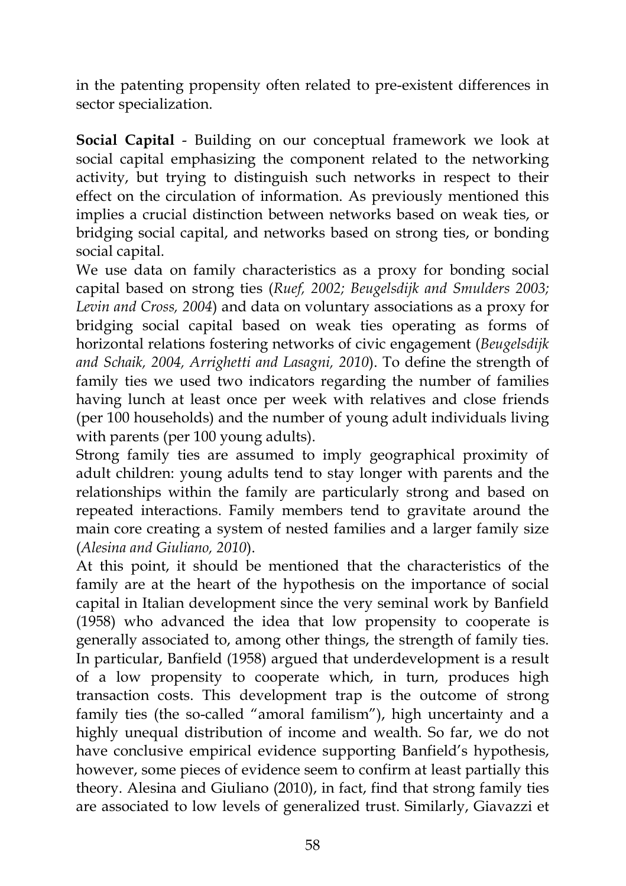in the patenting propensity often related to pre-existent differences in sector specialization.

**Social Capital** - Building on our conceptual framework we look at social capital emphasizing the component related to the networking activity, but trying to distinguish such networks in respect to their effect on the circulation of information. As previously mentioned this implies a crucial distinction between networks based on weak ties, or bridging social capital, and networks based on strong ties, or bonding social capital.

We use data on family characteristics as a proxy for bonding social capital based on strong ties (*Ruef, 2002; Beugelsdijk and Smulders 2003; Levin and Cross, 2004*) and data on voluntary associations as a proxy for bridging social capital based on weak ties operating as forms of horizontal relations fostering networks of civic engagement (*Beugelsdijk and Schaik, 2004, Arrighetti and Lasagni, 2010*). To define the strength of family ties we used two indicators regarding the number of families having lunch at least once per week with relatives and close friends (per 100 households) and the number of young adult individuals living with parents (per 100 young adults).

Strong family ties are assumed to imply geographical proximity of adult children: young adults tend to stay longer with parents and the relationships within the family are particularly strong and based on repeated interactions. Family members tend to gravitate around the main core creating a system of nested families and a larger family size (*Alesina and Giuliano, 2010*).

At this point, it should be mentioned that the characteristics of the family are at the heart of the hypothesis on the importance of social capital in Italian development since the very seminal work by Banfield (1958) who advanced the idea that low propensity to cooperate is generally associated to, among other things, the strength of family ties. In particular, Banfield (1958) argued that underdevelopment is a result of a low propensity to cooperate which, in turn, produces high transaction costs. This development trap is the outcome of strong family ties (the so-called "amoral familism"), high uncertainty and a highly unequal distribution of income and wealth. So far, we do not have conclusive empirical evidence supporting Banfield's hypothesis, however, some pieces of evidence seem to confirm at least partially this theory. Alesina and Giuliano (2010), in fact, find that strong family ties are associated to low levels of generalized trust. Similarly, Giavazzi et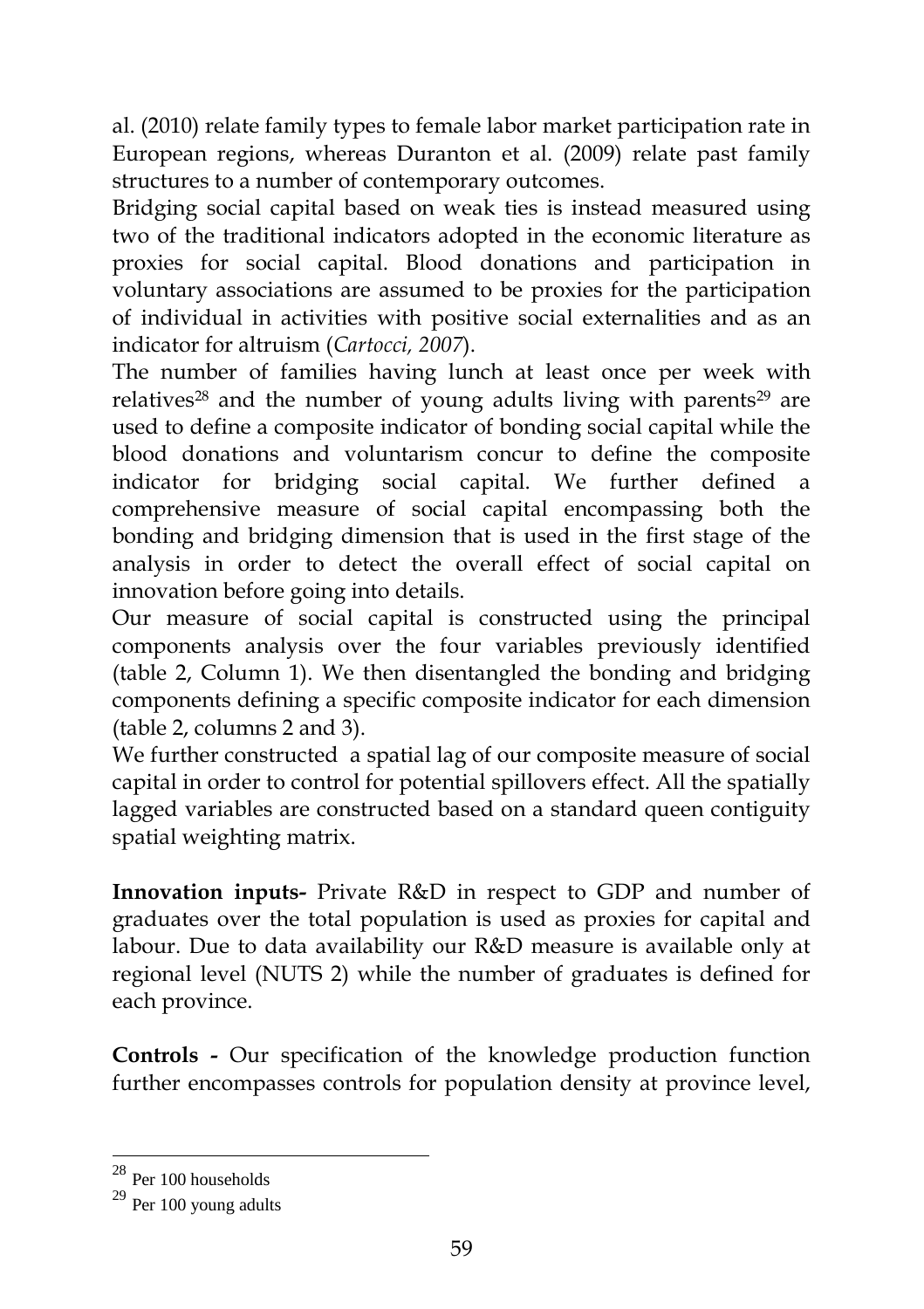al. (2010) relate family types to female labor market participation rate in European regions, whereas Duranton et al. (2009) relate past family structures to a number of contemporary outcomes.

Bridging social capital based on weak ties is instead measured using two of the traditional indicators adopted in the economic literature as proxies for social capital. Blood donations and participation in voluntary associations are assumed to be proxies for the participation of individual in activities with positive social externalities and as an indicator for altruism (*Cartocci, 2007*).

The number of families having lunch at least once per week with relatives[28] and the number of young adults living with parents[29] are used to define a composite indicator of bonding social capital while the blood donations and voluntarism concur to define the composite indicator for bridging social capital. We further defined a comprehensive measure of social capital encompassing both the bonding and bridging dimension that is used in the first stage of the analysis in order to detect the overall effect of social capital on innovation before going into details.

Our measure of social capital is constructed using the principal components analysis over the four variables previously identified (table 2, Column 1). We then disentangled the bonding and bridging components defining a specific composite indicator for each dimension (table 2, columns 2 and 3).

We further constructed a spatial lag of our composite measure of social capital in order to control for potential spillovers effect. All the spatially lagged variables are constructed based on a standard queen contiguity spatial weighting matrix.

**Innovation inputs-** Private R&D in respect to GDP and number of graduates over the total population is used as proxies for capital and labour. Due to data availability our R&D measure is available only at regional level (NUTS 2) while the number of graduates is defined for each province.

**Controls -** Our specification of the knowledge production function further encompasses controls for population density at province level,

---

[28] Per 100 households

[29] Per 100 young adults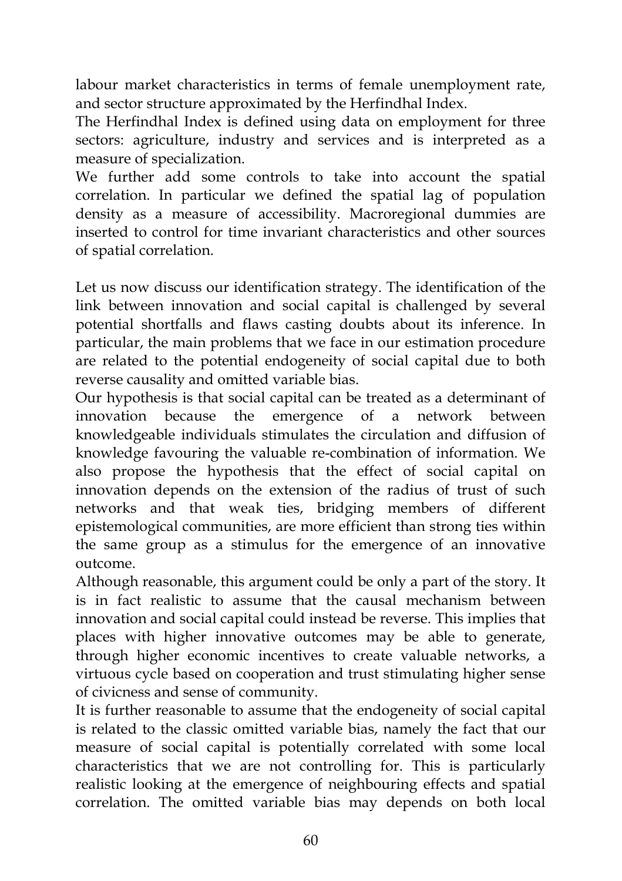labour market characteristics in terms of female unemployment rate, and sector structure approximated by the Herfindhal Index.

The Herfindhal Index is defined using data on employment for three sectors: agriculture, industry and services and is interpreted as a measure of specialization.

We further add some controls to take into account the spatial correlation. In particular we defined the spatial lag of population density as a measure of accessibility. Macroregional dummies are inserted to control for time invariant characteristics and other sources of spatial correlation.

Let us now discuss our identification strategy. The identification of the link between innovation and social capital is challenged by several potential shortfalls and flaws casting doubts about its inference. In particular, the main problems that we face in our estimation procedure are related to the potential endogeneity of social capital due to both reverse causality and omitted variable bias.

Our hypothesis is that social capital can be treated as a determinant of innovation because the emergence of a network between knowledgeable individuals stimulates the circulation and diffusion of knowledge favouring the valuable re-combination of information. We also propose the hypothesis that the effect of social capital on innovation depends on the extension of the radius of trust of such networks and that weak ties, bridging members of different epistemological communities, are more efficient than strong ties within the same group as a stimulus for the emergence of an innovative outcome.

Although reasonable, this argument could be only a part of the story. It is in fact realistic to assume that the causal mechanism between innovation and social capital could instead be reverse. This implies that places with higher innovative outcomes may be able to generate, through higher economic incentives to create valuable networks, a virtuous cycle based on cooperation and trust stimulating higher sense of civicness and sense of community.

It is further reasonable to assume that the endogeneity of social capital is related to the classic omitted variable bias, namely the fact that our measure of social capital is potentially correlated with some local characteristics that we are not controlling for. This is particularly realistic looking at the emergence of neighbouring effects and spatial correlation. The omitted variable bias may depends on both local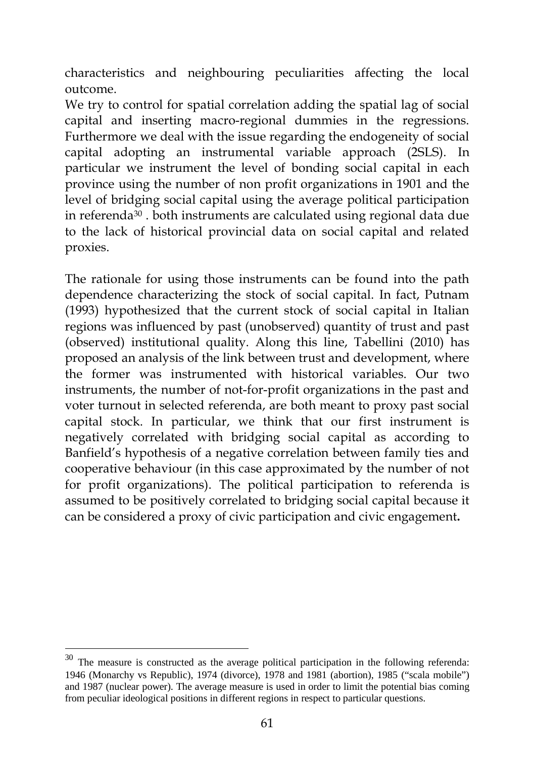characteristics and neighbouring peculiarities affecting the local outcome.

We try to control for spatial correlation adding the spatial lag of social capital and inserting macro-regional dummies in the regressions. Furthermore we deal with the issue regarding the endogeneity of social capital adopting an instrumental variable approach (2SLS). In particular we instrument the level of bonding social capital in each province using the number of non profit organizations in 1901 and the level of bridging social capital using the average political participation in referenda[30] . both instruments are calculated using regional data due to the lack of historical provincial data on social capital and related proxies.

The rationale for using those instruments can be found into the path dependence characterizing the stock of social capital. In fact, Putnam (1993) hypothesized that the current stock of social capital in Italian regions was influenced by past (unobserved) quantity of trust and past (observed) institutional quality. Along this line, Tabellini (2010) has proposed an analysis of the link between trust and development, where the former was instrumented with historical variables. Our two instruments, the number of not-for-profit organizations in the past and voter turnout in selected referenda, are both meant to proxy past social capital stock. In particular, we think that our first instrument is negatively correlated with bridging social capital as according to Banfield's hypothesis of a negative correlation between family ties and cooperative behaviour (in this case approximated by the number of not for profit organizations). The political participation to referenda is assumed to be positively correlated to bridging social capital because it can be considered a proxy of civic participation and civic engagement**.**

---

[30] The measure is constructed as the average political participation in the following referenda: 1946 (Monarchy vs Republic), 1974 (divorce), 1978 and 1981 (abortion), 1985 ("scala mobile") and 1987 (nuclear power). The average measure is used in order to limit the potential bias coming from peculiar ideological positions in different regions in respect to particular questions.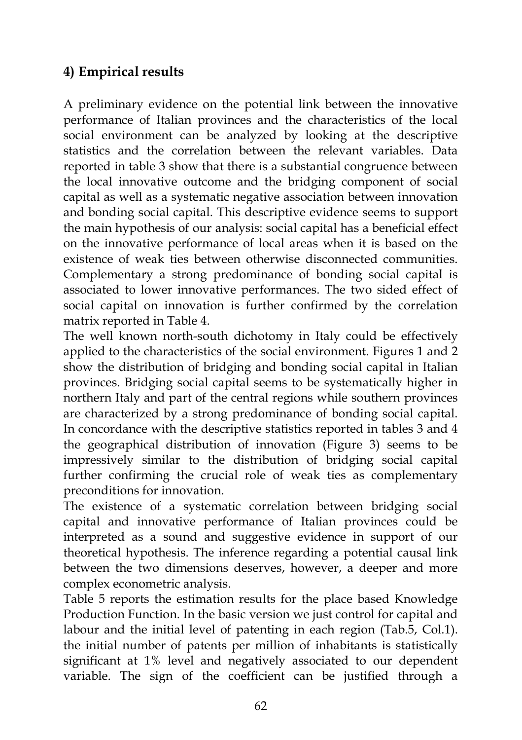## 4) Empirical results

A preliminary evidence on the potential link between the innovative performance of Italian provinces and the characteristics of the local social environment can be analyzed by looking at the descriptive statistics and the correlation between the relevant variables. Data reported in table 3 show that there is a substantial congruence between the local innovative outcome and the bridging component of social capital as well as a systematic negative association between innovation and bonding social capital. This descriptive evidence seems to support the main hypothesis of our analysis: social capital has a beneficial effect on the innovative performance of local areas when it is based on the existence of weak ties between otherwise disconnected communities. Complementary a strong predominance of bonding social capital is associated to lower innovative performances. The two sided effect of social capital on innovation is further confirmed by the correlation matrix reported in Table 4.

The well known north-south dichotomy in Italy could be effectively applied to the characteristics of the social environment. Figures 1 and 2 show the distribution of bridging and bonding social capital in Italian provinces. Bridging social capital seems to be systematically higher in northern Italy and part of the central regions while southern provinces are characterized by a strong predominance of bonding social capital. In concordance with the descriptive statistics reported in tables 3 and 4 the geographical distribution of innovation (Figure 3) seems to be impressively similar to the distribution of bridging social capital further confirming the crucial role of weak ties as complementary preconditions for innovation.

The existence of a systematic correlation between bridging social capital and innovative performance of Italian provinces could be interpreted as a sound and suggestive evidence in support of our theoretical hypothesis. The inference regarding a potential causal link between the two dimensions deserves, however, a deeper and more complex econometric analysis.

Table 5 reports the estimation results for the place based Knowledge Production Function. In the basic version we just control for capital and labour and the initial level of patenting in each region (Tab.5, Col.1). the initial number of patents per million of inhabitants is statistically significant at 1% level and negatively associated to our dependent variable. The sign of the coefficient can be justified through a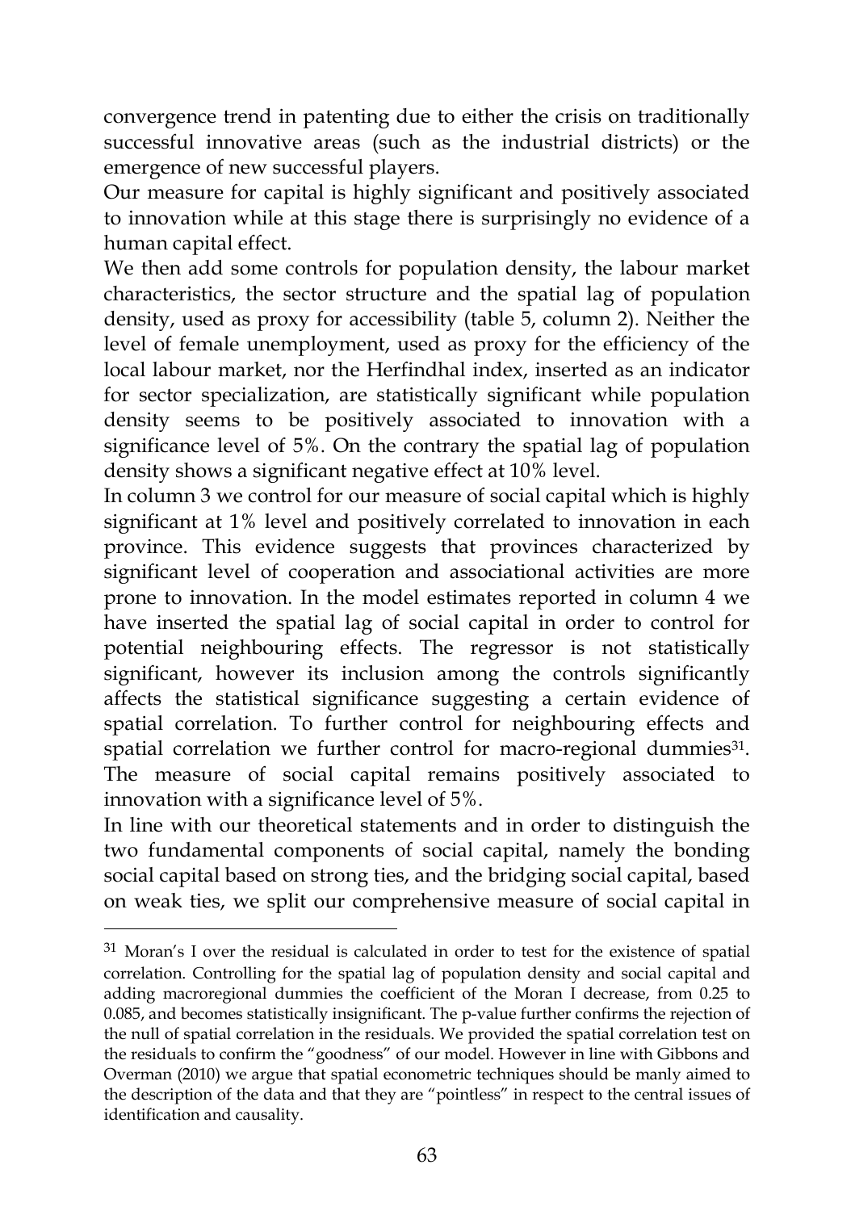convergence trend in patenting due to either the crisis on traditionally successful innovative areas (such as the industrial districts) or the emergence of new successful players.

Our measure for capital is highly significant and positively associated to innovation while at this stage there is surprisingly no evidence of a human capital effect.

We then add some controls for population density, the labour market characteristics, the sector structure and the spatial lag of population density, used as proxy for accessibility (table 5, column 2). Neither the level of female unemployment, used as proxy for the efficiency of the local labour market, nor the Herfindhal index, inserted as an indicator for sector specialization, are statistically significant while population density seems to be positively associated to innovation with a significance level of 5%. On the contrary the spatial lag of population density shows a significant negative effect at 10% level.

In column 3 we control for our measure of social capital which is highly significant at 1% level and positively correlated to innovation in each province. This evidence suggests that provinces characterized by significant level of cooperation and associational activities are more prone to innovation. In the model estimates reported in column 4 we have inserted the spatial lag of social capital in order to control for potential neighbouring effects. The regressor is not statistically significant, however its inclusion among the controls significantly affects the statistical significance suggesting a certain evidence of spatial correlation. To further control for neighbouring effects and spatial correlation we further control for macro-regional dummies[31]. The measure of social capital remains positively associated to innovation with a significance level of 5%.

In line with our theoretical statements and in order to distinguish the two fundamental components of social capital, namely the bonding social capital based on strong ties, and the bridging social capital, based on weak ties, we split our comprehensive measure of social capital in

---

[31] Moran's I over the residual is calculated in order to test for the existence of spatial correlation. Controlling for the spatial lag of population density and social capital and adding macroregional dummies the coefficient of the Moran I decrease, from 0.25 to 0.085, and becomes statistically insignificant. The p-value further confirms the rejection of the null of spatial correlation in the residuals. We provided the spatial correlation test on the residuals to confirm the "goodness" of our model. However in line with Gibbons and Overman (2010) we argue that spatial econometric techniques should be manly aimed to the description of the data and that they are "pointless" in respect to the central issues of identification and causality.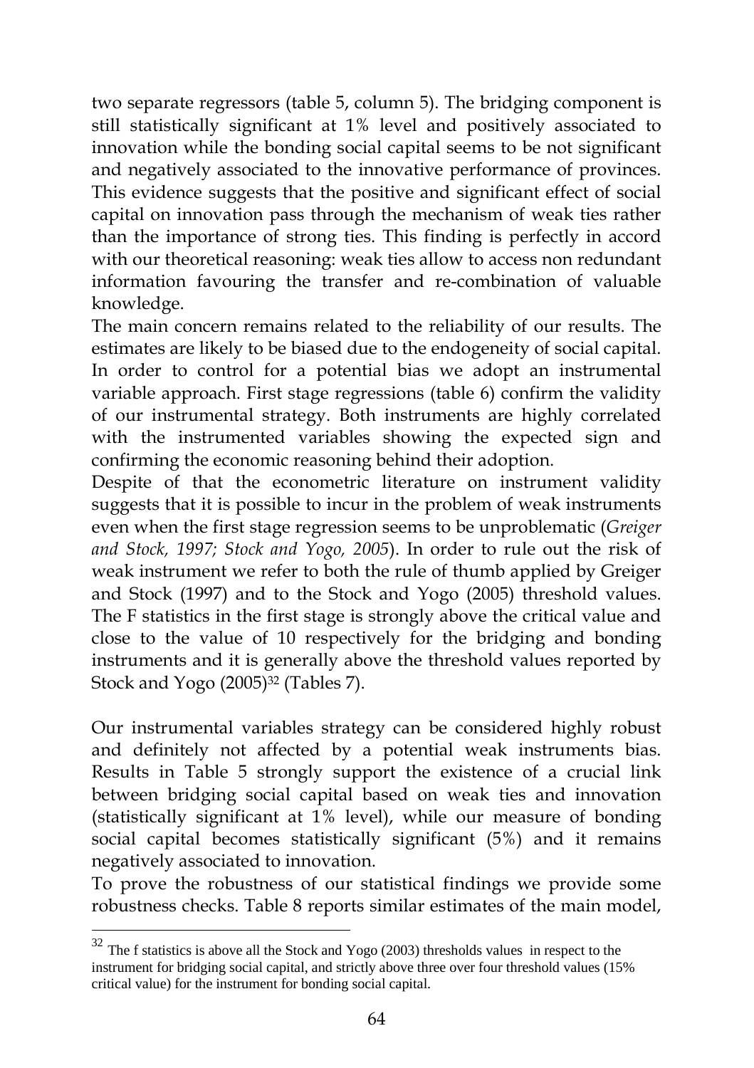two separate regressors (table 5, column 5). The bridging component is still statistically significant at 1% level and positively associated to innovation while the bonding social capital seems to be not significant and negatively associated to the innovative performance of provinces. This evidence suggests that the positive and significant effect of social capital on innovation pass through the mechanism of weak ties rather than the importance of strong ties. This finding is perfectly in accord with our theoretical reasoning: weak ties allow to access non redundant information favouring the transfer and re-combination of valuable knowledge.

The main concern remains related to the reliability of our results. The estimates are likely to be biased due to the endogeneity of social capital. In order to control for a potential bias we adopt an instrumental variable approach. First stage regressions (table 6) confirm the validity of our instrumental strategy. Both instruments are highly correlated with the instrumented variables showing the expected sign and confirming the economic reasoning behind their adoption.

Despite of that the econometric literature on instrument validity suggests that it is possible to incur in the problem of weak instruments even when the first stage regression seems to be unproblematic (*Greiger and Stock, 1997; Stock and Yogo, 2005*). In order to rule out the risk of weak instrument we refer to both the rule of thumb applied by Greiger and Stock (1997) and to the Stock and Yogo (2005) threshold values. The F statistics in the first stage is strongly above the critical value and close to the value of 10 respectively for the bridging and bonding instruments and it is generally above the threshold values reported by Stock and Yogo (2005)[32] (Tables 7).

Our instrumental variables strategy can be considered highly robust and definitely not affected by a potential weak instruments bias. Results in Table 5 strongly support the existence of a crucial link between bridging social capital based on weak ties and innovation (statistically significant at 1% level), while our measure of bonding social capital becomes statistically significant (5%) and it remains negatively associated to innovation.

To prove the robustness of our statistical findings we provide some robustness checks. Table 8 reports similar estimates of the main model,

---

[32] The f statistics is above all the Stock and Yogo (2003) thresholds values in respect to the instrument for bridging social capital, and strictly above three over four threshold values (15% critical value) for the instrument for bonding social capital.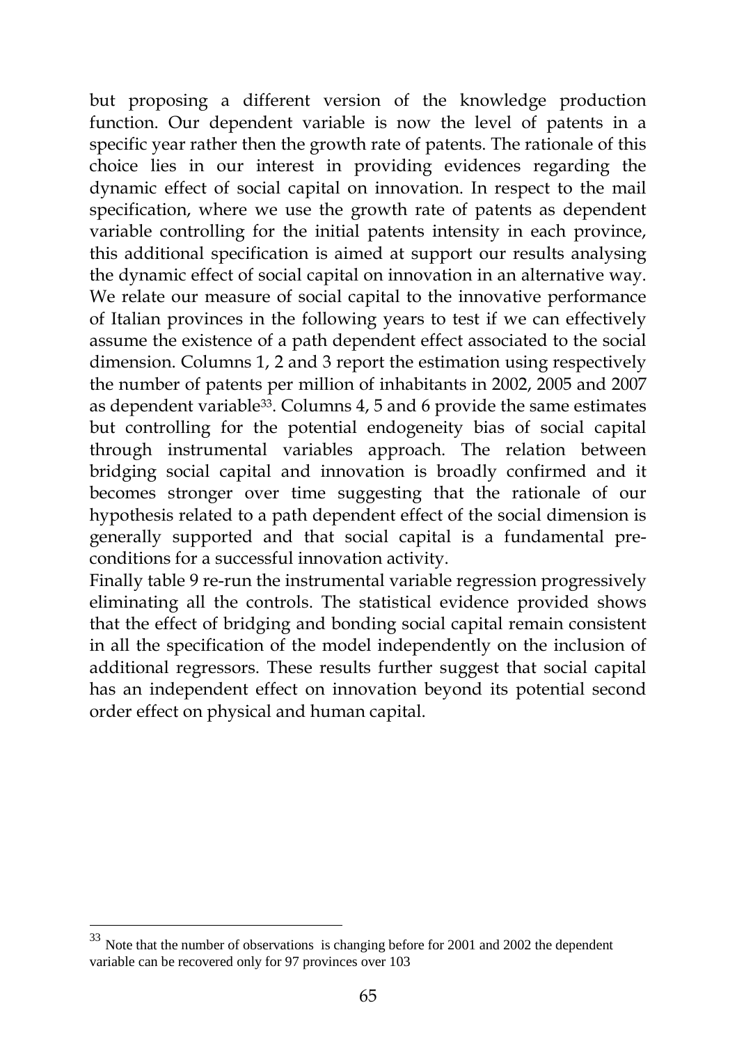but proposing a different version of the knowledge production function. Our dependent variable is now the level of patents in a specific year rather then the growth rate of patents. The rationale of this choice lies in our interest in providing evidences regarding the dynamic effect of social capital on innovation. In respect to the mail specification, where we use the growth rate of patents as dependent variable controlling for the initial patents intensity in each province, this additional specification is aimed at support our results analysing the dynamic effect of social capital on innovation in an alternative way. We relate our measure of social capital to the innovative performance of Italian provinces in the following years to test if we can effectively assume the existence of a path dependent effect associated to the social dimension. Columns 1, 2 and 3 report the estimation using respectively the number of patents per million of inhabitants in 2002, 2005 and 2007 as dependent variable[33]. Columns 4, 5 and 6 provide the same estimates but controlling for the potential endogeneity bias of social capital through instrumental variables approach. The relation between bridging social capital and innovation is broadly confirmed and it becomes stronger over time suggesting that the rationale of our hypothesis related to a path dependent effect of the social dimension is generally supported and that social capital is a fundamental pre-conditions for a successful innovation activity.

Finally table 9 re-run the instrumental variable regression progressively eliminating all the controls. The statistical evidence provided shows that the effect of bridging and bonding social capital remain consistent in all the specification of the model independently on the inclusion of additional regressors. These results further suggest that social capital has an independent effect on innovation beyond its potential second order effect on physical and human capital.

[33] Note that the number of observations is changing before for 2001 and 2002 the dependent variable can be recovered only for 97 provinces over 103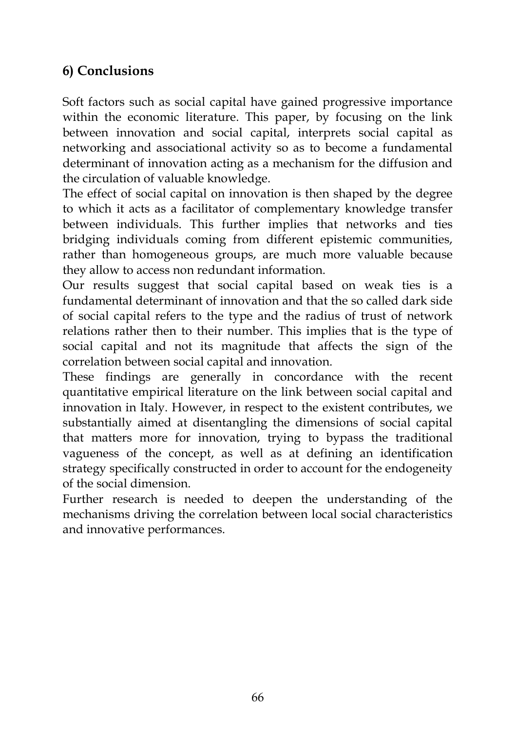## 6) Conclusions

Soft factors such as social capital have gained progressive importance within the economic literature. This paper, by focusing on the link between innovation and social capital, interprets social capital as networking and associational activity so as to become a fundamental determinant of innovation acting as a mechanism for the diffusion and the circulation of valuable knowledge.

The effect of social capital on innovation is then shaped by the degree to which it acts as a facilitator of complementary knowledge transfer between individuals. This further implies that networks and ties bridging individuals coming from different epistemic communities, rather than homogeneous groups, are much more valuable because they allow to access non redundant information.

Our results suggest that social capital based on weak ties is a fundamental determinant of innovation and that the so called dark side of social capital refers to the type and the radius of trust of network relations rather then to their number. This implies that is the type of social capital and not its magnitude that affects the sign of the correlation between social capital and innovation.

These findings are generally in concordance with the recent quantitative empirical literature on the link between social capital and innovation in Italy. However, in respect to the existent contributes, we substantially aimed at disentangling the dimensions of social capital that matters more for innovation, trying to bypass the traditional vagueness of the concept, as well as at defining an identification strategy specifically constructed in order to account for the endogeneity of the social dimension.

Further research is needed to deepen the understanding of the mechanisms driving the correlation between local social characteristics and innovative performances.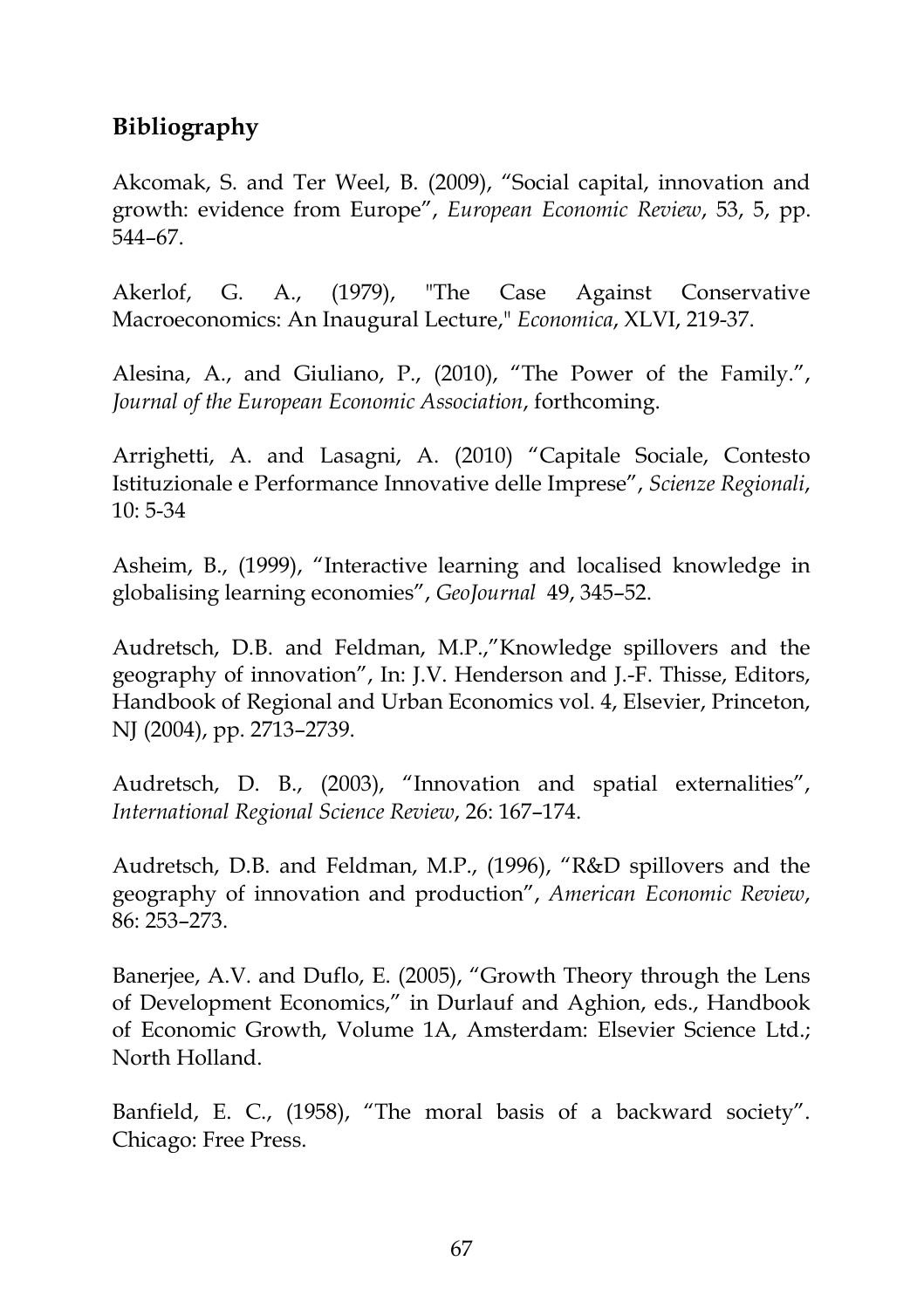## Bibliography

Akcomak, S. and Ter Weel, B. (2009), "Social capital, innovation and growth: evidence from Europe", *European Economic Review*, 53, 5, pp. 544–67.

Akerlof, G. A., (1979), "The Case Against Conservative Macroeconomics: An Inaugural Lecture," *Economica*, XLVI, 219-37.

Alesina, A., and Giuliano, P., (2010), "The Power of the Family.", *Journal of the European Economic Association*, forthcoming.

Arrighetti, A. and Lasagni, A. (2010) "Capitale Sociale, Contesto Istituzionale e Performance Innovative delle Imprese", *Scienze Regionali*, 10: 5-34

Asheim, B., (1999), "Interactive learning and localised knowledge in globalising learning economies", *GeoJournal* 49, 345–52.

Audretsch, D.B. and Feldman, M.P.,"Knowledge spillovers and the geography of innovation", In: J.V. Henderson and J.-F. Thisse, Editors, Handbook of Regional and Urban Economics vol. 4, Elsevier, Princeton, NJ (2004), pp. 2713–2739.

Audretsch, D. B., (2003), "Innovation and spatial externalities", *International Regional Science Review*, 26: 167–174.

Audretsch, D.B. and Feldman, M.P., (1996), "R&D spillovers and the geography of innovation and production", *American Economic Review*, 86: 253–273.

Banerjee, A.V. and Duflo, E. (2005), "Growth Theory through the Lens of Development Economics," in Durlauf and Aghion, eds., Handbook of Economic Growth, Volume 1A, Amsterdam: Elsevier Science Ltd.; North Holland.

Banfield, E. C., (1958), "The moral basis of a backward society". Chicago: Free Press.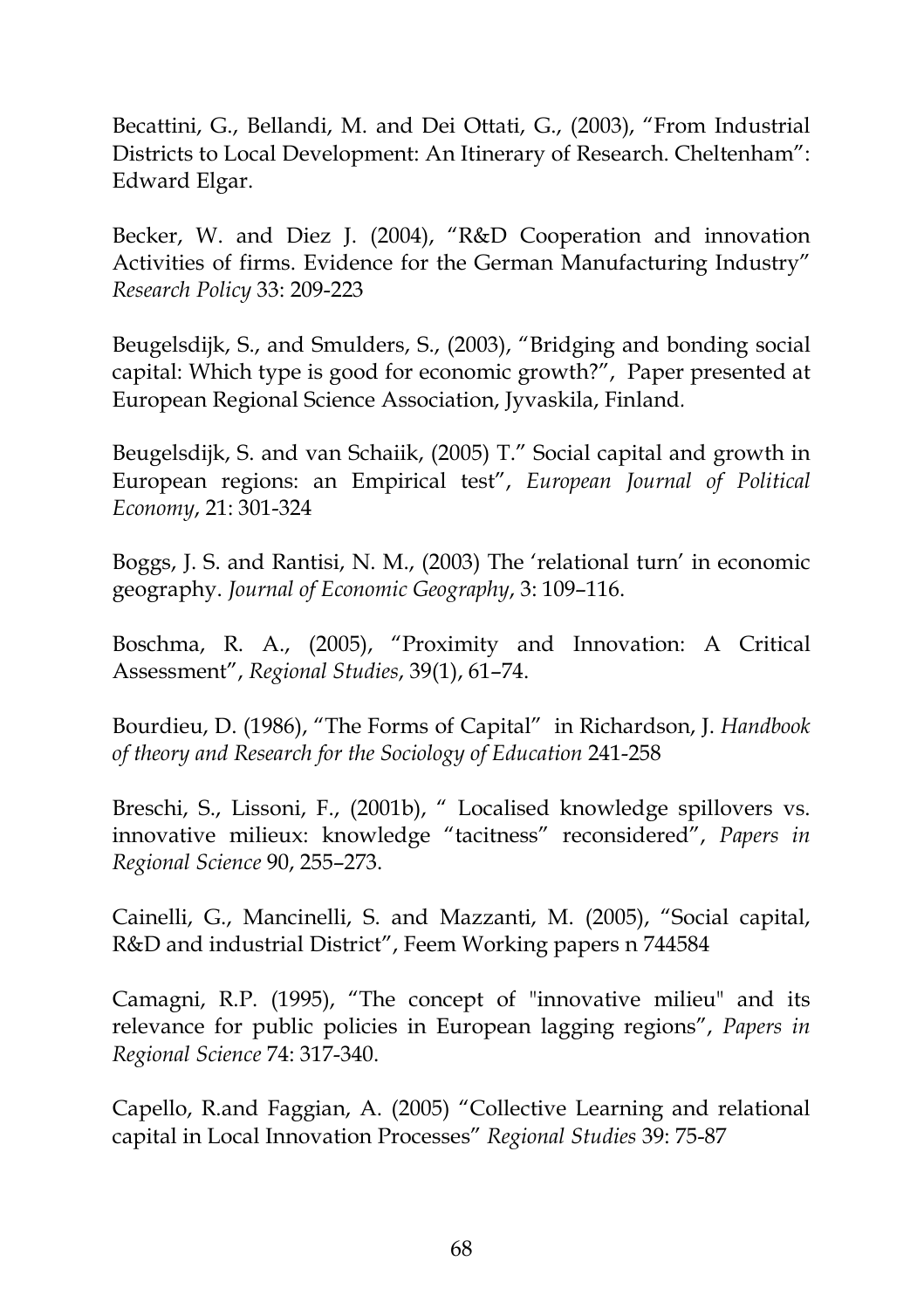Becattini, G., Bellandi, M. and Dei Ottati, G., (2003), "From Industrial Districts to Local Development: An Itinerary of Research. Cheltenham": Edward Elgar.

Becker, W. and Diez J. (2004), "R&D Cooperation and innovation Activities of firms. Evidence for the German Manufacturing Industry" *Research Policy* 33: 209-223

Beugelsdijk, S., and Smulders, S., (2003), "Bridging and bonding social capital: Which type is good for economic growth?", Paper presented at European Regional Science Association, Jyvaskila, Finland.

Beugelsdijk, S. and van Schaiik, (2005) T." Social capital and growth in European regions: an Empirical test", *European Journal of Political Economy*, 21: 301-324

Boggs, J. S. and Rantisi, N. M., (2003) The 'relational turn' in economic geography. *Journal of Economic Geography*, 3: 109–116.

Boschma, R. A., (2005), "Proximity and Innovation: A Critical Assessment", *Regional Studies*, 39(1), 61–74.

Bourdieu, D. (1986), "The Forms of Capital" in Richardson, J. *Handbook of theory and Research for the Sociology of Education* 241-258

Breschi, S., Lissoni, F., (2001b), " Localised knowledge spillovers vs. innovative milieux: knowledge "tacitness" reconsidered", *Papers in Regional Science* 90, 255–273.

Cainelli, G., Mancinelli, S. and Mazzanti, M. (2005), "Social capital, R&D and industrial District", Feem Working papers n 744584

Camagni, R.P. (1995), "The concept of "innovative milieu" and its relevance for public policies in European lagging regions", *Papers in Regional Science* 74: 317-340.

Capello, R.and Faggian, A. (2005) "Collective Learning and relational capital in Local Innovation Processes" *Regional Studies* 39: 75-87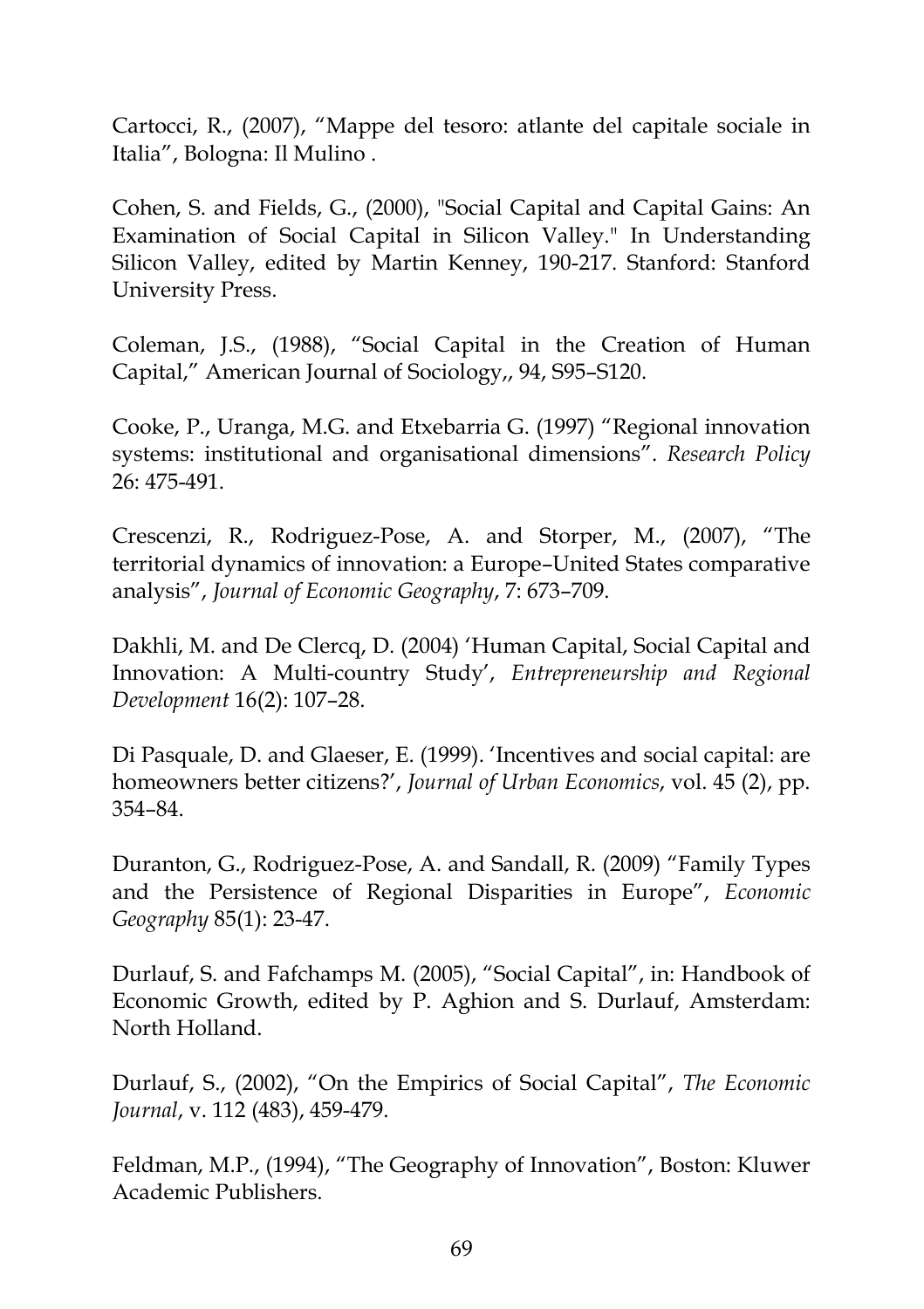Cartocci, R., (2007), “Mappe del tesoro: atlante del capitale sociale in Italia”, Bologna: Il Mulino .

Cohen, S. and Fields, G., (2000), "Social Capital and Capital Gains: An Examination of Social Capital in Silicon Valley." In Understanding Silicon Valley, edited by Martin Kenney, 190-217. Stanford: Stanford University Press.

Coleman, J.S., (1988), “Social Capital in the Creation of Human Capital,” American Journal of Sociology,, 94, S95–S120.

Cooke, P., Uranga, M.G. and Etxebarria G. (1997) “Regional innovation systems: institutional and organisational dimensions”. *Research Policy* 26: 475-491.

Crescenzi, R., Rodriguez-Pose, A. and Storper, M., (2007), “The territorial dynamics of innovation: a Europe–United States comparative analysis”, *Journal of Economic Geography*, 7: 673–709.

Dakhli, M. and De Clercq, D. (2004) ‘Human Capital, Social Capital and Innovation: A Multi-country Study’, *Entrepreneurship and Regional Development* 16(2): 107–28.

Di Pasquale, D. and Glaeser, E. (1999). ‘Incentives and social capital: are homeowners better citizens?’, *Journal of Urban Economics*, vol. 45 (2), pp. 354–84.

Duranton, G., Rodriguez-Pose, A. and Sandall, R. (2009) “Family Types and the Persistence of Regional Disparities in Europe”, *Economic Geography* 85(1): 23-47.

Durlauf, S. and Fafchamps M. (2005), “Social Capital”, in: Handbook of Economic Growth, edited by P. Aghion and S. Durlauf, Amsterdam: North Holland.

Durlauf, S., (2002), “On the Empirics of Social Capital”, *The Economic Journal*, v. 112 (483), 459-479.

Feldman, M.P., (1994), “The Geography of Innovation”, Boston: Kluwer Academic Publishers.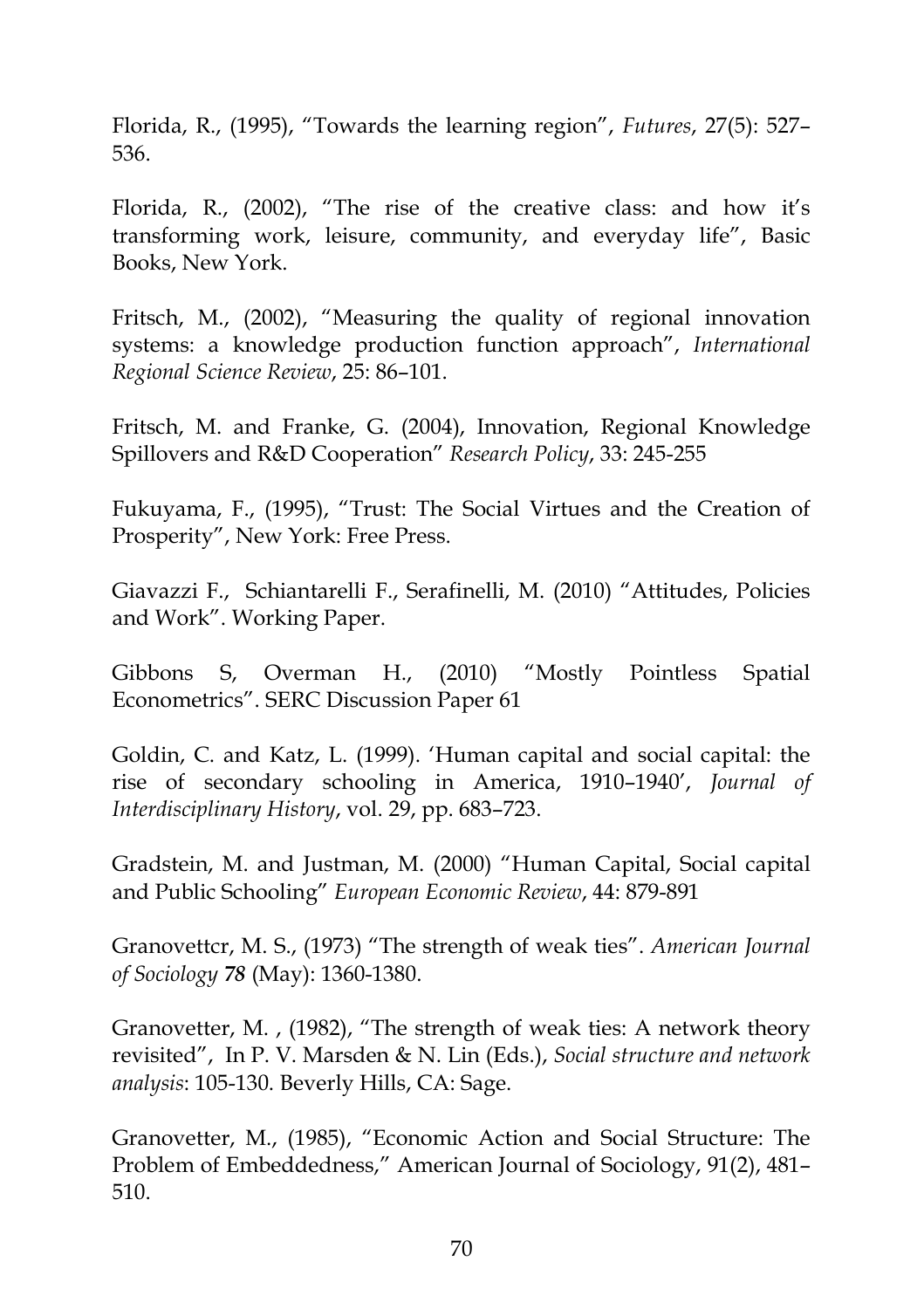Florida, R., (1995), "Towards the learning region", *Futures*, 27(5): 527–536.

Florida, R., (2002), "The rise of the creative class: and how it's transforming work, leisure, community, and everyday life", Basic Books, New York.

Fritsch, M., (2002), "Measuring the quality of regional innovation systems: a knowledge production function approach", *International Regional Science Review*, 25: 86–101.

Fritsch, M. and Franke, G. (2004), Innovation, Regional Knowledge Spillovers and R&D Cooperation" *Research Policy*, 33: 245-255

Fukuyama, F., (1995), "Trust: The Social Virtues and the Creation of Prosperity", New York: Free Press.

Giavazzi F., Schiantarelli F., Serafinelli, M. (2010) "Attitudes, Policies and Work". Working Paper.

Gibbons S, Overman H., (2010) "Mostly Pointless Spatial Econometrics". SERC Discussion Paper 61

Goldin, C. and Katz, L. (1999). 'Human capital and social capital: the rise of secondary schooling in America, 1910–1940', *Journal of Interdisciplinary History*, vol. 29, pp. 683–723.

Gradstein, M. and Justman, M. (2000) "Human Capital, Social capital and Public Schooling" *European Economic Review*, 44: 879-891

Granovettcr, M. S., (1973) "The strength of weak ties". *American Journal of Sociology* ***78*** (May): 1360-1380.

Granovetter, M. , (1982), "The strength of weak ties: A network theory revisited", In P. V. Marsden & N. Lin (Eds.), *Social structure and network analysis*: 105-130. Beverly Hills, CA: Sage.

Granovetter, M., (1985), "Economic Action and Social Structure: The Problem of Embeddedness," American Journal of Sociology, 91(2), 481–510.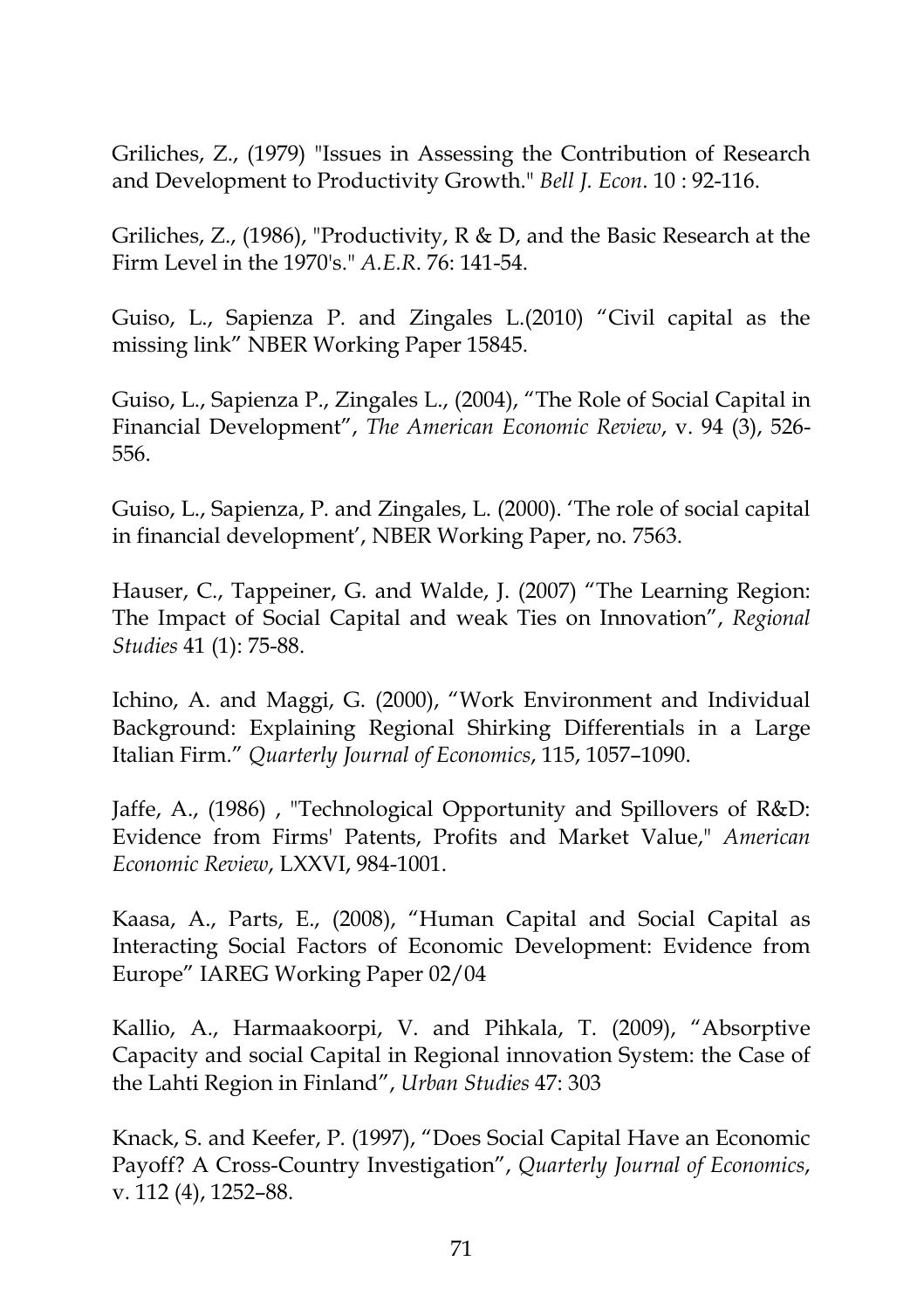Griliches, Z., (1979) "Issues in Assessing the Contribution of Research and Development to Productivity Growth." *Bell J. Econ*. 10 : 92-116.

Griliches, Z., (1986), "Productivity, R & D, and the Basic Research at the Firm Level in the 1970's." *A.E.R*. 76: 141-54.

Guiso, L., Sapienza P. and Zingales L.(2010) "Civil capital as the missing link" NBER Working Paper 15845.

Guiso, L., Sapienza P., Zingales L., (2004), "The Role of Social Capital in Financial Development", *The American Economic Review*, v. 94 (3), 526-556.

Guiso, L., Sapienza, P. and Zingales, L. (2000). 'The role of social capital in financial development', NBER Working Paper, no. 7563.

Hauser, C., Tappeiner, G. and Walde, J. (2007) "The Learning Region: The Impact of Social Capital and weak Ties on Innovation", *Regional Studies* 41 (1): 75-88.

Ichino, A. and Maggi, G. (2000), "Work Environment and Individual Background: Explaining Regional Shirking Differentials in a Large Italian Firm." *Quarterly Journal of Economics*, 115, 1057–1090.

Jaffe, A., (1986) , "Technological Opportunity and Spillovers of R&D: Evidence from Firms' Patents, Profits and Market Value," *American Economic Review*, LXXVI, 984-1001.

Kaasa, A., Parts, E., (2008), "Human Capital and Social Capital as Interacting Social Factors of Economic Development: Evidence from Europe" IAREG Working Paper 02/04

Kallio, A., Harmaakoorpi, V. and Pihkala, T. (2009), "Absorptive Capacity and social Capital in Regional innovation System: the Case of the Lahti Region in Finland", *Urban Studies* 47: 303

Knack, S. and Keefer, P. (1997), "Does Social Capital Have an Economic Payoff? A Cross-Country Investigation", *Quarterly Journal of Economics*, v. 112 (4), 1252–88.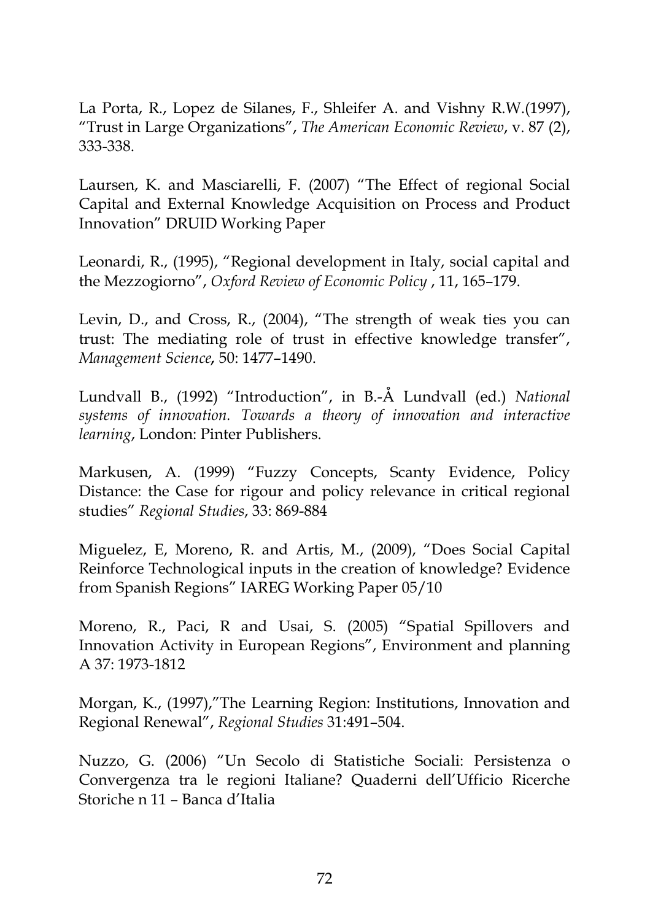La Porta, R., Lopez de Silanes, F., Shleifer A. and Vishny R.W.(1997), "Trust in Large Organizations", *The American Economic Review*, v. 87 (2), 333-338.

Laursen, K. and Masciarelli, F. (2007) "The Effect of regional Social Capital and External Knowledge Acquisition on Process and Product Innovation" DRUID Working Paper

Leonardi, R., (1995), "Regional development in Italy, social capital and the Mezzogiorno", *Oxford Review of Economic Policy* , 11, 165–179.

Levin, D., and Cross, R., (2004), "The strength of weak ties you can trust: The mediating role of trust in effective knowledge transfer", *Management Science***,** 50: 1477–1490.

Lundvall B., (1992) "Introduction", in B.-Å Lundvall (ed.) *National systems of innovation. Towards a theory of innovation and interactive learning*, London: Pinter Publishers.

Markusen, A. (1999) "Fuzzy Concepts, Scanty Evidence, Policy Distance: the Case for rigour and policy relevance in critical regional studies" *Regional Studies*, 33: 869-884

Miguelez, E, Moreno, R. and Artis, M., (2009), "Does Social Capital Reinforce Technological inputs in the creation of knowledge? Evidence from Spanish Regions" IAREG Working Paper 05/10

Moreno, R., Paci, R and Usai, S. (2005) "Spatial Spillovers and Innovation Activity in European Regions", Environment and planning A 37: 1973-1812

Morgan, K., (1997),"The Learning Region: Institutions, Innovation and Regional Renewal", *Regional Studies* 31:491–504.

Nuzzo, G. (2006) "Un Secolo di Statistiche Sociali: Persistenza o Convergenza tra le regioni Italiane? Quaderni dell'Ufficio Ricerche Storiche n 11 – Banca d'Italia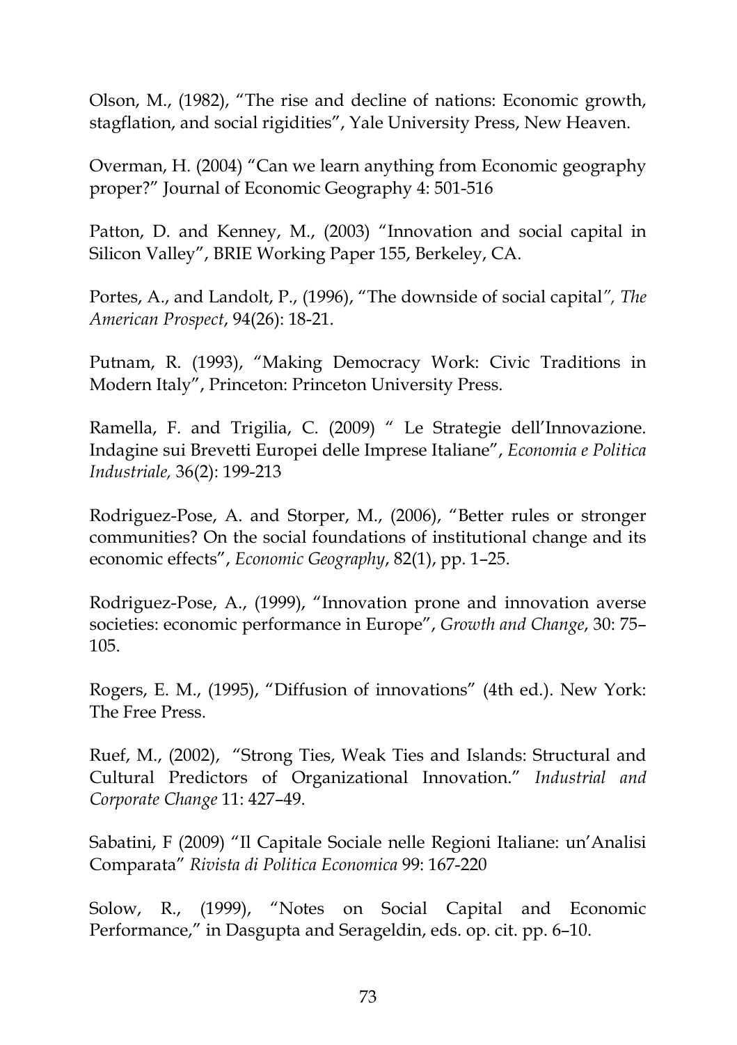Olson, M., (1982), "The rise and decline of nations: Economic growth, stagflation, and social rigidities", Yale University Press, New Heaven.

Overman, H. (2004) "Can we learn anything from Economic geography proper?" Journal of Economic Geography 4: 501-516

Patton, D. and Kenney, M., (2003) "Innovation and social capital in Silicon Valley", BRIE Working Paper 155, Berkeley, CA.

Portes, A., and Landolt, P., (1996), "The downside of social capital", *The American Prospect*, 94(26): 18-21.

Putnam, R. (1993), "Making Democracy Work: Civic Traditions in Modern Italy", Princeton: Princeton University Press.

Ramella, F. and Trigilia, C. (2009) " Le Strategie dell'Innovazione. Indagine sui Brevetti Europei delle Imprese Italiane", *Economia e Politica Industriale,* 36(2): 199-213

Rodriguez-Pose, A. and Storper, M., (2006), "Better rules or stronger communities? On the social foundations of institutional change and its economic effects", *Economic Geography*, 82(1), pp. 1–25.

Rodriguez-Pose, A., (1999), "Innovation prone and innovation averse societies: economic performance in Europe", *Growth and Change*, 30: 75–105.

Rogers, E. M., (1995), "Diffusion of innovations" (4th ed.). New York: The Free Press.

Ruef, M., (2002), "Strong Ties, Weak Ties and Islands: Structural and Cultural Predictors of Organizational Innovation." *Industrial and Corporate Change* 11: 427–49.

Sabatini, F (2009) "Il Capitale Sociale nelle Regioni Italiane: un'Analisi Comparata" *Rivista di Politica Economica* 99: 167-220

Solow, R., (1999), "Notes on Social Capital and Economic Performance," in Dasgupta and Serageldin, eds. op. cit. pp. 6–10.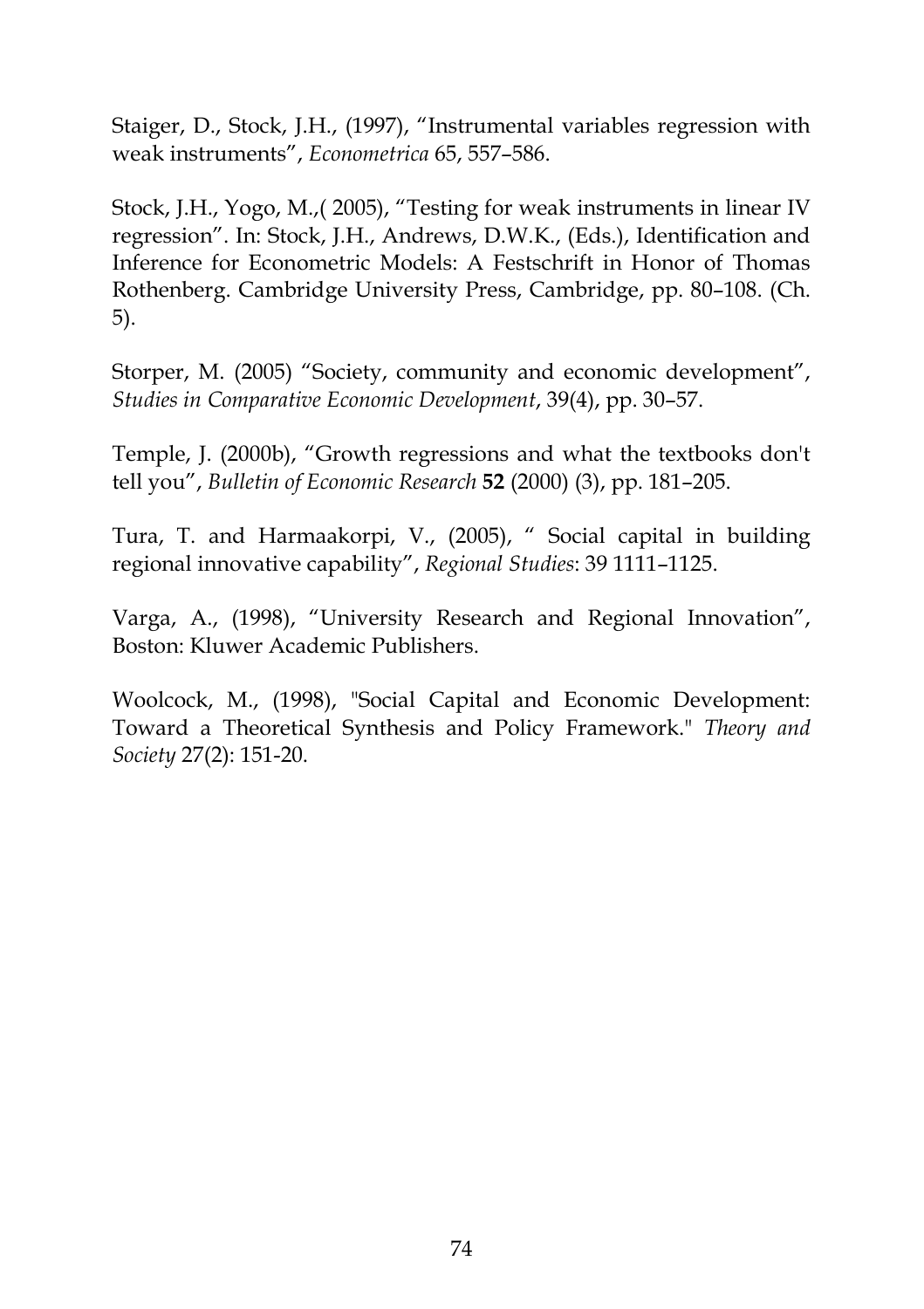Staiger, D., Stock, J.H., (1997), “Instrumental variables regression with weak instruments”, *Econometrica* 65, 557–586.

Stock, J.H., Yogo, M.,( 2005), “Testing for weak instruments in linear IV regression”. In: Stock, J.H., Andrews, D.W.K., (Eds.), Identification and Inference for Econometric Models: A Festschrift in Honor of Thomas Rothenberg. Cambridge University Press, Cambridge, pp. 80–108. (Ch. 5).

Storper, M. (2005) “Society, community and economic development”, *Studies in Comparative Economic Development*, 39(4), pp. 30–57.

Temple, J. (2000b), “Growth regressions and what the textbooks don't tell you”, *Bulletin of Economic Research* **52** (2000) (3), pp. 181–205.

Tura, T. and Harmaakorpi, V., (2005), “ Social capital in building regional innovative capability”, *Regional Studies*: 39 1111–1125.

Varga, A., (1998), “University Research and Regional Innovation”, Boston: Kluwer Academic Publishers.

Woolcock, M., (1998), "Social Capital and Economic Development: Toward a Theoretical Synthesis and Policy Framework." *Theory and Society* 27(2): 151-20.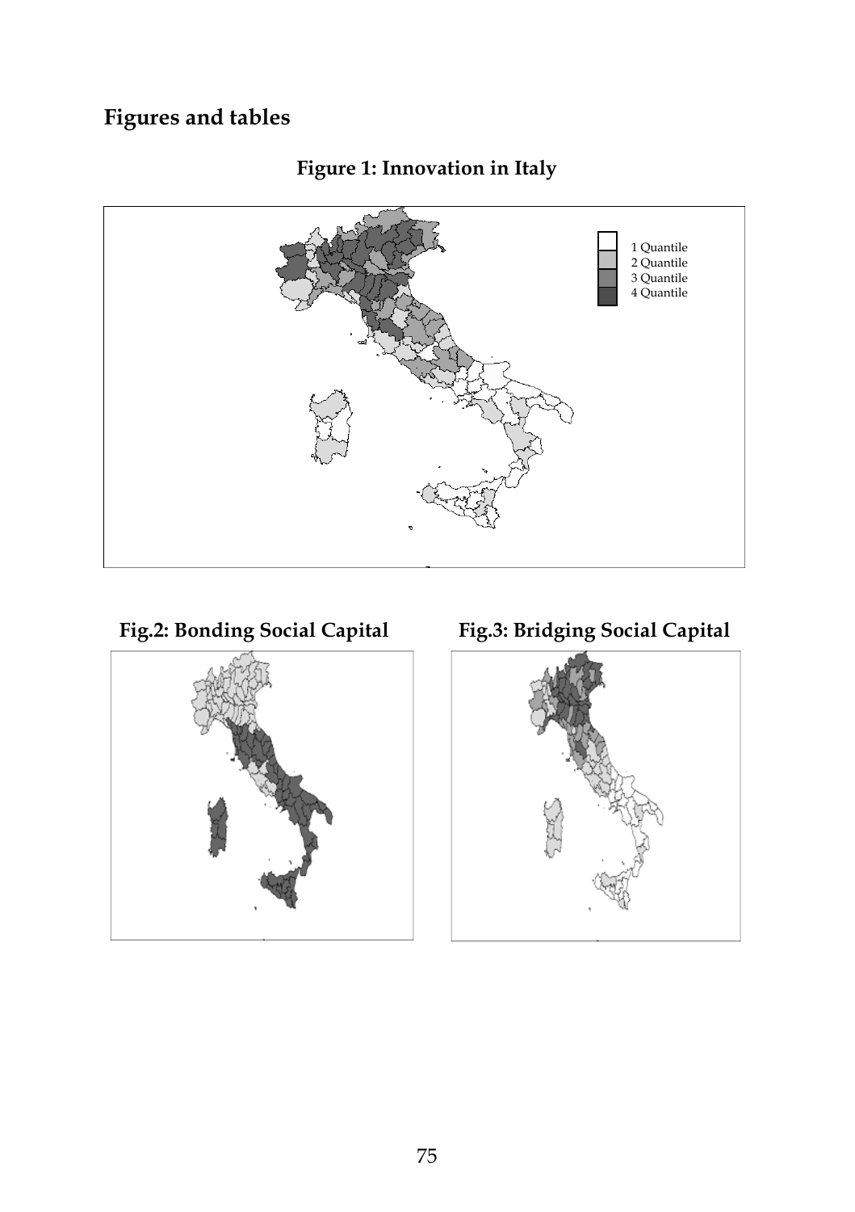## Figures and tables

**Figure 1: Innovation in Italy**

1 Quantile
2 Quantile
3 Quantile
4 Quantile

**Fig.2: Bonding Social Capital**

**Fig.3: Bridging Social Capital**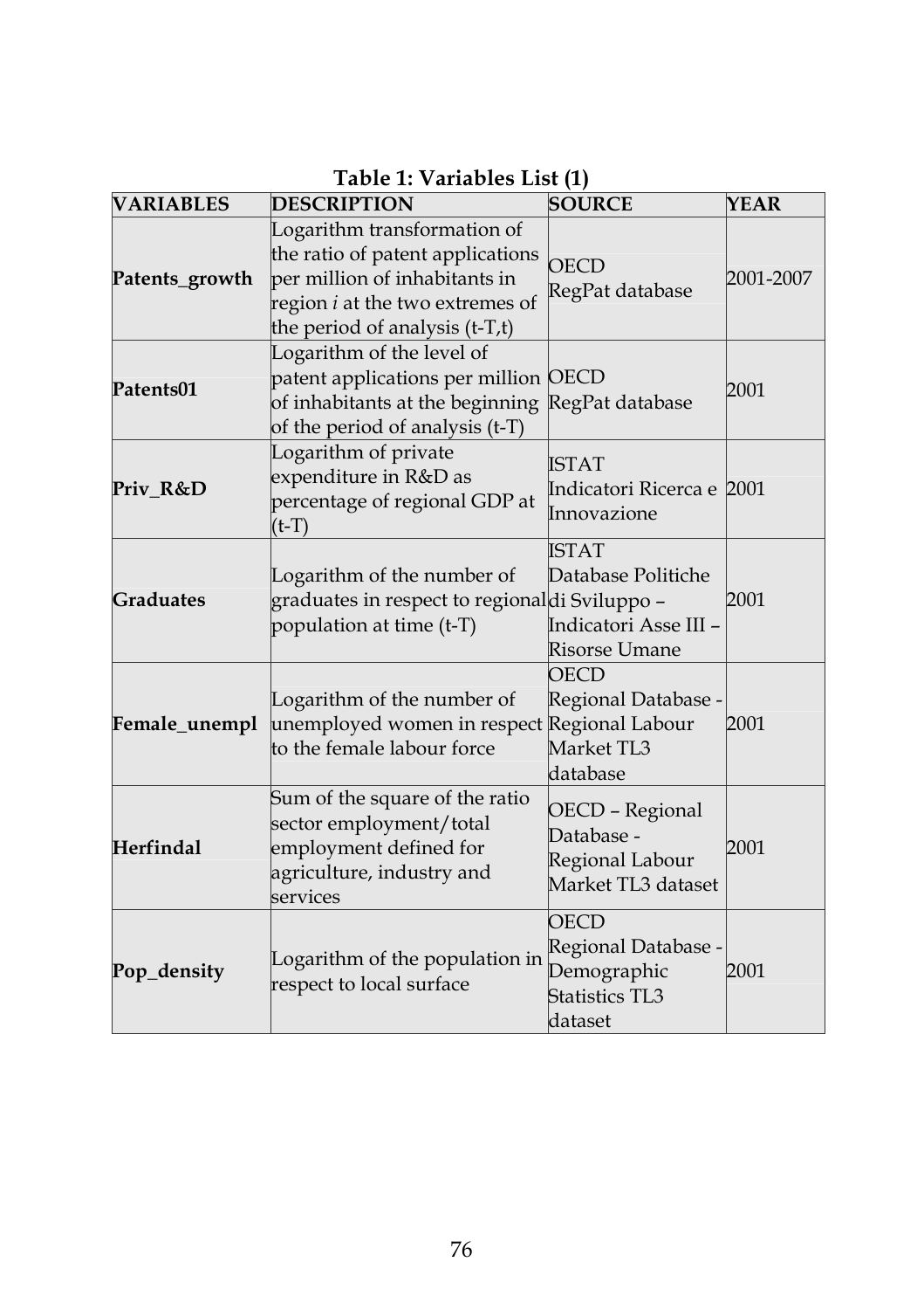**Table 1: Variables List (1)**

| VARIABLES | DESCRIPTION | SOURCE | YEAR |
|---|---|---|---|
| **Patents_growth** | Logarithm transformation of the ratio of patent applications per million of inhabitants in region *i* at the two extremes of the period of analysis (t-T,t) | OECD RegPat database | 2001-2007 |
| **Patents01** | Logarithm of the level of patent applications per million of inhabitants at the beginning of the period of analysis (t-T) | OECD RegPat database | 2001 |
| **Priv_R&D** | Logarithm of private expenditure in R&D as percentage of regional GDP at (t-T) | ISTAT Indicatori Ricerca e Innovazione | 2001 |
| **Graduates** | Logarithm of the number of graduates in respect to regional population at time (t-T) | ISTAT Database Politiche di Sviluppo – Indicatori Asse III – Risorse Umane | 2001 |
| **Female_unempl** | Logarithm of the number of unemployed women in respect to the female labour force | OECD Regional Database - Regional Labour Market TL3 database | 2001 |
| **Herfindal** | Sum of the square of the ratio sector employment/total employment defined for agriculture, industry and services | OECD – Regional Database - Regional Labour Market TL3 dataset | 2001 |
| **Pop_density** | Logarithm of the population in respect to local surface | OECD Regional Database - Demographic Statistics TL3 dataset | 2001 |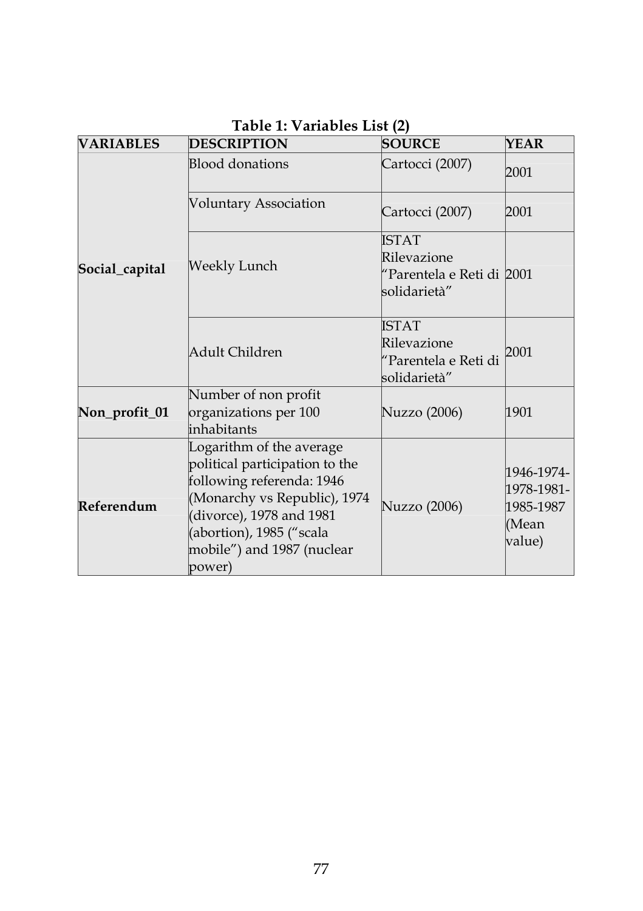**Table 1: Variables List (2)**

| VARIABLES | DESCRIPTION | SOURCE | YEAR |
|---|---|---|---|
| Social_capital | Blood donations | Cartocci (2007) | 2001 |
| | Voluntary Association | Cartocci (2007) | 2001 |
| | Weekly Lunch | ISTAT Rilevazione "Parentela e Reti di solidarietà" | 2001 |
| | Adult Children | ISTAT Rilevazione "Parentela e Reti di solidarietà" | 2001 |
| Non_profit_01 | Number of non profit organizations per 100 inhabitants | Nuzzo (2006) | 1901 |
| Referendum | Logarithm of the average political participation to the following referenda: 1946 (Monarchy vs Republic), 1974 (divorce), 1978 and 1981 (abortion), 1985 ("scala mobile") and 1987 (nuclear power) | Nuzzo (2006) | 1946-1974-1978-1981-1985-1987 (Mean value) |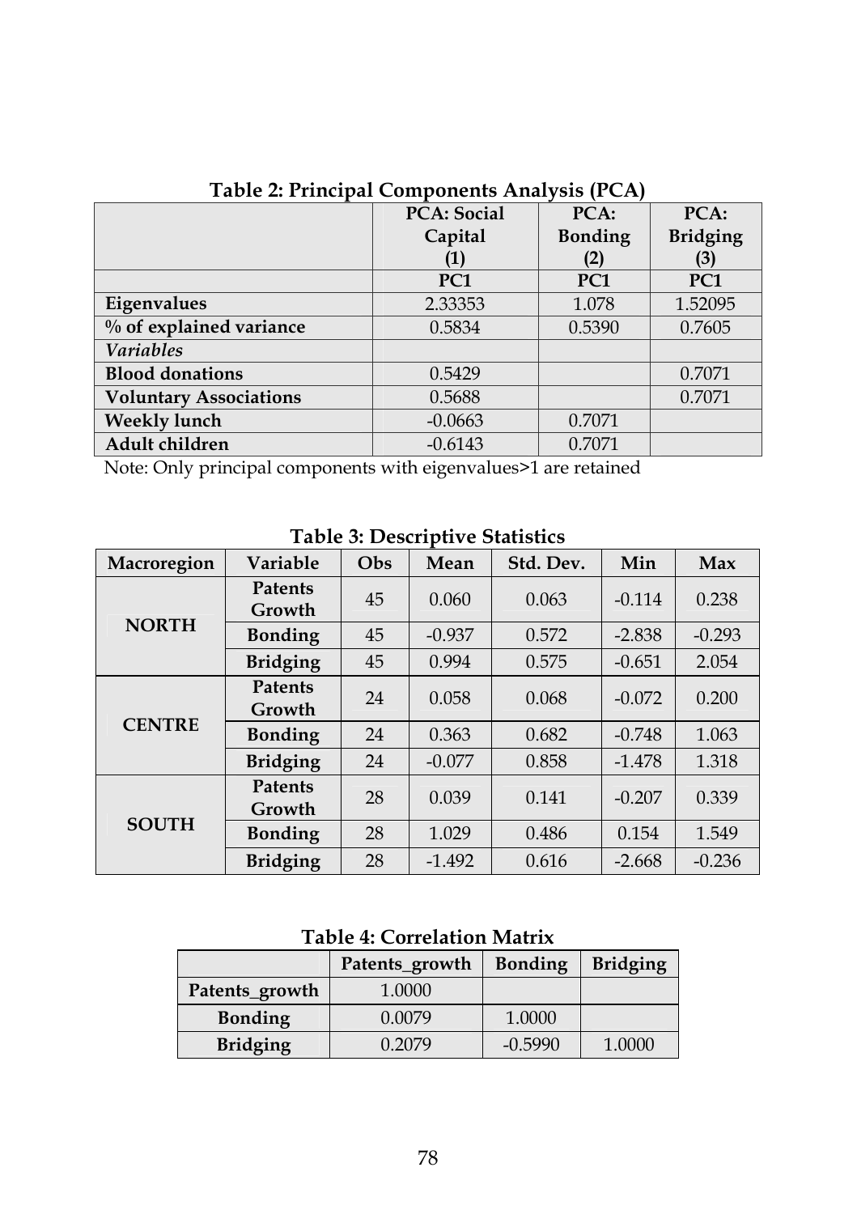**Table 2: Principal Components Analysis (PCA)**

| | PCA: Social Capital (1) | PCA: Bonding (2) | PCA: Bridging (3) |
|---|---|---|---|
| | PC1 | PC1 | PC1 |
| **Eigenvalues** | 2.33353 | 1.078 | 1.52095 |
| **% of explained variance** | 0.5834 | 0.5390 | 0.7605 |
| *Variables* | | | |
| **Blood donations** | 0.5429 | | 0.7071 |
| **Voluntary Associations** | 0.5688 | | 0.7071 |
| **Weekly lunch** | -0.0663 | 0.7071 | |
| **Adult children** | -0.6143 | 0.7071 | |

Note: Only principal components with eigenvalues>1 are retained

**Table 3: Descriptive Statistics**

| Macroregion | Variable | Obs | Mean | Std. Dev. | Min | Max |
|---|---|---|---|---|---|---|
| **NORTH** | **Patents Growth** | 45 | 0.060 | 0.063 | -0.114 | 0.238 |
| | **Bonding** | 45 | -0.937 | 0.572 | -2.838 | -0.293 |
| | **Bridging** | 45 | 0.994 | 0.575 | -0.651 | 2.054 |
| **CENTRE** | **Patents Growth** | 24 | 0.058 | 0.068 | -0.072 | 0.200 |
| | **Bonding** | 24 | 0.363 | 0.682 | -0.748 | 1.063 |
| | **Bridging** | 24 | -0.077 | 0.858 | -1.478 | 1.318 |
| **SOUTH** | **Patents Growth** | 28 | 0.039 | 0.141 | -0.207 | 0.339 |
| | **Bonding** | 28 | 1.029 | 0.486 | 0.154 | 1.549 |
| | **Bridging** | 28 | -1.492 | 0.616 | -2.668 | -0.236 |

**Table 4: Correlation Matrix**

| | Patents_growth | Bonding | Bridging |
|---|---|---|---|
| **Patents_growth** | 1.0000 | | |
| **Bonding** | 0.0079 | 1.0000 | |
| **Bridging** | 0.2079 | -0.5990 | 1.0000 |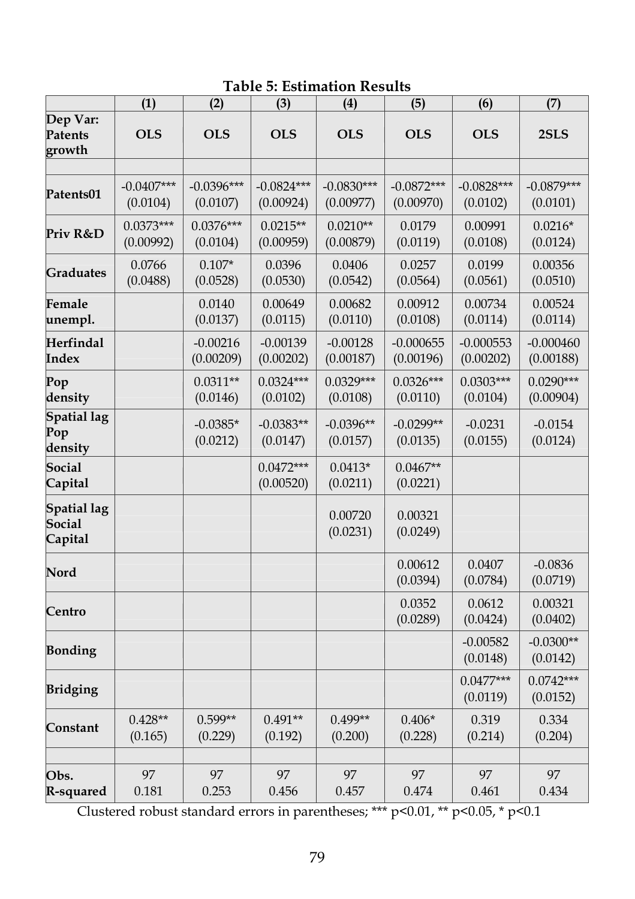**Table 5: Estimation Results**

| | (1) | (2) | (3) | (4) | (5) | (6) | (7) |
|---|---|---|---|---|---|---|---|
| Dep Var: Patents growth | OLS | OLS | OLS | OLS | OLS | OLS | 2SLS |
| | | | | | | | |
| Patents01 | -0.0407*** (0.0104) | -0.0396*** (0.0107) | -0.0824*** (0.00924) | -0.0830*** (0.00977) | -0.0872*** (0.00970) | -0.0828*** (0.0102) | -0.0879*** (0.0101) |
| Priv R&D | 0.0373*** (0.00992) | 0.0376*** (0.0104) | 0.0215** (0.00959) | 0.0210** (0.00879) | 0.0179 (0.0119) | 0.00991 (0.0108) | 0.0216* (0.0124) |
| Graduates | 0.0766 (0.0488) | 0.107* (0.0528) | 0.0396 (0.0530) | 0.0406 (0.0542) | 0.0257 (0.0564) | 0.0199 (0.0561) | 0.00356 (0.0510) |
| Female unempl. | | 0.0140 (0.0137) | 0.00649 (0.0115) | 0.00682 (0.0110) | 0.00912 (0.0108) | 0.00734 (0.0114) | 0.00524 (0.0114) |
| Herfindal Index | | -0.00216 (0.00209) | -0.00139 (0.00202) | -0.00128 (0.00187) | -0.000655 (0.00196) | -0.000553 (0.00202) | -0.000460 (0.00188) |
| Pop density | | 0.0311** (0.0146) | 0.0324*** (0.0102) | 0.0329*** (0.0108) | 0.0326*** (0.0110) | 0.0303*** (0.0104) | 0.0290*** (0.00904) |
| Spatial lag Pop density | | -0.0385* (0.0212) | -0.0383** (0.0147) | -0.0396** (0.0157) | -0.0299** (0.0135) | -0.0231 (0.0155) | -0.0154 (0.0124) |
| Social Capital | | | 0.0472*** (0.00520) | 0.0413* (0.0211) | 0.0467** (0.0221) | | |
| Spatial lag Social Capital | | | | 0.00720 (0.0231) | 0.00321 (0.0249) | | |
| Nord | | | | | 0.00612 (0.0394) | 0.0407 (0.0784) | -0.0836 (0.0719) |
| Centro | | | | | 0.0352 (0.0289) | 0.0612 (0.0424) | 0.00321 (0.0402) |
| Bonding | | | | | | -0.00582 (0.0148) | -0.0300** (0.0142) |
| Bridging | | | | | | 0.0477*** (0.0119) | 0.0742*** (0.0152) |
| Constant | 0.428** (0.165) | 0.599** (0.229) | 0.491** (0.192) | 0.499** (0.200) | 0.406* (0.228) | 0.319 (0.214) | 0.334 (0.204) |
| | | | | | | | |
| Obs. | 97 | 97 | 97 | 97 | 97 | 97 | 97 |
| R-squared | 0.181 | 0.253 | 0.456 | 0.457 | 0.474 | 0.461 | 0.434 |

Clustered robust standard errors in parentheses; *** p<0.01, ** p<0.05, * p<0.1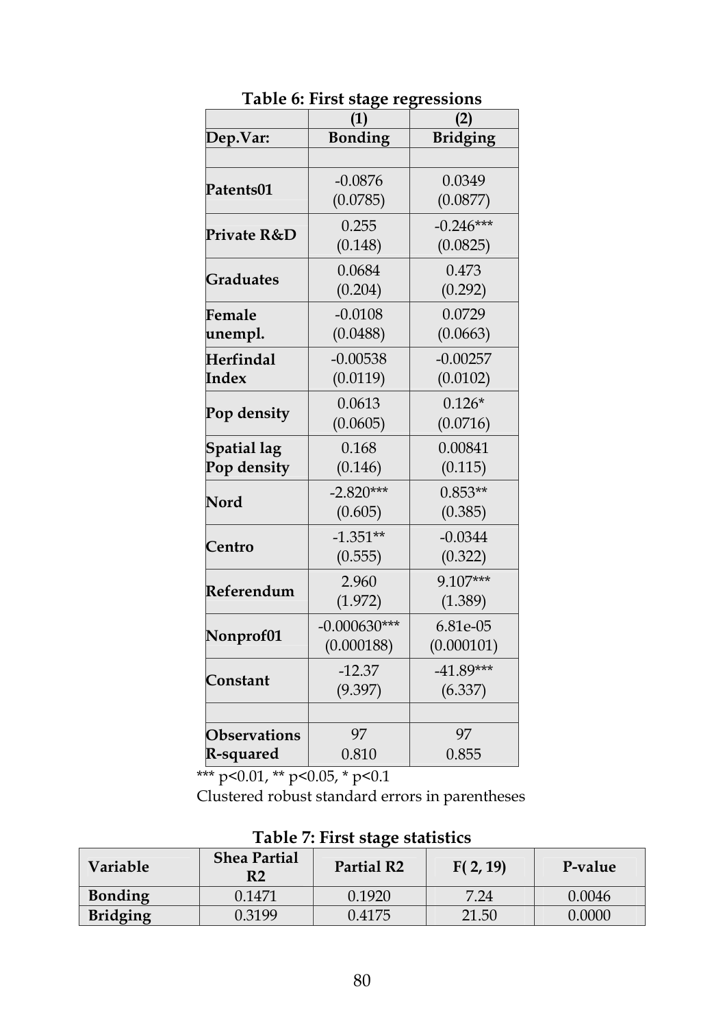**Table 6: First stage regressions**

| | (1) | (2) |
|---|---|---|
| Dep.Var: | Bonding | Bridging |
| | | |
| Patents01 | -0.0876<br>(0.0785) | 0.0349<br>(0.0877) |
| Private R&D | 0.255<br>(0.148) | -0.246***<br>(0.0825) |
| Graduates | 0.0684<br>(0.204) | 0.473<br>(0.292) |
| Female unempl. | -0.0108<br>(0.0488) | 0.0729<br>(0.0663) |
| Herfindal Index | -0.00538<br>(0.0119) | -0.00257<br>(0.0102) |
| Pop density | 0.0613<br>(0.0605) | 0.126*<br>(0.0716) |
| Spatial lag Pop density | 0.168<br>(0.146) | 0.00841<br>(0.115) |
| Nord | -2.820***<br>(0.605) | 0.853**<br>(0.385) |
| Centro | -1.351**<br>(0.555) | -0.0344<br>(0.322) |
| Referendum | 2.960<br>(1.972) | 9.107***<br>(1.389) |
| Nonprof01 | -0.000630***<br>(0.000188) | 6.81e-05<br>(0.000101) |
| Constant | -12.37<br>(9.397) | -41.89***<br>(6.337) |
| | | |
| Observations | 97 | 97 |
| R-squared | 0.810 | 0.855 |

*** p<0.01, ** p<0.05, * p<0.1

Clustered robust standard errors in parentheses

**Table 7: First stage statistics**

| Variable | Shea Partial R2 | Partial R2 | F( 2, 19) | P-value |
|---|---|---|---|---|
| Bonding | 0.1471 | 0.1920 | 7.24 | 0.0046 |
| Bridging | 0.3199 | 0.4175 | 21.50 | 0.0000 |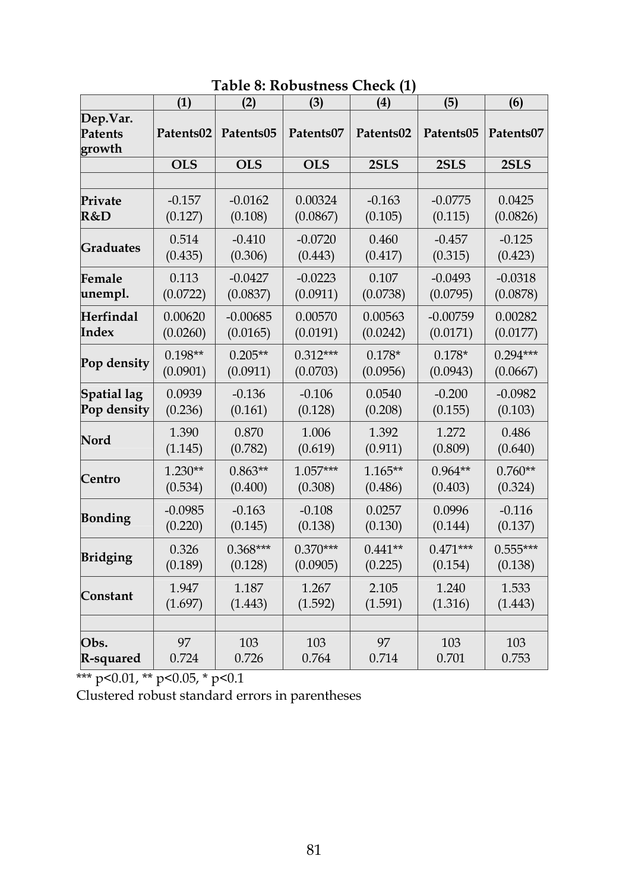**Table 8: Robustness Check (1)**

| | (1) | (2) | (3) | (4) | (5) | (6) |
|---|---|---|---|---|---|---|
| **Dep.Var. Patents growth** | **Patents02** | **Patents05** | **Patents07** | **Patents02** | **Patents05** | **Patents07** |
| | **OLS** | **OLS** | **OLS** | **2SLS** | **2SLS** | **2SLS** |
| | | | | | | |
| **Private R&D** | -0.157<br>(0.127) | -0.0162<br>(0.108) | 0.00324<br>(0.0867) | -0.163<br>(0.105) | -0.0775<br>(0.115) | 0.0425<br>(0.0826) |
| **Graduates** | 0.514<br>(0.435) | -0.410<br>(0.306) | -0.0720<br>(0.443) | 0.460<br>(0.417) | -0.457<br>(0.315) | -0.125<br>(0.423) |
| **Female unempl.** | 0.113<br>(0.0722) | -0.0427<br>(0.0837) | -0.0223<br>(0.0911) | 0.107<br>(0.0738) | -0.0493<br>(0.0795) | -0.0318<br>(0.0878) |
| **Herfindal Index** | 0.00620<br>(0.0260) | -0.00685<br>(0.0165) | 0.00570<br>(0.0191) | 0.00563<br>(0.0242) | -0.00759<br>(0.0171) | 0.00282<br>(0.0177) |
| **Pop density** | 0.198**<br>(0.0901) | 0.205**<br>(0.0911) | 0.312***<br>(0.0703) | 0.178*<br>(0.0956) | 0.178*<br>(0.0943) | 0.294***<br>(0.0667) |
| **Spatial lag Pop density** | 0.0939<br>(0.236) | -0.136<br>(0.161) | -0.106<br>(0.128) | 0.0540<br>(0.208) | -0.200<br>(0.155) | -0.0982<br>(0.103) |
| **Nord** | 1.390<br>(1.145) | 0.870<br>(0.782) | 1.006<br>(0.619) | 1.392<br>(0.911) | 1.272<br>(0.809) | 0.486<br>(0.640) |
| **Centro** | 1.230**<br>(0.534) | 0.863**<br>(0.400) | 1.057***<br>(0.308) | 1.165**<br>(0.486) | 0.964**<br>(0.403) | 0.760**<br>(0.324) |
| **Bonding** | -0.0985<br>(0.220) | -0.163<br>(0.145) | -0.108<br>(0.138) | 0.0257<br>(0.130) | 0.0996<br>(0.144) | -0.116<br>(0.137) |
| **Bridging** | 0.326<br>(0.189) | 0.368***<br>(0.128) | 0.370***<br>(0.0905) | 0.441**<br>(0.225) | 0.471***<br>(0.154) | 0.555***<br>(0.138) |
| **Constant** | 1.947<br>(1.697) | 1.187<br>(1.443) | 1.267<br>(1.592) | 2.105<br>(1.591) | 1.240<br>(1.316) | 1.533<br>(1.443) |
| | | | | | | |
| **Obs.**<br>**R-squared** | 97<br>0.724 | 103<br>0.726 | 103<br>0.764 | 97<br>0.714 | 103<br>0.701 | 103<br>0.753 |

*** p<0.01, ** p<0.05, * p<0.1

Clustered robust standard errors in parentheses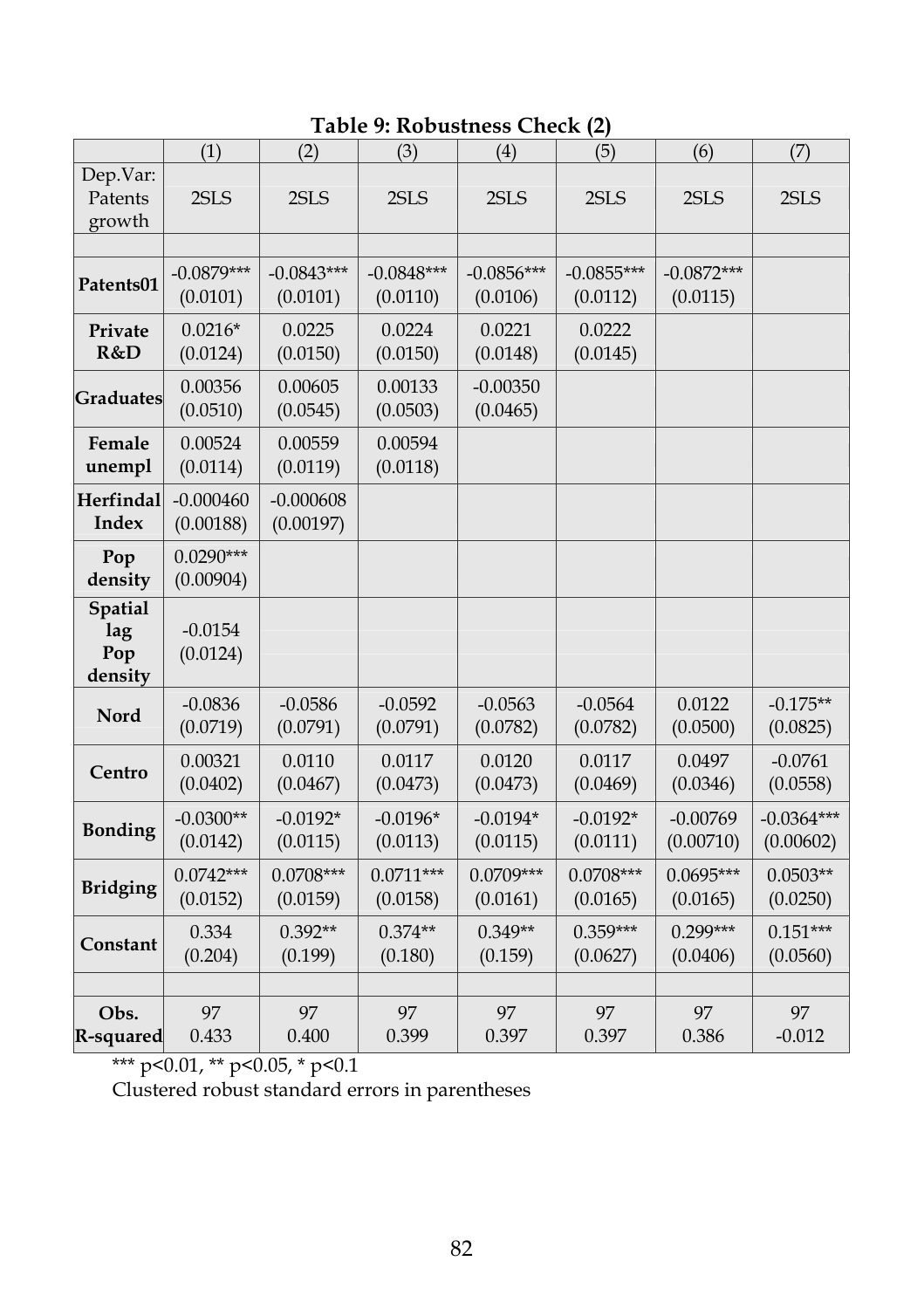**Table 9: Robustness Check (2)**

| | (1) | (2) | (3) | (4) | (5) | (6) | (7) |
|---|---|---|---|---|---|---|---|
| Dep.Var: Patents growth | 2SLS | 2SLS | 2SLS | 2SLS | 2SLS | 2SLS | 2SLS |
| | | | | | | | |
| **Patents01** | -0.0879***<br>(0.0101) | -0.0843***<br>(0.0101) | -0.0848***<br>(0.0110) | -0.0856***<br>(0.0106) | -0.0855***<br>(0.0112) | -0.0872***<br>(0.0115) | |
| **Private R&D** | 0.0216*<br>(0.0124) | 0.0225<br>(0.0150) | 0.0224<br>(0.0150) | 0.0221<br>(0.0148) | 0.0222<br>(0.0145) | | |
| **Graduates** | 0.00356<br>(0.0510) | 0.00605<br>(0.0545) | 0.00133<br>(0.0503) | -0.00350<br>(0.0465) | | | |
| **Female unempl** | 0.00524<br>(0.0114) | 0.00559<br>(0.0119) | 0.00594<br>(0.0118) | | | | |
| **Herfindal Index** | -0.000460<br>(0.00188) | -0.000608<br>(0.00197) | | | | | |
| **Pop density** | 0.0290***<br>(0.00904) | | | | | | |
| **Spatial lag Pop density** | -0.0154<br>(0.0124) | | | | | | |
| **Nord** | -0.0836<br>(0.0719) | -0.0586<br>(0.0791) | -0.0592<br>(0.0791) | -0.0563<br>(0.0782) | -0.0564<br>(0.0782) | 0.0122<br>(0.0500) | -0.175**<br>(0.0825) |
| **Centro** | 0.00321<br>(0.0402) | 0.0110<br>(0.0467) | 0.0117<br>(0.0473) | 0.0120<br>(0.0473) | 0.0117<br>(0.0469) | 0.0497<br>(0.0346) | -0.0761<br>(0.0558) |
| **Bonding** | -0.0300**<br>(0.0142) | -0.0192*<br>(0.0115) | -0.0196*<br>(0.0113) | -0.0194*<br>(0.0115) | -0.0192*<br>(0.0111) | -0.00769<br>(0.00710) | -0.0364***<br>(0.00602) |
| **Bridging** | 0.0742***<br>(0.0152) | 0.0708***<br>(0.0159) | 0.0711***<br>(0.0158) | 0.0709***<br>(0.0161) | 0.0708***<br>(0.0165) | 0.0695***<br>(0.0165) | 0.0503**<br>(0.0250) |
| **Constant** | 0.334<br>(0.204) | 0.392**<br>(0.199) | 0.374**<br>(0.180) | 0.349**<br>(0.159) | 0.359***<br>(0.0627) | 0.299***<br>(0.0406) | 0.151***<br>(0.0560) |
| | | | | | | | |
| **Obs.** | 97 | 97 | 97 | 97 | 97 | 97 | 97 |
| **R-squared** | 0.433 | 0.400 | 0.399 | 0.397 | 0.397 | 0.386 | -0.012 |

*** p<0.01, ** p<0.05, * p<0.1

Clustered robust standard errors in parentheses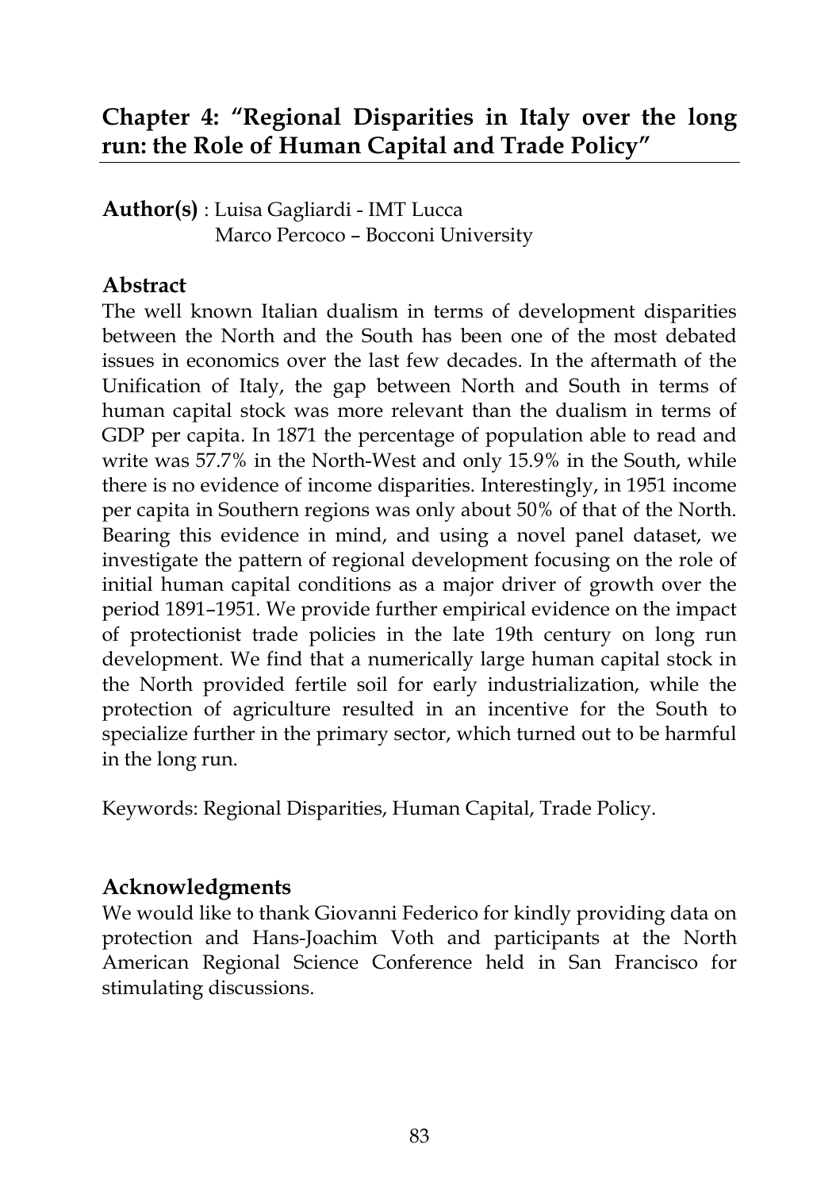## Chapter 4: "Regional Disparities in Italy over the long run: the Role of Human Capital and Trade Policy"

**Author(s)** : Luisa Gagliardi - IMT Lucca
Marco Percoco – Bocconi University

### Abstract

The well known Italian dualism in terms of development disparities between the North and the South has been one of the most debated issues in economics over the last few decades. In the aftermath of the Unification of Italy, the gap between North and South in terms of human capital stock was more relevant than the dualism in terms of GDP per capita. In 1871 the percentage of population able to read and write was 57.7% in the North-West and only 15.9% in the South, while there is no evidence of income disparities. Interestingly, in 1951 income per capita in Southern regions was only about 50% of that of the North. Bearing this evidence in mind, and using a novel panel dataset, we investigate the pattern of regional development focusing on the role of initial human capital conditions as a major driver of growth over the period 1891–1951. We provide further empirical evidence on the impact of protectionist trade policies in the late 19th century on long run development. We find that a numerically large human capital stock in the North provided fertile soil for early industrialization, while the protection of agriculture resulted in an incentive for the South to specialize further in the primary sector, which turned out to be harmful in the long run.

Keywords: Regional Disparities, Human Capital, Trade Policy.

### Acknowledgments

We would like to thank Giovanni Federico for kindly providing data on protection and Hans-Joachim Voth and participants at the North American Regional Science Conference held in San Francisco for stimulating discussions.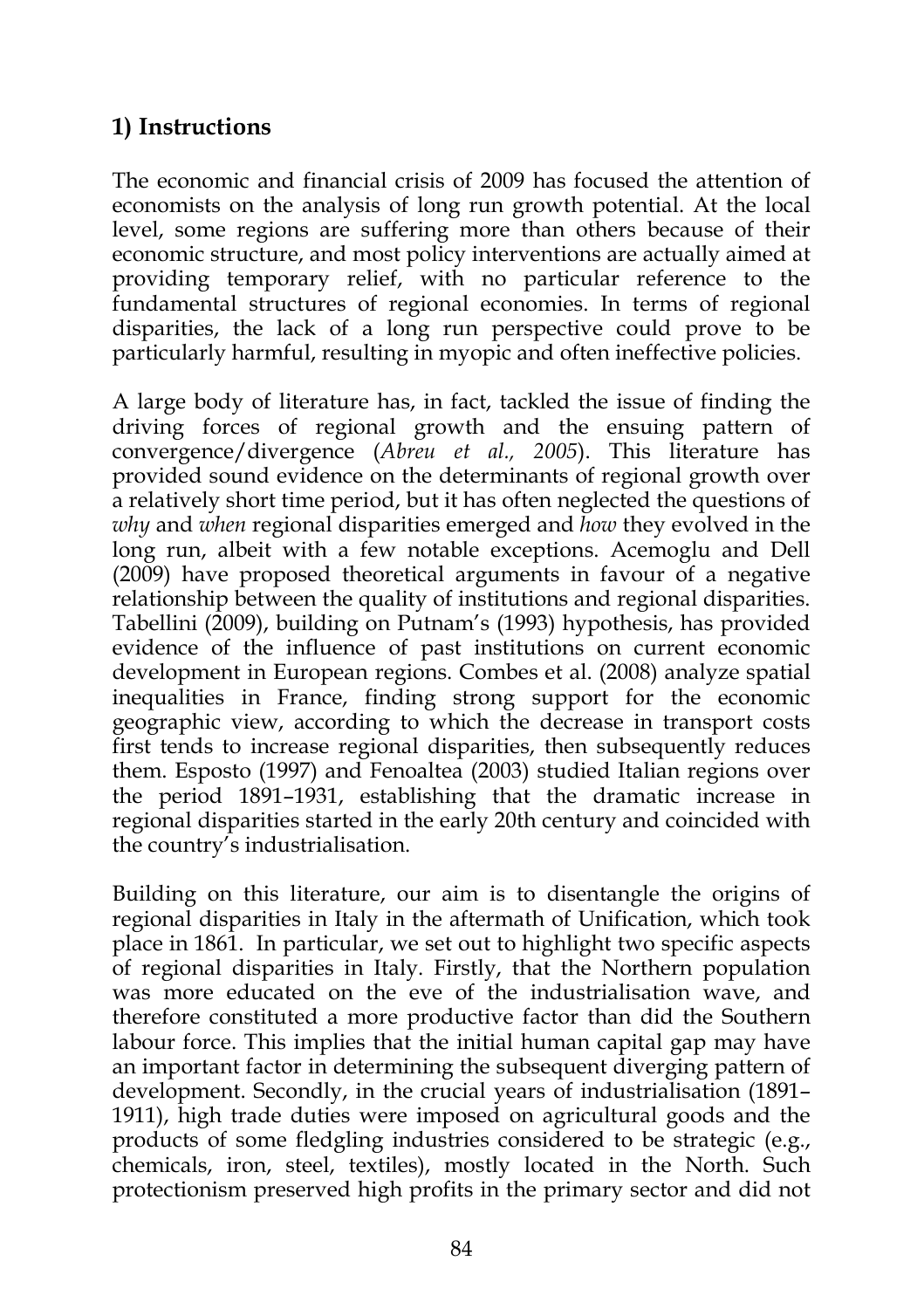## 1) Instructions

The economic and financial crisis of 2009 has focused the attention of economists on the analysis of long run growth potential. At the local level, some regions are suffering more than others because of their economic structure, and most policy interventions are actually aimed at providing temporary relief, with no particular reference to the fundamental structures of regional economies. In terms of regional disparities, the lack of a long run perspective could prove to be particularly harmful, resulting in myopic and often ineffective policies.

A large body of literature has, in fact, tackled the issue of finding the driving forces of regional growth and the ensuing pattern of convergence/divergence (*Abreu et al., 2005*). This literature has provided sound evidence on the determinants of regional growth over a relatively short time period, but it has often neglected the questions of *why* and *when* regional disparities emerged and *how* they evolved in the long run, albeit with a few notable exceptions. Acemoglu and Dell (2009) have proposed theoretical arguments in favour of a negative relationship between the quality of institutions and regional disparities. Tabellini (2009), building on Putnam's (1993) hypothesis, has provided evidence of the influence of past institutions on current economic development in European regions. Combes et al. (2008) analyze spatial inequalities in France, finding strong support for the economic geographic view, according to which the decrease in transport costs first tends to increase regional disparities, then subsequently reduces them. Esposto (1997) and Fenoaltea (2003) studied Italian regions over the period 1891–1931, establishing that the dramatic increase in regional disparities started in the early 20th century and coincided with the country's industrialisation.

Building on this literature, our aim is to disentangle the origins of regional disparities in Italy in the aftermath of Unification, which took place in 1861. In particular, we set out to highlight two specific aspects of regional disparities in Italy. Firstly, that the Northern population was more educated on the eve of the industrialisation wave, and therefore constituted a more productive factor than did the Southern labour force. This implies that the initial human capital gap may have an important factor in determining the subsequent diverging pattern of development. Secondly, in the crucial years of industrialisation (1891–1911), high trade duties were imposed on agricultural goods and the products of some fledgling industries considered to be strategic (e.g., chemicals, iron, steel, textiles), mostly located in the North. Such protectionism preserved high profits in the primary sector and did not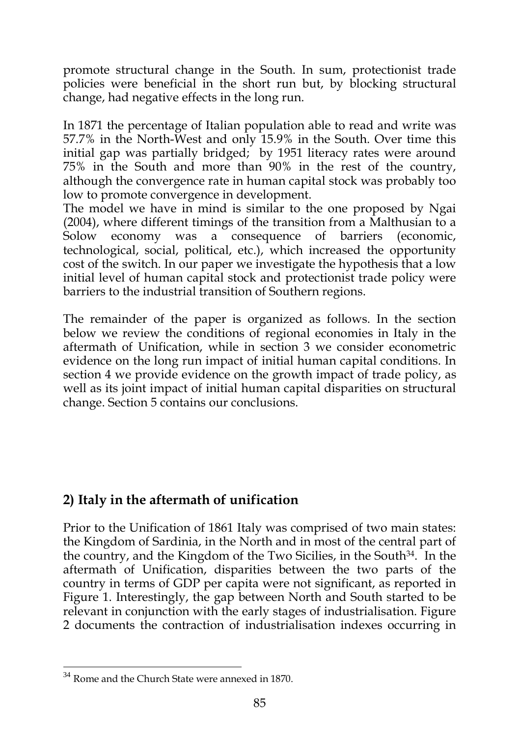promote structural change in the South. In sum, protectionist trade policies were beneficial in the short run but, by blocking structural change, had negative effects in the long run.

In 1871 the percentage of Italian population able to read and write was 57.7% in the North-West and only 15.9% in the South. Over time this initial gap was partially bridged; by 1951 literacy rates were around 75% in the South and more than 90% in the rest of the country, although the convergence rate in human capital stock was probably too low to promote convergence in development.

The model we have in mind is similar to the one proposed by Ngai (2004), where different timings of the transition from a Malthusian to a Solow economy was a consequence of barriers (economic, technological, social, political, etc.), which increased the opportunity cost of the switch. In our paper we investigate the hypothesis that a low initial level of human capital stock and protectionist trade policy were barriers to the industrial transition of Southern regions.

The remainder of the paper is organized as follows. In the section below we review the conditions of regional economies in Italy in the aftermath of Unification, while in section 3 we consider econometric evidence on the long run impact of initial human capital conditions. In section 4 we provide evidence on the growth impact of trade policy, as well as its joint impact of initial human capital disparities on structural change. Section 5 contains our conclusions.

## 2) Italy in the aftermath of unification

Prior to the Unification of 1861 Italy was comprised of two main states: the Kingdom of Sardinia, in the North and in most of the central part of the country, and the Kingdom of the Two Sicilies, in the South[34]. In the aftermath of Unification, disparities between the two parts of the country in terms of GDP per capita were not significant, as reported in Figure 1. Interestingly, the gap between North and South started to be relevant in conjunction with the early stages of industrialisation. Figure 2 documents the contraction of industrialisation indexes occurring in

[34] Rome and the Church State were annexed in 1870.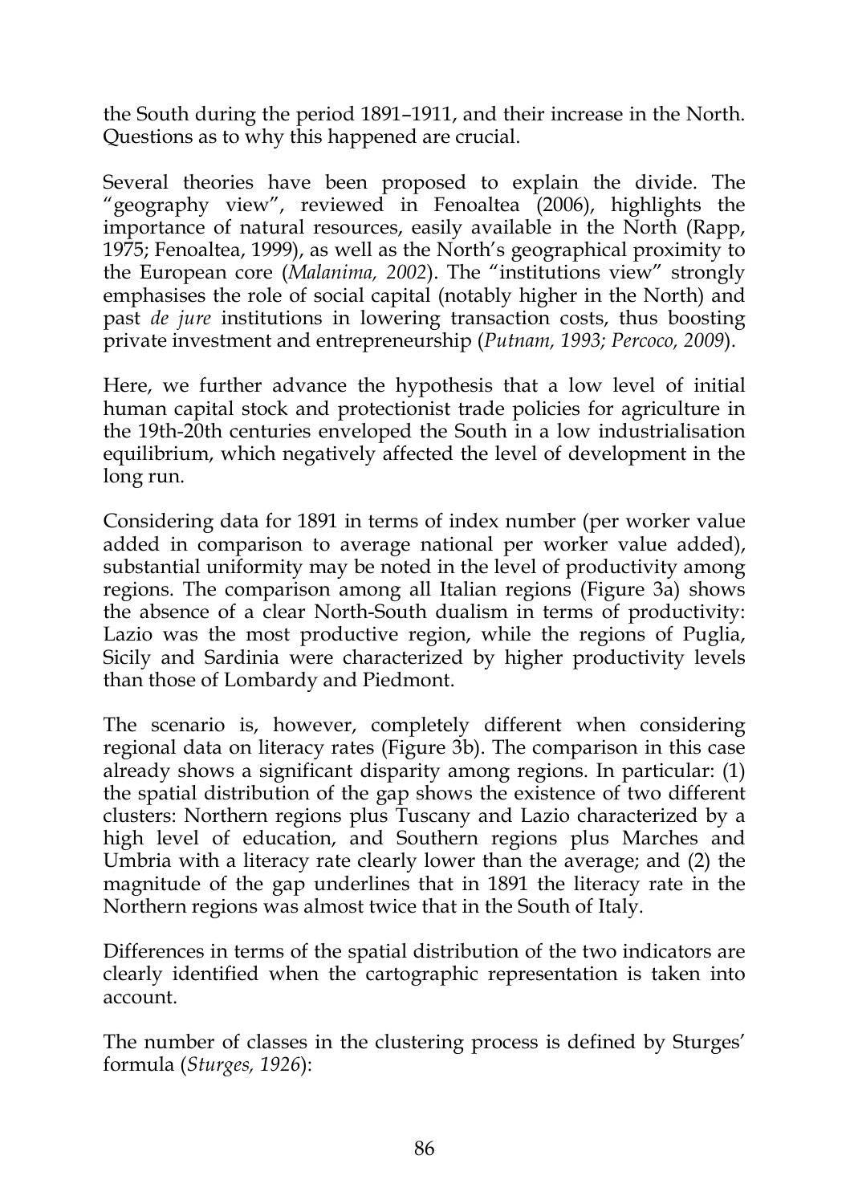the South during the period 1891–1911, and their increase in the North. Questions as to why this happened are crucial.

Several theories have been proposed to explain the divide. The "geography view", reviewed in Fenoaltea (2006), highlights the importance of natural resources, easily available in the North (Rapp, 1975; Fenoaltea, 1999), as well as the North's geographical proximity to the European core (*Malanima, 2002*). The "institutions view" strongly emphasises the role of social capital (notably higher in the North) and past *de jure* institutions in lowering transaction costs, thus boosting private investment and entrepreneurship (*Putnam, 1993; Percoco, 2009*).

Here, we further advance the hypothesis that a low level of initial human capital stock and protectionist trade policies for agriculture in the 19th-20th centuries enveloped the South in a low industrialisation equilibrium, which negatively affected the level of development in the long run.

Considering data for 1891 in terms of index number (per worker value added in comparison to average national per worker value added), substantial uniformity may be noted in the level of productivity among regions. The comparison among all Italian regions (Figure 3a) shows the absence of a clear North-South dualism in terms of productivity: Lazio was the most productive region, while the regions of Puglia, Sicily and Sardinia were characterized by higher productivity levels than those of Lombardy and Piedmont.

The scenario is, however, completely different when considering regional data on literacy rates (Figure 3b). The comparison in this case already shows a significant disparity among regions. In particular: (1) the spatial distribution of the gap shows the existence of two different clusters: Northern regions plus Tuscany and Lazio characterized by a high level of education, and Southern regions plus Marches and Umbria with a literacy rate clearly lower than the average; and (2) the magnitude of the gap underlines that in 1891 the literacy rate in the Northern regions was almost twice that in the South of Italy.

Differences in terms of the spatial distribution of the two indicators are clearly identified when the cartographic representation is taken into account.

The number of classes in the clustering process is defined by Sturges' formula (*Sturges, 1926*):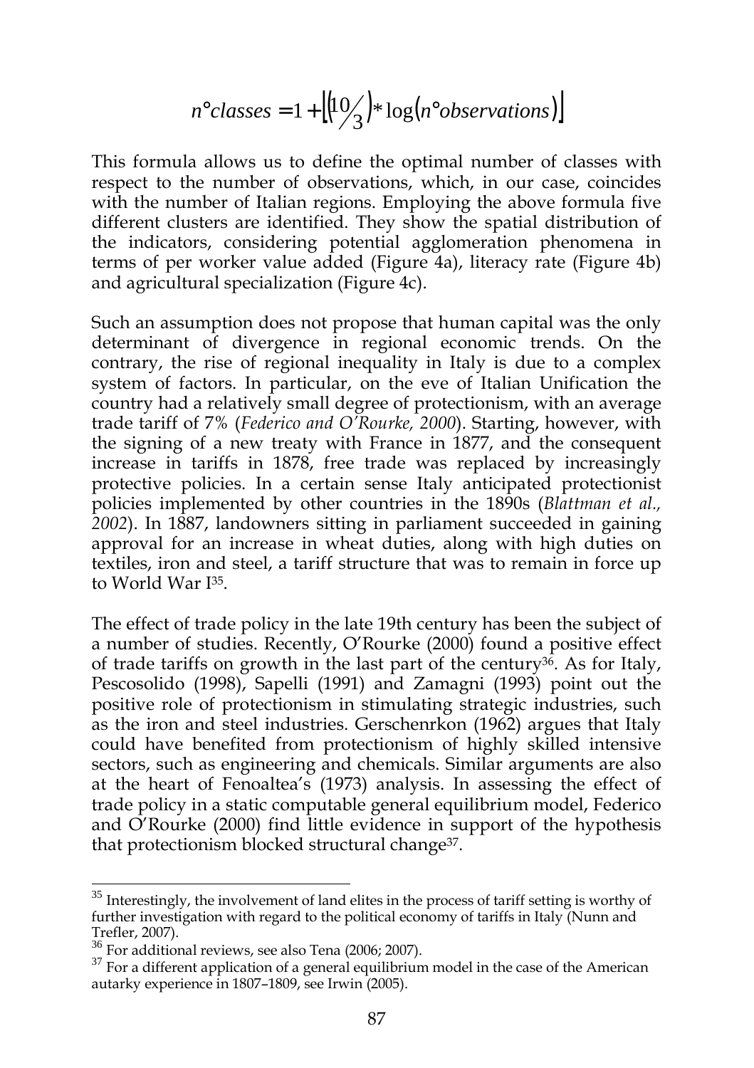$$n°classes = 1 + \left[ \left( 10/3 \right) * \log \left( n°observations \right) \right]$$

This formula allows us to define the optimal number of classes with respect to the number of observations, which, in our case, coincides with the number of Italian regions. Employing the above formula five different clusters are identified. They show the spatial distribution of the indicators, considering potential agglomeration phenomena in terms of per worker value added (Figure 4a), literacy rate (Figure 4b) and agricultural specialization (Figure 4c).

Such an assumption does not propose that human capital was the only determinant of divergence in regional economic trends. On the contrary, the rise of regional inequality in Italy is due to a complex system of factors. In particular, on the eve of Italian Unification the country had a relatively small degree of protectionism, with an average trade tariff of 7% (*Federico and O'Rourke, 2000*). Starting, however, with the signing of a new treaty with France in 1877, and the consequent increase in tariffs in 1878, free trade was replaced by increasingly protective policies. In a certain sense Italy anticipated protectionist policies implemented by other countries in the 1890s (*Blattman et al., 2002*). In 1887, landowners sitting in parliament succeeded in gaining approval for an increase in wheat duties, along with high duties on textiles, iron and steel, a tariff structure that was to remain in force up to World War I[35].

The effect of trade policy in the late 19th century has been the subject of a number of studies. Recently, O'Rourke (2000) found a positive effect of trade tariffs on growth in the last part of the century[36]. As for Italy, Pescosolido (1998), Sapelli (1991) and Zamagni (1993) point out the positive role of protectionism in stimulating strategic industries, such as the iron and steel industries. Gerschenrkon (1962) argues that Italy could have benefited from protectionism of highly skilled intensive sectors, such as engineering and chemicals. Similar arguments are also at the heart of Fenoaltea's (1973) analysis. In assessing the effect of trade policy in a static computable general equilibrium model, Federico and O'Rourke (2000) find little evidence in support of the hypothesis that protectionism blocked structural change[37].

---

[35] Interestingly, the involvement of land elites in the process of tariff setting is worthy of further investigation with regard to the political economy of tariffs in Italy (Nunn and Trefler, 2007).

[36] For additional reviews, see also Tena (2006; 2007).

[37] For a different application of a general equilibrium model in the case of the American autarky experience in 1807–1809, see Irwin (2005).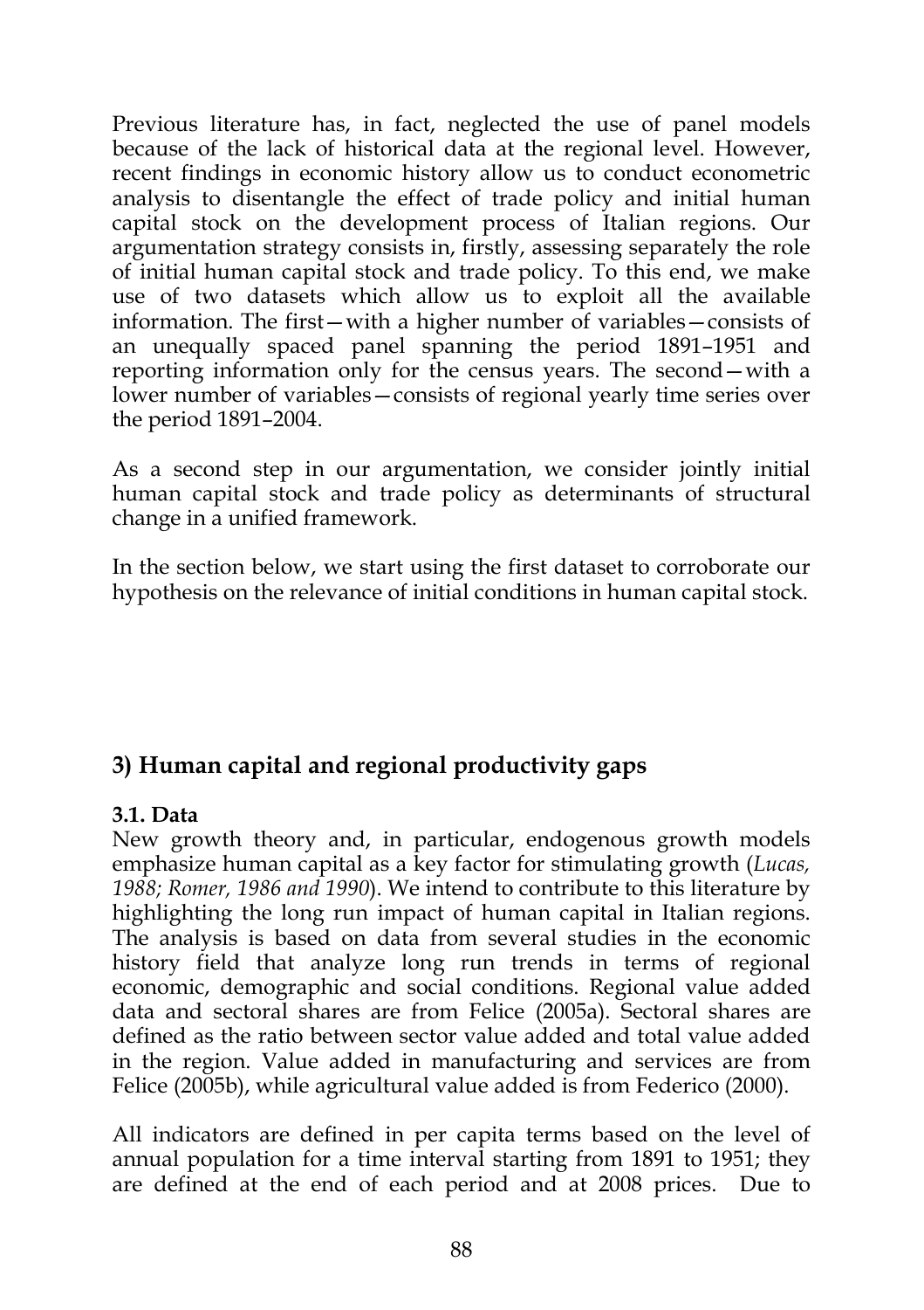Previous literature has, in fact, neglected the use of panel models because of the lack of historical data at the regional level. However, recent findings in economic history allow us to conduct econometric analysis to disentangle the effect of trade policy and initial human capital stock on the development process of Italian regions. Our argumentation strategy consists in, firstly, assessing separately the role of initial human capital stock and trade policy. To this end, we make use of two datasets which allow us to exploit all the available information. The first—with a higher number of variables—consists of an unequally spaced panel spanning the period 1891–1951 and reporting information only for the census years. The second—with a lower number of variables—consists of regional yearly time series over the period 1891–2004.

As a second step in our argumentation, we consider jointly initial human capital stock and trade policy as determinants of structural change in a unified framework.

In the section below, we start using the first dataset to corroborate our hypothesis on the relevance of initial conditions in human capital stock.

## 3) Human capital and regional productivity gaps

### 3.1. Data

New growth theory and, in particular, endogenous growth models emphasize human capital as a key factor for stimulating growth (*Lucas, 1988; Romer, 1986 and 1990*). We intend to contribute to this literature by highlighting the long run impact of human capital in Italian regions. The analysis is based on data from several studies in the economic history field that analyze long run trends in terms of regional economic, demographic and social conditions. Regional value added data and sectoral shares are from Felice (2005a). Sectoral shares are defined as the ratio between sector value added and total value added in the region. Value added in manufacturing and services are from Felice (2005b), while agricultural value added is from Federico (2000).

All indicators are defined in per capita terms based on the level of annual population for a time interval starting from 1891 to 1951; they are defined at the end of each period and at 2008 prices. Due to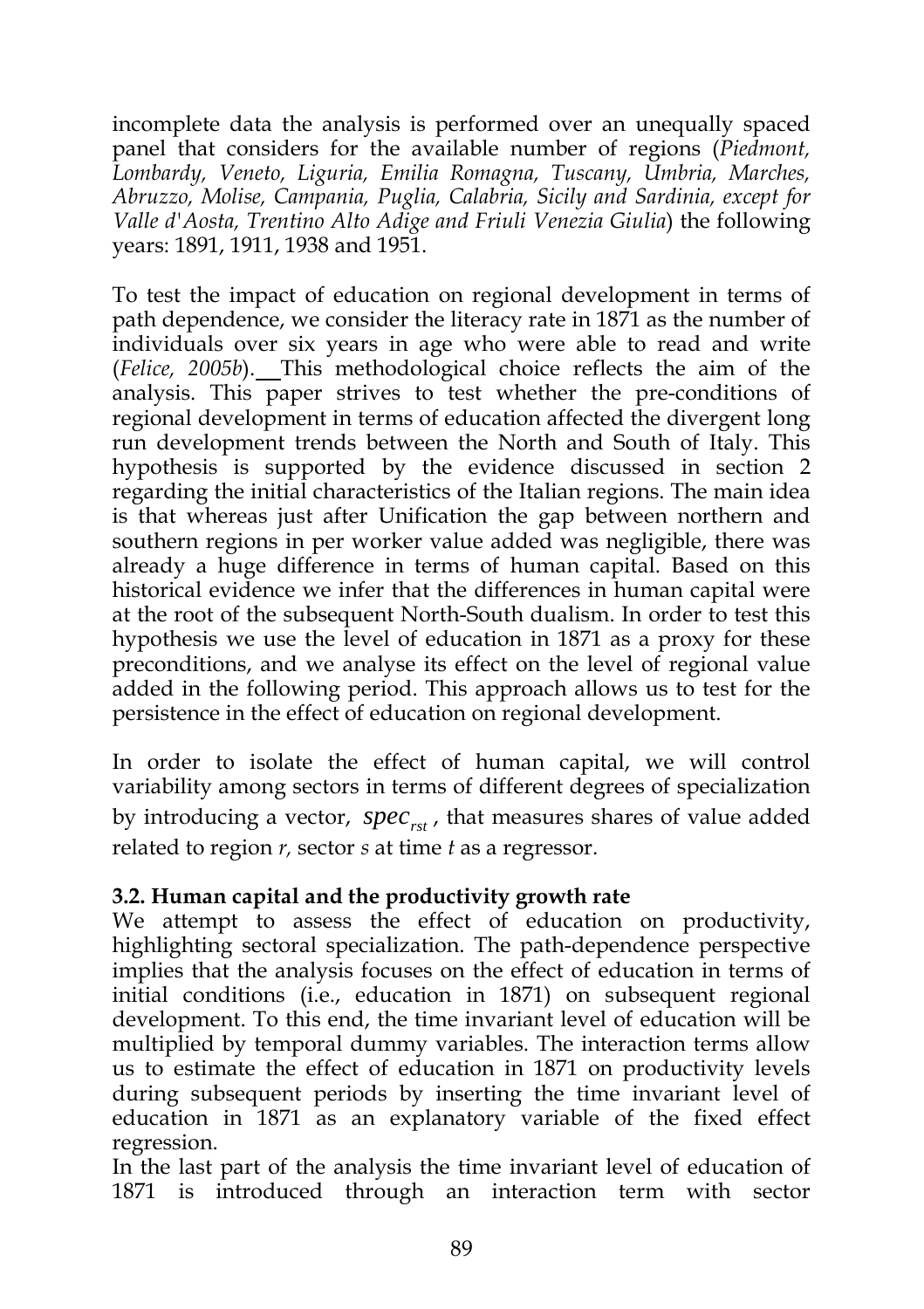incomplete data the analysis is performed over an unequally spaced panel that considers for the available number of regions (*Piedmont, Lombardy, Veneto, Liguria, Emilia Romagna, Tuscany, Umbria, Marches, Abruzzo, Molise, Campania, Puglia, Calabria, Sicily and Sardinia, except for Valle d'Aosta, Trentino Alto Adige and Friuli Venezia Giulia*) the following years: 1891, 1911, 1938 and 1951.

To test the impact of education on regional development in terms of path dependence, we consider the literacy rate in 1871 as the number of individuals over six years in age who were able to read and write (*Felice, 2005b*). This methodological choice reflects the aim of the analysis. This paper strives to test whether the pre-conditions of regional development in terms of education affected the divergent long run development trends between the North and South of Italy. This hypothesis is supported by the evidence discussed in section 2 regarding the initial characteristics of the Italian regions. The main idea is that whereas just after Unification the gap between northern and southern regions in per worker value added was negligible, there was already a huge difference in terms of human capital. Based on this historical evidence we infer that the differences in human capital were at the root of the subsequent North-South dualism. In order to test this hypothesis we use the level of education in 1871 as a proxy for these preconditions, and we analyse its effect on the level of regional value added in the following period. This approach allows us to test for the persistence in the effect of education on regional development.

In order to isolate the effect of human capital, we will control variability among sectors in terms of different degrees of specialization by introducing a vector, $spec_{rst}$, that measures shares of value added related to region $r$, sector $s$ at time $t$ as a regressor.

### 3.2. Human capital and the productivity growth rate

We attempt to assess the effect of education on productivity, highlighting sectoral specialization. The path-dependence perspective implies that the analysis focuses on the effect of education in terms of initial conditions (i.e., education in 1871) on subsequent regional development. To this end, the time invariant level of education will be multiplied by temporal dummy variables. The interaction terms allow us to estimate the effect of education in 1871 on productivity levels during subsequent periods by inserting the time invariant level of education in 1871 as an explanatory variable of the fixed effect regression.

In the last part of the analysis the time invariant level of education of 1871 is introduced through an interaction term with sector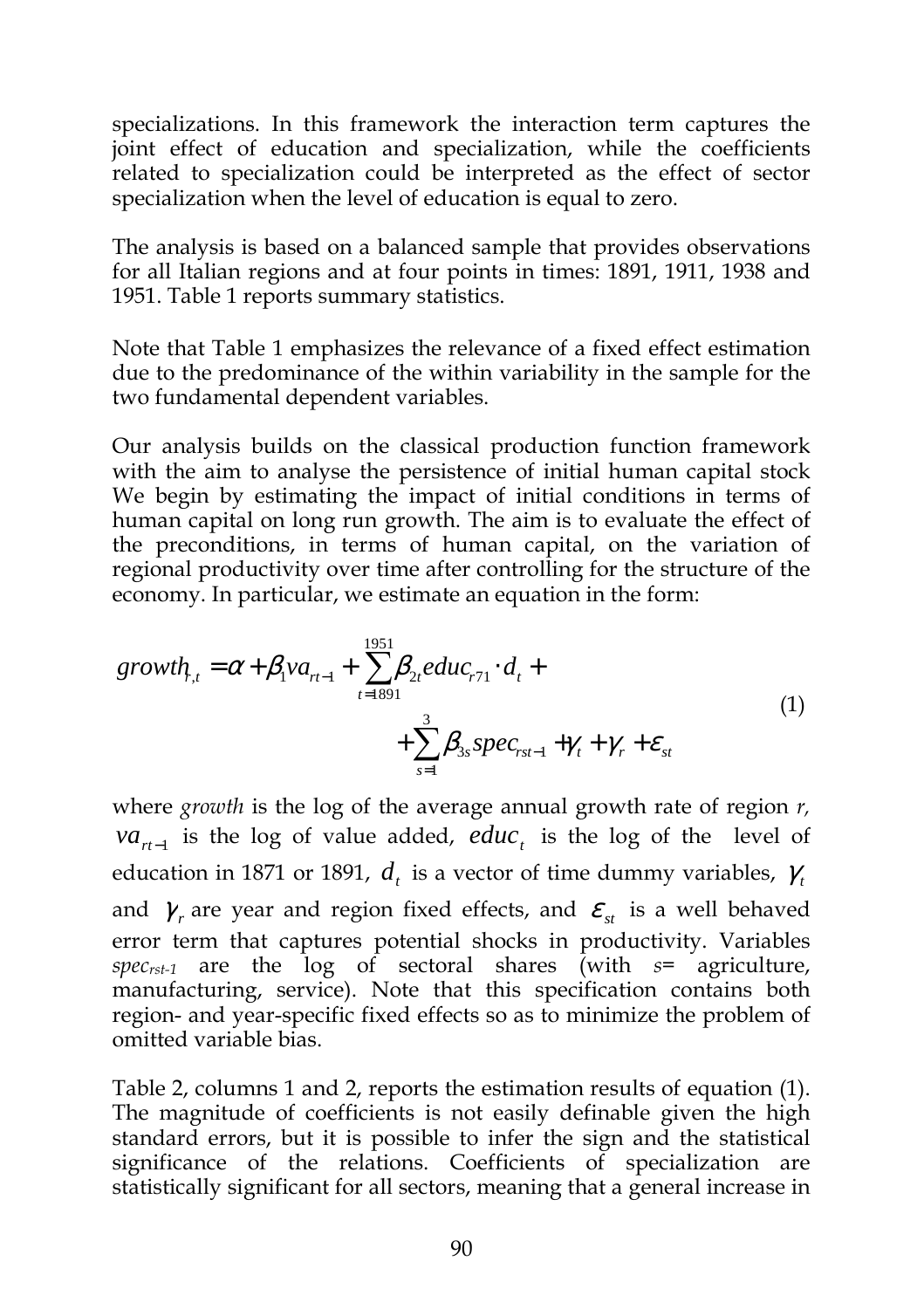specializations. In this framework the interaction term captures the joint effect of education and specialization, while the coefficients related to specialization could be interpreted as the effect of sector specialization when the level of education is equal to zero.

The analysis is based on a balanced sample that provides observations for all Italian regions and at four points in times: 1891, 1911, 1938 and 1951. Table 1 reports summary statistics.

Note that Table 1 emphasizes the relevance of a fixed effect estimation due to the predominance of the within variability in the sample for the two fundamental dependent variables.

Our analysis builds on the classical production function framework with the aim to analyse the persistence of initial human capital stock We begin by estimating the impact of initial conditions in terms of human capital on long run growth. The aim is to evaluate the effect of the preconditions, in terms of human capital, on the variation of regional productivity over time after controlling for the structure of the economy. In particular, we estimate an equation in the form:

$$growth_{r,t} = \alpha + \beta_1 va_{rt-1} + \sum_{t=1891}^{1951} \beta_{2t} educ_{r71} \cdot d_t + \\ + \sum_{s=1}^{3} \beta_{3s} spec_{rst-1} + \gamma_t + \gamma_r + \varepsilon_{st} \tag{1}$$

where *growth* is the log of the average annual growth rate of region *r,* $va_{rt-1}$ is the log of value added, $educ_t$ is the log of the level of education in 1871 or 1891, $d_t$ is a vector of time dummy variables, $\gamma_t$ and $\gamma_r$ are year and region fixed effects, and $\varepsilon_{st}$ is a well behaved error term that captures potential shocks in productivity. Variables $spec_{rst-1}$ are the log of sectoral shares (with *s*= agriculture, manufacturing, service). Note that this specification contains both region- and year-specific fixed effects so as to minimize the problem of omitted variable bias.

Table 2, columns 1 and 2, reports the estimation results of equation (1). The magnitude of coefficients is not easily definable given the high standard errors, but it is possible to infer the sign and the statistical significance of the relations. Coefficients of specialization are statistically significant for all sectors, meaning that a general increase in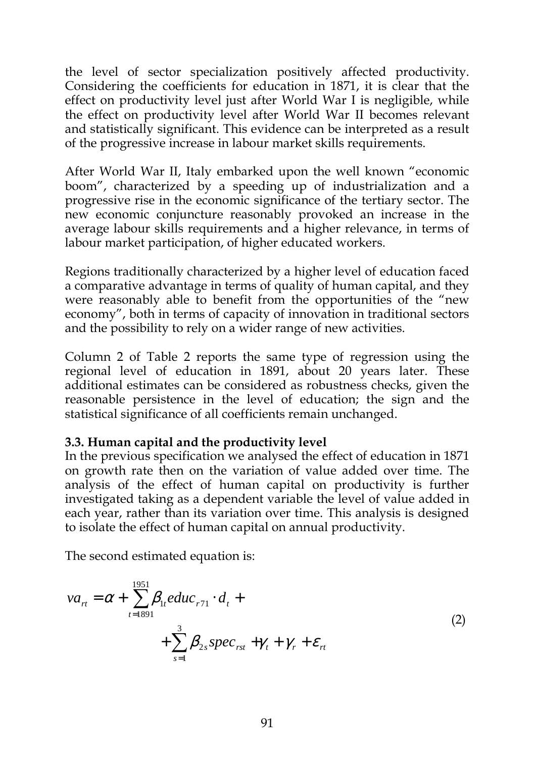the level of sector specialization positively affected productivity. Considering the coefficients for education in 1871, it is clear that the effect on productivity level just after World War I is negligible, while the effect on productivity level after World War II becomes relevant and statistically significant. This evidence can be interpreted as a result of the progressive increase in labour market skills requirements.

After World War II, Italy embarked upon the well known "economic boom", characterized by a speeding up of industrialization and a progressive rise in the economic significance of the tertiary sector. The new economic conjuncture reasonably provoked an increase in the average labour skills requirements and a higher relevance, in terms of labour market participation, of higher educated workers.

Regions traditionally characterized by a higher level of education faced a comparative advantage in terms of quality of human capital, and they were reasonably able to benefit from the opportunities of the "new economy", both in terms of capacity of innovation in traditional sectors and the possibility to rely on a wider range of new activities.

Column 2 of Table 2 reports the same type of regression using the regional level of education in 1891, about 20 years later. These additional estimates can be considered as robustness checks, given the reasonable persistence in the level of education; the sign and the statistical significance of all coefficients remain unchanged.

### 3.3. Human capital and the productivity level

In the previous specification we analysed the effect of education in 1871 on growth rate then on the variation of value added over time. The analysis of the effect of human capital on productivity is further investigated taking as a dependent variable the level of value added in each year, rather than its variation over time. This analysis is designed to isolate the effect of human capital on annual productivity.

The second estimated equation is:

$$va_{rt} = \alpha + \sum_{t=1891}^{1951} \beta_{1t} educ_{r71} \cdot d_t + \sum_{s=1}^{3} \beta_{2s} spec_{rst} + \gamma_t + \gamma_r + \varepsilon_{rt} \quad (2)$$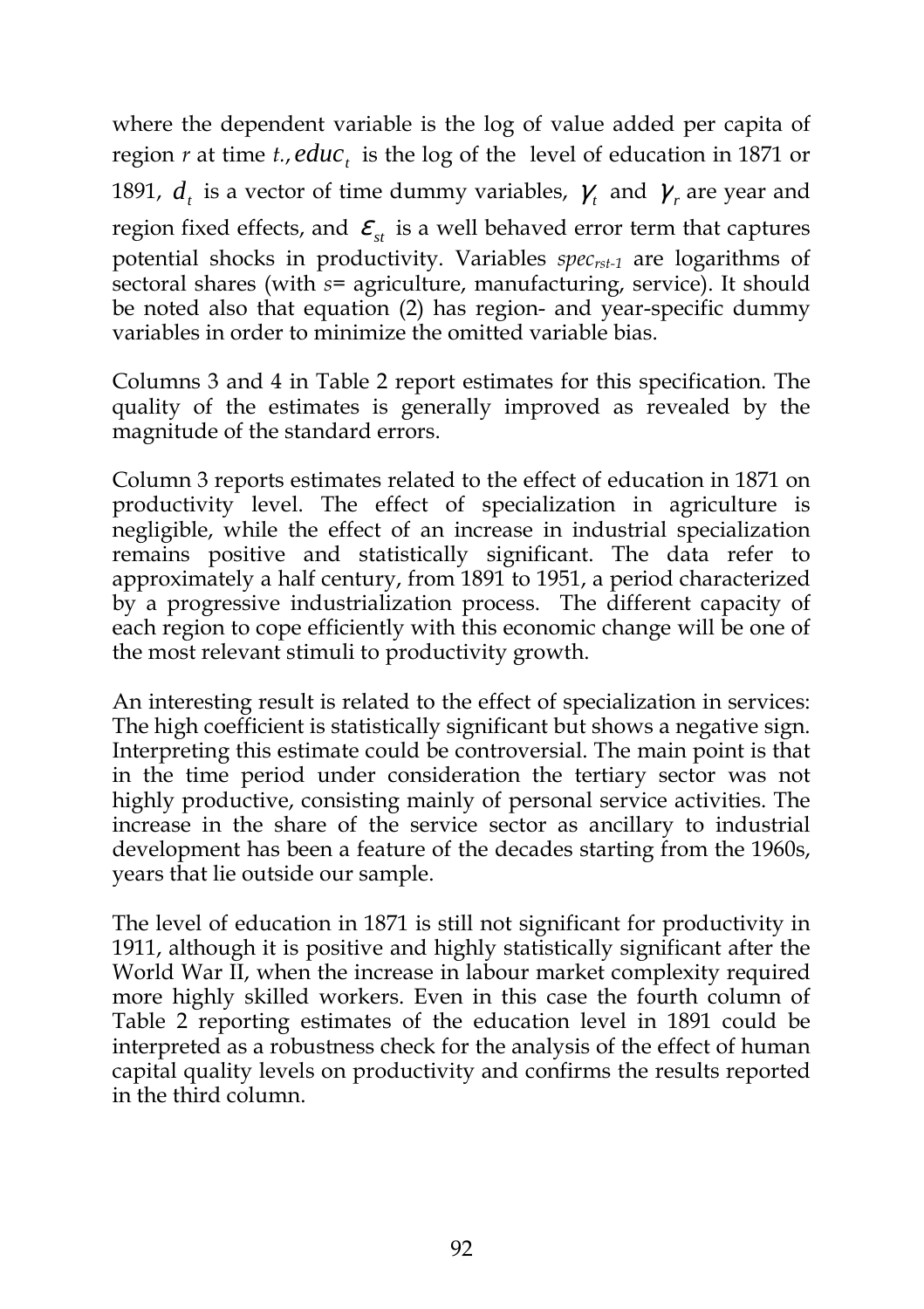where the dependent variable is the log of value added per capita of region *r* at time *t*., $educ_t$ is the log of the level of education in 1871 or 1891, $d_t$ is a vector of time dummy variables, $\gamma_t$ and $\gamma_r$ are year and region fixed effects, and $\varepsilon_{st}$ is a well behaved error term that captures potential shocks in productivity. Variables $spec_{rst-1}$ are logarithms of sectoral shares (with *s*= agriculture, manufacturing, service). It should be noted also that equation (2) has region- and year-specific dummy variables in order to minimize the omitted variable bias.

Columns 3 and 4 in Table 2 report estimates for this specification. The quality of the estimates is generally improved as revealed by the magnitude of the standard errors.

Column 3 reports estimates related to the effect of education in 1871 on productivity level. The effect of specialization in agriculture is negligible, while the effect of an increase in industrial specialization remains positive and statistically significant. The data refer to approximately a half century, from 1891 to 1951, a period characterized by a progressive industrialization process. The different capacity of each region to cope efficiently with this economic change will be one of the most relevant stimuli to productivity growth.

An interesting result is related to the effect of specialization in services: The high coefficient is statistically significant but shows a negative sign. Interpreting this estimate could be controversial. The main point is that in the time period under consideration the tertiary sector was not highly productive, consisting mainly of personal service activities. The increase in the share of the service sector as ancillary to industrial development has been a feature of the decades starting from the 1960s, years that lie outside our sample.

The level of education in 1871 is still not significant for productivity in 1911, although it is positive and highly statistically significant after the World War II, when the increase in labour market complexity required more highly skilled workers. Even in this case the fourth column of Table 2 reporting estimates of the education level in 1891 could be interpreted as a robustness check for the analysis of the effect of human capital quality levels on productivity and confirms the results reported in the third column.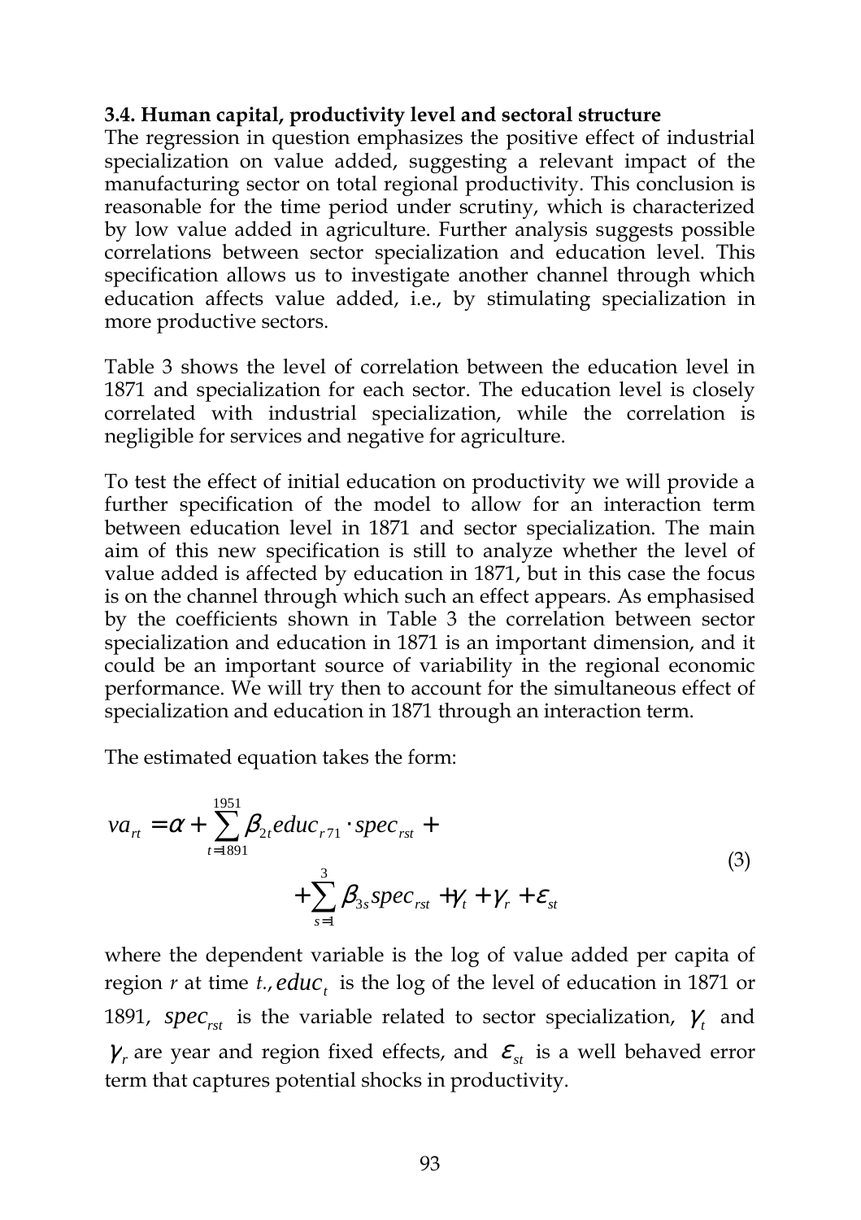### 3.4. Human capital, productivity level and sectoral structure

The regression in question emphasizes the positive effect of industrial specialization on value added, suggesting a relevant impact of the manufacturing sector on total regional productivity. This conclusion is reasonable for the time period under scrutiny, which is characterized by low value added in agriculture. Further analysis suggests possible correlations between sector specialization and education level. This specification allows us to investigate another channel through which education affects value added, i.e., by stimulating specialization in more productive sectors.

Table 3 shows the level of correlation between the education level in 1871 and specialization for each sector. The education level is closely correlated with industrial specialization, while the correlation is negligible for services and negative for agriculture.

To test the effect of initial education on productivity we will provide a further specification of the model to allow for an interaction term between education level in 1871 and sector specialization. The main aim of this new specification is still to analyze whether the level of value added is affected by education in 1871, but in this case the focus is on the channel through which such an effect appears. As emphasised by the coefficients shown in Table 3 the correlation between sector specialization and education in 1871 is an important dimension, and it could be an important source of variability in the regional economic performance. We will try then to account for the simultaneous effect of specialization and education in 1871 through an interaction term.

The estimated equation takes the form:

$$va_{rt} = \alpha + \sum_{t=1891}^{1951} \beta_{2t} educ_{r71} \cdot spec_{rst} + \sum_{s=1}^{3} \beta_{3s} spec_{rst} + \gamma_t + \gamma_r + \varepsilon_{st} \tag{3}$$

where the dependent variable is the log of value added per capita of region $r$ at time $t.$, $educ_t$ is the log of the level of education in 1871 or 1891, $spec_{rst}$ is the variable related to sector specialization, $\gamma_t$ and $\gamma_r$ are year and region fixed effects, and $\varepsilon_{st}$ is a well behaved error term that captures potential shocks in productivity.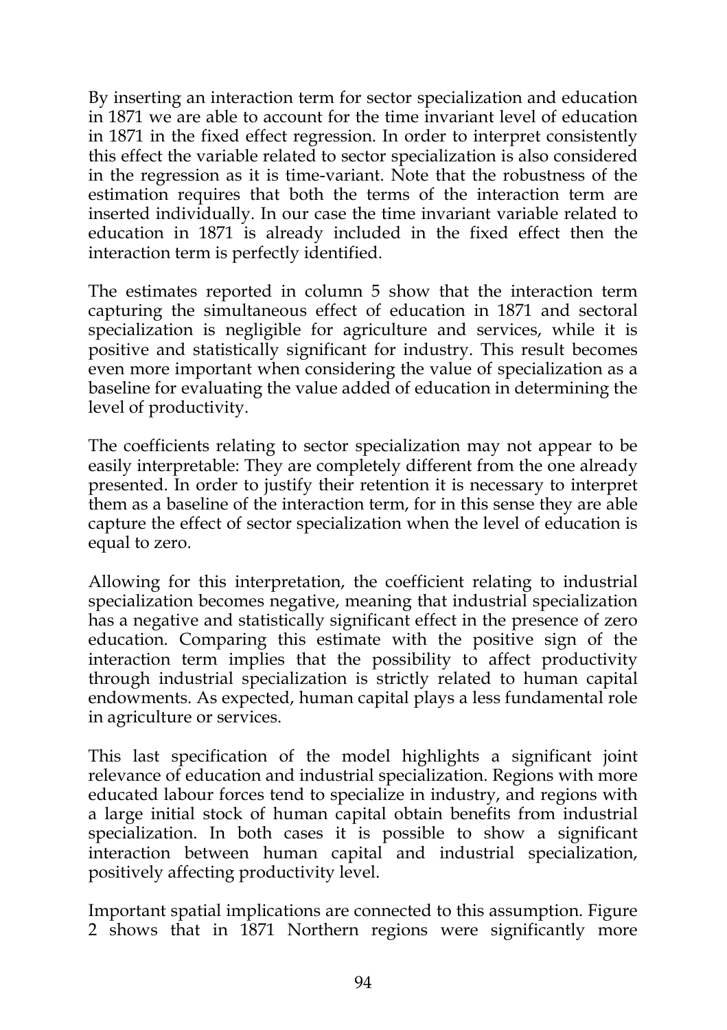By inserting an interaction term for sector specialization and education in 1871 we are able to account for the time invariant level of education in 1871 in the fixed effect regression. In order to interpret consistently this effect the variable related to sector specialization is also considered in the regression as it is time-variant. Note that the robustness of the estimation requires that both the terms of the interaction term are inserted individually. In our case the time invariant variable related to education in 1871 is already included in the fixed effect then the interaction term is perfectly identified.

The estimates reported in column 5 show that the interaction term capturing the simultaneous effect of education in 1871 and sectoral specialization is negligible for agriculture and services, while it is positive and statistically significant for industry. This result becomes even more important when considering the value of specialization as a baseline for evaluating the value added of education in determining the level of productivity.

The coefficients relating to sector specialization may not appear to be easily interpretable: They are completely different from the one already presented. In order to justify their retention it is necessary to interpret them as a baseline of the interaction term, for in this sense they are able capture the effect of sector specialization when the level of education is equal to zero.

Allowing for this interpretation, the coefficient relating to industrial specialization becomes negative, meaning that industrial specialization has a negative and statistically significant effect in the presence of zero education. Comparing this estimate with the positive sign of the interaction term implies that the possibility to affect productivity through industrial specialization is strictly related to human capital endowments. As expected, human capital plays a less fundamental role in agriculture or services.

This last specification of the model highlights a significant joint relevance of education and industrial specialization. Regions with more educated labour forces tend to specialize in industry, and regions with a large initial stock of human capital obtain benefits from industrial specialization. In both cases it is possible to show a significant interaction between human capital and industrial specialization, positively affecting productivity level.

Important spatial implications are connected to this assumption. Figure 2 shows that in 1871 Northern regions were significantly more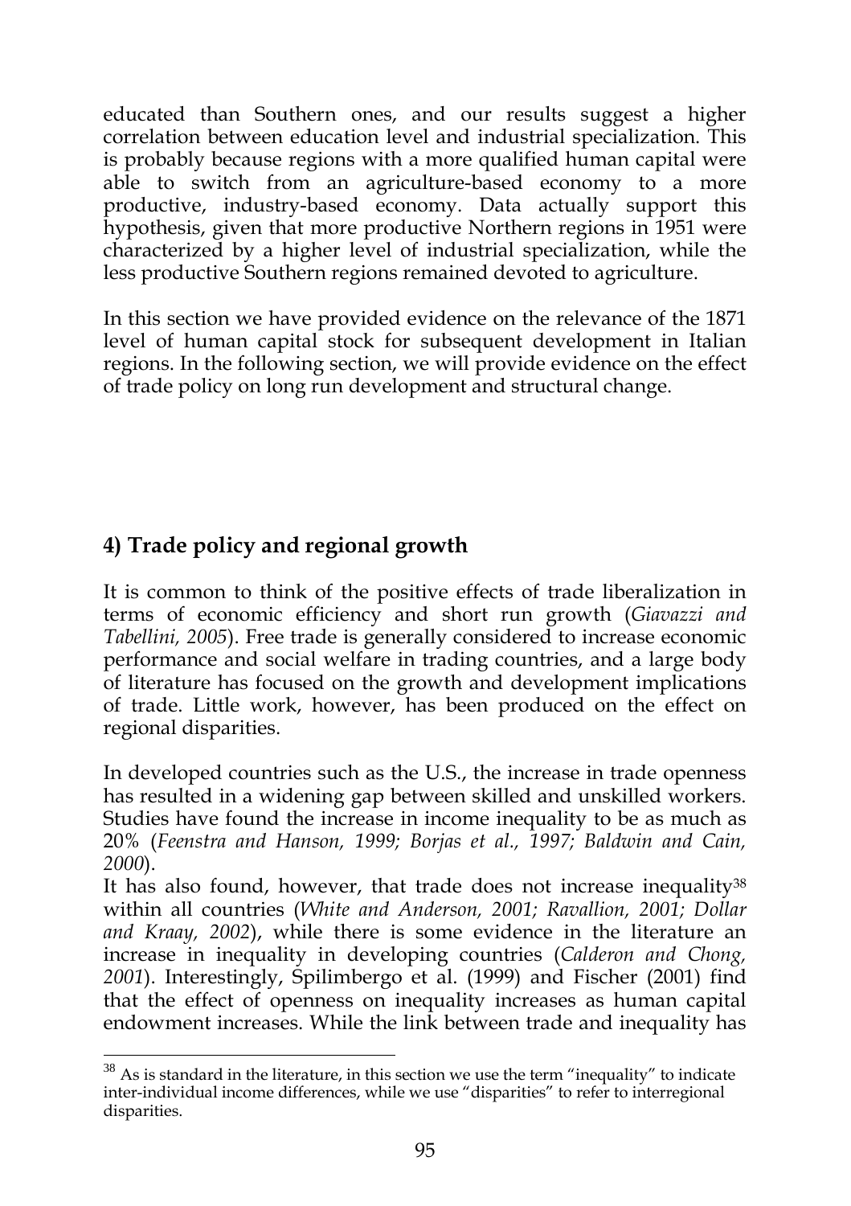educated than Southern ones, and our results suggest a higher correlation between education level and industrial specialization. This is probably because regions with a more qualified human capital were able to switch from an agriculture-based economy to a more productive, industry-based economy. Data actually support this hypothesis, given that more productive Northern regions in 1951 were characterized by a higher level of industrial specialization, while the less productive Southern regions remained devoted to agriculture.

In this section we have provided evidence on the relevance of the 1871 level of human capital stock for subsequent development in Italian regions. In the following section, we will provide evidence on the effect of trade policy on long run development and structural change.

## 4) Trade policy and regional growth

It is common to think of the positive effects of trade liberalization in terms of economic efficiency and short run growth (*Giavazzi and Tabellini, 2005*). Free trade is generally considered to increase economic performance and social welfare in trading countries, and a large body of literature has focused on the growth and development implications of trade. Little work, however, has been produced on the effect on regional disparities.

In developed countries such as the U.S., the increase in trade openness has resulted in a widening gap between skilled and unskilled workers. Studies have found the increase in income inequality to be as much as 20% (*Feenstra and Hanson, 1999; Borjas et al., 1997; Baldwin and Cain, 2000*).

It has also found, however, that trade does not increase inequality[38] within all countries (*White and Anderson, 2001; Ravallion, 2001; Dollar and Kraay, 2002*), while there is some evidence in the literature an increase in inequality in developing countries (*Calderon and Chong, 2001*). Interestingly, Spilimbergo et al. (1999) and Fischer (2001) find that the effect of openness on inequality increases as human capital endowment increases. While the link between trade and inequality has

[38] As is standard in the literature, in this section we use the term "inequality" to indicate inter-individual income differences, while we use "disparities" to refer to interregional disparities.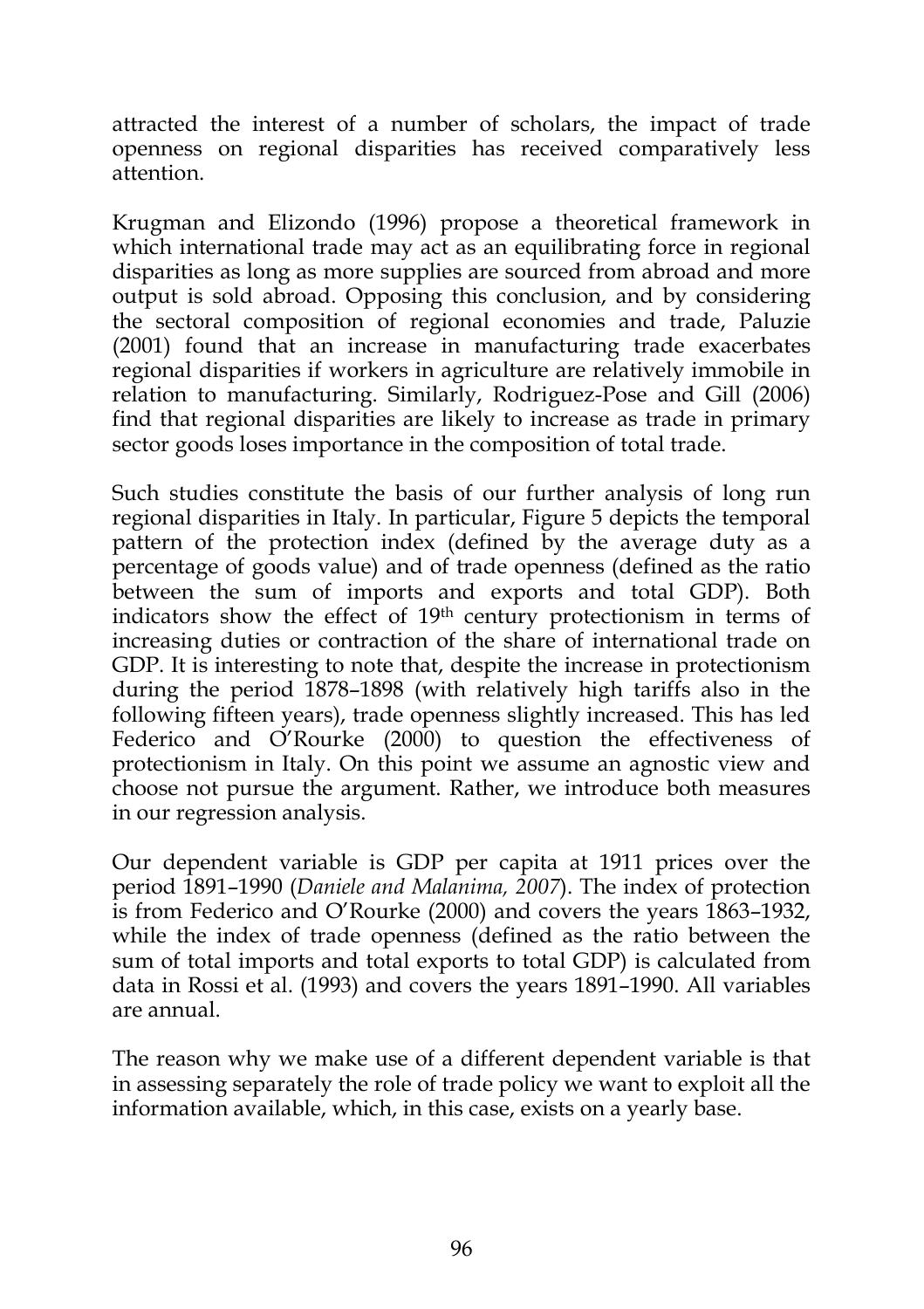attracted the interest of a number of scholars, the impact of trade openness on regional disparities has received comparatively less attention.

Krugman and Elizondo (1996) propose a theoretical framework in which international trade may act as an equilibrating force in regional disparities as long as more supplies are sourced from abroad and more output is sold abroad. Opposing this conclusion, and by considering the sectoral composition of regional economies and trade, Paluzie (2001) found that an increase in manufacturing trade exacerbates regional disparities if workers in agriculture are relatively immobile in relation to manufacturing. Similarly, Rodriguez-Pose and Gill (2006) find that regional disparities are likely to increase as trade in primary sector goods loses importance in the composition of total trade.

Such studies constitute the basis of our further analysis of long run regional disparities in Italy. In particular, Figure 5 depicts the temporal pattern of the protection index (defined by the average duty as a percentage of goods value) and of trade openness (defined as the ratio between the sum of imports and exports and total GDP). Both indicators show the effect of 19th century protectionism in terms of increasing duties or contraction of the share of international trade on GDP. It is interesting to note that, despite the increase in protectionism during the period 1878–1898 (with relatively high tariffs also in the following fifteen years), trade openness slightly increased. This has led Federico and O'Rourke (2000) to question the effectiveness of protectionism in Italy. On this point we assume an agnostic view and choose not pursue the argument. Rather, we introduce both measures in our regression analysis.

Our dependent variable is GDP per capita at 1911 prices over the period 1891–1990 (*Daniele and Malanima, 2007*). The index of protection is from Federico and O'Rourke (2000) and covers the years 1863–1932, while the index of trade openness (defined as the ratio between the sum of total imports and total exports to total GDP) is calculated from data in Rossi et al. (1993) and covers the years 1891–1990. All variables are annual.

The reason why we make use of a different dependent variable is that in assessing separately the role of trade policy we want to exploit all the information available, which, in this case, exists on a yearly base.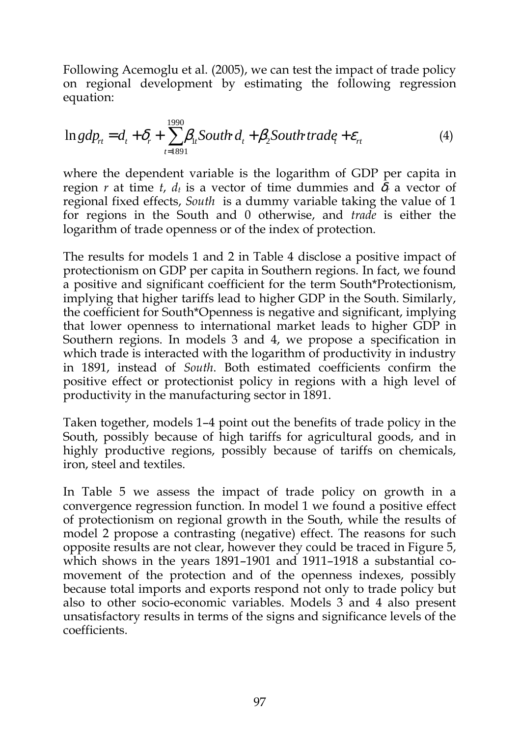Following Acemoglu et al. (2005), we can test the impact of trade policy on regional development by estimating the following regression equation:

$$\ln gdp_{rt} = d_t + \delta_r + \sum_{t=1891}^{1990} \beta_{1t} South \cdot d_t + \beta_2 South \cdot trade_t + \varepsilon_{rt} \tag{4}$$

where the dependent variable is the logarithm of GDP per capita in region $r$ at time $t$, $d_t$ is a vector of time dummies and $\delta_r$ a vector of regional fixed effects, *South* is a dummy variable taking the value of 1 for regions in the South and 0 otherwise, and *trade* is either the logarithm of trade openness or of the index of protection.

The results for models 1 and 2 in Table 4 disclose a positive impact of protectionism on GDP per capita in Southern regions. In fact, we found a positive and significant coefficient for the term South*Protectionism, implying that higher tariffs lead to higher GDP in the South. Similarly, the coefficient for South*Openness is negative and significant, implying that lower openness to international market leads to higher GDP in Southern regions. In models 3 and 4, we propose a specification in which trade is interacted with the logarithm of productivity in industry in 1891, instead of *South*. Both estimated coefficients confirm the positive effect or protectionist policy in regions with a high level of productivity in the manufacturing sector in 1891.

Taken together, models 1–4 point out the benefits of trade policy in the South, possibly because of high tariffs for agricultural goods, and in highly productive regions, possibly because of tariffs on chemicals, iron, steel and textiles.

In Table 5 we assess the impact of trade policy on growth in a convergence regression function. In model 1 we found a positive effect of protectionism on regional growth in the South, while the results of model 2 propose a contrasting (negative) effect. The reasons for such opposite results are not clear, however they could be traced in Figure 5, which shows in the years 1891–1901 and 1911–1918 a substantial co-movement of the protection and of the openness indexes, possibly because total imports and exports respond not only to trade policy but also to other socio-economic variables. Models 3 and 4 also present unsatisfactory results in terms of the signs and significance levels of the coefficients.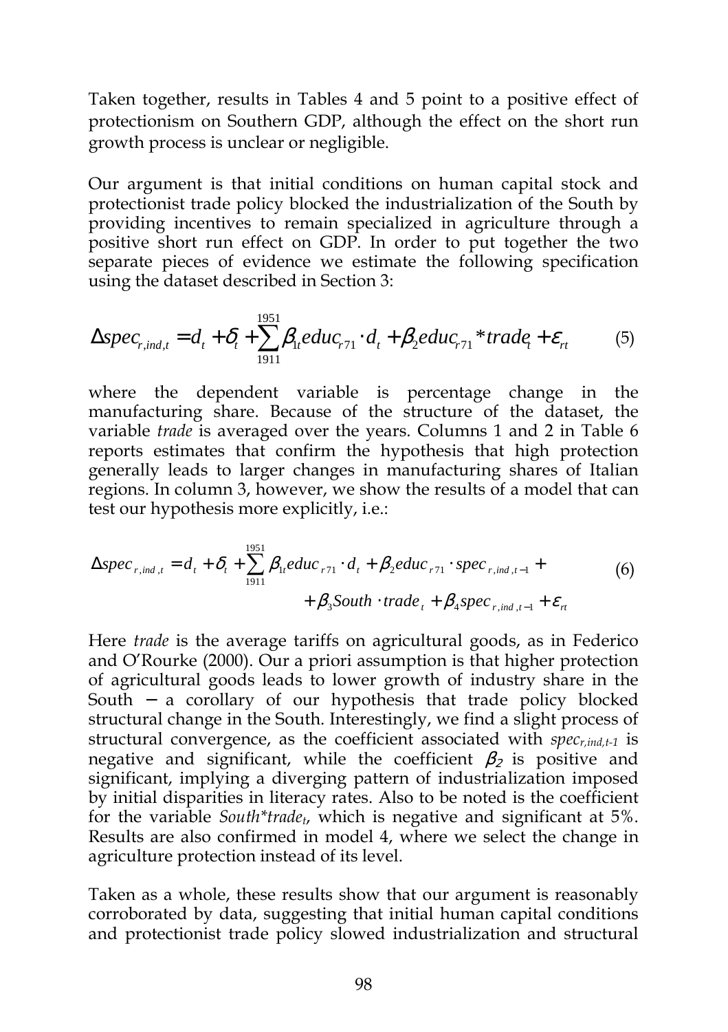Taken together, results in Tables 4 and 5 point to a positive effect of protectionism on Southern GDP, although the effect on the short run growth process is unclear or negligible.

Our argument is that initial conditions on human capital stock and protectionist trade policy blocked the industrialization of the South by providing incentives to remain specialized in agriculture through a positive short run effect on GDP. In order to put together the two separate pieces of evidence we estimate the following specification using the dataset described in Section 3:

$$\Delta spec_{r,ind,t} = d_t + \delta_t + \sum_{1911}^{1951} \beta_{1t} educ_{r71} \cdot d_t + \beta_2 educ_{r71} * trade_t + \varepsilon_{rt} \qquad (5)$$

where the dependent variable is percentage change in the manufacturing share. Because of the structure of the dataset, the variable *trade* is averaged over the years. Columns 1 and 2 in Table 6 reports estimates that confirm the hypothesis that high protection generally leads to larger changes in manufacturing shares of Italian regions. In column 3, however, we show the results of a model that can test our hypothesis more explicitly, i.e.:

$$\Delta spec_{r,ind,t} = d_t + \delta_t + \sum_{1911}^{1951} \beta_{1t} educ_{r71} \cdot d_t + \beta_2 educ_{r71} \cdot spec_{r,ind,t-1} + \qquad (6)$$
$$+ \beta_3 South \cdot trade_t + \beta_4 spec_{r,ind,t-1} + \varepsilon_{rt}$$

Here *trade* is the average tariffs on agricultural goods, as in Federico and O'Rourke (2000). Our a priori assumption is that higher protection of agricultural goods leads to lower growth of industry share in the South − a corollary of our hypothesis that trade policy blocked structural change in the South. Interestingly, we find a slight process of structural convergence, as the coefficient associated with $spec_{r,ind,t-1}$ is negative and significant, while the coefficient $\beta_2$ is positive and significant, implying a diverging pattern of industrialization imposed by initial disparities in literacy rates. Also to be noted is the coefficient for the variable $South{*}trade_t$, which is negative and significant at 5%. Results are also confirmed in model 4, where we select the change in agriculture protection instead of its level.

Taken as a whole, these results show that our argument is reasonably corroborated by data, suggesting that initial human capital conditions and protectionist trade policy slowed industrialization and structural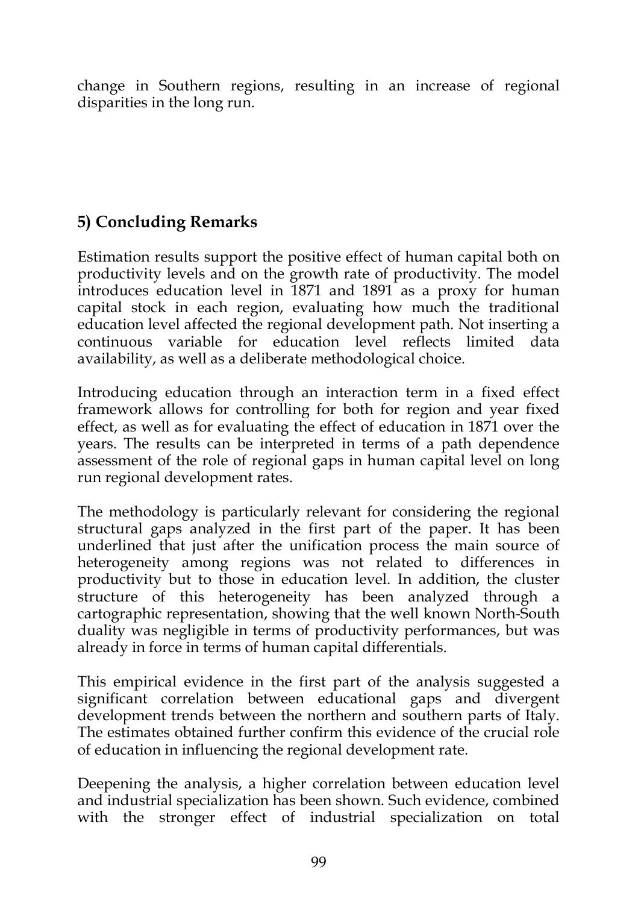change in Southern regions, resulting in an increase of regional disparities in the long run.

## 5) Concluding Remarks

Estimation results support the positive effect of human capital both on productivity levels and on the growth rate of productivity. The model introduces education level in 1871 and 1891 as a proxy for human capital stock in each region, evaluating how much the traditional education level affected the regional development path. Not inserting a continuous variable for education level reflects limited data availability, as well as a deliberate methodological choice.

Introducing education through an interaction term in a fixed effect framework allows for controlling for both for region and year fixed effect, as well as for evaluating the effect of education in 1871 over the years. The results can be interpreted in terms of a path dependence assessment of the role of regional gaps in human capital level on long run regional development rates.

The methodology is particularly relevant for considering the regional structural gaps analyzed in the first part of the paper. It has been underlined that just after the unification process the main source of heterogeneity among regions was not related to differences in productivity but to those in education level. In addition, the cluster structure of this heterogeneity has been analyzed through a cartographic representation, showing that the well known North-South duality was negligible in terms of productivity performances, but was already in force in terms of human capital differentials.

This empirical evidence in the first part of the analysis suggested a significant correlation between educational gaps and divergent development trends between the northern and southern parts of Italy. The estimates obtained further confirm this evidence of the crucial role of education in influencing the regional development rate.

Deepening the analysis, a higher correlation between education level and industrial specialization has been shown. Such evidence, combined with the stronger effect of industrial specialization on total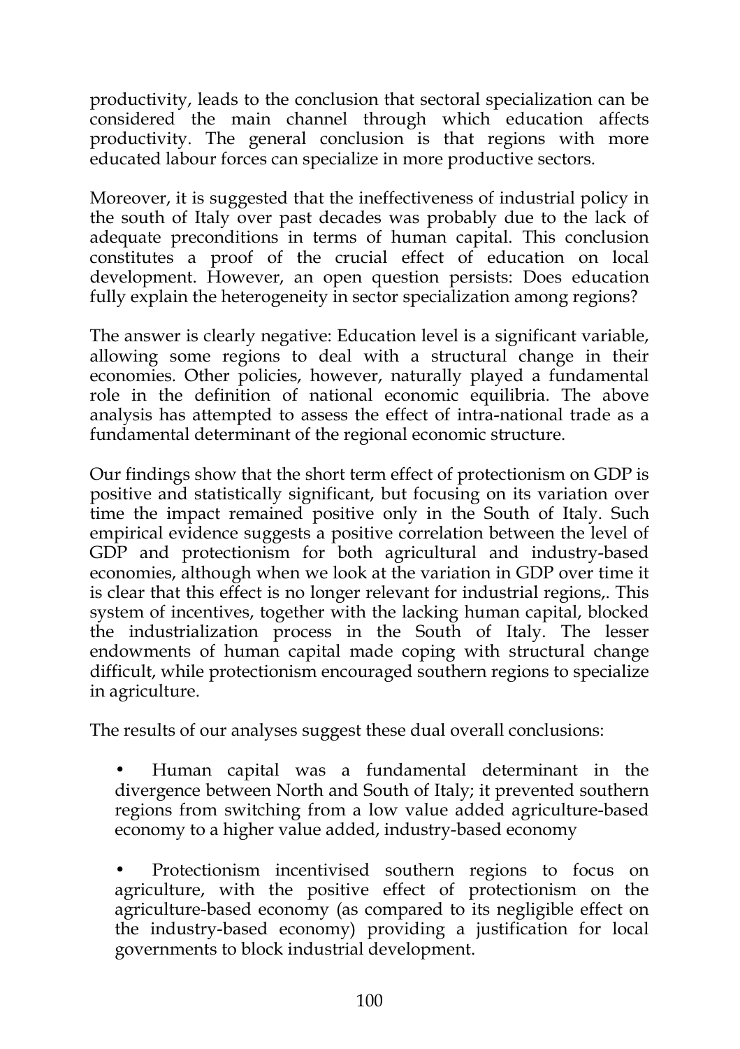productivity, leads to the conclusion that sectoral specialization can be considered the main channel through which education affects productivity. The general conclusion is that regions with more educated labour forces can specialize in more productive sectors.

Moreover, it is suggested that the ineffectiveness of industrial policy in the south of Italy over past decades was probably due to the lack of adequate preconditions in terms of human capital. This conclusion constitutes a proof of the crucial effect of education on local development. However, an open question persists: Does education fully explain the heterogeneity in sector specialization among regions?

The answer is clearly negative: Education level is a significant variable, allowing some regions to deal with a structural change in their economies. Other policies, however, naturally played a fundamental role in the definition of national economic equilibria. The above analysis has attempted to assess the effect of intra-national trade as a fundamental determinant of the regional economic structure.

Our findings show that the short term effect of protectionism on GDP is positive and statistically significant, but focusing on its variation over time the impact remained positive only in the South of Italy. Such empirical evidence suggests a positive correlation between the level of GDP and protectionism for both agricultural and industry-based economies, although when we look at the variation in GDP over time it is clear that this effect is no longer relevant for industrial regions,. This system of incentives, together with the lacking human capital, blocked the industrialization process in the South of Italy. The lesser endowments of human capital made coping with structural change difficult, while protectionism encouraged southern regions to specialize in agriculture.

The results of our analyses suggest these dual overall conclusions:

- Human capital was a fundamental determinant in the divergence between North and South of Italy; it prevented southern regions from switching from a low value added agriculture-based economy to a higher value added, industry-based economy

- Protectionism incentivised southern regions to focus on agriculture, with the positive effect of protectionism on the agriculture-based economy (as compared to its negligible effect on the industry-based economy) providing a justification for local governments to block industrial development.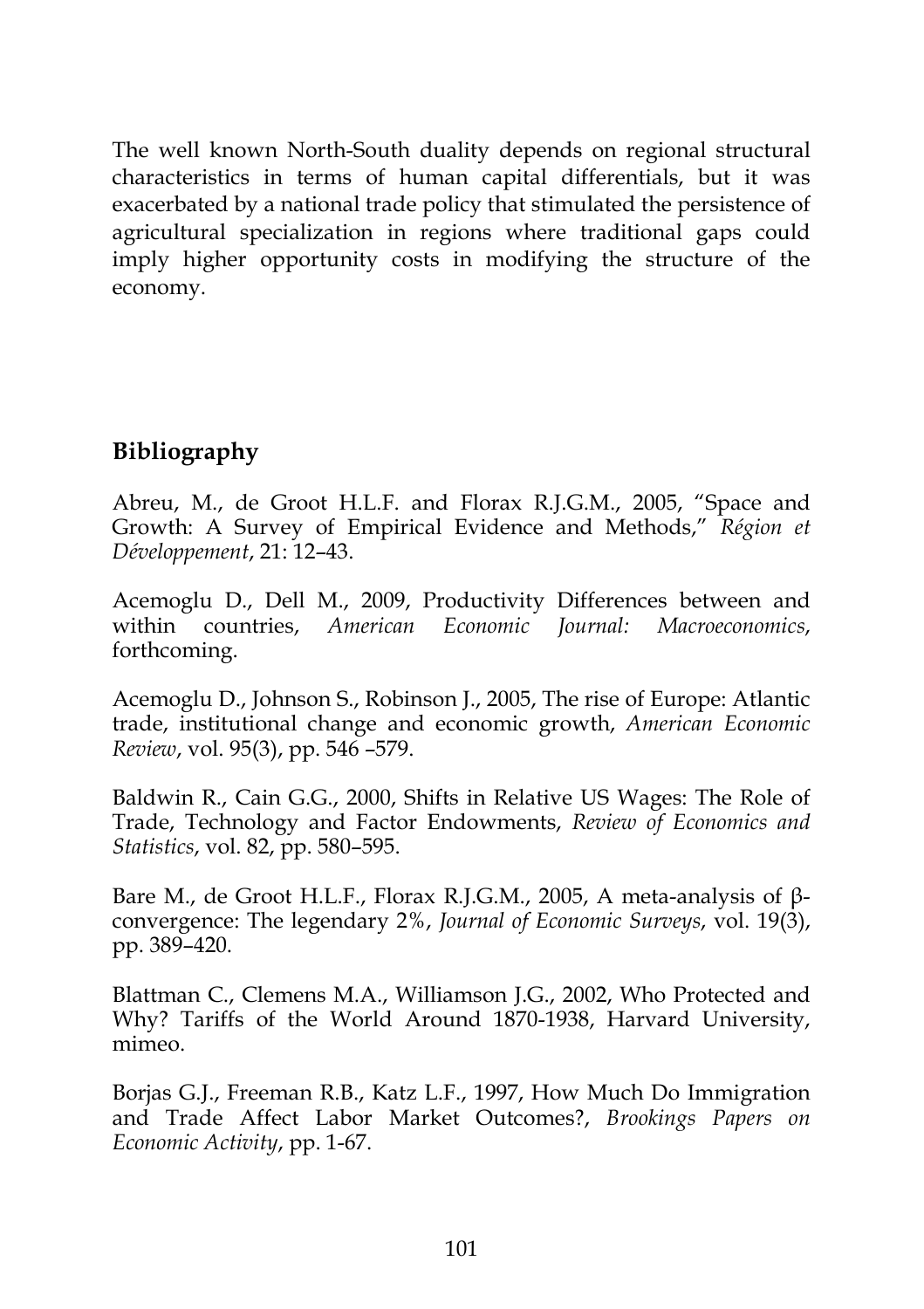The well known North-South duality depends on regional structural characteristics in terms of human capital differentials, but it was exacerbated by a national trade policy that stimulated the persistence of agricultural specialization in regions where traditional gaps could imply higher opportunity costs in modifying the structure of the economy.

## Bibliography

Abreu, M., de Groot H.L.F. and Florax R.J.G.M., 2005, "Space and Growth: A Survey of Empirical Evidence and Methods," *Région et Développement*, 21: 12–43.

Acemoglu D., Dell M., 2009, Productivity Differences between and within countries, *American Economic Journal: Macroeconomics*, forthcoming.

Acemoglu D., Johnson S., Robinson J., 2005, The rise of Europe: Atlantic trade, institutional change and economic growth, *American Economic Review*, vol. 95(3), pp. 546 –579.

Baldwin R., Cain G.G., 2000, Shifts in Relative US Wages: The Role of Trade, Technology and Factor Endowments, *Review of Economics and Statistics*, vol. 82, pp. 580–595.

Bare M., de Groot H.L.F., Florax R.J.G.M., 2005, A meta-analysis of β-convergence: The legendary 2%, *Journal of Economic Surveys*, vol. 19(3), pp. 389–420.

Blattman C., Clemens M.A., Williamson J.G., 2002, Who Protected and Why? Tariffs of the World Around 1870-1938, Harvard University, mimeo.

Borjas G.J., Freeman R.B., Katz L.F., 1997, How Much Do Immigration and Trade Affect Labor Market Outcomes?, *Brookings Papers on Economic Activity*, pp. 1-67.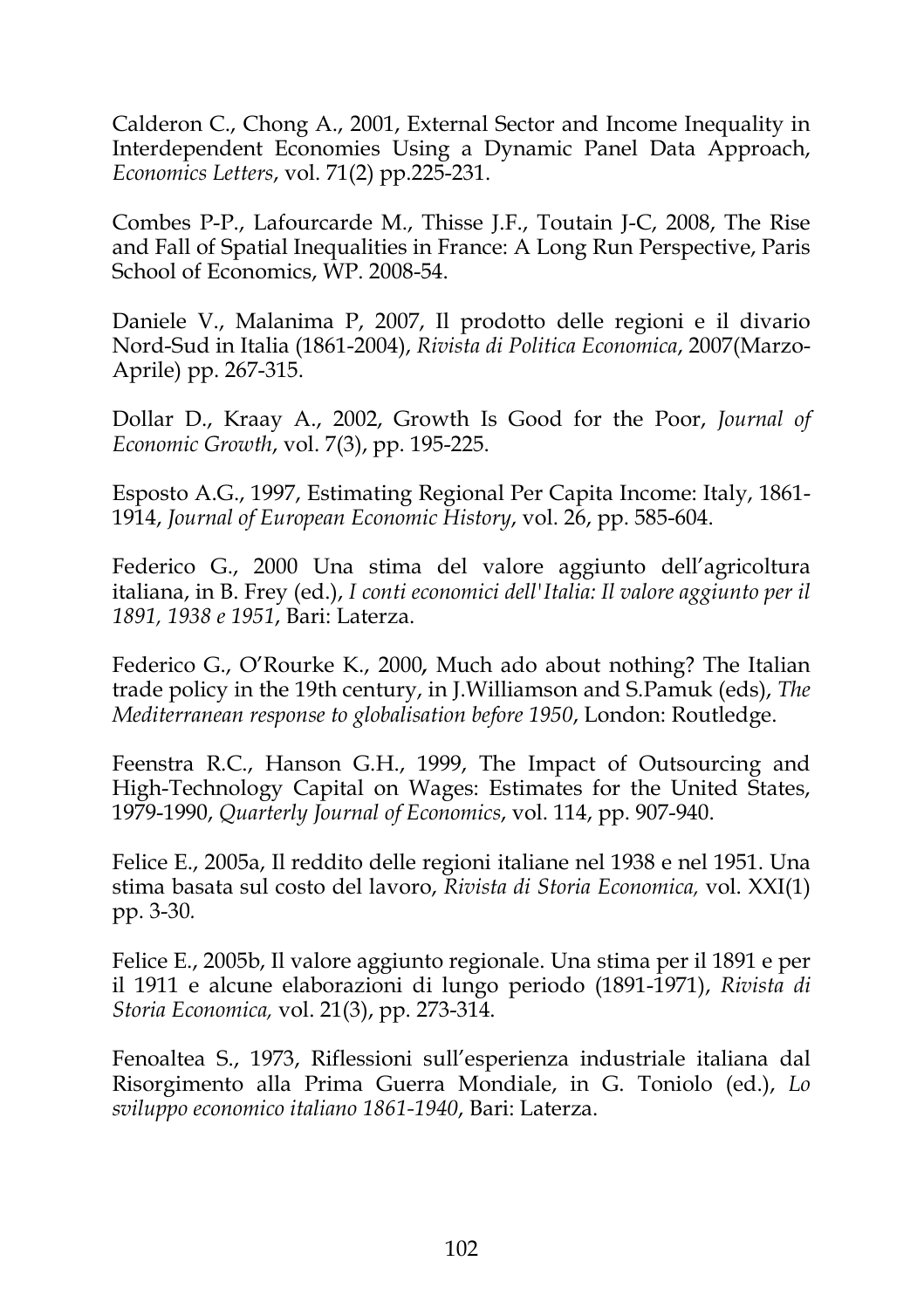Calderon C., Chong A., 2001, External Sector and Income Inequality in Interdependent Economies Using a Dynamic Panel Data Approach, *Economics Letters*, vol. 71(2) pp.225-231.

Combes P-P., Lafourcarde M., Thisse J.F., Toutain J-C, 2008, The Rise and Fall of Spatial Inequalities in France: A Long Run Perspective, Paris School of Economics, WP. 2008-54.

Daniele V., Malanima P, 2007, Il prodotto delle regioni e il divario Nord-Sud in Italia (1861-2004), *Rivista di Politica Economica*, 2007(Marzo-Aprile) pp. 267-315.

Dollar D., Kraay A., 2002, Growth Is Good for the Poor, *Journal of Economic Growth*, vol. 7(3), pp. 195-225.

Esposto A.G., 1997, Estimating Regional Per Capita Income: Italy, 1861-1914, *Journal of European Economic History*, vol. 26, pp. 585-604.

Federico G., 2000 Una stima del valore aggiunto dell'agricoltura italiana, in B. Frey (ed.), *I conti economici dell'Italia: Il valore aggiunto per il 1891, 1938 e 1951*, Bari: Laterza.

Federico G., O'Rourke K., 2000, Much ado about nothing? The Italian trade policy in the 19th century, in J.Williamson and S.Pamuk (eds), *The Mediterranean response to globalisation before 1950*, London: Routledge.

Feenstra R.C., Hanson G.H., 1999, The Impact of Outsourcing and High-Technology Capital on Wages: Estimates for the United States, 1979-1990, *Quarterly Journal of Economics*, vol. 114, pp. 907-940.

Felice E., 2005a, Il reddito delle regioni italiane nel 1938 e nel 1951. Una stima basata sul costo del lavoro, *Rivista di Storia Economica,* vol. XXI(1) pp. 3-30.

Felice E., 2005b, Il valore aggiunto regionale. Una stima per il 1891 e per il 1911 e alcune elaborazioni di lungo periodo (1891-1971), *Rivista di Storia Economica,* vol. 21(3), pp. 273-314.

Fenoaltea S., 1973, Riflessioni sull'esperienza industriale italiana dal Risorgimento alla Prima Guerra Mondiale, in G. Toniolo (ed.), *Lo sviluppo economico italiano 1861-1940*, Bari: Laterza.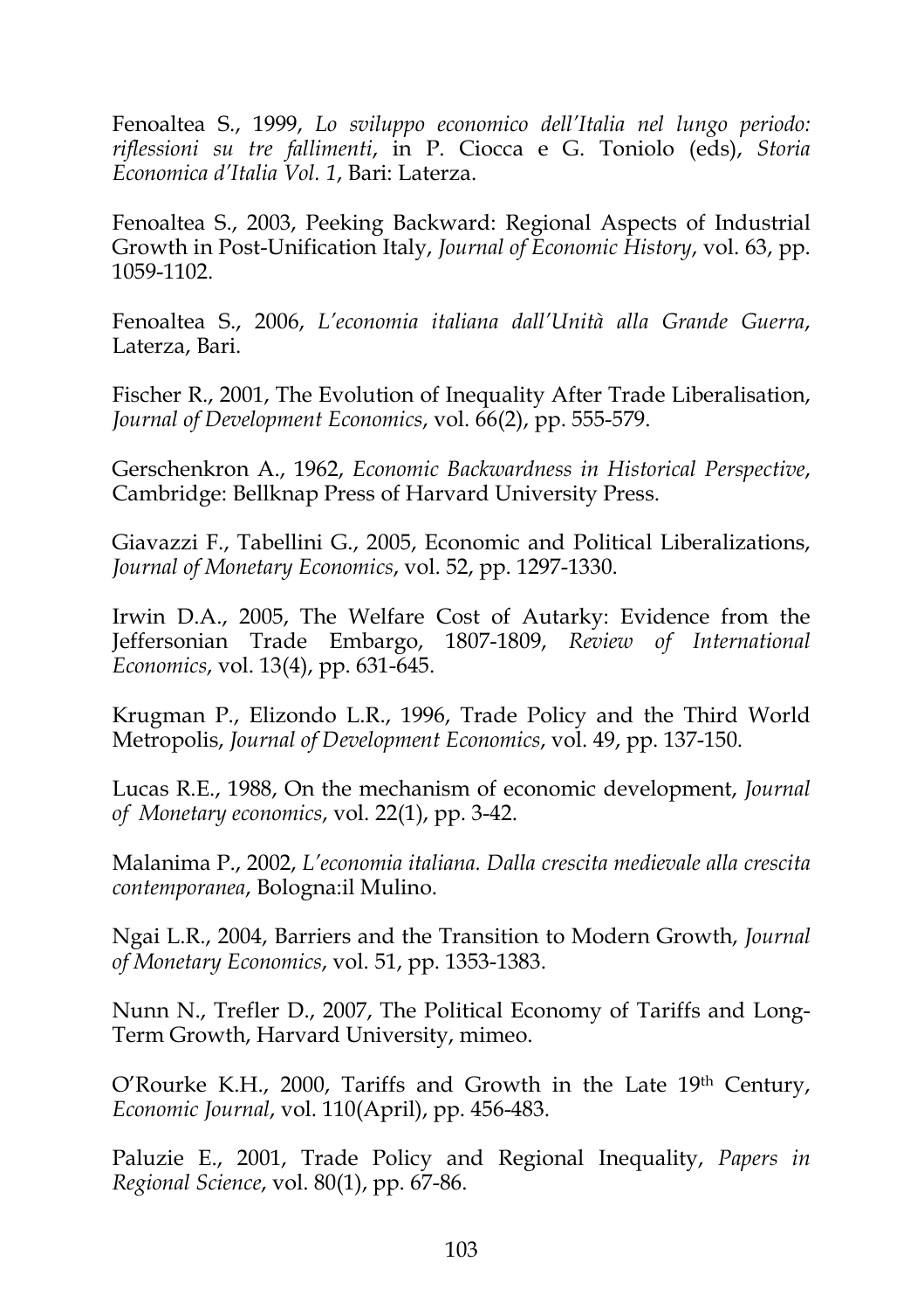Fenoaltea S., 1999, *Lo sviluppo economico dell'Italia nel lungo periodo: riflessioni su tre fallimenti*, in P. Ciocca e G. Toniolo (eds), *Storia Economica d'Italia Vol. 1*, Bari: Laterza.

Fenoaltea S., 2003, Peeking Backward: Regional Aspects of Industrial Growth in Post-Unification Italy, *Journal of Economic History*, vol. 63, pp. 1059-1102.

Fenoaltea S., 2006, *L'economia italiana dall'Unità alla Grande Guerra*, Laterza, Bari.

Fischer R., 2001, The Evolution of Inequality After Trade Liberalisation, *Journal of Development Economics*, vol. 66(2), pp. 555-579.

Gerschenkron A., 1962, *Economic Backwardness in Historical Perspective*, Cambridge: Bellknap Press of Harvard University Press.

Giavazzi F., Tabellini G., 2005, Economic and Political Liberalizations, *Journal of Monetary Economics*, vol. 52, pp. 1297-1330.

Irwin D.A., 2005, The Welfare Cost of Autarky: Evidence from the Jeffersonian Trade Embargo, 1807-1809, *Review of International Economics*, vol. 13(4), pp. 631-645.

Krugman P., Elizondo L.R., 1996, Trade Policy and the Third World Metropolis, *Journal of Development Economics*, vol. 49, pp. 137-150.

Lucas R.E., 1988, On the mechanism of economic development, *Journal of Monetary economics*, vol. 22(1), pp. 3-42.

Malanima P., 2002, *L'economia italiana. Dalla crescita medievale alla crescita contemporanea*, Bologna:il Mulino.

Ngai L.R., 2004, Barriers and the Transition to Modern Growth, *Journal of Monetary Economics*, vol. 51, pp. 1353-1383.

Nunn N., Trefler D., 2007, The Political Economy of Tariffs and Long-Term Growth, Harvard University, mimeo.

O'Rourke K.H., 2000, Tariffs and Growth in the Late 19th Century, *Economic Journal*, vol. 110(April), pp. 456-483.

Paluzie E., 2001, Trade Policy and Regional Inequality, *Papers in Regional Science*, vol. 80(1), pp. 67-86.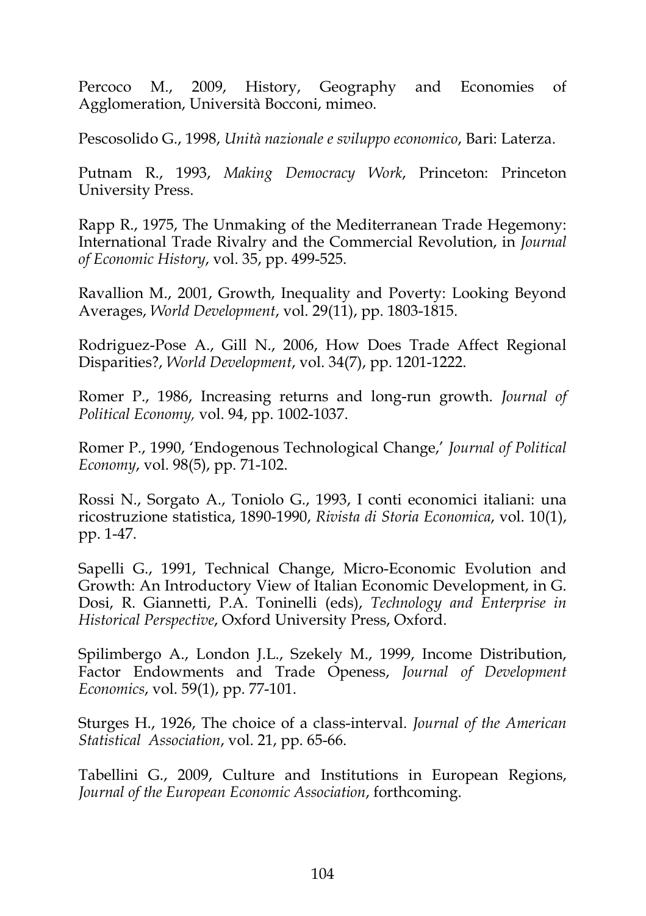Percoco M., 2009, History, Geography and Economies of Agglomeration, Università Bocconi, mimeo.

Pescosolido G., 1998, *Unità nazionale e sviluppo economico*, Bari: Laterza.

Putnam R., 1993, *Making Democracy Work*, Princeton: Princeton University Press.

Rapp R., 1975, The Unmaking of the Mediterranean Trade Hegemony: International Trade Rivalry and the Commercial Revolution, in *Journal of Economic History*, vol. 35, pp. 499-525.

Ravallion M., 2001, Growth, Inequality and Poverty: Looking Beyond Averages, *World Development*, vol. 29(11), pp. 1803-1815.

Rodriguez-Pose A., Gill N., 2006, How Does Trade Affect Regional Disparities?, *World Development*, vol. 34(7), pp. 1201-1222.

Romer P., 1986, Increasing returns and long-run growth. *Journal of Political Economy,* vol. 94, pp. 1002-1037.

Romer P., 1990, 'Endogenous Technological Change,' *Journal of Political Economy*, vol. 98(5), pp. 71-102.

Rossi N., Sorgato A., Toniolo G., 1993, I conti economici italiani: una ricostruzione statistica, 1890-1990, *Rivista di Storia Economica*, vol. 10(1), pp. 1-47.

Sapelli G., 1991, Technical Change, Micro-Economic Evolution and Growth: An Introductory View of Italian Economic Development, in G. Dosi, R. Giannetti, P.A. Toninelli (eds), *Technology and Enterprise in Historical Perspective*, Oxford University Press, Oxford.

Spilimbergo A., London J.L., Szekely M., 1999, Income Distribution, Factor Endowments and Trade Openess, *Journal of Development Economics*, vol. 59(1), pp. 77-101.

Sturges H., 1926, The choice of a class-interval. *Journal of the American Statistical Association*, vol. 21, pp. 65-66.

Tabellini G., 2009, Culture and Institutions in European Regions, *Journal of the European Economic Association*, forthcoming.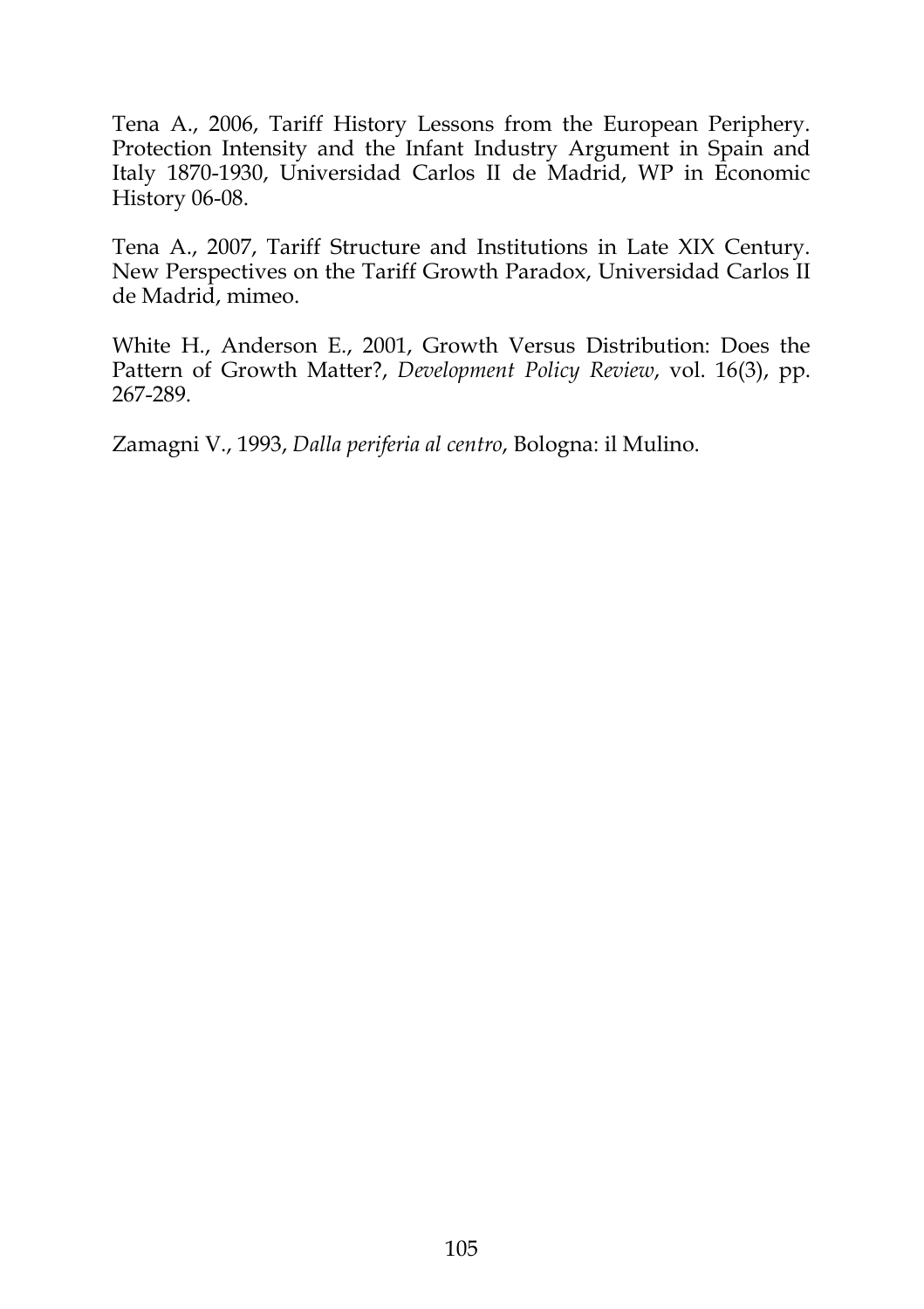Tena A., 2006, Tariff History Lessons from the European Periphery. Protection Intensity and the Infant Industry Argument in Spain and Italy 1870-1930, Universidad Carlos II de Madrid, WP in Economic History 06-08.

Tena A., 2007, Tariff Structure and Institutions in Late XIX Century. New Perspectives on the Tariff Growth Paradox, Universidad Carlos II de Madrid, mimeo.

White H., Anderson E., 2001, Growth Versus Distribution: Does the Pattern of Growth Matter?, *Development Policy Review*, vol. 16(3), pp. 267-289.

Zamagni V., 1993, *Dalla periferia al centro*, Bologna: il Mulino.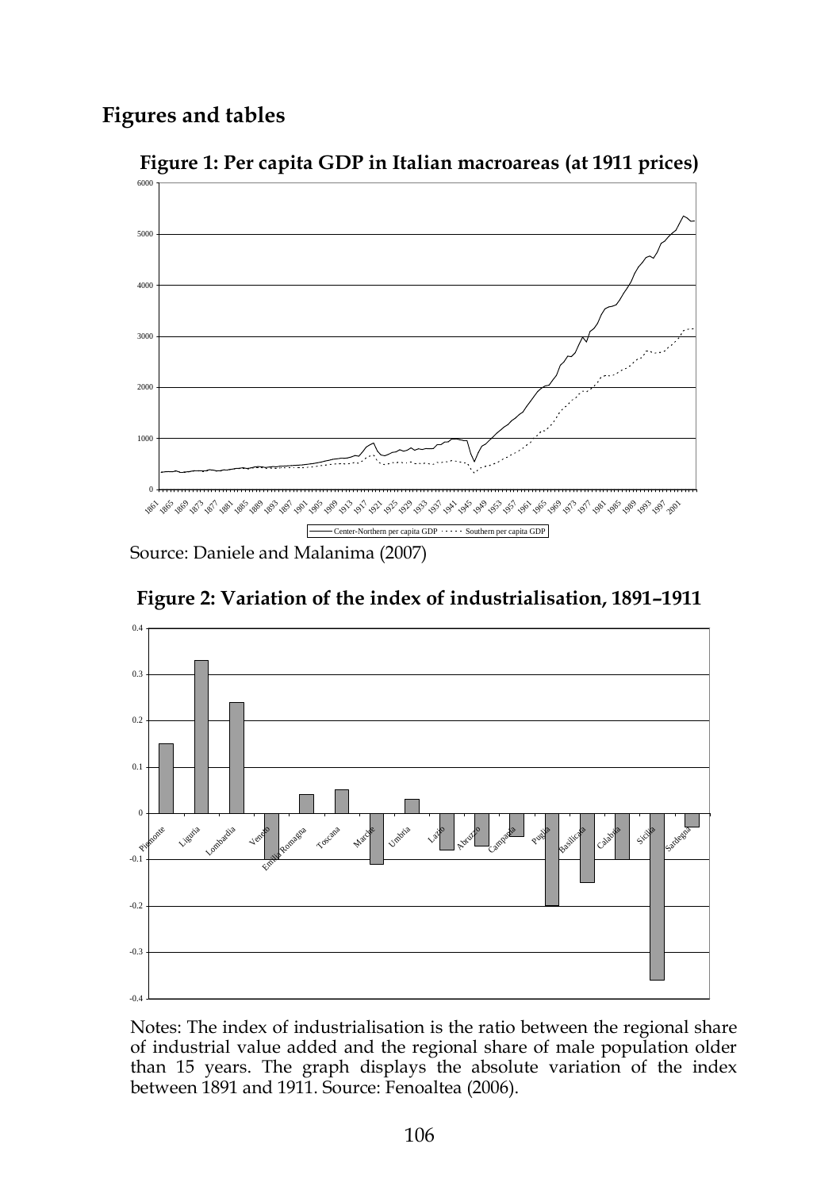## Figures and tables

**Figure 1: Per capita GDP in Italian macroareas (at 1911 prices)**

Source: Daniele and Malanima (2007)

**Figure 2: Variation of the index of industrialisation, 1891–1911**

Notes: The index of industrialisation is the ratio between the regional share of industrial value added and the regional share of male population older than 15 years. The graph displays the absolute variation of the index between 1891 and 1911. Source: Fenoaltea (2006).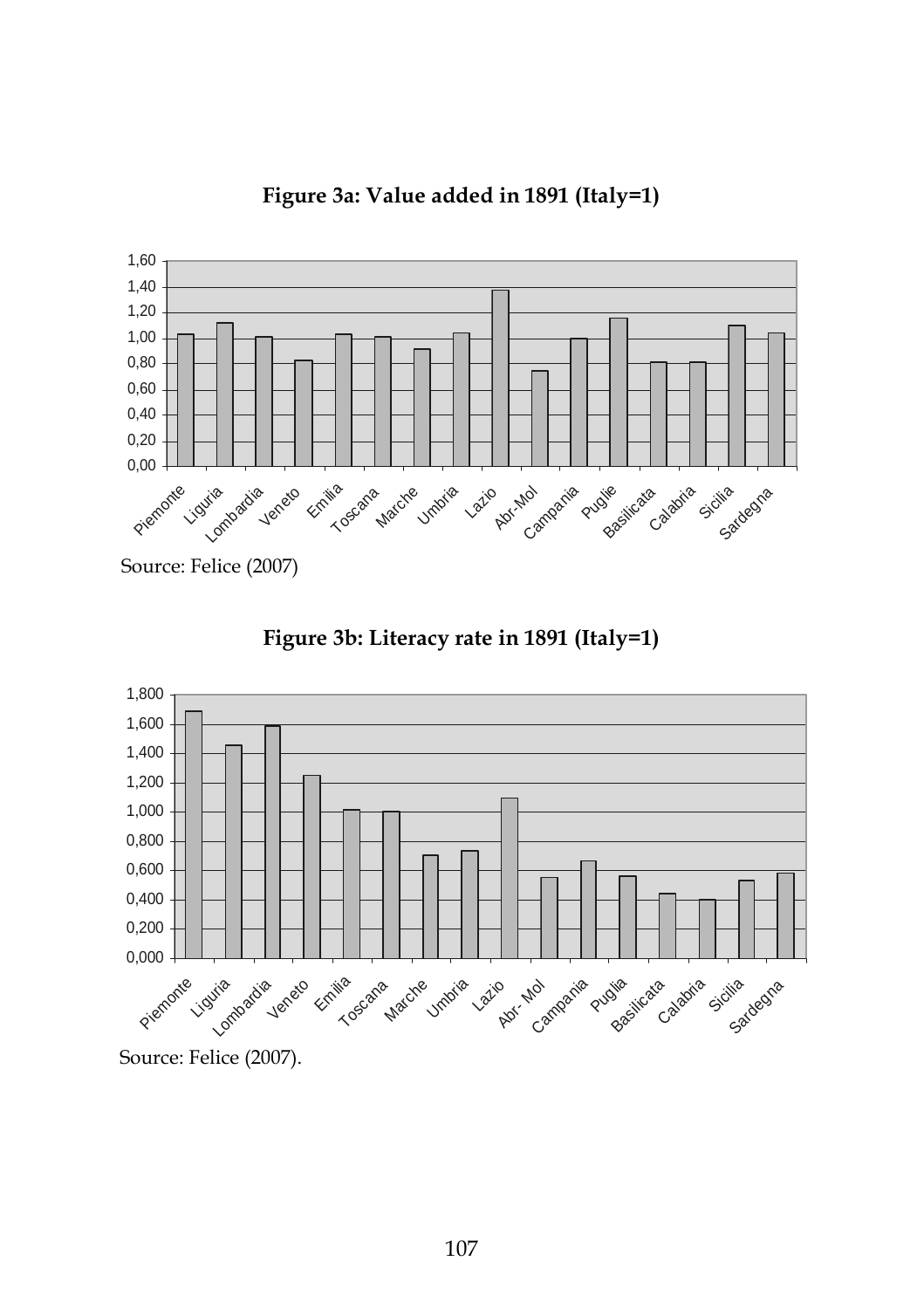**Figure 3a: Value added in 1891 (Italy=1)**

Source: Felice (2007)

**Figure 3b: Literacy rate in 1891 (Italy=1)**

Source: Felice (2007).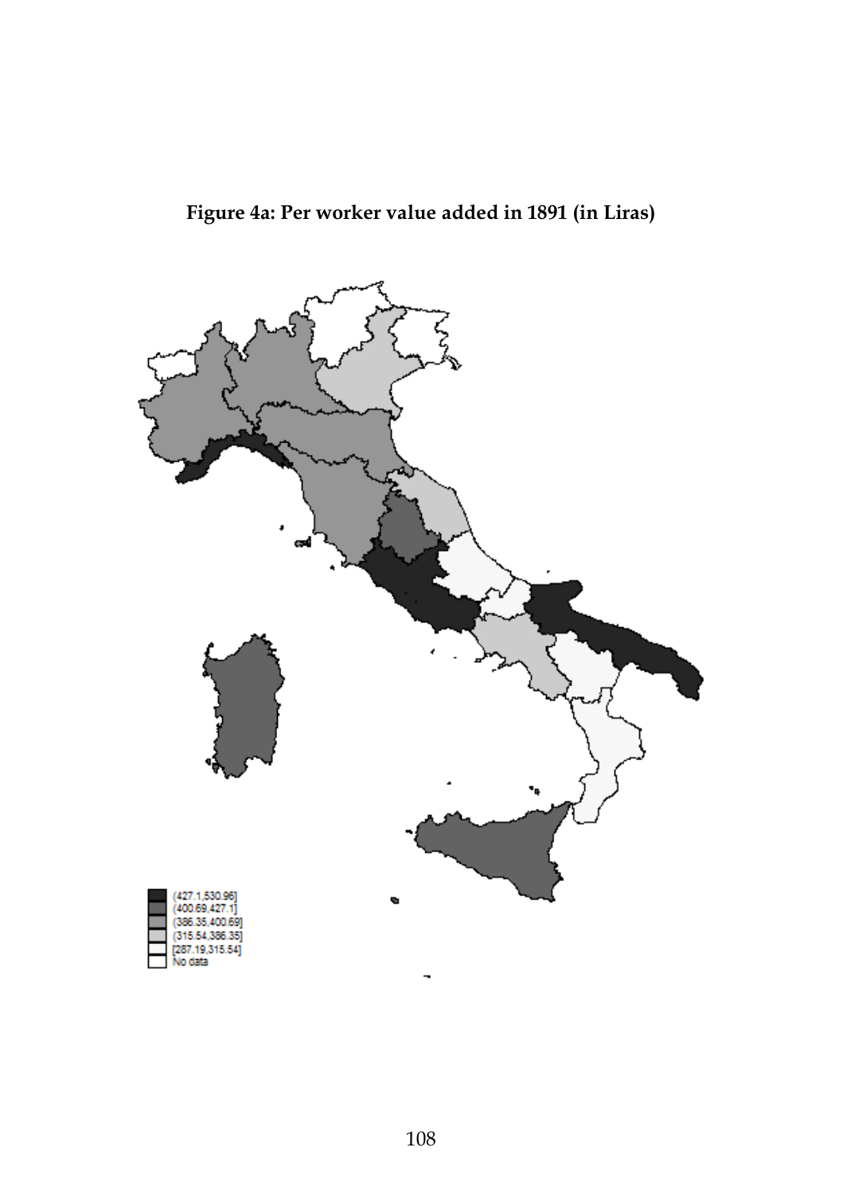**Figure 4a: Per worker value added in 1891 (in Liras)**

(427.1,530.96]
(400.69,427.1]
(386.35,400.69]
(315.54,386.35]
[287.19,315.54]
No data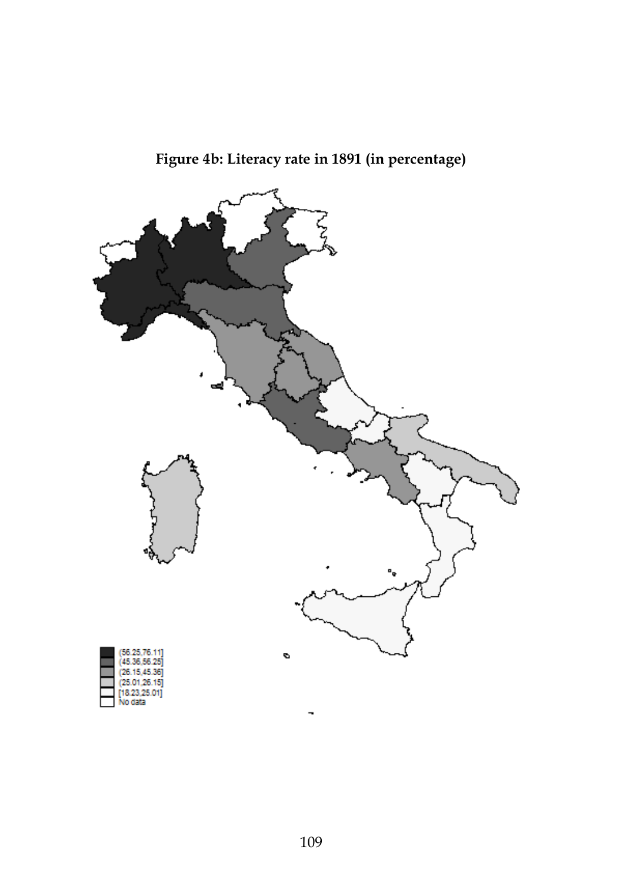**Figure 4b: Literacy rate in 1891 (in percentage)**

(56.25,76.11]
(45.36,56.25]
(26.15,45.36]
(25.01,26.15]
[18.23,25.01]
No data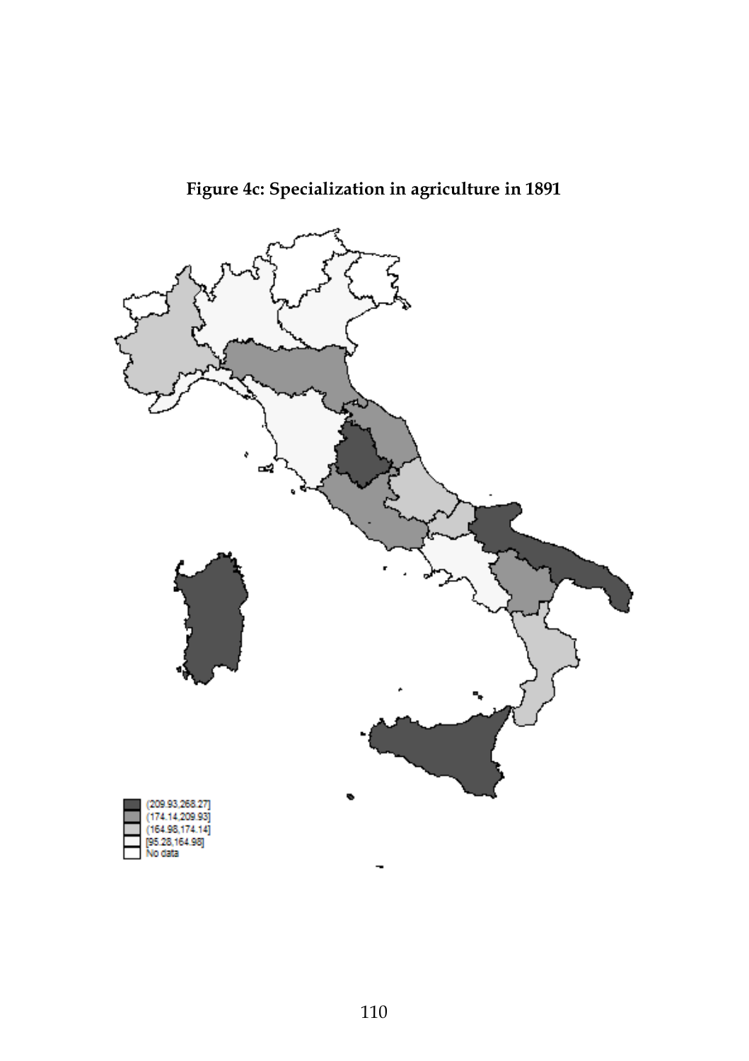**Figure 4c: Specialization in agriculture in 1891**

(209.93,268.27]
(174.14,209.93]
(164.98,174.14]
[95.28,164.98]
No data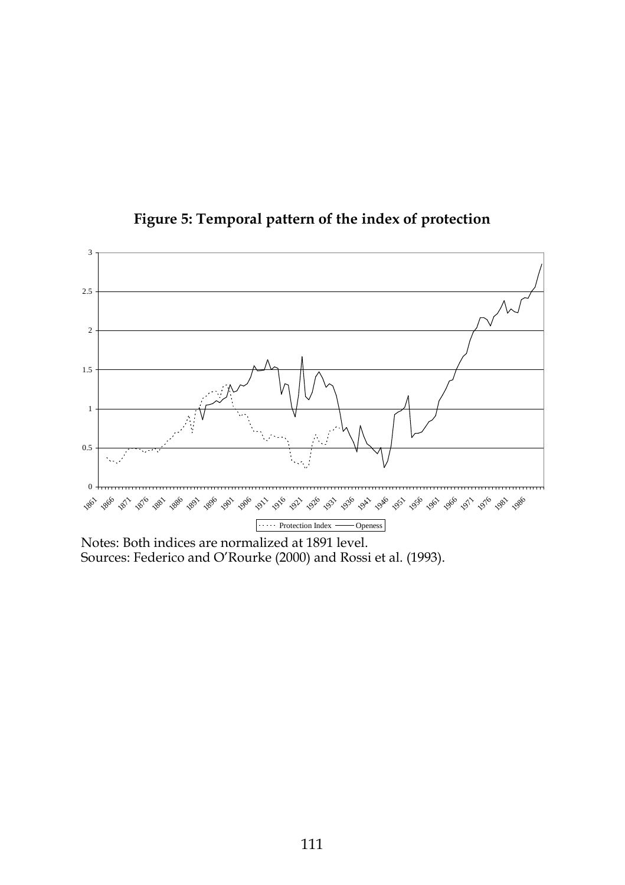**Figure 5: Temporal pattern of the index of protection**

Notes: Both indices are normalized at 1891 level.
Sources: Federico and O'Rourke (2000) and Rossi et al. (1993).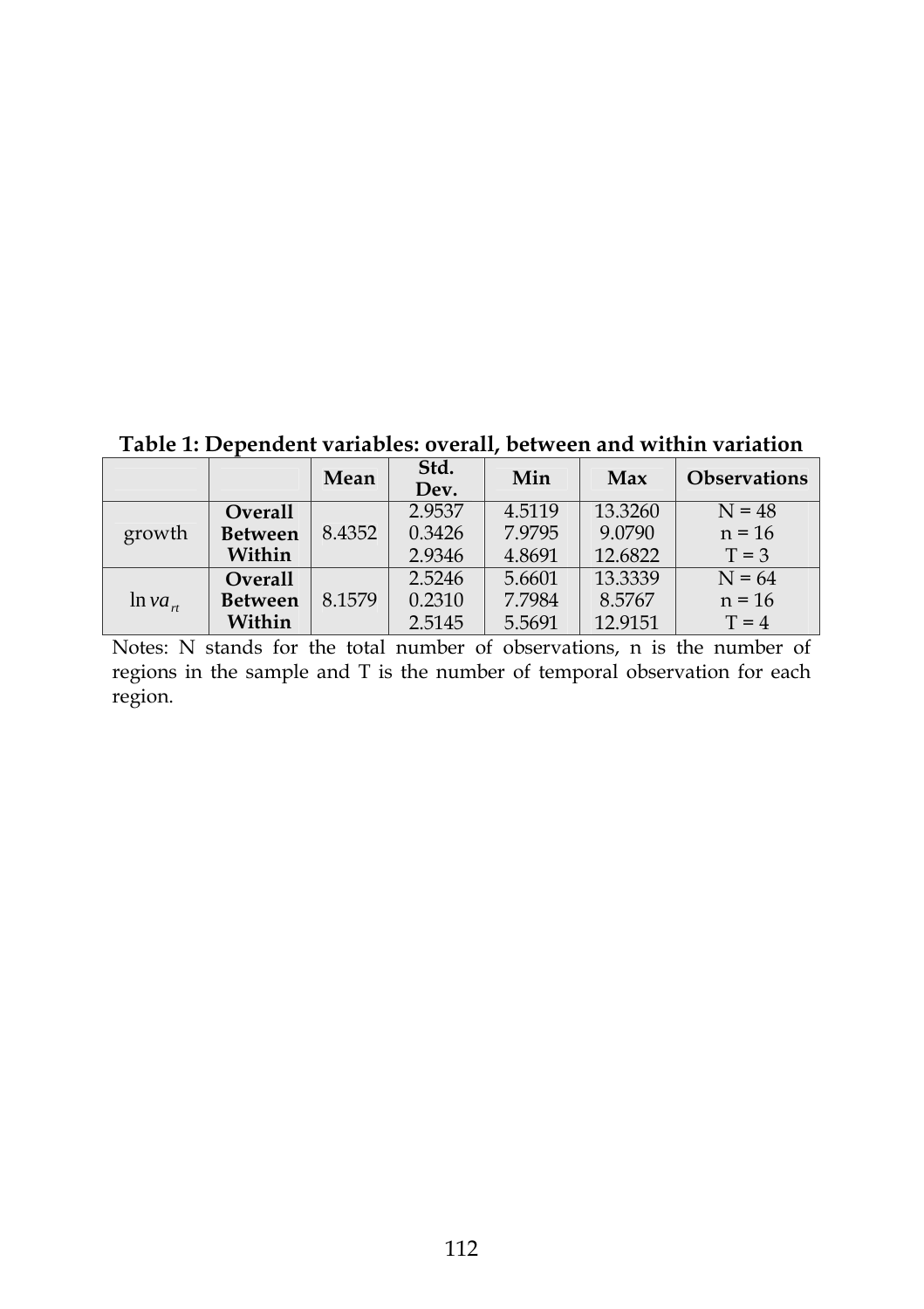**Table 1: Dependent variables: overall, between and within variation**

| | | Mean | Std. Dev. | Min | Max | Observations |
|---|---|---|---|---|---|---|
| growth | **Overall** | 8.4352 | 2.9537 | 4.5119 | 13.3260 | N = 48 |
| | **Between** | | 0.3426 | 7.9795 | 9.0790 | n = 16 |
| | **Within** | | 2.9346 | 4.8691 | 12.6822 | T = 3 |
| $\ln va_{rt}$ | **Overall** | 8.1579 | 2.5246 | 5.6601 | 13.3339 | N = 64 |
| | **Between** | | 0.2310 | 7.7984 | 8.5767 | n = 16 |
| | **Within** | | 2.5145 | 5.5691 | 12.9151 | T = 4 |

Notes: N stands for the total number of observations, n is the number of regions in the sample and T is the number of temporal observation for each region.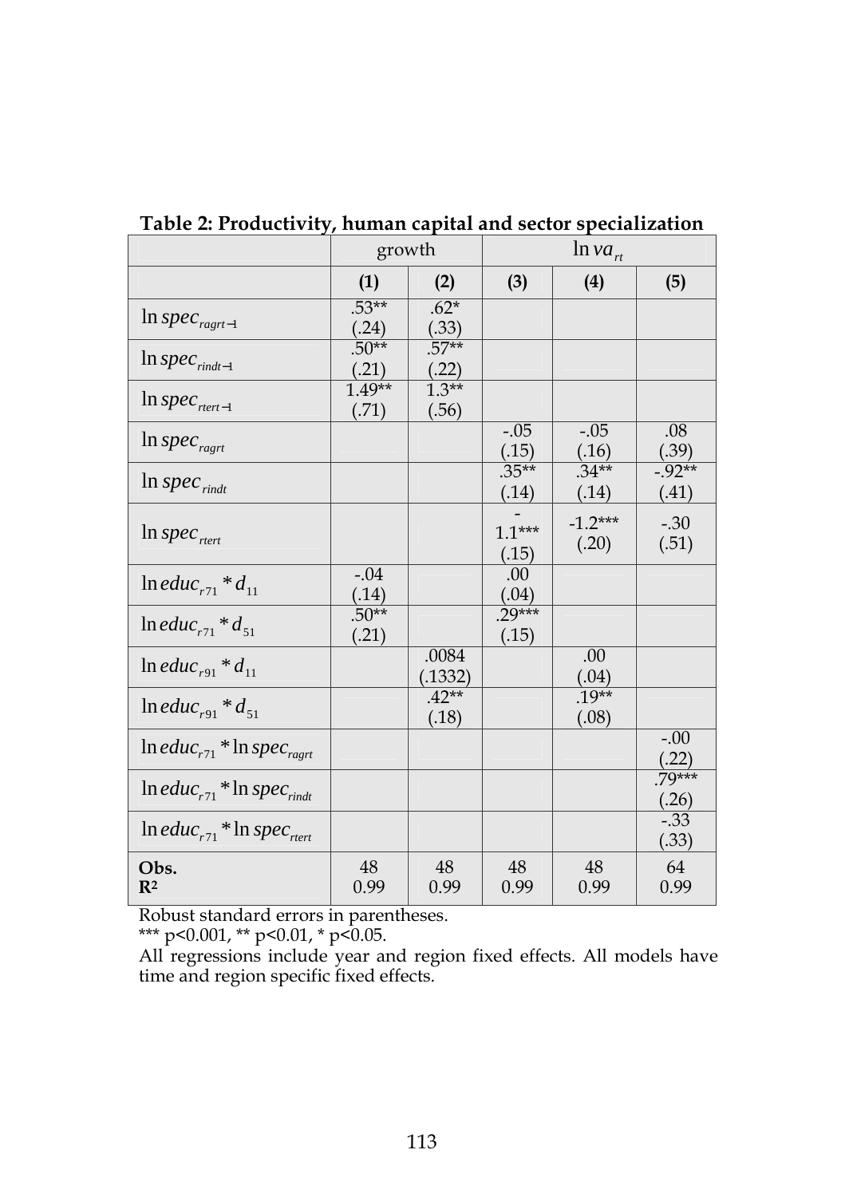**Table 2: Productivity, human capital and sector specialization**

| | growth | | $\ln va_{rt}$ | | |
|---|---|---|---|---|---|
| | **(1)** | **(2)** | **(3)** | **(4)** | **(5)** |
| $\ln spec_{ragrt-1}$ | .53** (.24) | .62* (.33) | | | |
| $\ln spec_{rindt-1}$ | .50** (.21) | .57** (.22) | | | |
| $\ln spec_{rtert-1}$ | 1.49** (.71) | 1.3** (.56) | | | |
| $\ln spec_{ragrt}$ | | | -.05 (.15) | -.05 (.16) | .08 (.39) |
| $\ln spec_{rindt}$ | | | .35** (.14) | .34** (.14) | -.92** (.41) |
| $\ln spec_{rtert}$ | | | -1.1*** (.15) | -1.2*** (.20) | -.30 (.51) |
| $\ln educ_{r71} * d_{11}$ | -.04 (.14) | | .00 (.04) | | |
| $\ln educ_{r71} * d_{51}$ | .50** (.21) | | .29*** (.15) | | |
| $\ln educ_{r91} * d_{11}$ | | .0084 (.1332) | | .00 (.04) | |
| $\ln educ_{r91} * d_{51}$ | | .42** (.18) | | .19** (.08) | |
| $\ln educ_{r71} * \ln spec_{ragrt}$ | | | | | -.00 (.22) |
| $\ln educ_{r71} * \ln spec_{rindt}$ | | | | | .79*** (.26) |
| $\ln educ_{r71} * \ln spec_{rtert}$ | | | | | -.33 (.33) |
| **Obs.** | 48 | 48 | 48 | 48 | 64 |
| $\mathbf{R^2}$ | 0.99 | 0.99 | 0.99 | 0.99 | 0.99 |

Robust standard errors in parentheses.

*** p<0.001, ** p<0.01, * p<0.05.

All regressions include year and region fixed effects. All models have time and region specific fixed effects.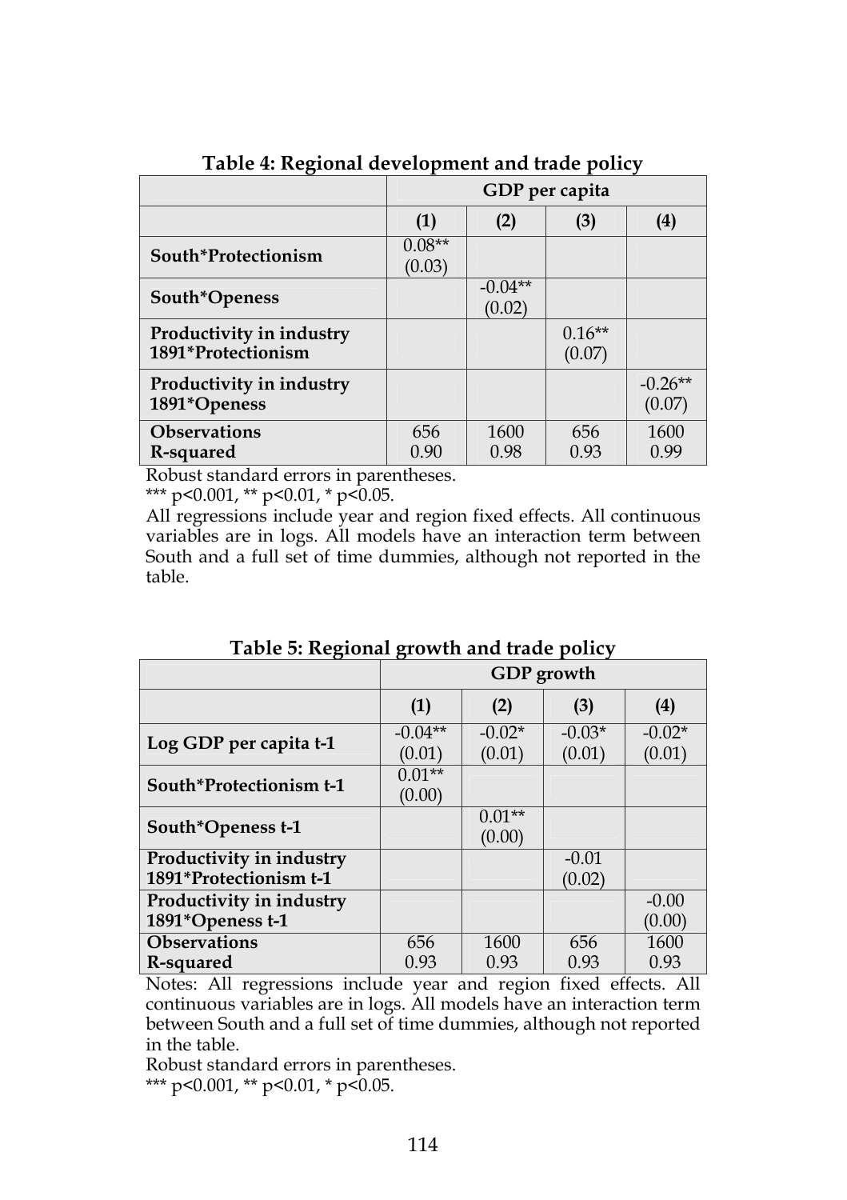**Table 4: Regional development and trade policy**

| | GDP per capita | | | |
|---|---|---|---|---|
| | **(1)** | **(2)** | **(3)** | **(4)** |
| **South*Protectionism** | 0.08** (0.03) | | | |
| **South*Openess** | | -0.04** (0.02) | | |
| **Productivity in industry 1891*Protectionism** | | | 0.16** (0.07) | |
| **Productivity in industry 1891*Openess** | | | | -0.26** (0.07) |
| **Observations** | 656 | 1600 | 656 | 1600 |
| **R-squared** | 0.90 | 0.98 | 0.93 | 0.99 |

Robust standard errors in parentheses.
*** p<0.001, ** p<0.01, * p<0.05.
All regressions include year and region fixed effects. All continuous variables are in logs. All models have an interaction term between South and a full set of time dummies, although not reported in the table.

**Table 5: Regional growth and trade policy**

| | GDP growth | | | |
|---|---|---|---|---|
| | **(1)** | **(2)** | **(3)** | **(4)** |
| **Log GDP per capita t-1** | -0.04** (0.01) | -0.02* (0.01) | -0.03* (0.01) | -0.02* (0.01) |
| **South*Protectionism t-1** | 0.01** (0.00) | | | |
| **South*Openess t-1** | | 0.01** (0.00) | | |
| **Productivity in industry 1891*Protectionism t-1** | | | -0.01 (0.02) | |
| **Productivity in industry 1891*Openess t-1** | | | | -0.00 (0.00) |
| **Observations** | 656 | 1600 | 656 | 1600 |
| **R-squared** | 0.93 | 0.93 | 0.93 | 0.93 |

Notes: All regressions include year and region fixed effects. All continuous variables are in logs. All models have an interaction term between South and a full set of time dummies, although not reported in the table.
Robust standard errors in parentheses.
*** p<0.001, ** p<0.01, * p<0.05.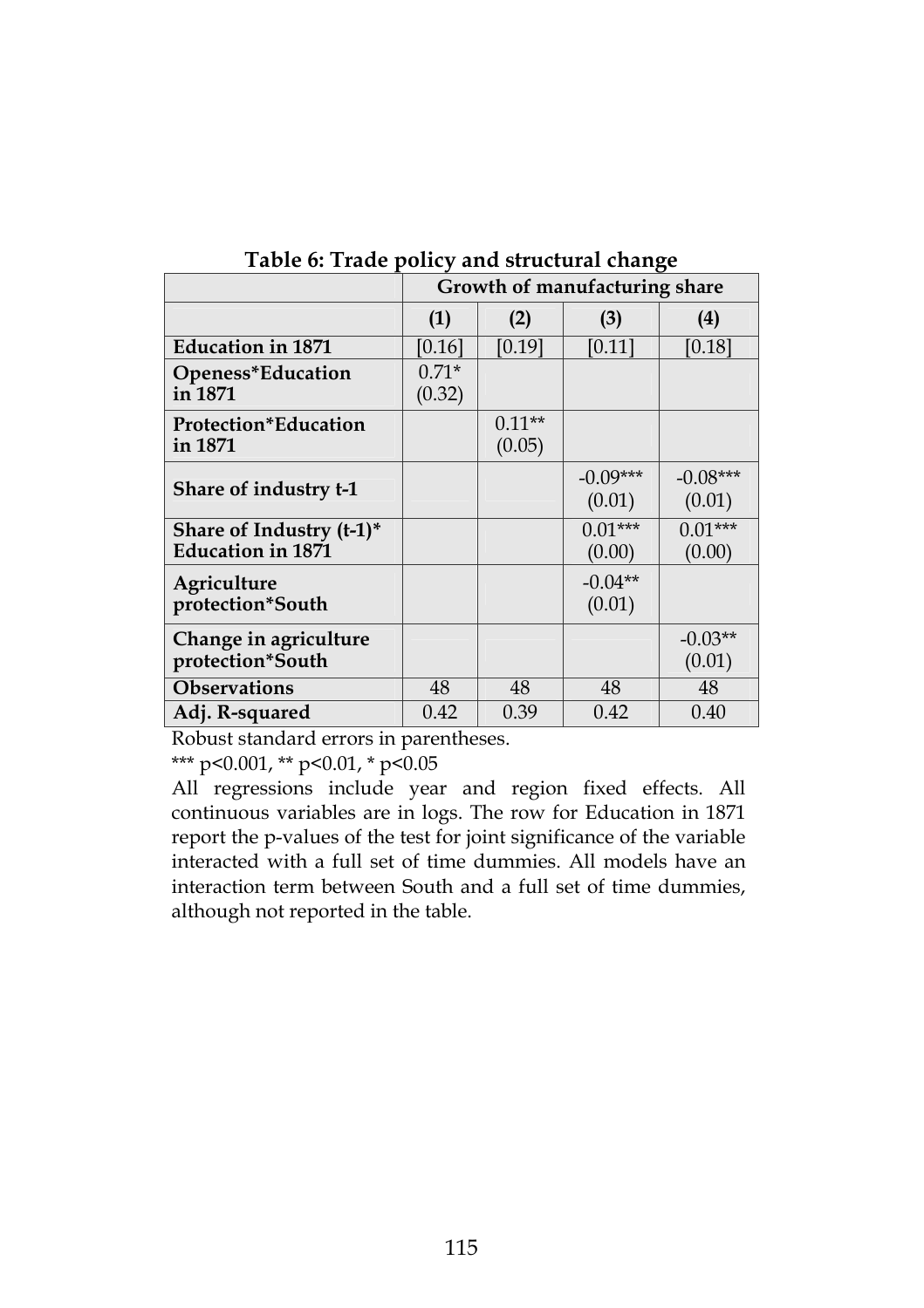**Table 6: Trade policy and structural change**

| | Growth of manufacturing share | | | |
|---|---|---|---|---|
| | (1) | (2) | (3) | (4) |
| **Education in 1871** | [0.16] | [0.19] | [0.11] | [0.18] |
| **Openess*Education in 1871** | 0.71* (0.32) | | | |
| **Protection*Education in 1871** | | 0.11** (0.05) | | |
| **Share of industry t-1** | | | -0.09*** (0.01) | -0.08*** (0.01) |
| **Share of Industry (t-1)* Education in 1871** | | | 0.01*** (0.00) | 0.01*** (0.00) |
| **Agriculture protection*South** | | | -0.04** (0.01) | |
| **Change in agriculture protection*South** | | | | -0.03** (0.01) |
| **Observations** | 48 | 48 | 48 | 48 |
| **Adj. R-squared** | 0.42 | 0.39 | 0.42 | 0.40 |

Robust standard errors in parentheses.

*** $p<0.001$, ** $p<0.01$, * $p<0.05$

All regressions include year and region fixed effects. All continuous variables are in logs. The row for Education in 1871 report the p-values of the test for joint significance of the variable interacted with a full set of time dummies. All models have an interaction term between South and a full set of time dummies, although not reported in the table.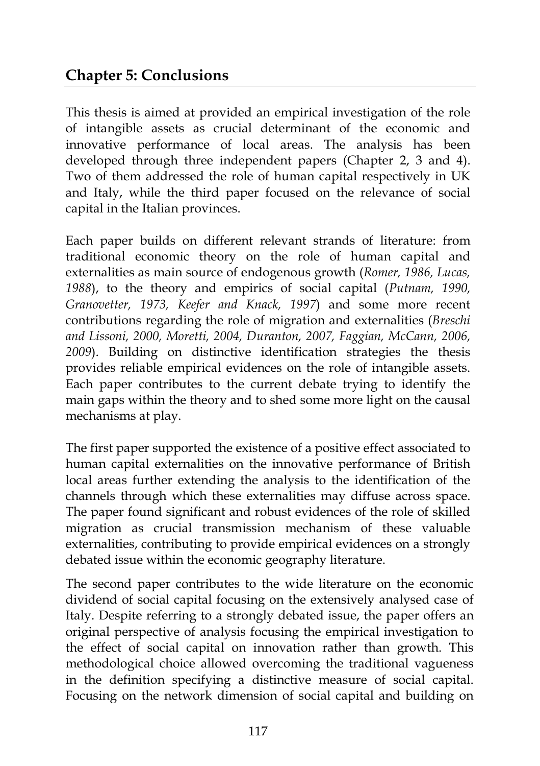## Chapter 5: Conclusions

This thesis is aimed at provided an empirical investigation of the role of intangible assets as crucial determinant of the economic and innovative performance of local areas. The analysis has been developed through three independent papers (Chapter 2, 3 and 4). Two of them addressed the role of human capital respectively in UK and Italy, while the third paper focused on the relevance of social capital in the Italian provinces.

Each paper builds on different relevant strands of literature: from traditional economic theory on the role of human capital and externalities as main source of endogenous growth (*Romer, 1986, Lucas, 1988*), to the theory and empirics of social capital (*Putnam, 1990, Granovetter, 1973, Keefer and Knack, 1997*) and some more recent contributions regarding the role of migration and externalities (*Breschi and Lissoni, 2000, Moretti, 2004, Duranton, 2007, Faggian, McCann, 2006, 2009*). Building on distinctive identification strategies the thesis provides reliable empirical evidences on the role of intangible assets. Each paper contributes to the current debate trying to identify the main gaps within the theory and to shed some more light on the causal mechanisms at play.

The first paper supported the existence of a positive effect associated to human capital externalities on the innovative performance of British local areas further extending the analysis to the identification of the channels through which these externalities may diffuse across space. The paper found significant and robust evidences of the role of skilled migration as crucial transmission mechanism of these valuable externalities, contributing to provide empirical evidences on a strongly debated issue within the economic geography literature.

The second paper contributes to the wide literature on the economic dividend of social capital focusing on the extensively analysed case of Italy. Despite referring to a strongly debated issue, the paper offers an original perspective of analysis focusing the empirical investigation to the effect of social capital on innovation rather than growth. This methodological choice allowed overcoming the traditional vagueness in the definition specifying a distinctive measure of social capital. Focusing on the network dimension of social capital and building on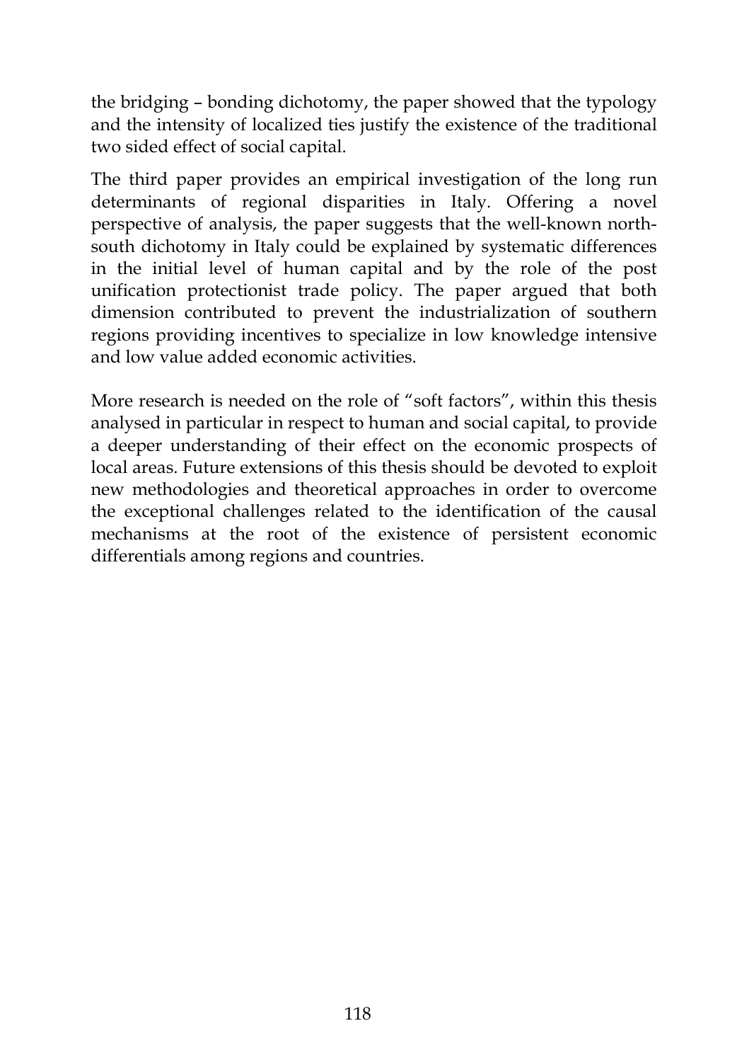the bridging – bonding dichotomy, the paper showed that the typology and the intensity of localized ties justify the existence of the traditional two sided effect of social capital.

The third paper provides an empirical investigation of the long run determinants of regional disparities in Italy. Offering a novel perspective of analysis, the paper suggests that the well-known north-south dichotomy in Italy could be explained by systematic differences in the initial level of human capital and by the role of the post unification protectionist trade policy. The paper argued that both dimension contributed to prevent the industrialization of southern regions providing incentives to specialize in low knowledge intensive and low value added economic activities.

More research is needed on the role of "soft factors", within this thesis analysed in particular in respect to human and social capital, to provide a deeper understanding of their effect on the economic prospects of local areas. Future extensions of this thesis should be devoted to exploit new methodologies and theoretical approaches in order to overcome the exceptional challenges related to the identification of the causal mechanisms at the root of the existence of persistent economic differentials among regions and countries.